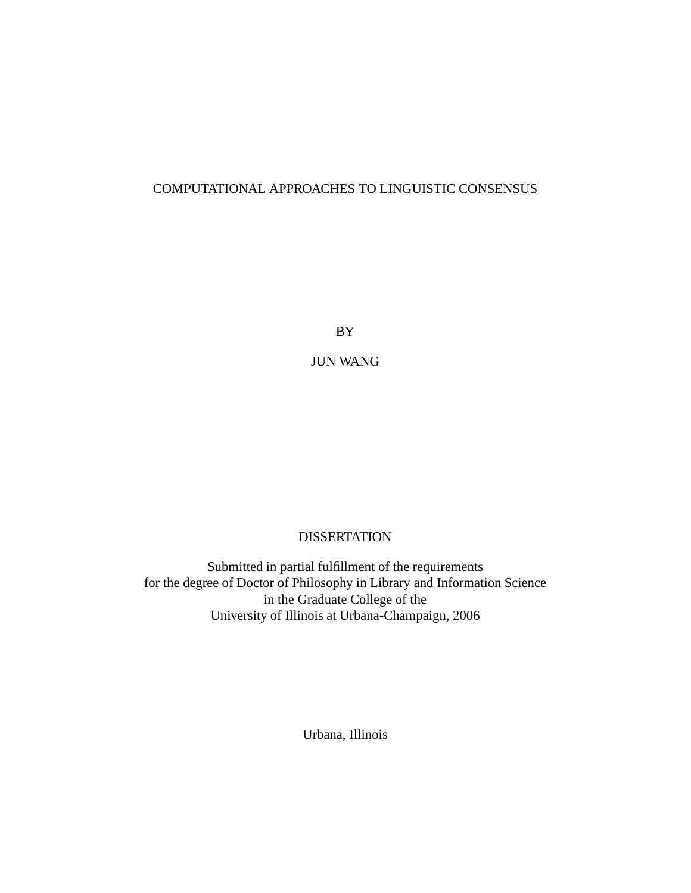# COMPUTATIONAL APPROACHES TO LINGUISTIC CONSENSUS

BY

JUN WANG

DISSERTATION

Submitted in partial fulfillment of the requirements
for the degree of Doctor of Philosophy in Library and Information Science
in the Graduate College of the
University of Illinois at Urbana-Champaign, 2006

Urbana, Illinois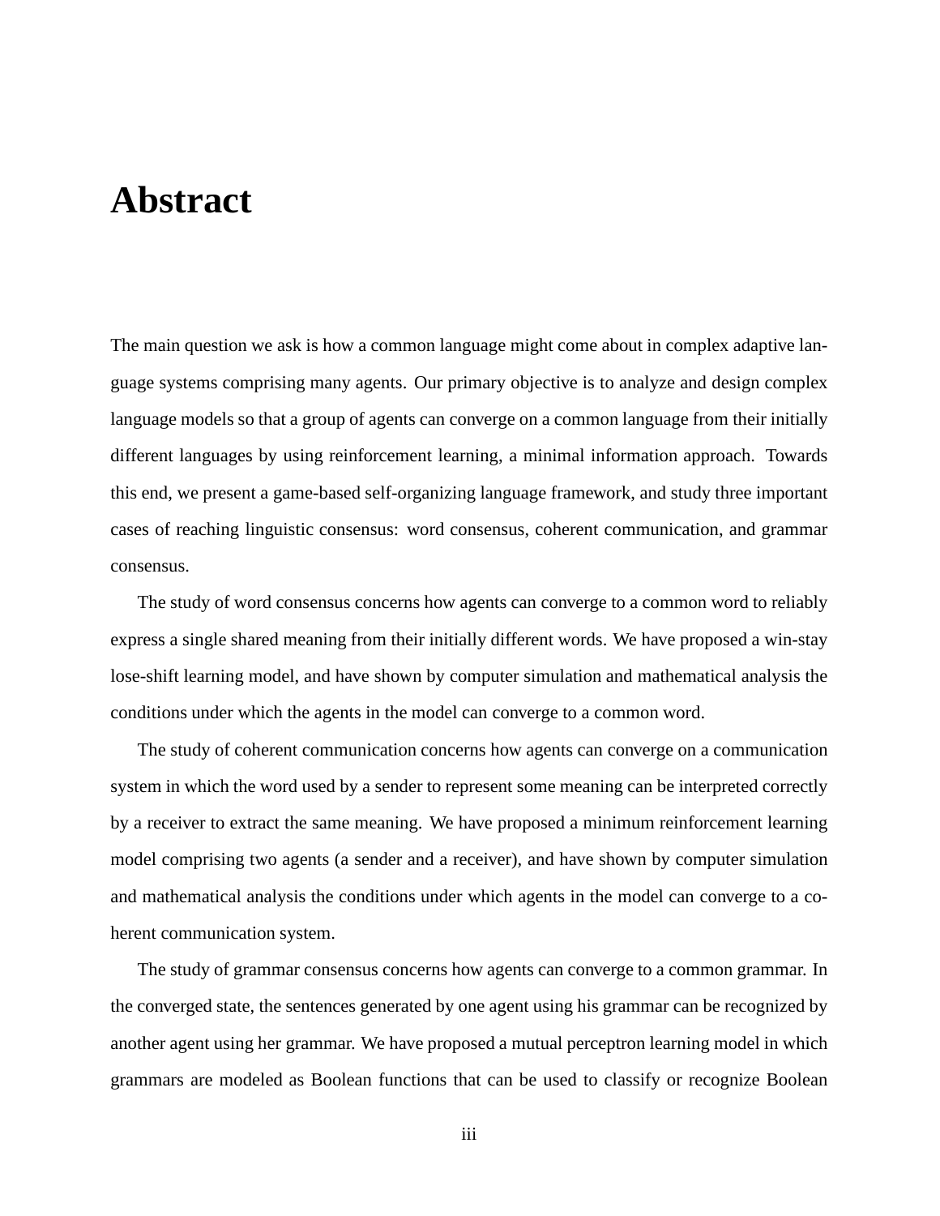# Abstract

The main question we ask is how a common language might come about in complex adaptive language systems comprising many agents. Our primary objective is to analyze and design complex language models so that a group of agents can converge on a common language from their initially different languages by using reinforcement learning, a minimal information approach. Towards this end, we present a game-based self-organizing language framework, and study three important cases of reaching linguistic consensus: word consensus, coherent communication, and grammar consensus.

The study of word consensus concerns how agents can converge to a common word to reliably express a single shared meaning from their initially different words. We have proposed a win-stay lose-shift learning model, and have shown by computer simulation and mathematical analysis the conditions under which the agents in the model can converge to a common word.

The study of coherent communication concerns how agents can converge on a communication system in which the word used by a sender to represent some meaning can be interpreted correctly by a receiver to extract the same meaning. We have proposed a minimum reinforcement learning model comprising two agents (a sender and a receiver), and have shown by computer simulation and mathematical analysis the conditions under which agents in the model can converge to a coherent communication system.

The study of grammar consensus concerns how agents can converge to a common grammar. In the converged state, the sentences generated by one agent using his grammar can be recognized by another agent using her grammar. We have proposed a mutual perceptron learning model in which grammars are modeled as Boolean functions that can be used to classify or recognize Boolean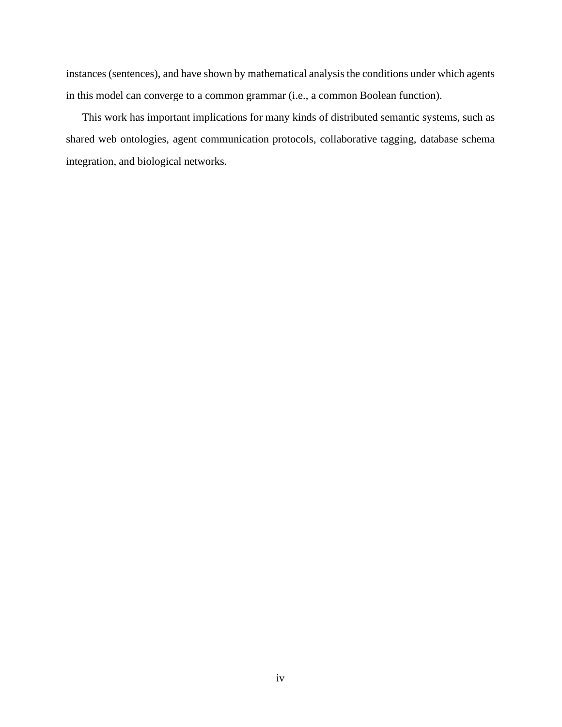instances (sentences), and have shown by mathematical analysis the conditions under which agents in this model can converge to a common grammar (i.e., a common Boolean function).

This work has important implications for many kinds of distributed semantic systems, such as shared web ontologies, agent communication protocols, collaborative tagging, database schema integration, and biological networks.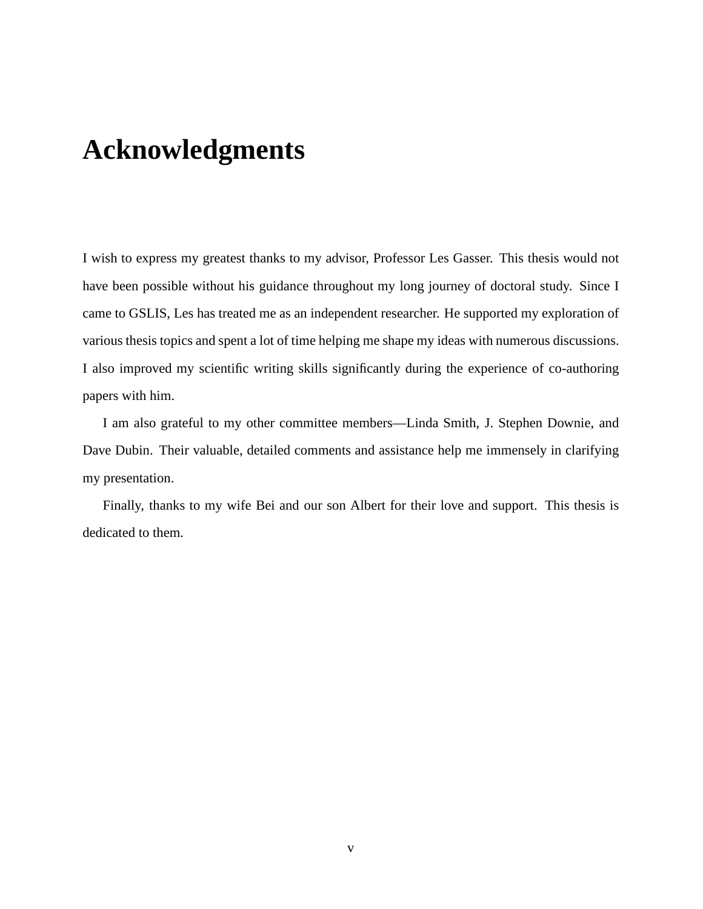# Acknowledgments

I wish to express my greatest thanks to my advisor, Professor Les Gasser. This thesis would not have been possible without his guidance throughout my long journey of doctoral study. Since I came to GSLIS, Les has treated me as an independent researcher. He supported my exploration of various thesis topics and spent a lot of time helping me shape my ideas with numerous discussions. I also improved my scientific writing skills significantly during the experience of co-authoring papers with him.

I am also grateful to my other committee members—Linda Smith, J. Stephen Downie, and Dave Dubin. Their valuable, detailed comments and assistance help me immensely in clarifying my presentation.

Finally, thanks to my wife Bei and our son Albert for their love and support. This thesis is dedicated to them.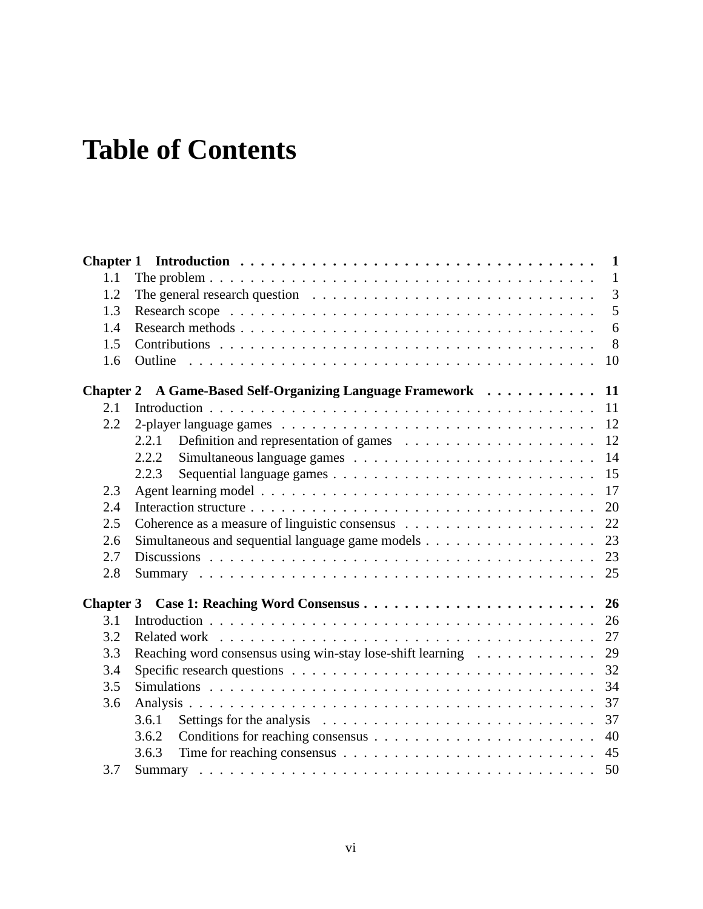# Table of Contents

**Chapter 1 Introduction** . . . . . . . . . . . . . . . . . . . . . . . . . . . . . . . . . . **1**

- 1.1 The problem . . . . . . . . . . . . . . . . . . . . . . . . . . . . . . . . . . . . . . 1
- 1.2 The general research question . . . . . . . . . . . . . . . . . . . . . . . . . . . . 3
- 1.3 Research scope . . . . . . . . . . . . . . . . . . . . . . . . . . . . . . . . . . . . 5
- 1.4 Research methods . . . . . . . . . . . . . . . . . . . . . . . . . . . . . . . . . . 6
- 1.5 Contributions . . . . . . . . . . . . . . . . . . . . . . . . . . . . . . . . . . . . 8
- 1.6 Outline . . . . . . . . . . . . . . . . . . . . . . . . . . . . . . . . . . . . . . . 10

**Chapter 2 A Game-Based Self-Organizing Language Framework** . . . . . . . . . . . **11**

- 2.1 Introduction . . . . . . . . . . . . . . . . . . . . . . . . . . . . . . . . . . . . . 11
- 2.2 2-player language games . . . . . . . . . . . . . . . . . . . . . . . . . . . . . . 12
  - 2.2.1 Definition and representation of games . . . . . . . . . . . . . . . . . . . 12
  - 2.2.2 Simultaneous language games . . . . . . . . . . . . . . . . . . . . . . . . 14
  - 2.2.3 Sequential language games . . . . . . . . . . . . . . . . . . . . . . . . . 15
- 2.3 Agent learning model . . . . . . . . . . . . . . . . . . . . . . . . . . . . . . . . 17
- 2.4 Interaction structure . . . . . . . . . . . . . . . . . . . . . . . . . . . . . . . . 20
- 2.5 Coherence as a measure of linguistic consensus . . . . . . . . . . . . . . . . . . 22
- 2.6 Simultaneous and sequential language game models . . . . . . . . . . . . . . . . 23
- 2.7 Discussions . . . . . . . . . . . . . . . . . . . . . . . . . . . . . . . . . . . . . 23
- 2.8 Summary . . . . . . . . . . . . . . . . . . . . . . . . . . . . . . . . . . . . . . 25

**Chapter 3 Case 1: Reaching Word Consensus** . . . . . . . . . . . . . . . . . . . . . . **26**

- 3.1 Introduction . . . . . . . . . . . . . . . . . . . . . . . . . . . . . . . . . . . . . 26
- 3.2 Related work . . . . . . . . . . . . . . . . . . . . . . . . . . . . . . . . . . . . 27
- 3.3 Reaching word consensus using win-stay lose-shift learning . . . . . . . . . . . 29
- 3.4 Specific research questions . . . . . . . . . . . . . . . . . . . . . . . . . . . . . 32
- 3.5 Simulations . . . . . . . . . . . . . . . . . . . . . . . . . . . . . . . . . . . . . 34
- 3.6 Analysis . . . . . . . . . . . . . . . . . . . . . . . . . . . . . . . . . . . . . . . 37
  - 3.6.1 Settings for the analysis . . . . . . . . . . . . . . . . . . . . . . . . . . 37
  - 3.6.2 Conditions for reaching consensus . . . . . . . . . . . . . . . . . . . . . 40
  - 3.6.3 Time for reaching consensus . . . . . . . . . . . . . . . . . . . . . . . . 45
- 3.7 Summary . . . . . . . . . . . . . . . . . . . . . . . . . . . . . . . . . . . . . . 50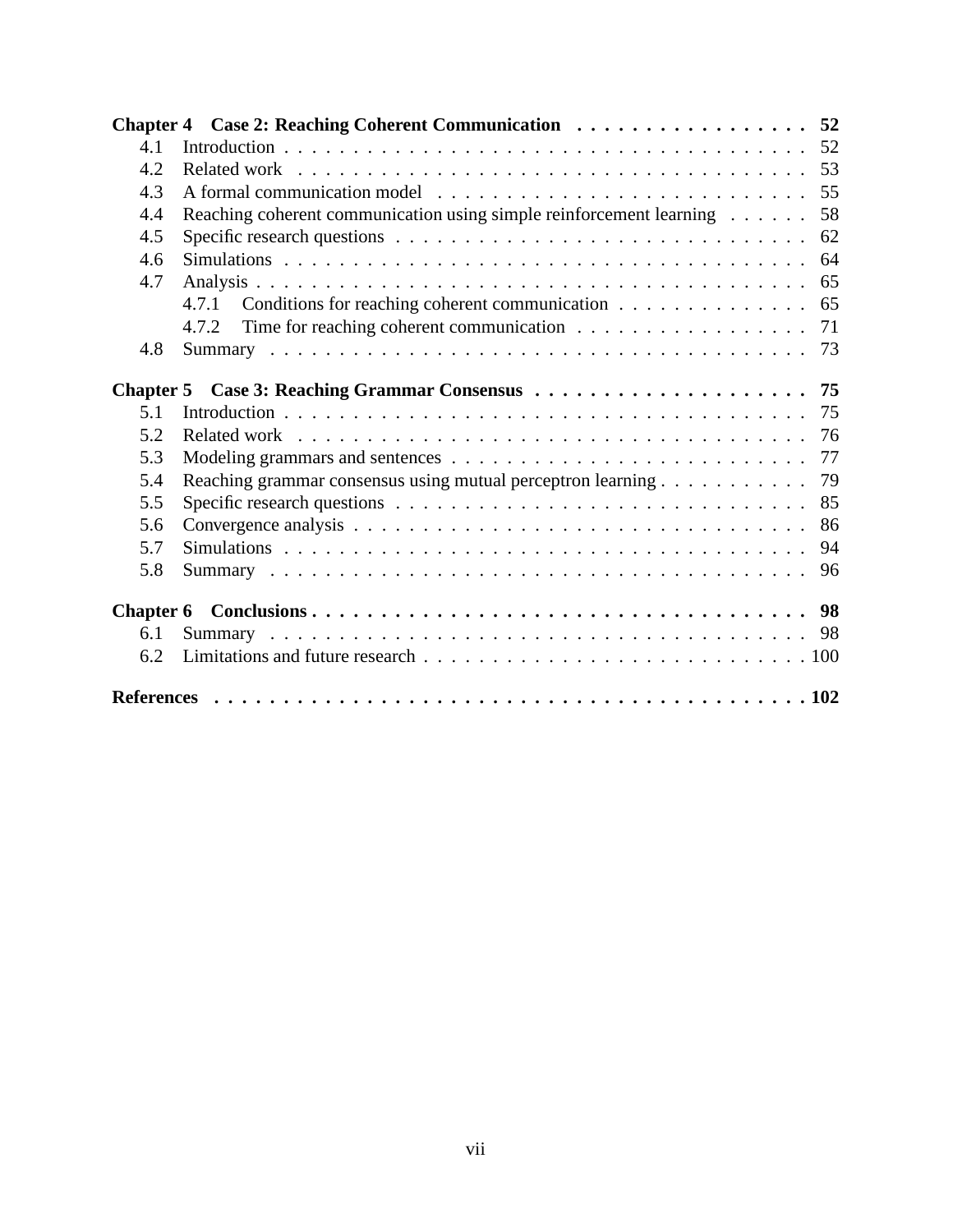**Chapter 4 Case 2: Reaching Coherent Communication** . . . . . . . . . . . . . . . . . **52**

- 4.1 Introduction . . . . . . . . . . . . . . . . . . . . . . . . . . . . . . . . . . . . . . . 52
- 4.2 Related work . . . . . . . . . . . . . . . . . . . . . . . . . . . . . . . . . . . . . . 53
- 4.3 A formal communication model . . . . . . . . . . . . . . . . . . . . . . . . . . . 55
- 4.4 Reaching coherent communication using simple reinforcement learning . . . . . . 58
- 4.5 Specific research questions . . . . . . . . . . . . . . . . . . . . . . . . . . . . . 62
- 4.6 Simulations . . . . . . . . . . . . . . . . . . . . . . . . . . . . . . . . . . . . . . 64
- 4.7 Analysis . . . . . . . . . . . . . . . . . . . . . . . . . . . . . . . . . . . . . . . . 65
  - 4.7.1 Conditions for reaching coherent communication . . . . . . . . . . . . . . 65
  - 4.7.2 Time for reaching coherent communication . . . . . . . . . . . . . . . . . 71
- 4.8 Summary . . . . . . . . . . . . . . . . . . . . . . . . . . . . . . . . . . . . . . . 73

**Chapter 5 Case 3: Reaching Grammar Consensus** . . . . . . . . . . . . . . . . . . . **75**

- 5.1 Introduction . . . . . . . . . . . . . . . . . . . . . . . . . . . . . . . . . . . . . . 75
- 5.2 Related work . . . . . . . . . . . . . . . . . . . . . . . . . . . . . . . . . . . . . . 76
- 5.3 Modeling grammars and sentences . . . . . . . . . . . . . . . . . . . . . . . . . 77
- 5.4 Reaching grammar consensus using mutual perceptron learning . . . . . . . . . . . 79
- 5.5 Specific research questions . . . . . . . . . . . . . . . . . . . . . . . . . . . . . 85
- 5.6 Convergence analysis . . . . . . . . . . . . . . . . . . . . . . . . . . . . . . . . 86
- 5.7 Simulations . . . . . . . . . . . . . . . . . . . . . . . . . . . . . . . . . . . . . . 94
- 5.8 Summary . . . . . . . . . . . . . . . . . . . . . . . . . . . . . . . . . . . . . . . 96

**Chapter 6 Conclusions** . . . . . . . . . . . . . . . . . . . . . . . . . . . . . . . . . . **98**

- 6.1 Summary . . . . . . . . . . . . . . . . . . . . . . . . . . . . . . . . . . . . . . . 98
- 6.2 Limitations and future research . . . . . . . . . . . . . . . . . . . . . . . . . . 100

**References** . . . . . . . . . . . . . . . . . . . . . . . . . . . . . . . . . . . . . . . . **102**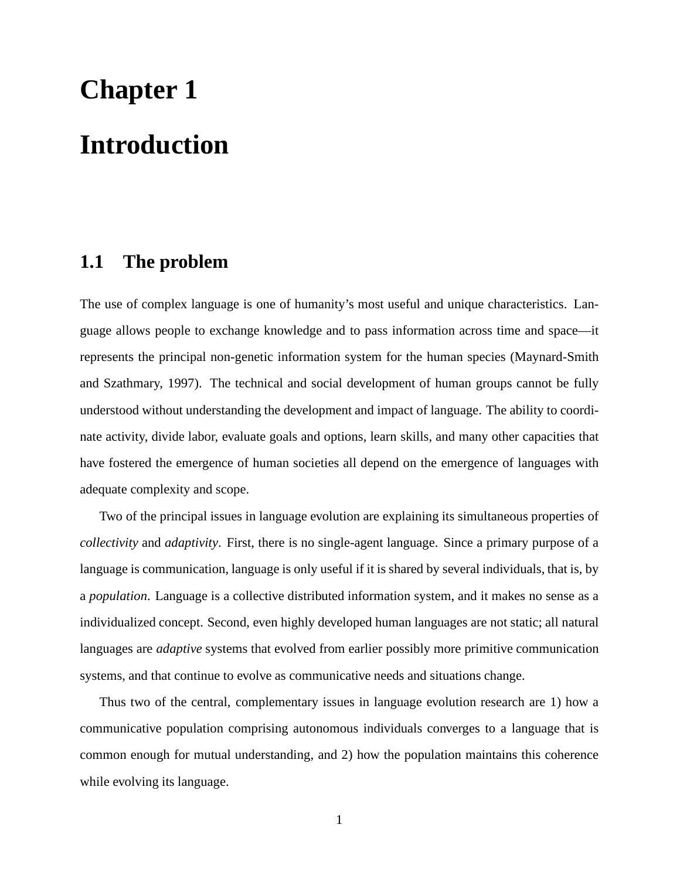# Chapter 1

# Introduction

## 1.1 The problem

The use of complex language is one of humanity's most useful and unique characteristics. Language allows people to exchange knowledge and to pass information across time and space—it represents the principal non-genetic information system for the human species (Maynard-Smith and Szathmary, 1997). The technical and social development of human groups cannot be fully understood without understanding the development and impact of language. The ability to coordinate activity, divide labor, evaluate goals and options, learn skills, and many other capacities that have fostered the emergence of human societies all depend on the emergence of languages with adequate complexity and scope.

Two of the principal issues in language evolution are explaining its simultaneous properties of *collectivity* and *adaptivity*. First, there is no single-agent language. Since a primary purpose of a language is communication, language is only useful if it is shared by several individuals, that is, by a *population*. Language is a collective distributed information system, and it makes no sense as a individualized concept. Second, even highly developed human languages are not static; all natural languages are *adaptive* systems that evolved from earlier possibly more primitive communication systems, and that continue to evolve as communicative needs and situations change.

Thus two of the central, complementary issues in language evolution research are 1) how a communicative population comprising autonomous individuals converges to a language that is common enough for mutual understanding, and 2) how the population maintains this coherence while evolving its language.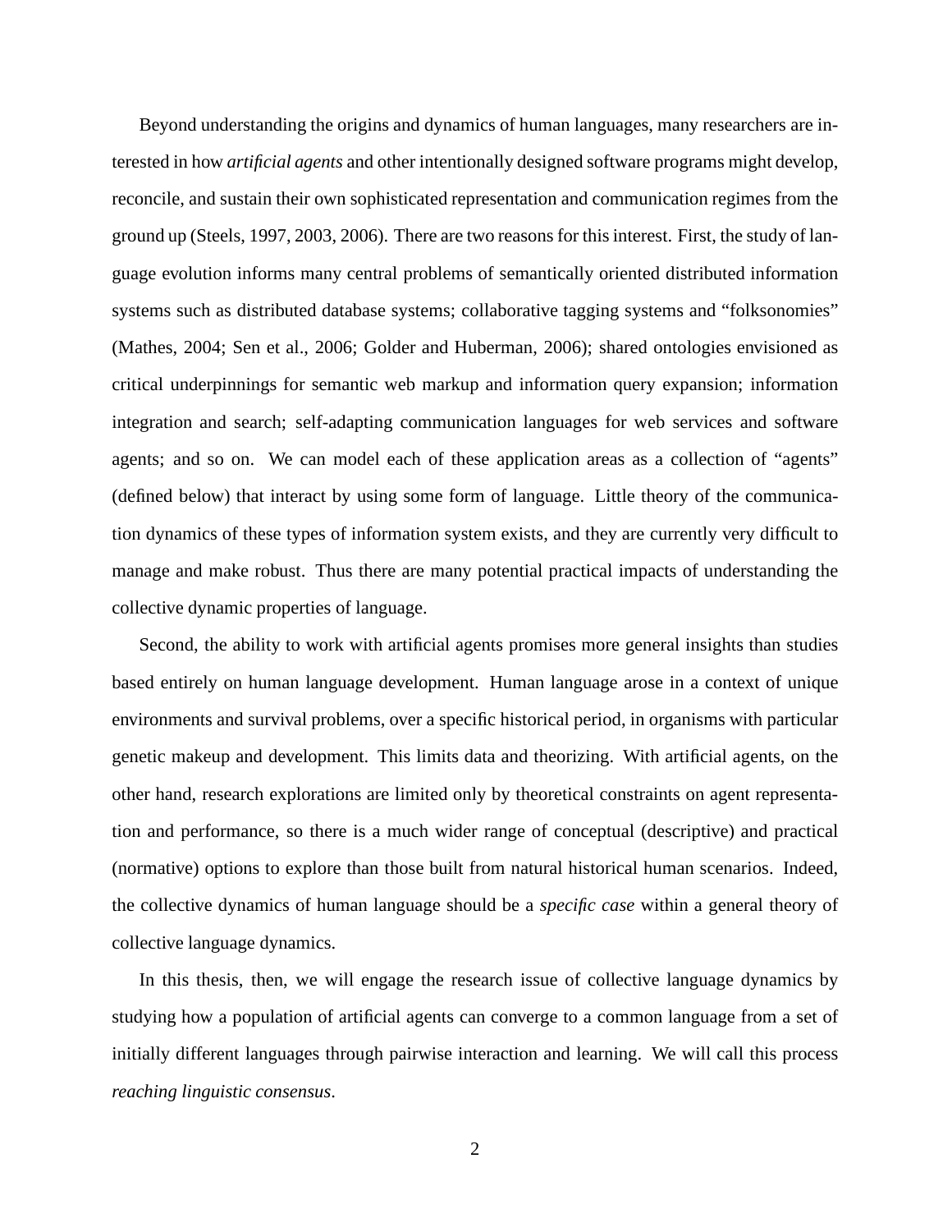Beyond understanding the origins and dynamics of human languages, many researchers are interested in how *artificial agents* and other intentionally designed software programs might develop, reconcile, and sustain their own sophisticated representation and communication regimes from the ground up (Steels, 1997, 2003, 2006). There are two reasons for this interest. First, the study of language evolution informs many central problems of semantically oriented distributed information systems such as distributed database systems; collaborative tagging systems and "folksonomies" (Mathes, 2004; Sen et al., 2006; Golder and Huberman, 2006); shared ontologies envisioned as critical underpinnings for semantic web markup and information query expansion; information integration and search; self-adapting communication languages for web services and software agents; and so on. We can model each of these application areas as a collection of "agents" (defined below) that interact by using some form of language. Little theory of the communication dynamics of these types of information system exists, and they are currently very difficult to manage and make robust. Thus there are many potential practical impacts of understanding the collective dynamic properties of language.

Second, the ability to work with artificial agents promises more general insights than studies based entirely on human language development. Human language arose in a context of unique environments and survival problems, over a specific historical period, in organisms with particular genetic makeup and development. This limits data and theorizing. With artificial agents, on the other hand, research explorations are limited only by theoretical constraints on agent representation and performance, so there is a much wider range of conceptual (descriptive) and practical (normative) options to explore than those built from natural historical human scenarios. Indeed, the collective dynamics of human language should be a *specific case* within a general theory of collective language dynamics.

In this thesis, then, we will engage the research issue of collective language dynamics by studying how a population of artificial agents can converge to a common language from a set of initially different languages through pairwise interaction and learning. We will call this process *reaching linguistic consensus*.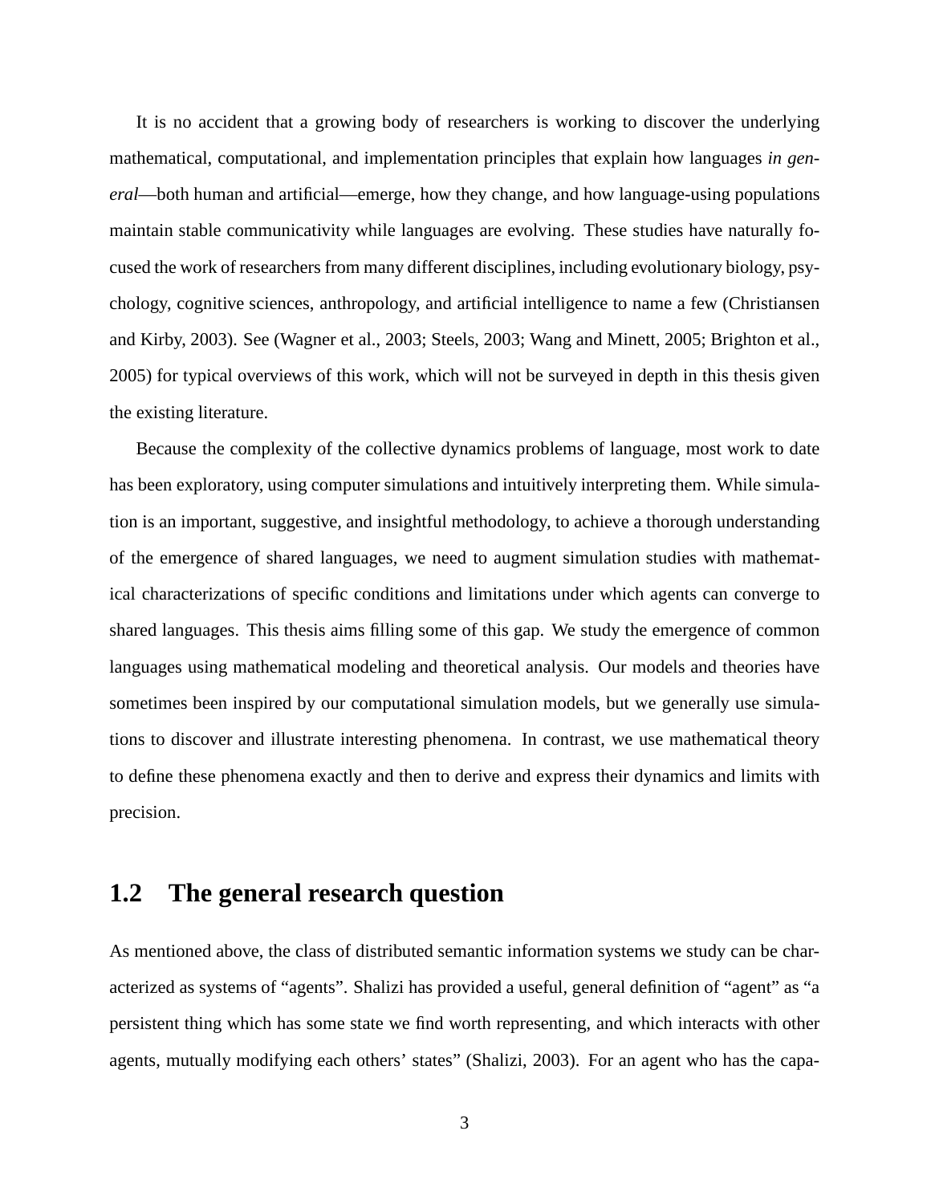It is no accident that a growing body of researchers is working to discover the underlying mathematical, computational, and implementation principles that explain how languages *in general*—both human and artificial—emerge, how they change, and how language-using populations maintain stable communicativity while languages are evolving. These studies have naturally focused the work of researchers from many different disciplines, including evolutionary biology, psychology, cognitive sciences, anthropology, and artificial intelligence to name a few (Christiansen and Kirby, 2003). See (Wagner et al., 2003; Steels, 2003; Wang and Minett, 2005; Brighton et al., 2005) for typical overviews of this work, which will not be surveyed in depth in this thesis given the existing literature.

Because the complexity of the collective dynamics problems of language, most work to date has been exploratory, using computer simulations and intuitively interpreting them. While simulation is an important, suggestive, and insightful methodology, to achieve a thorough understanding of the emergence of shared languages, we need to augment simulation studies with mathematical characterizations of specific conditions and limitations under which agents can converge to shared languages. This thesis aims filling some of this gap. We study the emergence of common languages using mathematical modeling and theoretical analysis. Our models and theories have sometimes been inspired by our computational simulation models, but we generally use simulations to discover and illustrate interesting phenomena. In contrast, we use mathematical theory to define these phenomena exactly and then to derive and express their dynamics and limits with precision.

## 1.2 The general research question

As mentioned above, the class of distributed semantic information systems we study can be characterized as systems of "agents". Shalizi has provided a useful, general definition of "agent" as "a persistent thing which has some state we find worth representing, and which interacts with other agents, mutually modifying each others' states" (Shalizi, 2003). For an agent who has the capa-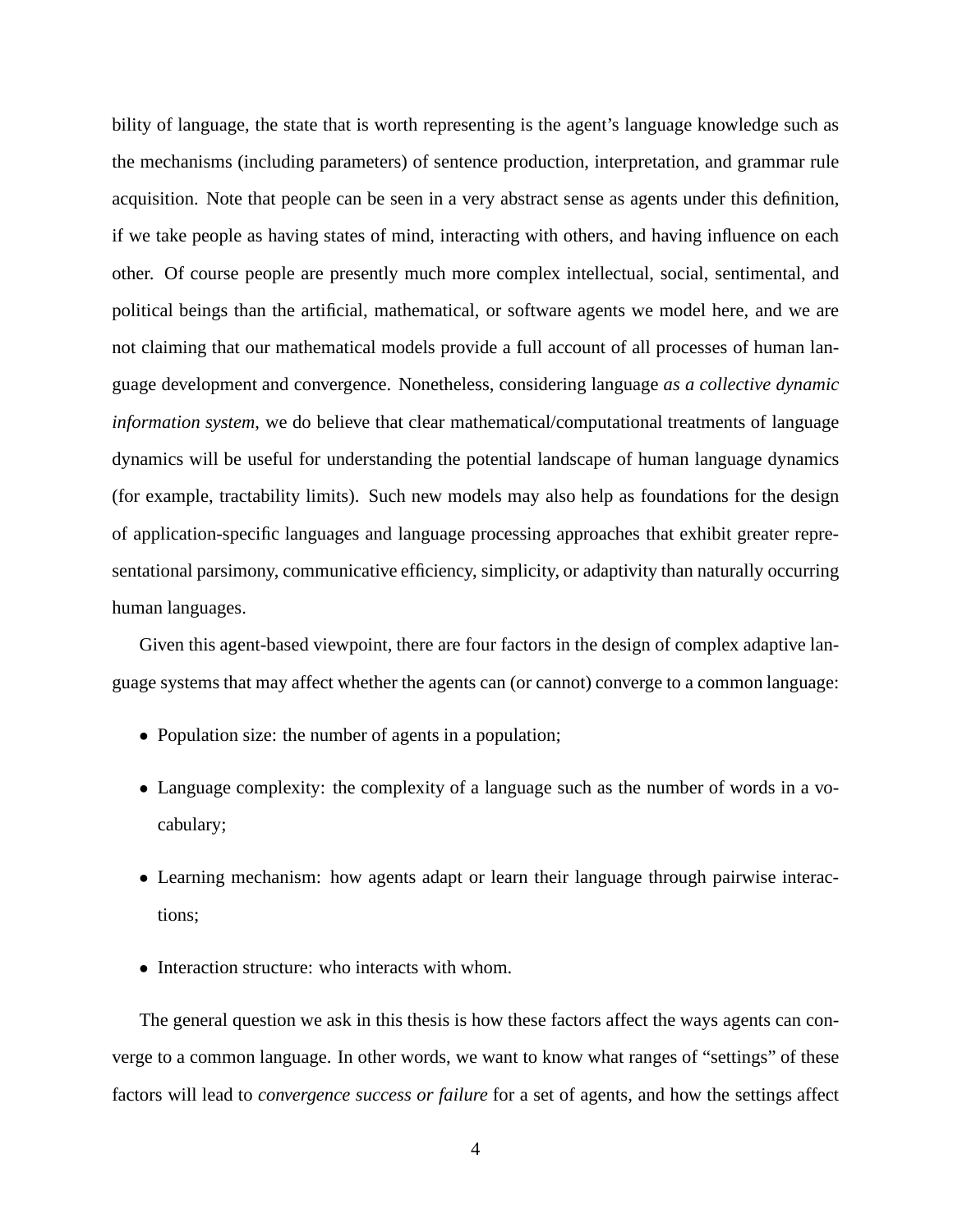bility of language, the state that is worth representing is the agent's language knowledge such as the mechanisms (including parameters) of sentence production, interpretation, and grammar rule acquisition. Note that people can be seen in a very abstract sense as agents under this definition, if we take people as having states of mind, interacting with others, and having influence on each other. Of course people are presently much more complex intellectual, social, sentimental, and political beings than the artificial, mathematical, or software agents we model here, and we are not claiming that our mathematical models provide a full account of all processes of human language development and convergence. Nonetheless, considering language *as a collective dynamic information system*, we do believe that clear mathematical/computational treatments of language dynamics will be useful for understanding the potential landscape of human language dynamics (for example, tractability limits). Such new models may also help as foundations for the design of application-specific languages and language processing approaches that exhibit greater representational parsimony, communicative efficiency, simplicity, or adaptivity than naturally occurring human languages.

Given this agent-based viewpoint, there are four factors in the design of complex adaptive language systems that may affect whether the agents can (or cannot) converge to a common language:

- Population size: the number of agents in a population;
- Language complexity: the complexity of a language such as the number of words in a vocabulary;
- Learning mechanism: how agents adapt or learn their language through pairwise interactions;
- Interaction structure: who interacts with whom.

The general question we ask in this thesis is how these factors affect the ways agents can converge to a common language. In other words, we want to know what ranges of "settings" of these factors will lead to *convergence success or failure* for a set of agents, and how the settings affect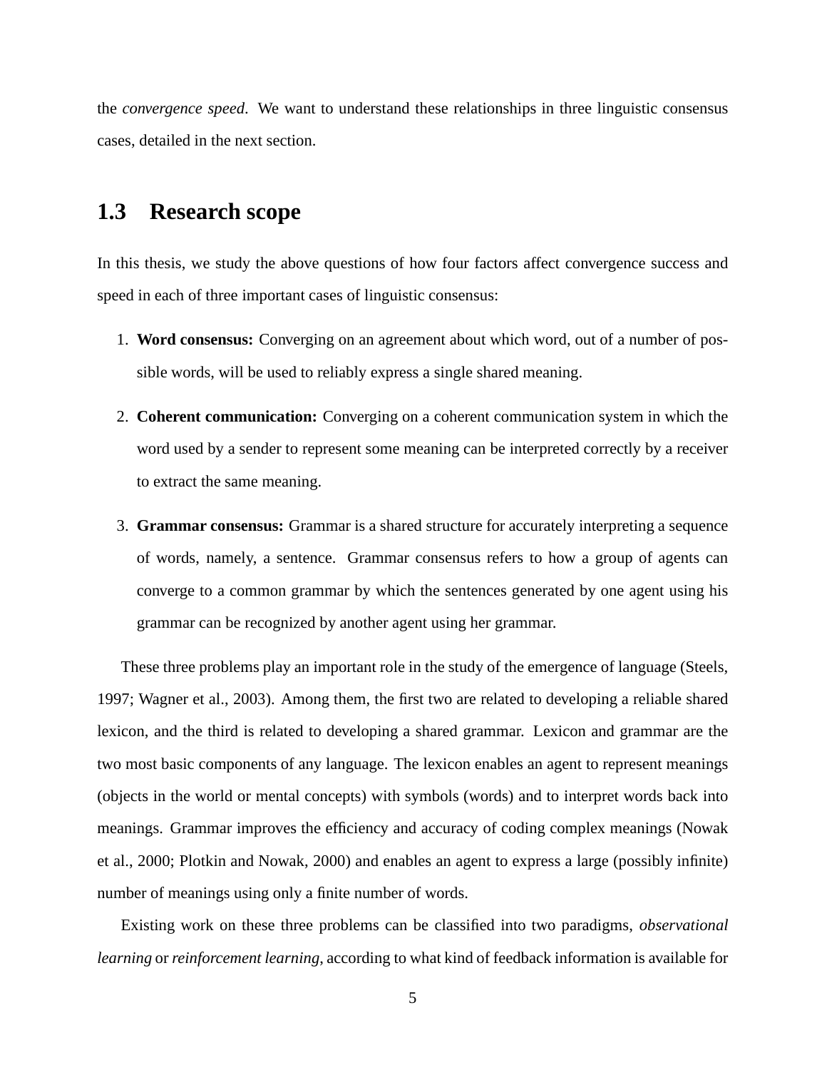the *convergence speed*. We want to understand these relationships in three linguistic consensus cases, detailed in the next section.

## 1.3 Research scope

In this thesis, we study the above questions of how four factors affect convergence success and speed in each of three important cases of linguistic consensus:

1. **Word consensus:** Converging on an agreement about which word, out of a number of possible words, will be used to reliably express a single shared meaning.

2. **Coherent communication:** Converging on a coherent communication system in which the word used by a sender to represent some meaning can be interpreted correctly by a receiver to extract the same meaning.

3. **Grammar consensus:** Grammar is a shared structure for accurately interpreting a sequence of words, namely, a sentence. Grammar consensus refers to how a group of agents can converge to a common grammar by which the sentences generated by one agent using his grammar can be recognized by another agent using her grammar.

These three problems play an important role in the study of the emergence of language (Steels, 1997; Wagner et al., 2003). Among them, the first two are related to developing a reliable shared lexicon, and the third is related to developing a shared grammar. Lexicon and grammar are the two most basic components of any language. The lexicon enables an agent to represent meanings (objects in the world or mental concepts) with symbols (words) and to interpret words back into meanings. Grammar improves the efficiency and accuracy of coding complex meanings (Nowak et al., 2000; Plotkin and Nowak, 2000) and enables an agent to express a large (possibly infinite) number of meanings using only a finite number of words.

Existing work on these three problems can be classified into two paradigms, *observational learning* or *reinforcement learning*, according to what kind of feedback information is available for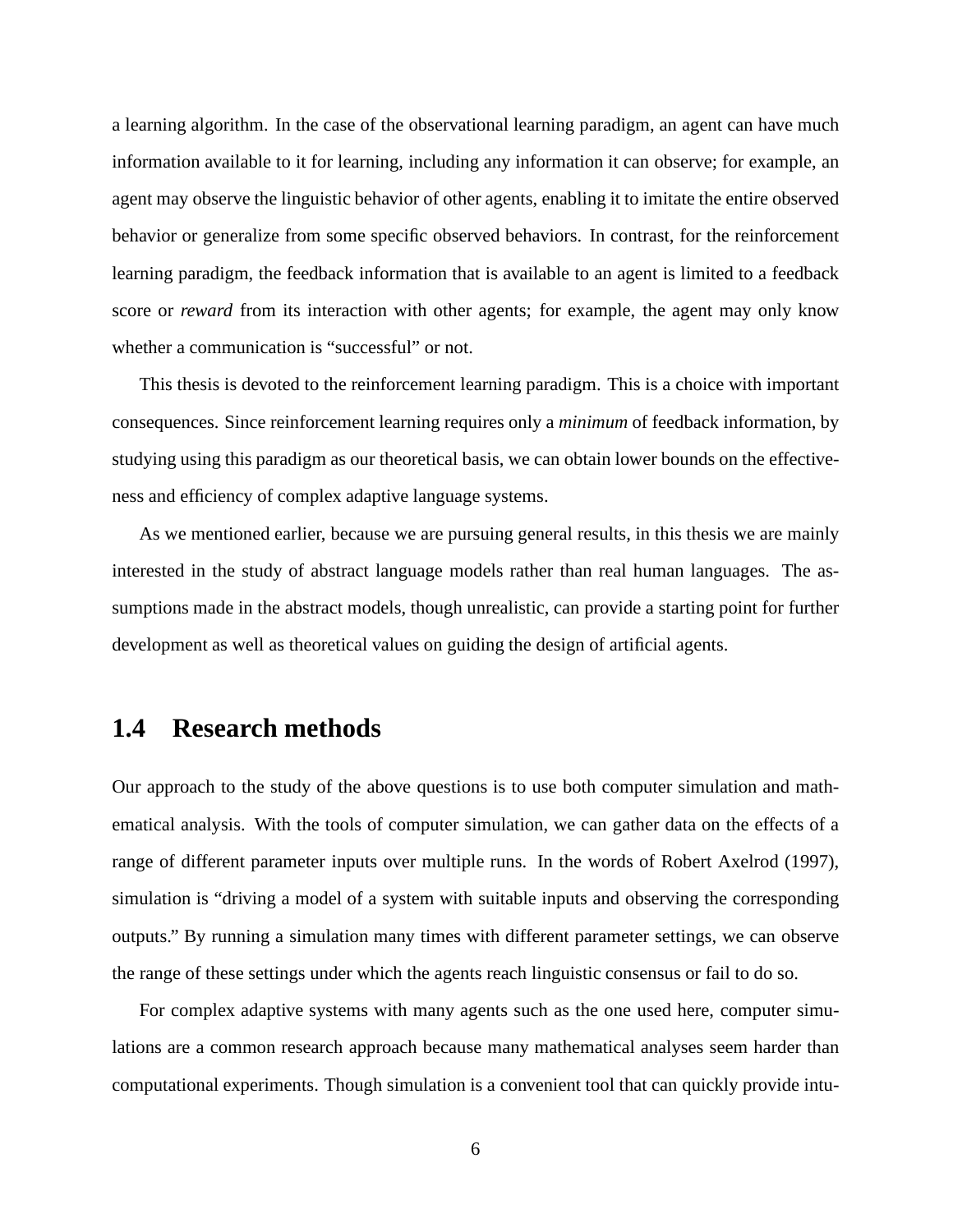a learning algorithm. In the case of the observational learning paradigm, an agent can have much information available to it for learning, including any information it can observe; for example, an agent may observe the linguistic behavior of other agents, enabling it to imitate the entire observed behavior or generalize from some specific observed behaviors. In contrast, for the reinforcement learning paradigm, the feedback information that is available to an agent is limited to a feedback score or *reward* from its interaction with other agents; for example, the agent may only know whether a communication is "successful" or not.

This thesis is devoted to the reinforcement learning paradigm. This is a choice with important consequences. Since reinforcement learning requires only a *minimum* of feedback information, by studying using this paradigm as our theoretical basis, we can obtain lower bounds on the effectiveness and efficiency of complex adaptive language systems.

As we mentioned earlier, because we are pursuing general results, in this thesis we are mainly interested in the study of abstract language models rather than real human languages. The assumptions made in the abstract models, though unrealistic, can provide a starting point for further development as well as theoretical values on guiding the design of artificial agents.

## 1.4 Research methods

Our approach to the study of the above questions is to use both computer simulation and mathematical analysis. With the tools of computer simulation, we can gather data on the effects of a range of different parameter inputs over multiple runs. In the words of Robert Axelrod (1997), simulation is "driving a model of a system with suitable inputs and observing the corresponding outputs." By running a simulation many times with different parameter settings, we can observe the range of these settings under which the agents reach linguistic consensus or fail to do so.

For complex adaptive systems with many agents such as the one used here, computer simulations are a common research approach because many mathematical analyses seem harder than computational experiments. Though simulation is a convenient tool that can quickly provide intu-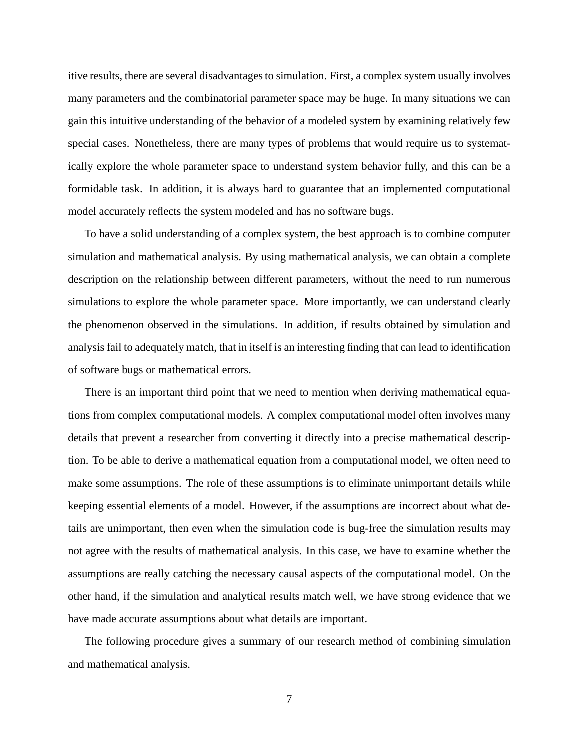itive results, there are several disadvantages to simulation. First, a complex system usually involves many parameters and the combinatorial parameter space may be huge. In many situations we can gain this intuitive understanding of the behavior of a modeled system by examining relatively few special cases. Nonetheless, there are many types of problems that would require us to systematically explore the whole parameter space to understand system behavior fully, and this can be a formidable task. In addition, it is always hard to guarantee that an implemented computational model accurately reflects the system modeled and has no software bugs.

To have a solid understanding of a complex system, the best approach is to combine computer simulation and mathematical analysis. By using mathematical analysis, we can obtain a complete description on the relationship between different parameters, without the need to run numerous simulations to explore the whole parameter space. More importantly, we can understand clearly the phenomenon observed in the simulations. In addition, if results obtained by simulation and analysis fail to adequately match, that in itself is an interesting finding that can lead to identification of software bugs or mathematical errors.

There is an important third point that we need to mention when deriving mathematical equations from complex computational models. A complex computational model often involves many details that prevent a researcher from converting it directly into a precise mathematical description. To be able to derive a mathematical equation from a computational model, we often need to make some assumptions. The role of these assumptions is to eliminate unimportant details while keeping essential elements of a model. However, if the assumptions are incorrect about what details are unimportant, then even when the simulation code is bug-free the simulation results may not agree with the results of mathematical analysis. In this case, we have to examine whether the assumptions are really catching the necessary causal aspects of the computational model. On the other hand, if the simulation and analytical results match well, we have strong evidence that we have made accurate assumptions about what details are important.

The following procedure gives a summary of our research method of combining simulation and mathematical analysis.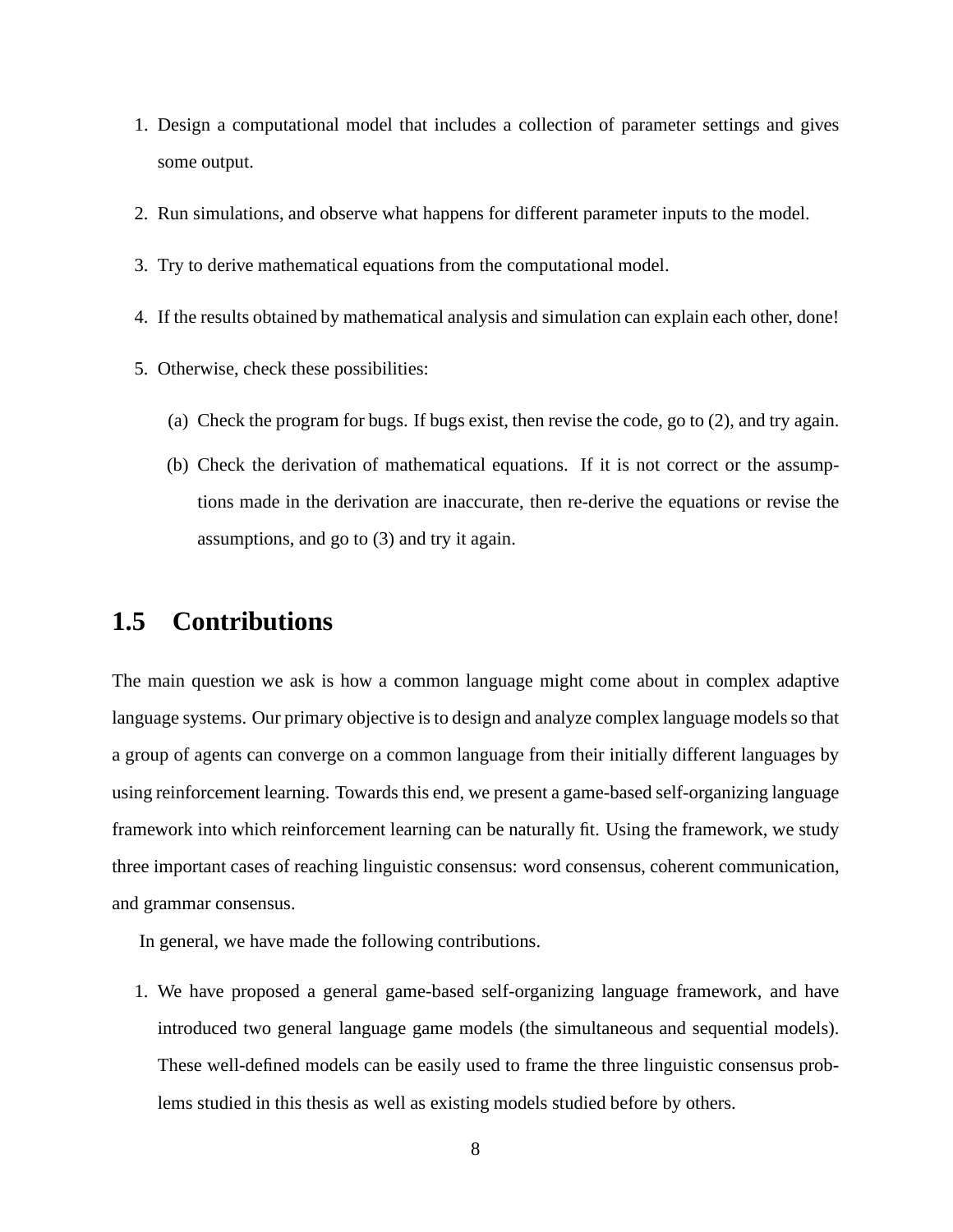1. Design a computational model that includes a collection of parameter settings and gives some output.
2. Run simulations, and observe what happens for different parameter inputs to the model.
3. Try to derive mathematical equations from the computational model.
4. If the results obtained by mathematical analysis and simulation can explain each other, done!
5. Otherwise, check these possibilities:
   (a) Check the program for bugs. If bugs exist, then revise the code, go to (2), and try again.
   (b) Check the derivation of mathematical equations. If it is not correct or the assumptions made in the derivation are inaccurate, then re-derive the equations or revise the assumptions, and go to (3) and try it again.

## 1.5 Contributions

The main question we ask is how a common language might come about in complex adaptive language systems. Our primary objective is to design and analyze complex language models so that a group of agents can converge on a common language from their initially different languages by using reinforcement learning. Towards this end, we present a game-based self-organizing language framework into which reinforcement learning can be naturally fit. Using the framework, we study three important cases of reaching linguistic consensus: word consensus, coherent communication, and grammar consensus.

In general, we have made the following contributions.

1. We have proposed a general game-based self-organizing language framework, and have introduced two general language game models (the simultaneous and sequential models). These well-defined models can be easily used to frame the three linguistic consensus problems studied in this thesis as well as existing models studied before by others.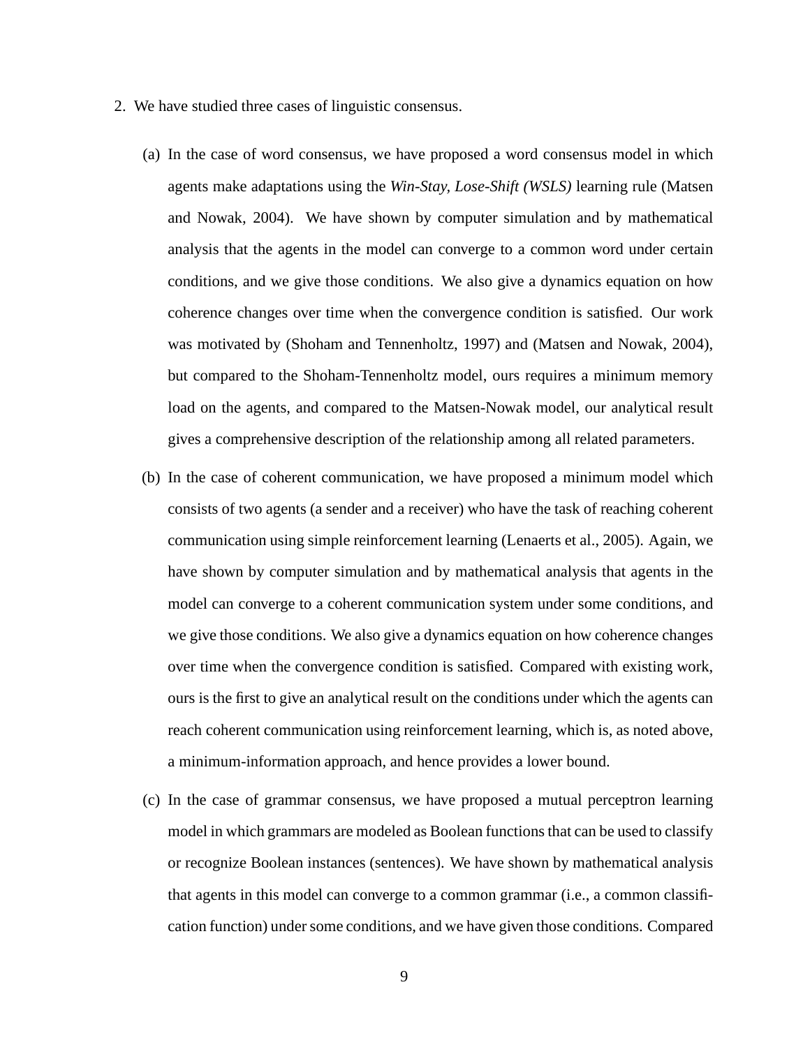2. We have studied three cases of linguistic consensus.

   (a) In the case of word consensus, we have proposed a word consensus model in which agents make adaptations using the *Win-Stay, Lose-Shift (WSLS)* learning rule (Matsen and Nowak, 2004). We have shown by computer simulation and by mathematical analysis that the agents in the model can converge to a common word under certain conditions, and we give those conditions. We also give a dynamics equation on how coherence changes over time when the convergence condition is satisfied. Our work was motivated by (Shoham and Tennenholtz, 1997) and (Matsen and Nowak, 2004), but compared to the Shoham-Tennenholtz model, ours requires a minimum memory load on the agents, and compared to the Matsen-Nowak model, our analytical result gives a comprehensive description of the relationship among all related parameters.

   (b) In the case of coherent communication, we have proposed a minimum model which consists of two agents (a sender and a receiver) who have the task of reaching coherent communication using simple reinforcement learning (Lenaerts et al., 2005). Again, we have shown by computer simulation and by mathematical analysis that agents in the model can converge to a coherent communication system under some conditions, and we give those conditions. We also give a dynamics equation on how coherence changes over time when the convergence condition is satisfied. Compared with existing work, ours is the first to give an analytical result on the conditions under which the agents can reach coherent communication using reinforcement learning, which is, as noted above, a minimum-information approach, and hence provides a lower bound.

   (c) In the case of grammar consensus, we have proposed a mutual perceptron learning model in which grammars are modeled as Boolean functions that can be used to classify or recognize Boolean instances (sentences). We have shown by mathematical analysis that agents in this model can converge to a common grammar (i.e., a common classification function) under some conditions, and we have given those conditions. Compared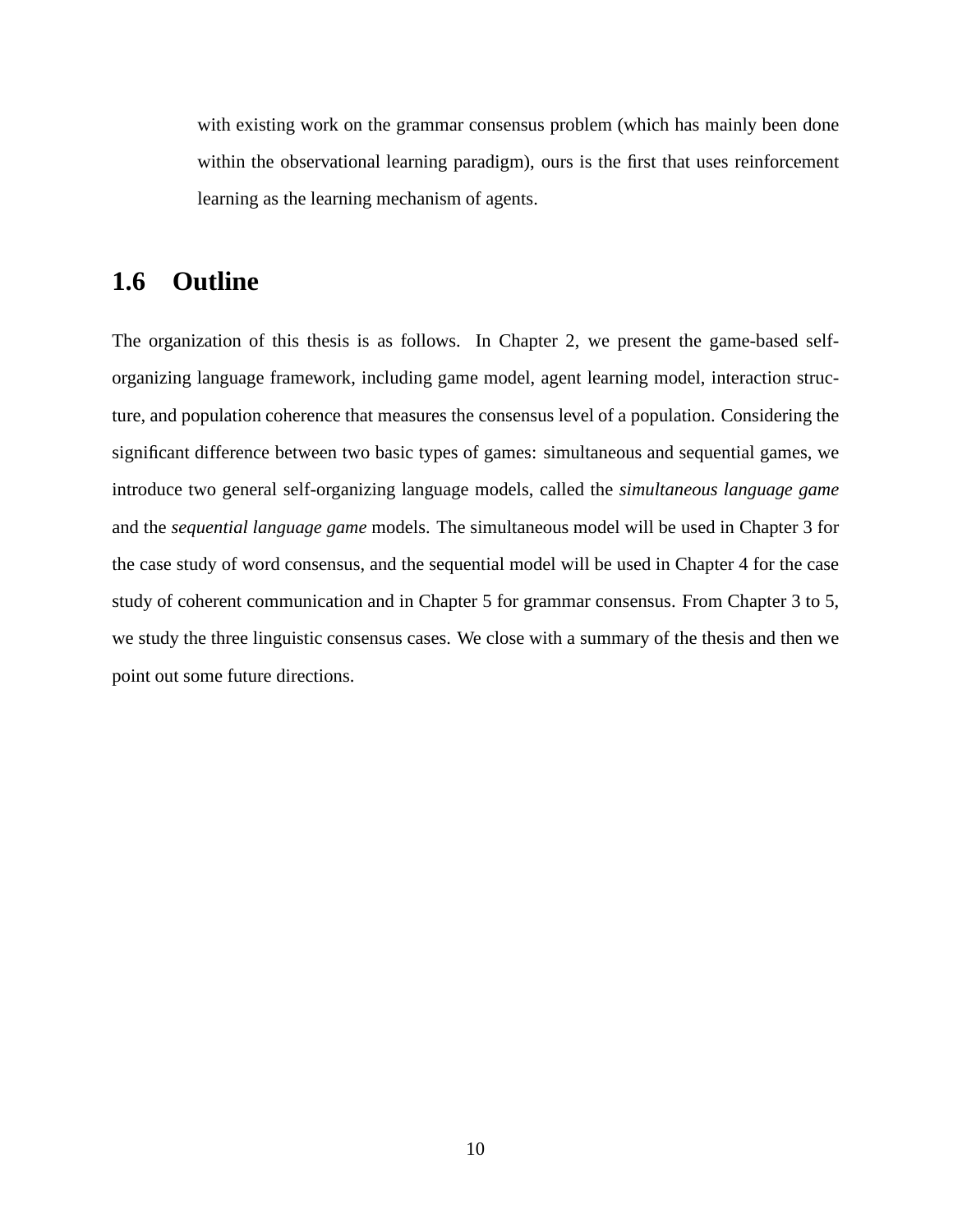with existing work on the grammar consensus problem (which has mainly been done within the observational learning paradigm), ours is the first that uses reinforcement learning as the learning mechanism of agents.

## 1.6 Outline

The organization of this thesis is as follows. In Chapter 2, we present the game-based self-organizing language framework, including game model, agent learning model, interaction structure, and population coherence that measures the consensus level of a population. Considering the significant difference between two basic types of games: simultaneous and sequential games, we introduce two general self-organizing language models, called the *simultaneous language game* and the *sequential language game* models. The simultaneous model will be used in Chapter 3 for the case study of word consensus, and the sequential model will be used in Chapter 4 for the case study of coherent communication and in Chapter 5 for grammar consensus. From Chapter 3 to 5, we study the three linguistic consensus cases. We close with a summary of the thesis and then we point out some future directions.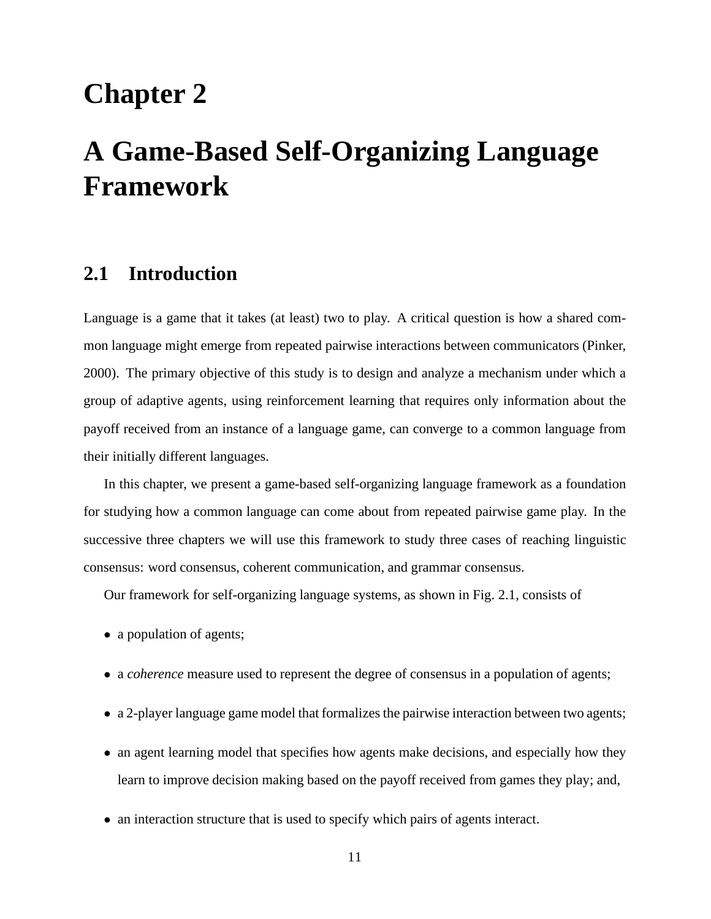# Chapter 2

# A Game-Based Self-Organizing Language Framework

## 2.1 Introduction

Language is a game that it takes (at least) two to play. A critical question is how a shared common language might emerge from repeated pairwise interactions between communicators (Pinker, 2000). The primary objective of this study is to design and analyze a mechanism under which a group of adaptive agents, using reinforcement learning that requires only information about the payoff received from an instance of a language game, can converge to a common language from their initially different languages.

In this chapter, we present a game-based self-organizing language framework as a foundation for studying how a common language can come about from repeated pairwise game play. In the successive three chapters we will use this framework to study three cases of reaching linguistic consensus: word consensus, coherent communication, and grammar consensus.

Our framework for self-organizing language systems, as shown in Fig. 2.1, consists of

- a population of agents;
- a *coherence* measure used to represent the degree of consensus in a population of agents;
- a 2-player language game model that formalizes the pairwise interaction between two agents;
- an agent learning model that specifies how agents make decisions, and especially how they learn to improve decision making based on the payoff received from games they play; and,
- an interaction structure that is used to specify which pairs of agents interact.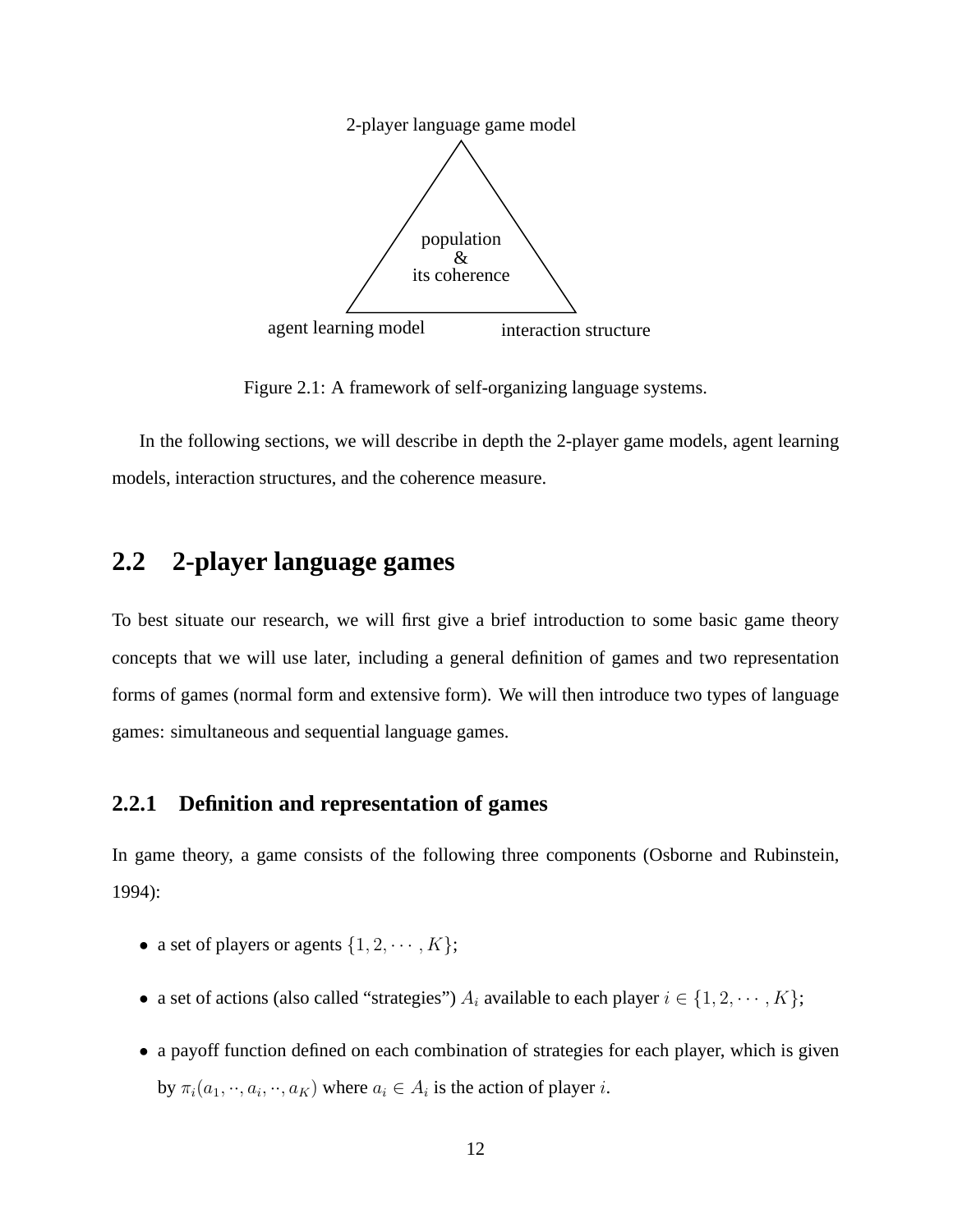2-player language game model

population
&
its coherence

agent learning model

interaction structure

Figure 2.1: A framework of self-organizing language systems.

In the following sections, we will describe in depth the 2-player game models, agent learning models, interaction structures, and the coherence measure.

## 2.2 2-player language games

To best situate our research, we will first give a brief introduction to some basic game theory concepts that we will use later, including a general definition of games and two representation forms of games (normal form and extensive form). We will then introduce two types of language games: simultaneous and sequential language games.

### 2.2.1 Definition and representation of games

In game theory, a game consists of the following three components (Osborne and Rubinstein, 1994):

- a set of players or agents $\{1, 2, \cdots, K\}$;
- a set of actions (also called "strategies") $A_i$ available to each player $i \in \{1, 2, \cdots, K\}$;
- a payoff function defined on each combination of strategies for each player, which is given by $\pi_i(a_1, \cdot\cdot, a_i, \cdot\cdot, a_K)$ where $a_i \in A_i$ is the action of player $i$.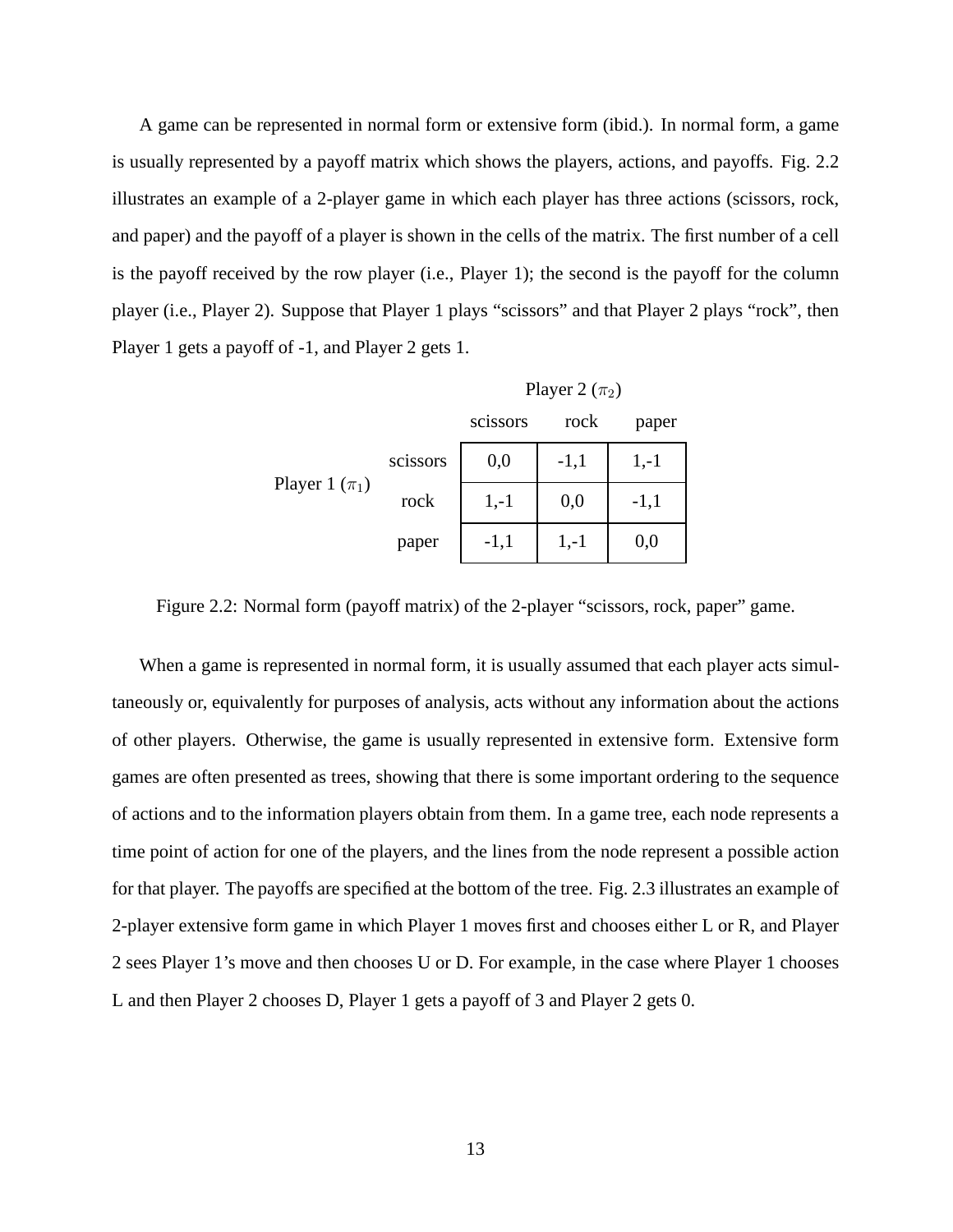A game can be represented in normal form or extensive form (ibid.). In normal form, a game is usually represented by a payoff matrix which shows the players, actions, and payoffs. Fig. 2.2 illustrates an example of a 2-player game in which each player has three actions (scissors, rock, and paper) and the payoff of a player is shown in the cells of the matrix. The first number of a cell is the payoff received by the row player (i.e., Player 1); the second is the payoff for the column player (i.e., Player 2). Suppose that Player 1 plays "scissors" and that Player 2 plays "rock", then Player 1 gets a payoff of -1, and Player 2 gets 1.

| | | Player 2 ($\pi_2$) | | |
|---|---|---|---|---|
| | | scissors | rock | paper |
| Player 1 ($\pi_1$) | scissors | 0,0 | -1,1 | 1,-1 |
| | rock | 1,-1 | 0,0 | -1,1 |
| | paper | -1,1 | 1,-1 | 0,0 |

Figure 2.2: Normal form (payoff matrix) of the 2-player "scissors, rock, paper" game.

When a game is represented in normal form, it is usually assumed that each player acts simultaneously or, equivalently for purposes of analysis, acts without any information about the actions of other players. Otherwise, the game is usually represented in extensive form. Extensive form games are often presented as trees, showing that there is some important ordering to the sequence of actions and to the information players obtain from them. In a game tree, each node represents a time point of action for one of the players, and the lines from the node represent a possible action for that player. The payoffs are specified at the bottom of the tree. Fig. 2.3 illustrates an example of 2-player extensive form game in which Player 1 moves first and chooses either L or R, and Player 2 sees Player 1's move and then chooses U or D. For example, in the case where Player 1 chooses L and then Player 2 chooses D, Player 1 gets a payoff of 3 and Player 2 gets 0.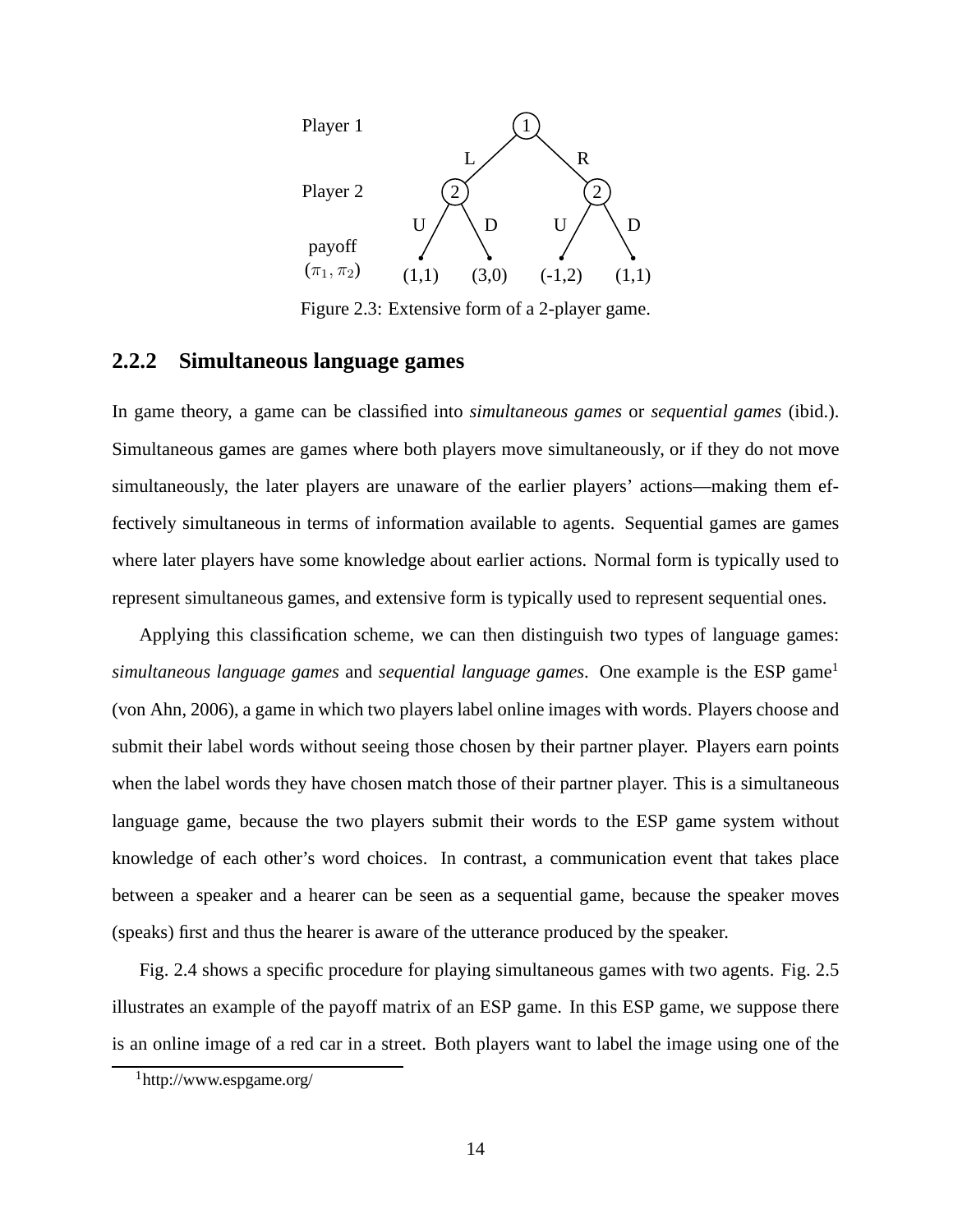Figure 2.3: Extensive form of a 2-player game.

### 2.2.2 Simultaneous language games

In game theory, a game can be classified into *simultaneous games* or *sequential games* (ibid.). Simultaneous games are games where both players move simultaneously, or if they do not move simultaneously, the later players are unaware of the earlier players' actions—making them effectively simultaneous in terms of information available to agents. Sequential games are games where later players have some knowledge about earlier actions. Normal form is typically used to represent simultaneous games, and extensive form is typically used to represent sequential ones.

Applying this classification scheme, we can then distinguish two types of language games: *simultaneous language games* and *sequential language games*. One example is the ESP game[1] (von Ahn, 2006), a game in which two players label online images with words. Players choose and submit their label words without seeing those chosen by their partner player. Players earn points when the label words they have chosen match those of their partner player. This is a simultaneous language game, because the two players submit their words to the ESP game system without knowledge of each other's word choices. In contrast, a communication event that takes place between a speaker and a hearer can be seen as a sequential game, because the speaker moves (speaks) first and thus the hearer is aware of the utterance produced by the speaker.

Fig. 2.4 shows a specific procedure for playing simultaneous games with two agents. Fig. 2.5 illustrates an example of the payoff matrix of an ESP game. In this ESP game, we suppose there is an online image of a red car in a street. Both players want to label the image using one of the

[1] http://www.espgame.org/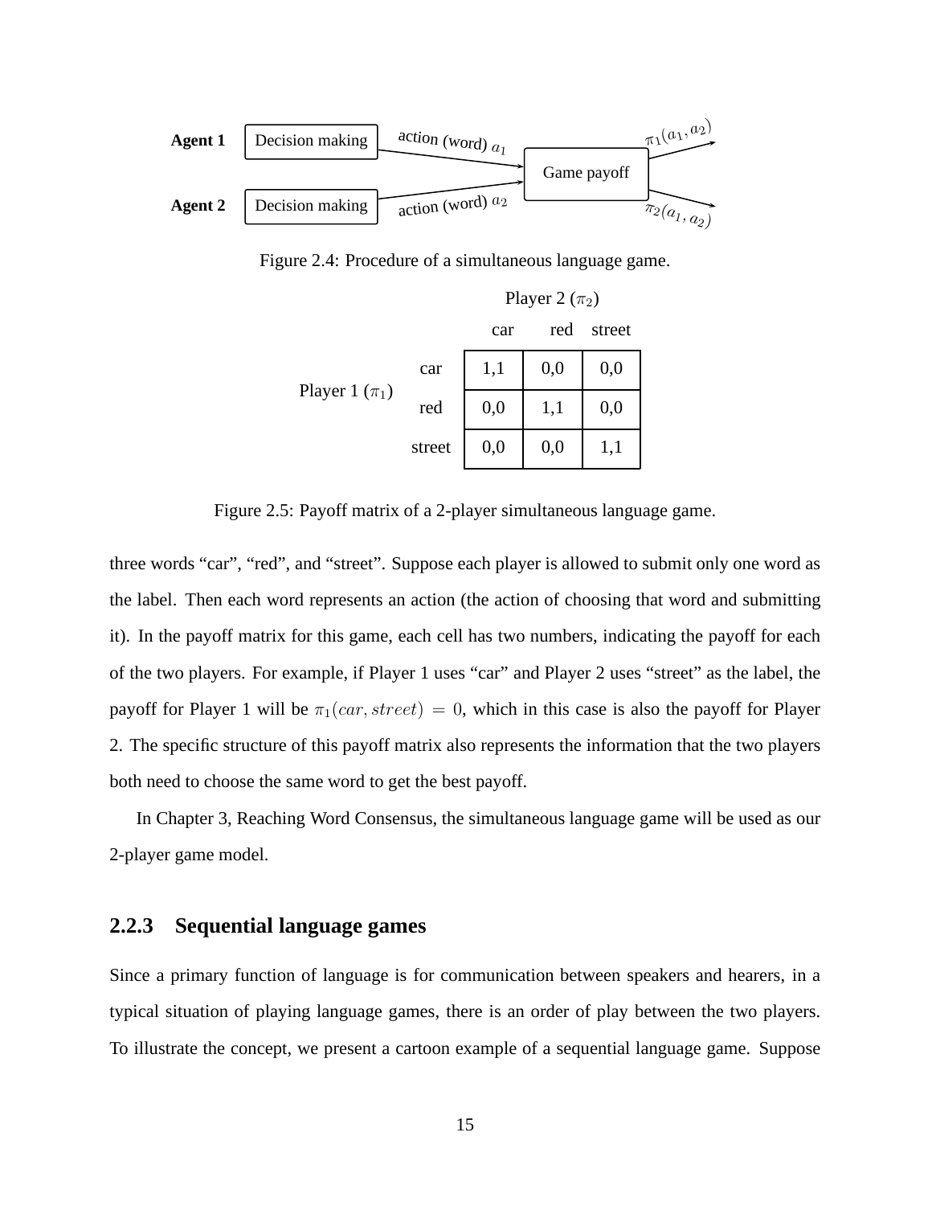Agent 1

Decision making

action (word) $a_1$

Agent 2

Decision making

action (word) $a_2$

Game payoff

$\pi_1(a_1, a_2)$

$\pi_2(a_1, a_2)$

Figure 2.4: Procedure of a simultaneous language game.

| | | Player 2 ($\pi_2$) | | |
|---|---|---|---|---|
| | | car | red | street |
| Player 1 ($\pi_1$) | car | 1,1 | 0,0 | 0,0 |
| | red | 0,0 | 1,1 | 0,0 |
| | street | 0,0 | 0,0 | 1,1 |

Figure 2.5: Payoff matrix of a 2-player simultaneous language game.

three words "car", "red", and "street". Suppose each player is allowed to submit only one word as the label. Then each word represents an action (the action of choosing that word and submitting it). In the payoff matrix for this game, each cell has two numbers, indicating the payoff for each of the two players. For example, if Player 1 uses "car" and Player 2 uses "street" as the label, the payoff for Player 1 will be $\pi_1(car, street) = 0$, which in this case is also the payoff for Player 2. The specific structure of this payoff matrix also represents the information that the two players both need to choose the same word to get the best payoff.

In Chapter 3, Reaching Word Consensus, the simultaneous language game will be used as our 2-player game model.

### 2.2.3 Sequential language games

Since a primary function of language is for communication between speakers and hearers, in a typical situation of playing language games, there is an order of play between the two players. To illustrate the concept, we present a cartoon example of a sequential language game. Suppose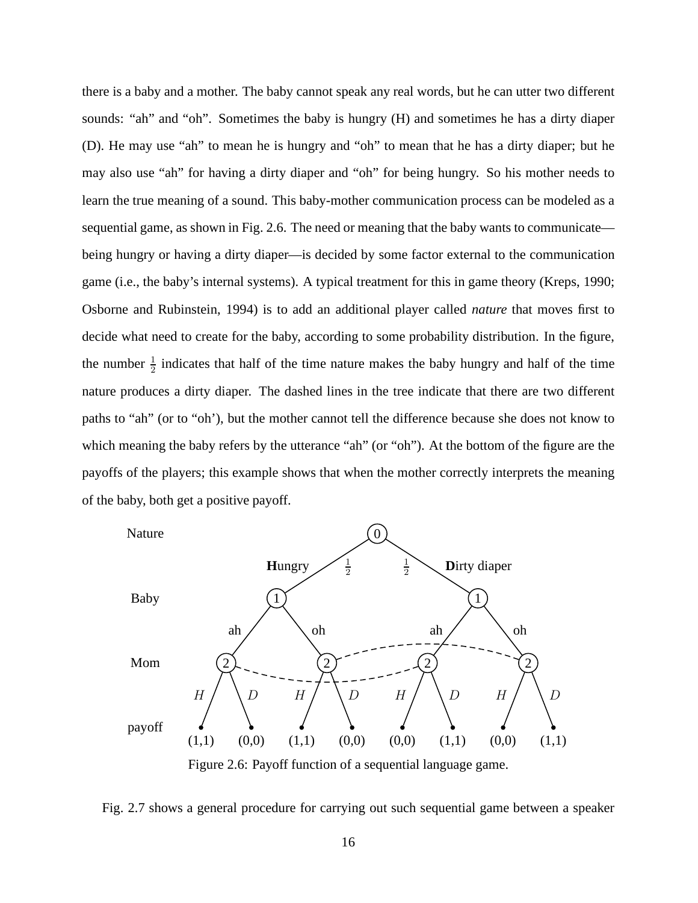there is a baby and a mother. The baby cannot speak any real words, but he can utter two different sounds: "ah" and "oh". Sometimes the baby is hungry (H) and sometimes he has a dirty diaper (D). He may use "ah" to mean he is hungry and "oh" to mean that he has a dirty diaper; but he may also use "ah" for having a dirty diaper and "oh" for being hungry. So his mother needs to learn the true meaning of a sound. This baby-mother communication process can be modeled as a sequential game, as shown in Fig. 2.6. The need or meaning that the baby wants to communicate—being hungry or having a dirty diaper—is decided by some factor external to the communication game (i.e., the baby's internal systems). A typical treatment for this in game theory (Kreps, 1990; Osborne and Rubinstein, 1994) is to add an additional player called *nature* that moves first to decide what need to create for the baby, according to some probability distribution. In the figure, the number $\frac{1}{2}$ indicates that half of the time nature makes the baby hungry and half of the time nature produces a dirty diaper. The dashed lines in the tree indicate that there are two different paths to "ah" (or to "oh'), but the mother cannot tell the difference because she does not know to which meaning the baby refers by the utterance "ah" (or "oh"). At the bottom of the figure are the payoffs of the players; this example shows that when the mother correctly interprets the meaning of the baby, both get a positive payoff.

Nature
0
**H**ungry $\frac{1}{2}$ $\frac{1}{2}$ **D**irty diaper
Baby
1 1
ah oh ah oh
Mom
2 2 2 2
$H$ $D$ $H$ $D$ $H$ $D$ $H$ $D$
payoff
(1,1) (0,0) (1,1) (0,0) (0,0) (1,1) (0,0) (1,1)

Figure 2.6: Payoff function of a sequential language game.

Fig. 2.7 shows a general procedure for carrying out such sequential game between a speaker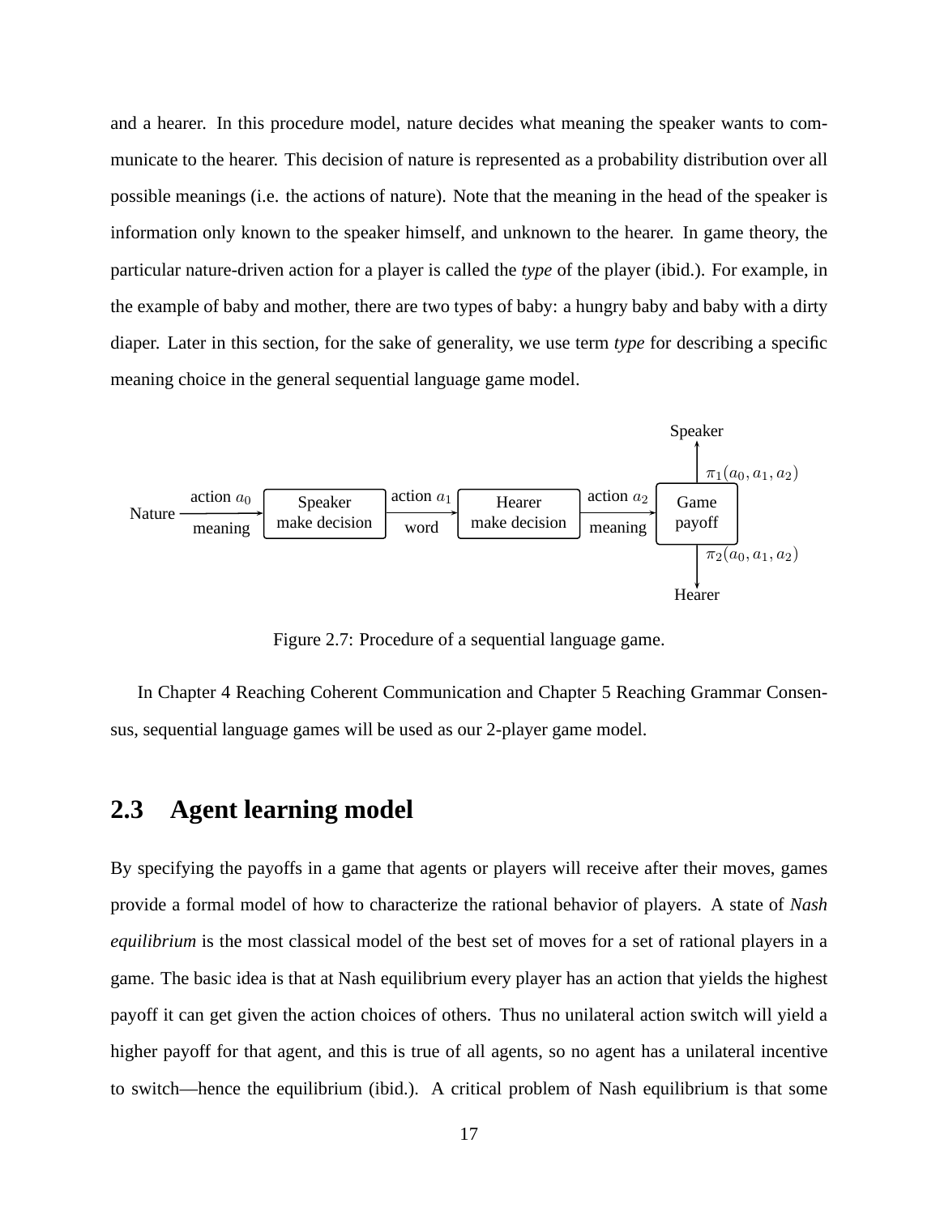and a hearer. In this procedure model, nature decides what meaning the speaker wants to communicate to the hearer. This decision of nature is represented as a probability distribution over all possible meanings (i.e. the actions of nature). Note that the meaning in the head of the speaker is information only known to the speaker himself, and unknown to the hearer. In game theory, the particular nature-driven action for a player is called the *type* of the player (ibid.). For example, in the example of baby and mother, there are two types of baby: a hungry baby and baby with a dirty diaper. Later in this section, for the sake of generality, we use term *type* for describing a specific meaning choice in the general sequential language game model.

Nature

action $a_0$

meaning

Speaker make decision

action $a_1$

word

Hearer make decision

action $a_2$

meaning

Game payoff

$\pi_1(a_0, a_1, a_2)$

Speaker

$\pi_2(a_0, a_1, a_2)$

Hearer

Figure 2.7: Procedure of a sequential language game.

In Chapter 4 Reaching Coherent Communication and Chapter 5 Reaching Grammar Consensus, sequential language games will be used as our 2-player game model.

## 2.3 Agent learning model

By specifying the payoffs in a game that agents or players will receive after their moves, games provide a formal model of how to characterize the rational behavior of players. A state of *Nash equilibrium* is the most classical model of the best set of moves for a set of rational players in a game. The basic idea is that at Nash equilibrium every player has an action that yields the highest payoff it can get given the action choices of others. Thus no unilateral action switch will yield a higher payoff for that agent, and this is true of all agents, so no agent has a unilateral incentive to switch—hence the equilibrium (ibid.). A critical problem of Nash equilibrium is that some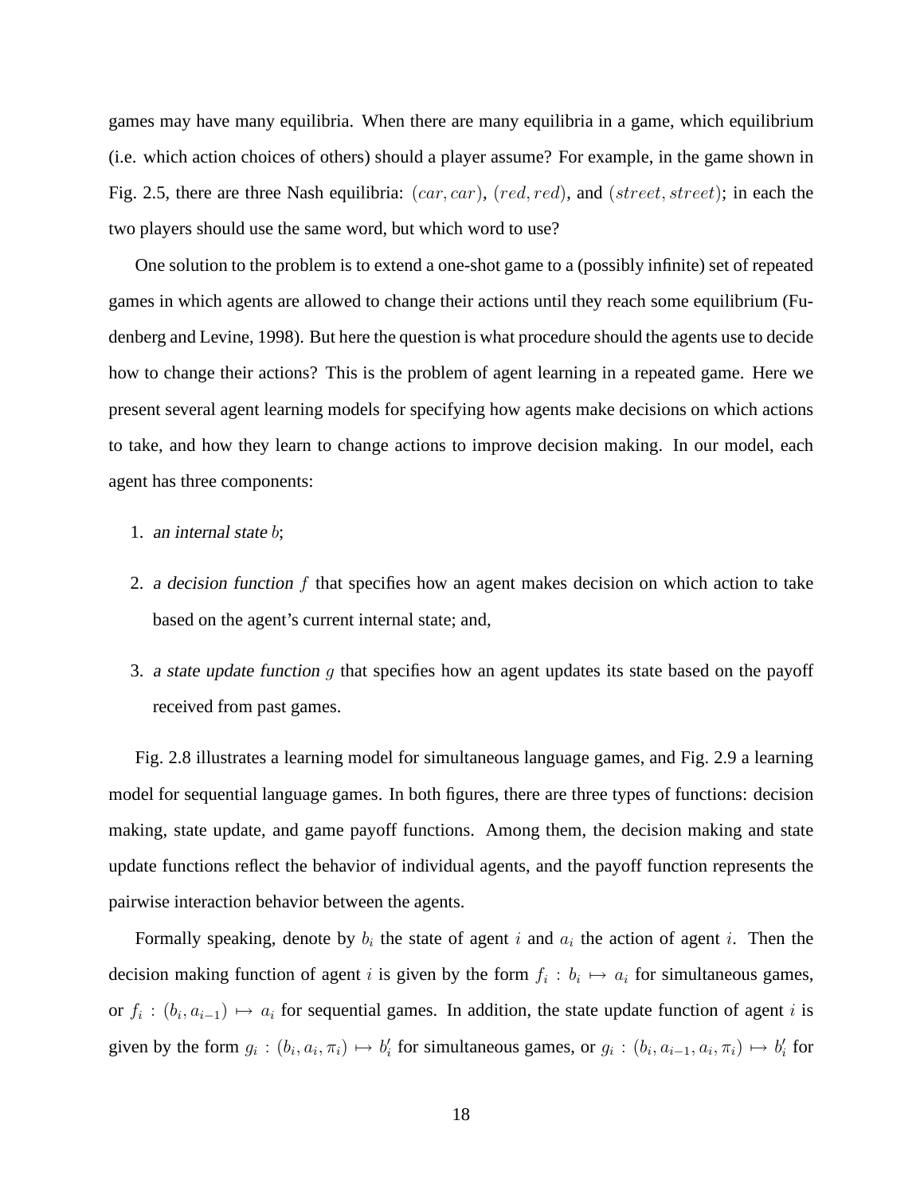games may have many equilibria. When there are many equilibria in a game, which equilibrium (i.e. which action choices of others) should a player assume? For example, in the game shown in Fig. 2.5, there are three Nash equilibria: $(car, car)$, $(red, red)$, and $(street, street)$; in each the two players should use the same word, but which word to use?

One solution to the problem is to extend a one-shot game to a (possibly infinite) set of repeated games in which agents are allowed to change their actions until they reach some equilibrium (Fudenberg and Levine, 1998). But here the question is what procedure should the agents use to decide how to change their actions? This is the problem of agent learning in a repeated game. Here we present several agent learning models for specifying how agents make decisions on which actions to take, and how they learn to change actions to improve decision making. In our model, each agent has three components:

1. *an internal state* $b$;
2. *a decision function* $f$ that specifies how an agent makes decision on which action to take based on the agent's current internal state; and,
3. *a state update function* $g$ that specifies how an agent updates its state based on the payoff received from past games.

Fig. 2.8 illustrates a learning model for simultaneous language games, and Fig. 2.9 a learning model for sequential language games. In both figures, there are three types of functions: decision making, state update, and game payoff functions. Among them, the decision making and state update functions reflect the behavior of individual agents, and the payoff function represents the pairwise interaction behavior between the agents.

Formally speaking, denote by $b_i$ the state of agent $i$ and $a_i$ the action of agent $i$. Then the decision making function of agent $i$ is given by the form $f_i : b_i \mapsto a_i$ for simultaneous games, or $f_i : (b_i, a_{i-1}) \mapsto a_i$ for sequential games. In addition, the state update function of agent $i$ is given by the form $g_i : (b_i, a_i, \pi_i) \mapsto b'_i$ for simultaneous games, or $g_i : (b_i, a_{i-1}, a_i, \pi_i) \mapsto b'_i$ for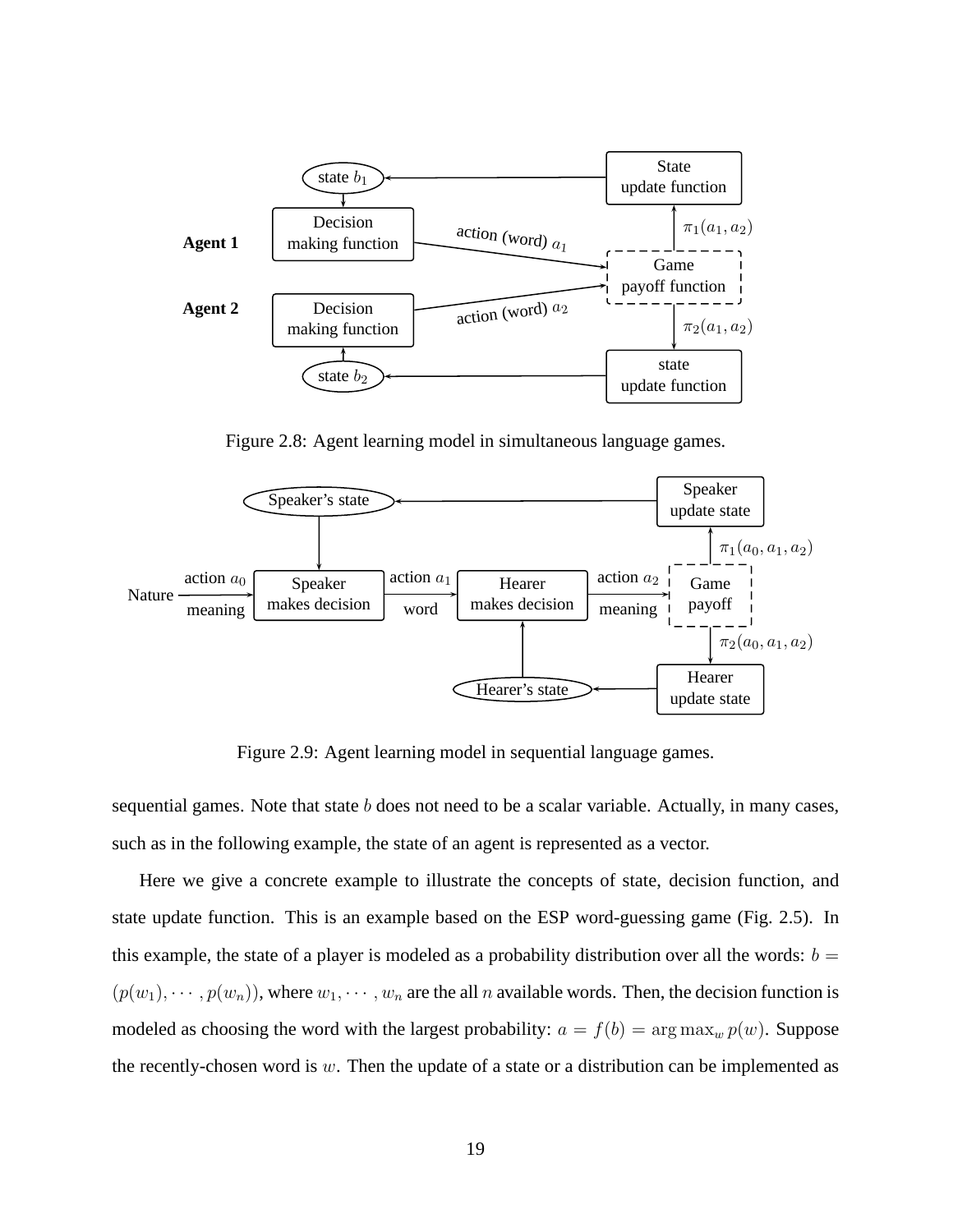Agent 1

Agent 2

state $b_1$

Decision making function

Decision making function

state $b_2$

action (word) $a_1$

action (word) $a_2$

State update function

$\pi_1(a_1, a_2)$

Game payoff function

$\pi_2(a_1, a_2)$

state update function

Figure 2.8: Agent learning model in simultaneous language games.

Speaker's state

Speaker update state

$\pi_1(a_0, a_1, a_2)$

Nature

action $a_0$

meaning

Speaker makes decision

action $a_1$

word

Hearer makes decision

action $a_2$

meaning

Game payoff

$\pi_2(a_0, a_1, a_2)$

Hearer's state

Hearer update state

Figure 2.9: Agent learning model in sequential language games.

sequential games. Note that state $b$ does not need to be a scalar variable. Actually, in many cases, such as in the following example, the state of an agent is represented as a vector.

Here we give a concrete example to illustrate the concepts of state, decision function, and state update function. This is an example based on the ESP word-guessing game (Fig. 2.5). In this example, the state of a player is modeled as a probability distribution over all the words: $b = (p(w_1), \cdots, p(w_n))$, where $w_1, \cdots, w_n$ are the all $n$ available words. Then, the decision function is modeled as choosing the word with the largest probability: $a = f(b) = \arg\max_w p(w)$. Suppose the recently-chosen word is $w$. Then the update of a state or a distribution can be implemented as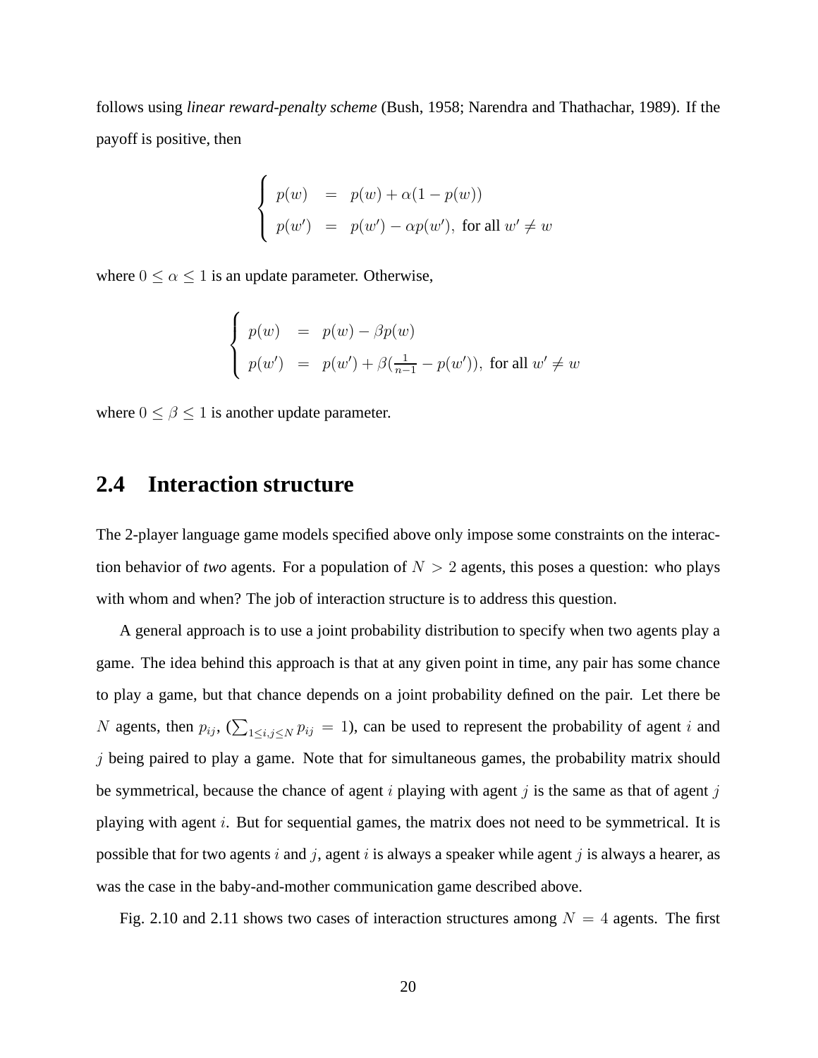follows using *linear reward-penalty scheme* (Bush, 1958; Narendra and Thathachar, 1989). If the payoff is positive, then

$$\begin{cases} p(w) &= p(w) + \alpha(1 - p(w)) \\ p(w') &= p(w') - \alpha p(w'), \text{ for all } w' \neq w \end{cases}$$

where $0 \leq \alpha \leq 1$ is an update parameter. Otherwise,

$$\begin{cases} p(w) &= p(w) - \beta p(w) \\ p(w') &= p(w') + \beta(\frac{1}{n-1} - p(w')), \text{ for all } w' \neq w \end{cases}$$

where $0 \leq \beta \leq 1$ is another update parameter.

## 2.4 Interaction structure

The 2-player language game models specified above only impose some constraints on the interaction behavior of *two* agents. For a population of $N > 2$ agents, this poses a question: who plays with whom and when? The job of interaction structure is to address this question.

A general approach is to use a joint probability distribution to specify when two agents play a game. The idea behind this approach is that at any given point in time, any pair has some chance to play a game, but that chance depends on a joint probability defined on the pair. Let there be $N$ agents, then $p_{ij}$, ($\sum_{1 \leq i,j \leq N} p_{ij} = 1$), can be used to represent the probability of agent $i$ and $j$ being paired to play a game. Note that for simultaneous games, the probability matrix should be symmetrical, because the chance of agent $i$ playing with agent $j$ is the same as that of agent $j$ playing with agent $i$. But for sequential games, the matrix does not need to be symmetrical. It is possible that for two agents $i$ and $j$, agent $i$ is always a speaker while agent $j$ is always a hearer, as was the case in the baby-and-mother communication game described above.

Fig. 2.10 and 2.11 shows two cases of interaction structures among $N = 4$ agents. The first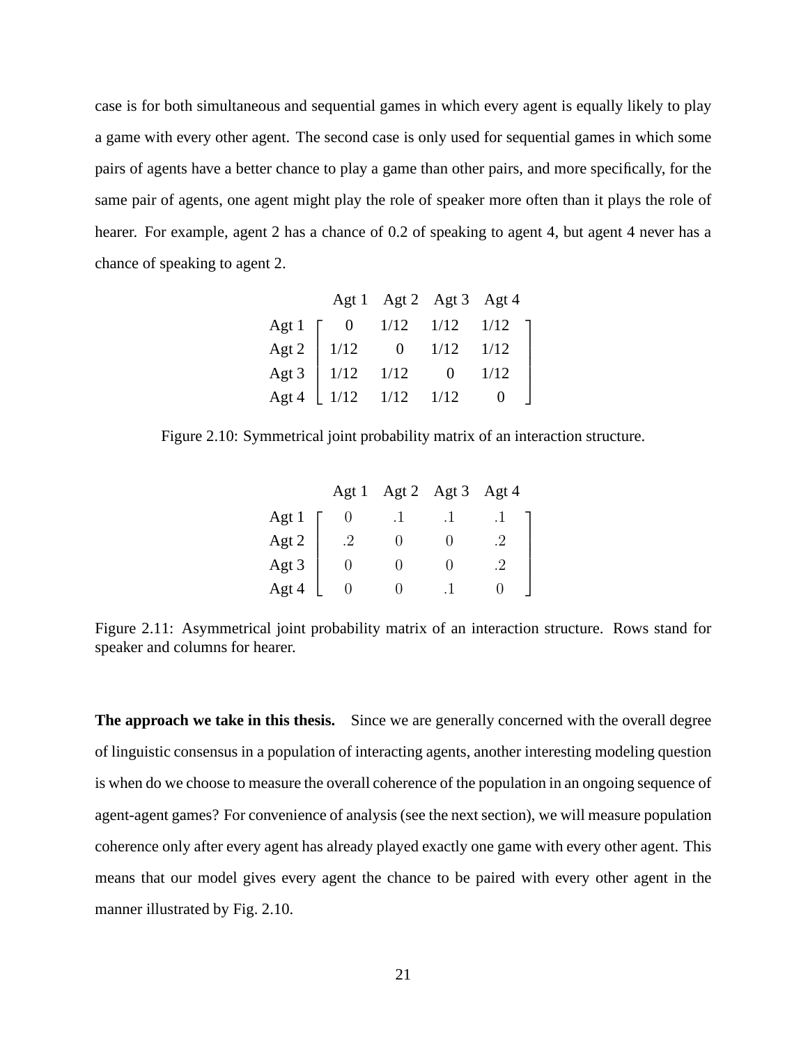case is for both simultaneous and sequential games in which every agent is equally likely to play a game with every other agent. The second case is only used for sequential games in which some pairs of agents have a better chance to play a game than other pairs, and more specifically, for the same pair of agents, one agent might play the role of speaker more often than it plays the role of hearer. For example, agent 2 has a chance of 0.2 of speaking to agent 4, but agent 4 never has a chance of speaking to agent 2.

| | Agt 1 | Agt 2 | Agt 3 | Agt 4 |
|---|---|---|---|---|
| Agt 1 | 0 | 1/12 | 1/12 | 1/12 |
| Agt 2 | 1/12 | 0 | 1/12 | 1/12 |
| Agt 3 | 1/12 | 1/12 | 0 | 1/12 |
| Agt 4 | 1/12 | 1/12 | 1/12 | 0 |

Figure 2.10: Symmetrical joint probability matrix of an interaction structure.

| | Agt 1 | Agt 2 | Agt 3 | Agt 4 |
|---|---|---|---|---|
| Agt 1 | 0 | .1 | .1 | .1 |
| Agt 2 | .2 | 0 | 0 | .2 |
| Agt 3 | 0 | 0 | 0 | .2 |
| Agt 4 | 0 | 0 | .1 | 0 |

Figure 2.11: Asymmetrical joint probability matrix of an interaction structure. Rows stand for speaker and columns for hearer.

**The approach we take in this thesis.** Since we are generally concerned with the overall degree of linguistic consensus in a population of interacting agents, another interesting modeling question is when do we choose to measure the overall coherence of the population in an ongoing sequence of agent-agent games? For convenience of analysis (see the next section), we will measure population coherence only after every agent has already played exactly one game with every other agent. This means that our model gives every agent the chance to be paired with every other agent in the manner illustrated by Fig. 2.10.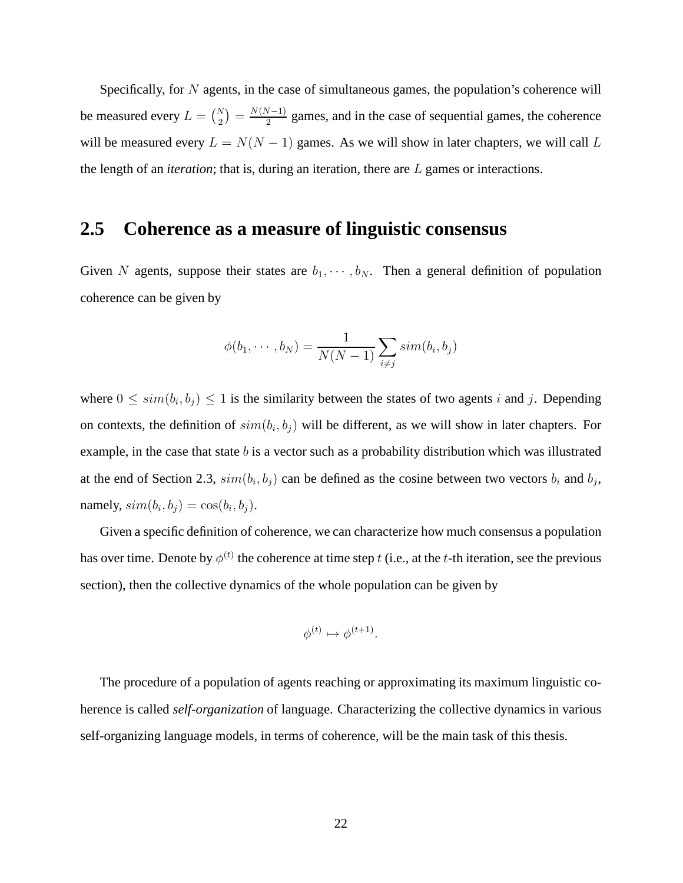Specifically, for $N$ agents, in the case of simultaneous games, the population's coherence will be measured every $L = \binom{N}{2} = \frac{N(N-1)}{2}$ games, and in the case of sequential games, the coherence will be measured every $L = N(N-1)$ games. As we will show in later chapters, we will call $L$ the length of an *iteration*; that is, during an iteration, there are $L$ games or interactions.

## 2.5 Coherence as a measure of linguistic consensus

Given $N$ agents, suppose their states are $b_1, \cdots, b_N$. Then a general definition of population coherence can be given by

$$\phi(b_1, \cdots, b_N) = \frac{1}{N(N-1)} \sum_{i \neq j} sim(b_i, b_j)$$

where $0 \leq sim(b_i, b_j) \leq 1$ is the similarity between the states of two agents $i$ and $j$. Depending on contexts, the definition of $sim(b_i, b_j)$ will be different, as we will show in later chapters. For example, in the case that state $b$ is a vector such as a probability distribution which was illustrated at the end of Section 2.3, $sim(b_i, b_j)$ can be defined as the cosine between two vectors $b_i$ and $b_j$, namely, $sim(b_i, b_j) = \cos(b_i, b_j)$.

Given a specific definition of coherence, we can characterize how much consensus a population has over time. Denote by $\phi^{(t)}$ the coherence at time step $t$ (i.e., at the $t$-th iteration, see the previous section), then the collective dynamics of the whole population can be given by

$$\phi^{(t)} \mapsto \phi^{(t+1)}.$$

The procedure of a population of agents reaching or approximating its maximum linguistic coherence is called *self-organization* of language. Characterizing the collective dynamics in various self-organizing language models, in terms of coherence, will be the main task of this thesis.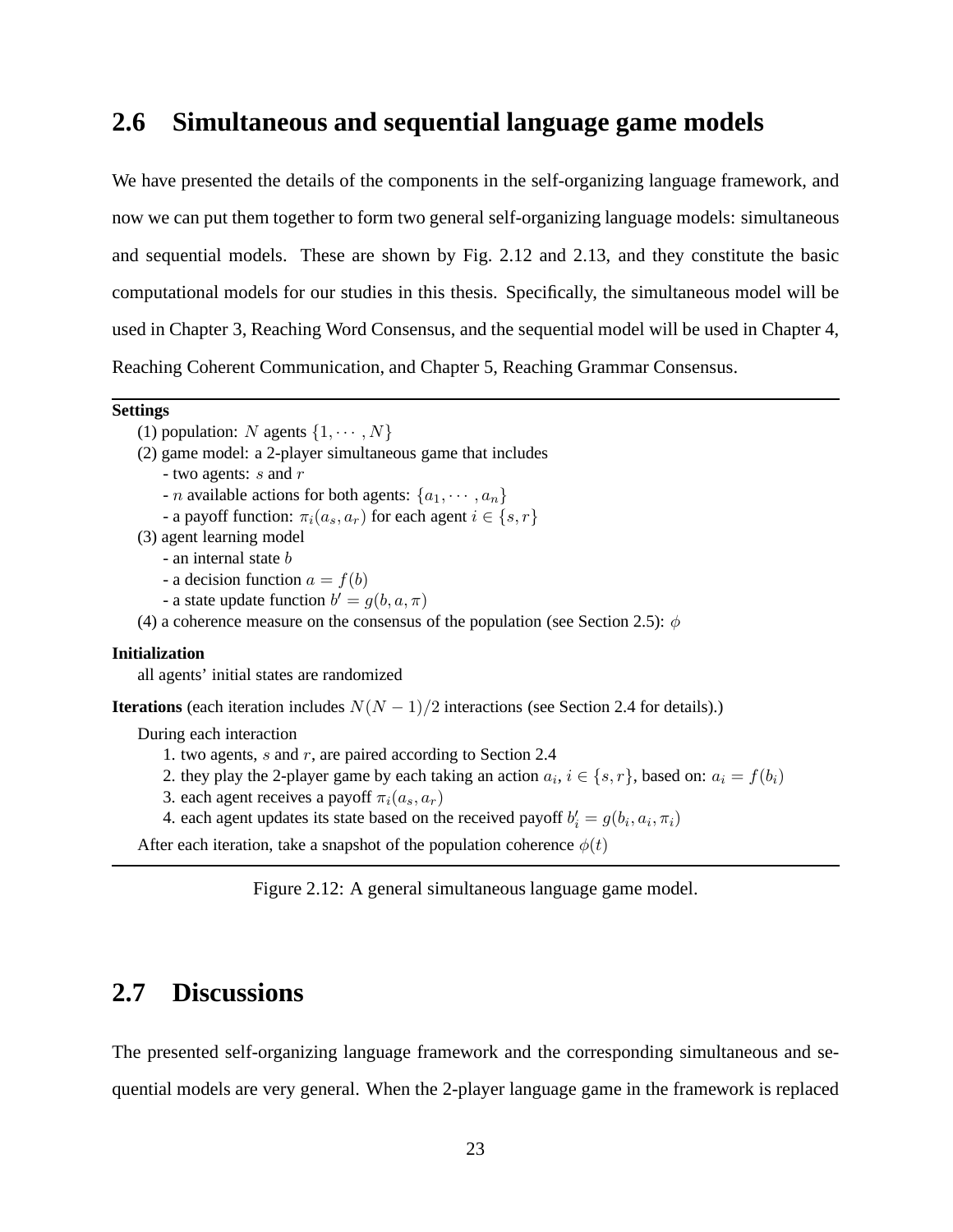## 2.6 Simultaneous and sequential language game models

We have presented the details of the components in the self-organizing language framework, and now we can put them together to form two general self-organizing language models: simultaneous and sequential models. These are shown by Fig. 2.12 and 2.13, and they constitute the basic computational models for our studies in this thesis. Specifically, the simultaneous model will be used in Chapter 3, Reaching Word Consensus, and the sequential model will be used in Chapter 4, Reaching Coherent Communication, and Chapter 5, Reaching Grammar Consensus.

---

**Settings**

(1) population: $N$ agents $\{1, \cdots, N\}$

(2) game model: a 2-player simultaneous game that includes

- two agents: $s$ and $r$
- $n$ available actions for both agents: $\{a_1, \cdots, a_n\}$
- a payoff function: $\pi_i(a_s, a_r)$ for each agent $i \in \{s, r\}$

(3) agent learning model

- an internal state $b$
- a decision function $a = f(b)$
- a state update function $b' = g(b, a, \pi)$

(4) a coherence measure on the consensus of the population (see Section 2.5): $\phi$

**Initialization**

all agents' initial states are randomized

**Iterations** (each iteration includes $N(N-1)/2$ interactions (see Section 2.4 for details).)

During each interaction

1. two agents, $s$ and $r$, are paired according to Section 2.4
2. they play the 2-player game by each taking an action $a_i$, $i \in \{s, r\}$, based on: $a_i = f(b_i)$
3. each agent receives a payoff $\pi_i(a_s, a_r)$
4. each agent updates its state based on the received payoff $b'_i = g(b_i, a_i, \pi_i)$

After each iteration, take a snapshot of the population coherence $\phi(t)$

---

Figure 2.12: A general simultaneous language game model.

## 2.7 Discussions

The presented self-organizing language framework and the corresponding simultaneous and sequential models are very general. When the 2-player language game in the framework is replaced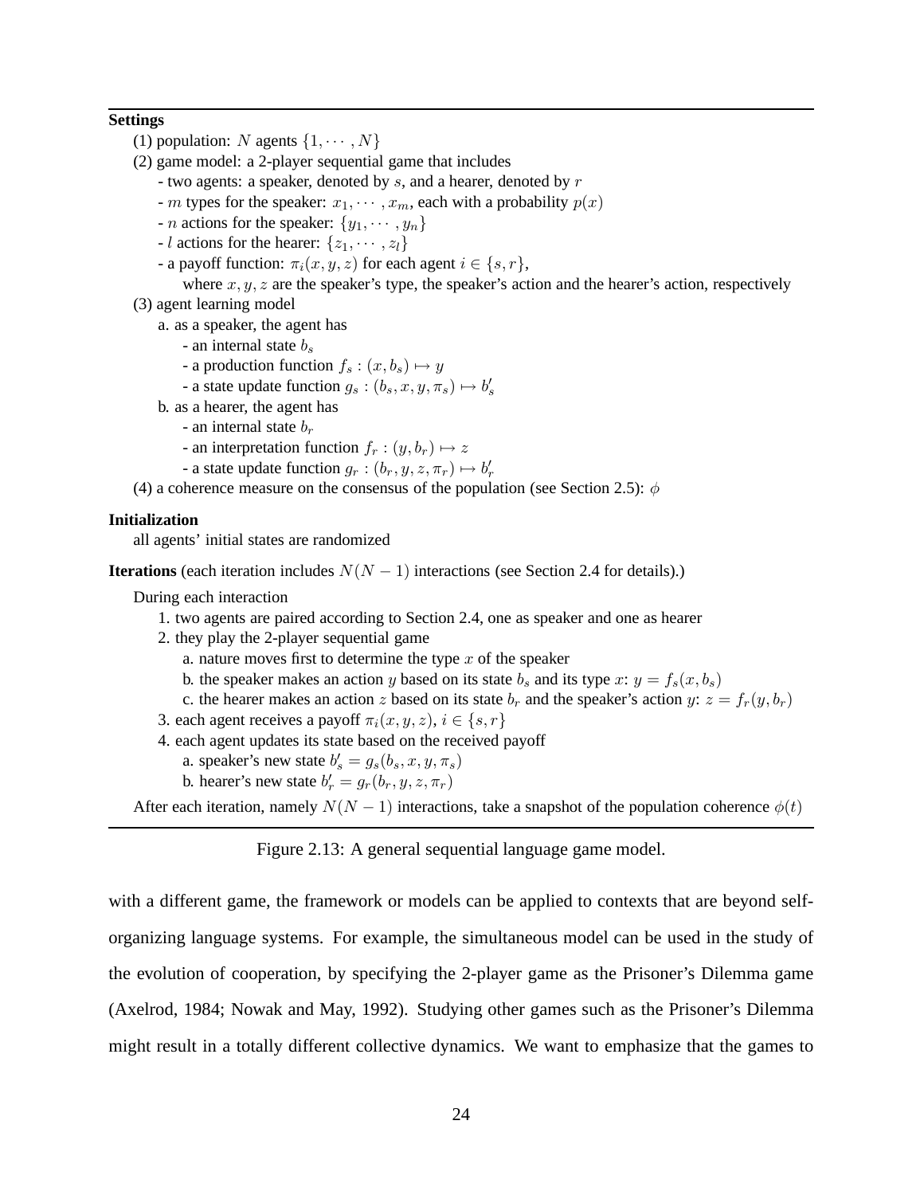**Settings**

(1) population: $N$ agents $\{1, \cdots, N\}$

(2) game model: a 2-player sequential game that includes

- two agents: a speaker, denoted by $s$, and a hearer, denoted by $r$
- $m$ types for the speaker: $x_1, \cdots, x_m$, each with a probability $p(x)$
- $n$ actions for the speaker: $\{y_1, \cdots, y_n\}$
- $l$ actions for the hearer: $\{z_1, \cdots, z_l\}$
- a payoff function: $\pi_i(x, y, z)$ for each agent $i \in \{s, r\}$,
  where $x, y, z$ are the speaker's type, the speaker's action and the hearer's action, respectively

(3) agent learning model

a. as a speaker, the agent has
- an internal state $b_s$
- a production function $f_s : (x, b_s) \mapsto y$
- a state update function $g_s : (b_s, x, y, \pi_s) \mapsto b'_s$

b. as a hearer, the agent has
- an internal state $b_r$
- an interpretation function $f_r : (y, b_r) \mapsto z$
- a state update function $g_r : (b_r, y, z, \pi_r) \mapsto b'_r$

(4) a coherence measure on the consensus of the population (see Section 2.5): $\phi$

**Initialization**

all agents' initial states are randomized

**Iterations** (each iteration includes $N(N-1)$ interactions (see Section 2.4 for details).)

During each interaction

1. two agents are paired according to Section 2.4, one as speaker and one as hearer
2. they play the 2-player sequential game
   a. nature moves first to determine the type $x$ of the speaker
   b. the speaker makes an action $y$ based on its state $b_s$ and its type $x$: $y = f_s(x, b_s)$
   c. the hearer makes an action $z$ based on its state $b_r$ and the speaker's action $y$: $z = f_r(y, b_r)$
3. each agent receives a payoff $\pi_i(x, y, z)$, $i \in \{s, r\}$
4. each agent updates its state based on the received payoff
   a. speaker's new state $b'_s = g_s(b_s, x, y, \pi_s)$
   b. hearer's new state $b'_r = g_r(b_r, y, z, \pi_r)$

After each iteration, namely $N(N-1)$ interactions, take a snapshot of the population coherence $\phi(t)$

Figure 2.13: A general sequential language game model.

with a different game, the framework or models can be applied to contexts that are beyond self-organizing language systems. For example, the simultaneous model can be used in the study of the evolution of cooperation, by specifying the 2-player game as the Prisoner's Dilemma game (Axelrod, 1984; Nowak and May, 1992). Studying other games such as the Prisoner's Dilemma might result in a totally different collective dynamics. We want to emphasize that the games to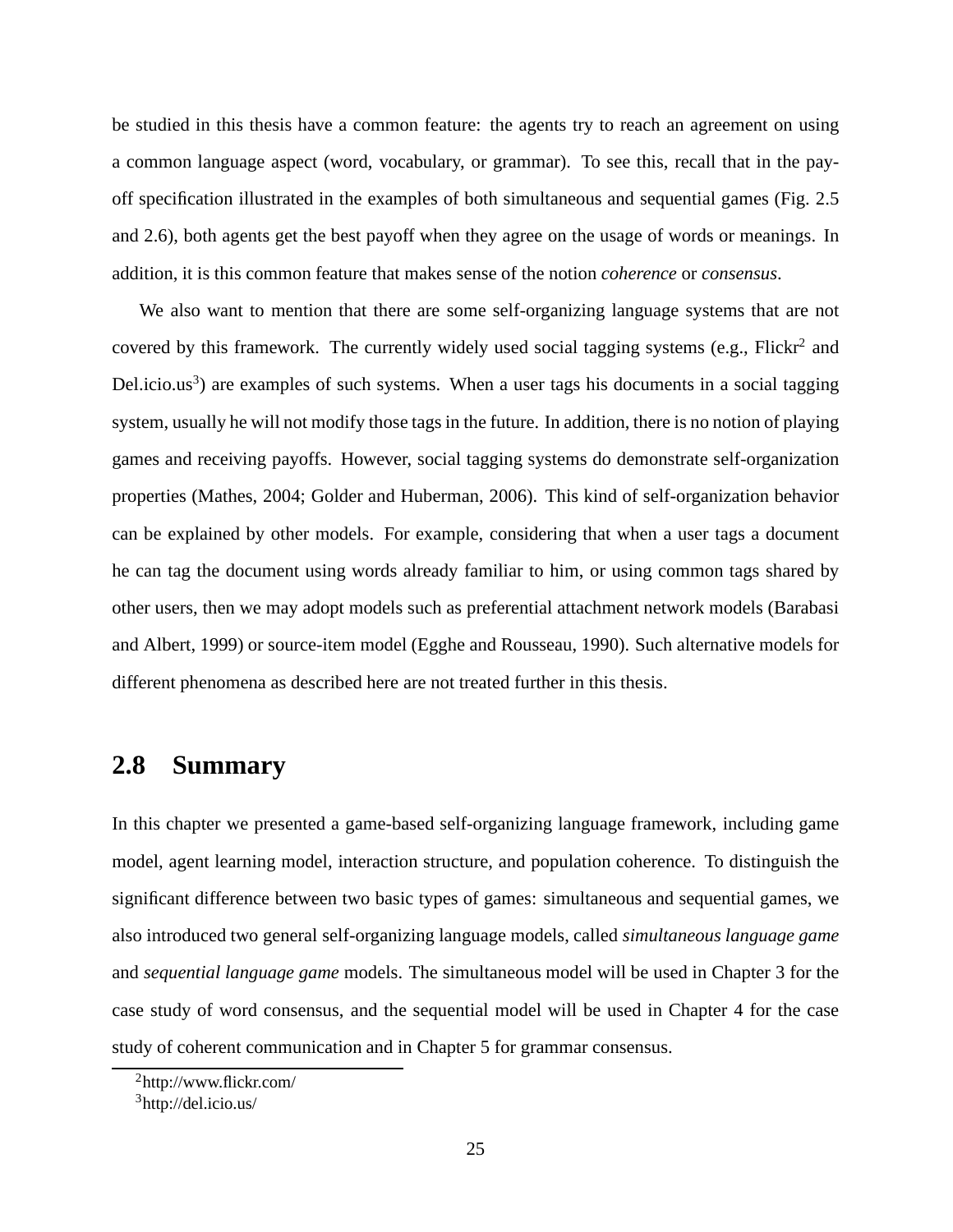be studied in this thesis have a common feature: the agents try to reach an agreement on using a common language aspect (word, vocabulary, or grammar). To see this, recall that in the payoff specification illustrated in the examples of both simultaneous and sequential games (Fig. 2.5 and 2.6), both agents get the best payoff when they agree on the usage of words or meanings. In addition, it is this common feature that makes sense of the notion *coherence* or *consensus*.

We also want to mention that there are some self-organizing language systems that are not covered by this framework. The currently widely used social tagging systems (e.g., Flickr[2] and Del.icio.us[3]) are examples of such systems. When a user tags his documents in a social tagging system, usually he will not modify those tags in the future. In addition, there is no notion of playing games and receiving payoffs. However, social tagging systems do demonstrate self-organization properties (Mathes, 2004; Golder and Huberman, 2006). This kind of self-organization behavior can be explained by other models. For example, considering that when a user tags a document he can tag the document using words already familiar to him, or using common tags shared by other users, then we may adopt models such as preferential attachment network models (Barabasi and Albert, 1999) or source-item model (Egghe and Rousseau, 1990). Such alternative models for different phenomena as described here are not treated further in this thesis.

## 2.8 Summary

In this chapter we presented a game-based self-organizing language framework, including game model, agent learning model, interaction structure, and population coherence. To distinguish the significant difference between two basic types of games: simultaneous and sequential games, we also introduced two general self-organizing language models, called *simultaneous language game* and *sequential language game* models. The simultaneous model will be used in Chapter 3 for the case study of word consensus, and the sequential model will be used in Chapter 4 for the case study of coherent communication and in Chapter 5 for grammar consensus.

[2]http://www.flickr.com/

[3]http://del.icio.us/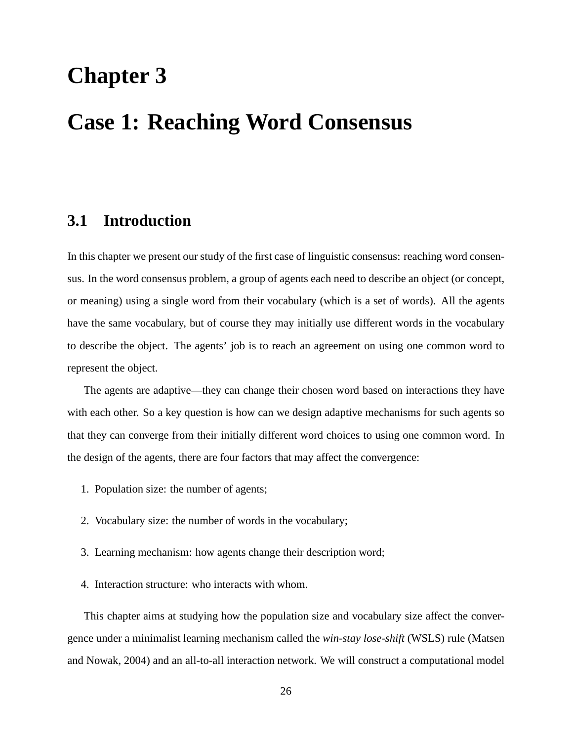# Chapter 3

# Case 1: Reaching Word Consensus

## 3.1 Introduction

In this chapter we present our study of the first case of linguistic consensus: reaching word consensus. In the word consensus problem, a group of agents each need to describe an object (or concept, or meaning) using a single word from their vocabulary (which is a set of words). All the agents have the same vocabulary, but of course they may initially use different words in the vocabulary to describe the object. The agents' job is to reach an agreement on using one common word to represent the object.

The agents are adaptive—they can change their chosen word based on interactions they have with each other. So a key question is how can we design adaptive mechanisms for such agents so that they can converge from their initially different word choices to using one common word. In the design of the agents, there are four factors that may affect the convergence:

1. Population size: the number of agents;
2. Vocabulary size: the number of words in the vocabulary;
3. Learning mechanism: how agents change their description word;
4. Interaction structure: who interacts with whom.

This chapter aims at studying how the population size and vocabulary size affect the convergence under a minimalist learning mechanism called the *win-stay lose-shift* (WSLS) rule (Matsen and Nowak, 2004) and an all-to-all interaction network. We will construct a computational model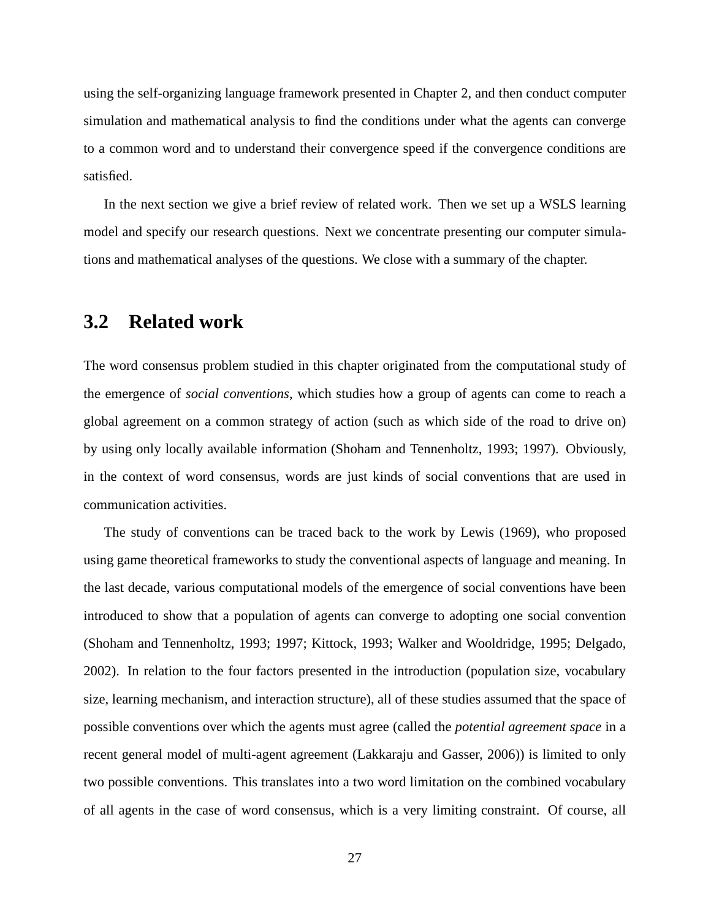using the self-organizing language framework presented in Chapter 2, and then conduct computer simulation and mathematical analysis to find the conditions under what the agents can converge to a common word and to understand their convergence speed if the convergence conditions are satisfied.

In the next section we give a brief review of related work. Then we set up a WSLS learning model and specify our research questions. Next we concentrate presenting our computer simulations and mathematical analyses of the questions. We close with a summary of the chapter.

## 3.2 Related work

The word consensus problem studied in this chapter originated from the computational study of the emergence of *social conventions*, which studies how a group of agents can come to reach a global agreement on a common strategy of action (such as which side of the road to drive on) by using only locally available information (Shoham and Tennenholtz, 1993; 1997). Obviously, in the context of word consensus, words are just kinds of social conventions that are used in communication activities.

The study of conventions can be traced back to the work by Lewis (1969), who proposed using game theoretical frameworks to study the conventional aspects of language and meaning. In the last decade, various computational models of the emergence of social conventions have been introduced to show that a population of agents can converge to adopting one social convention (Shoham and Tennenholtz, 1993; 1997; Kittock, 1993; Walker and Wooldridge, 1995; Delgado, 2002). In relation to the four factors presented in the introduction (population size, vocabulary size, learning mechanism, and interaction structure), all of these studies assumed that the space of possible conventions over which the agents must agree (called the *potential agreement space* in a recent general model of multi-agent agreement (Lakkaraju and Gasser, 2006)) is limited to only two possible conventions. This translates into a two word limitation on the combined vocabulary of all agents in the case of word consensus, which is a very limiting constraint. Of course, all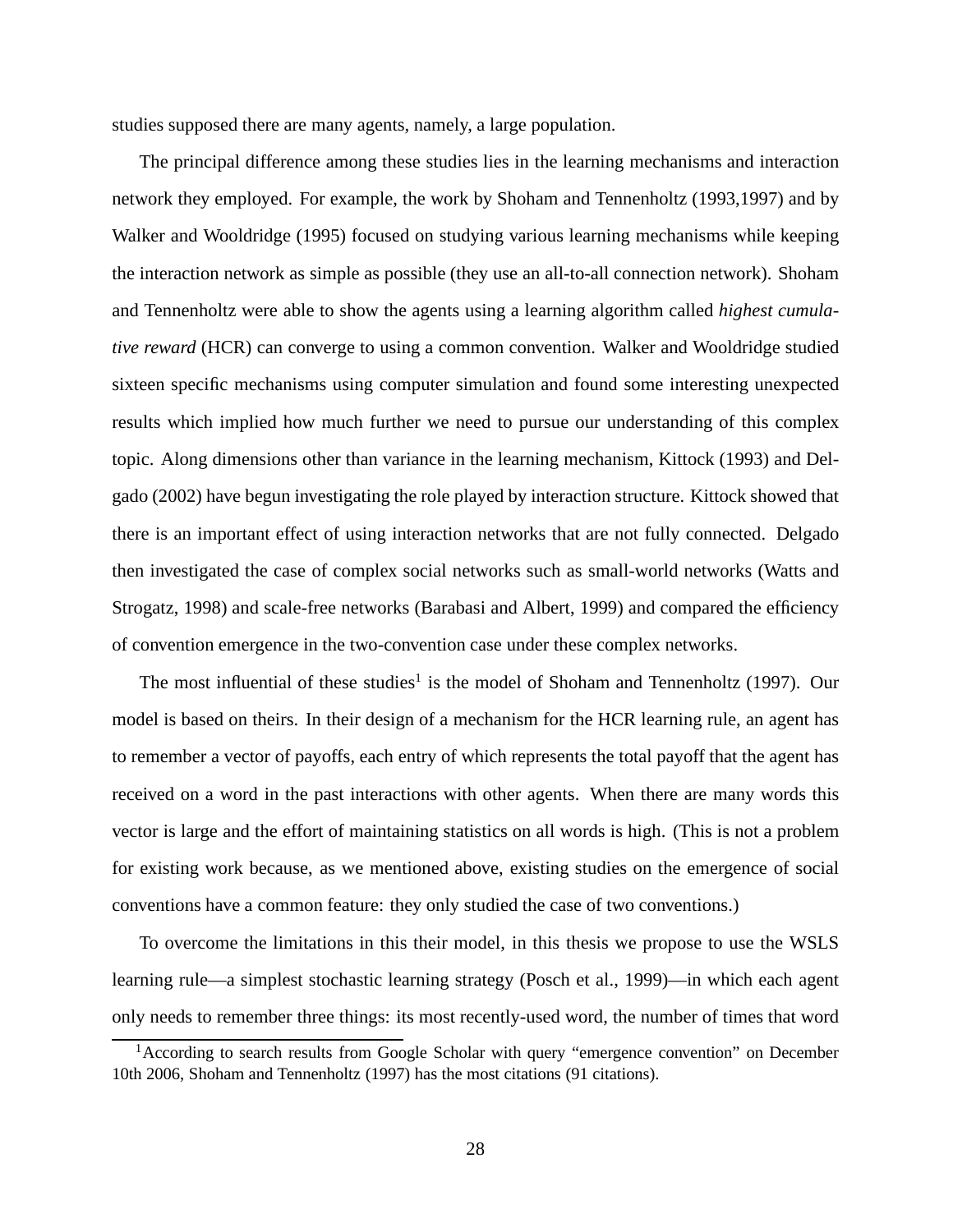studies supposed there are many agents, namely, a large population.

The principal difference among these studies lies in the learning mechanisms and interaction network they employed. For example, the work by Shoham and Tennenholtz (1993,1997) and by Walker and Wooldridge (1995) focused on studying various learning mechanisms while keeping the interaction network as simple as possible (they use an all-to-all connection network). Shoham and Tennenholtz were able to show the agents using a learning algorithm called *highest cumulative reward* (HCR) can converge to using a common convention. Walker and Wooldridge studied sixteen specific mechanisms using computer simulation and found some interesting unexpected results which implied how much further we need to pursue our understanding of this complex topic. Along dimensions other than variance in the learning mechanism, Kittock (1993) and Delgado (2002) have begun investigating the role played by interaction structure. Kittock showed that there is an important effect of using interaction networks that are not fully connected. Delgado then investigated the case of complex social networks such as small-world networks (Watts and Strogatz, 1998) and scale-free networks (Barabasi and Albert, 1999) and compared the efficiency of convention emergence in the two-convention case under these complex networks.

The most influential of these studies[1] is the model of Shoham and Tennenholtz (1997). Our model is based on theirs. In their design of a mechanism for the HCR learning rule, an agent has to remember a vector of payoffs, each entry of which represents the total payoff that the agent has received on a word in the past interactions with other agents. When there are many words this vector is large and the effort of maintaining statistics on all words is high. (This is not a problem for existing work because, as we mentioned above, existing studies on the emergence of social conventions have a common feature: they only studied the case of two conventions.)

To overcome the limitations in this their model, in this thesis we propose to use the WSLS learning rule—a simplest stochastic learning strategy (Posch et al., 1999)—in which each agent only needs to remember three things: its most recently-used word, the number of times that word

[1] According to search results from Google Scholar with query "emergence convention" on December 10th 2006, Shoham and Tennenholtz (1997) has the most citations (91 citations).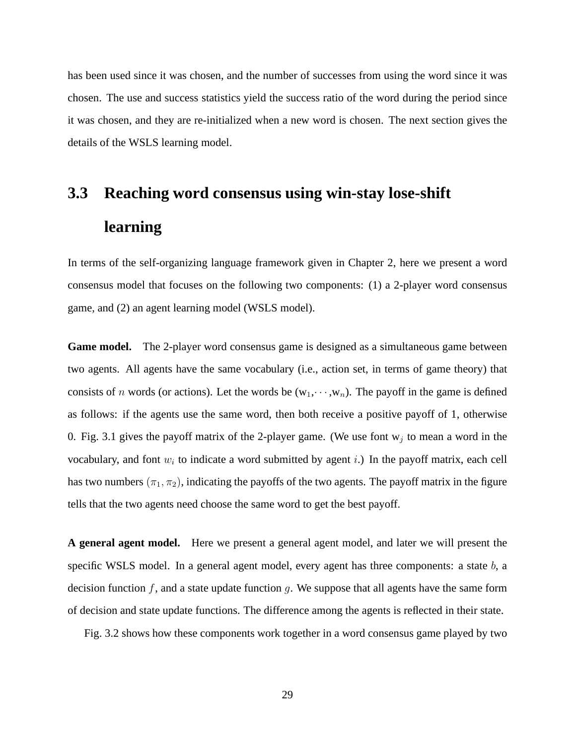has been used since it was chosen, and the number of successes from using the word since it was chosen. The use and success statistics yield the success ratio of the word during the period since it was chosen, and they are re-initialized when a new word is chosen. The next section gives the details of the WSLS learning model.

## 3.3 Reaching word consensus using win-stay lose-shift learning

In terms of the self-organizing language framework given in Chapter 2, here we present a word consensus model that focuses on the following two components: (1) a 2-player word consensus game, and (2) an agent learning model (WSLS model).

**Game model.** The 2-player word consensus game is designed as a simultaneous game between two agents. All agents have the same vocabulary (i.e., action set, in terms of game theory) that consists of $n$ words (or actions). Let the words be ($\mathrm{w}_1$,$\cdots$,$\mathrm{w}_n$). The payoff in the game is defined as follows: if the agents use the same word, then both receive a positive payoff of 1, otherwise 0. Fig. 3.1 gives the payoff matrix of the 2-player game. (We use font $\mathrm{w}_j$ to mean a word in the vocabulary, and font $w_i$ to indicate a word submitted by agent $i$.) In the payoff matrix, each cell has two numbers $(\pi_1, \pi_2)$, indicating the payoffs of the two agents. The payoff matrix in the figure tells that the two agents need choose the same word to get the best payoff.

**A general agent model.** Here we present a general agent model, and later we will present the specific WSLS model. In a general agent model, every agent has three components: a state $b$, a decision function $f$, and a state update function $g$. We suppose that all agents have the same form of decision and state update functions. The difference among the agents is reflected in their state.

Fig. 3.2 shows how these components work together in a word consensus game played by two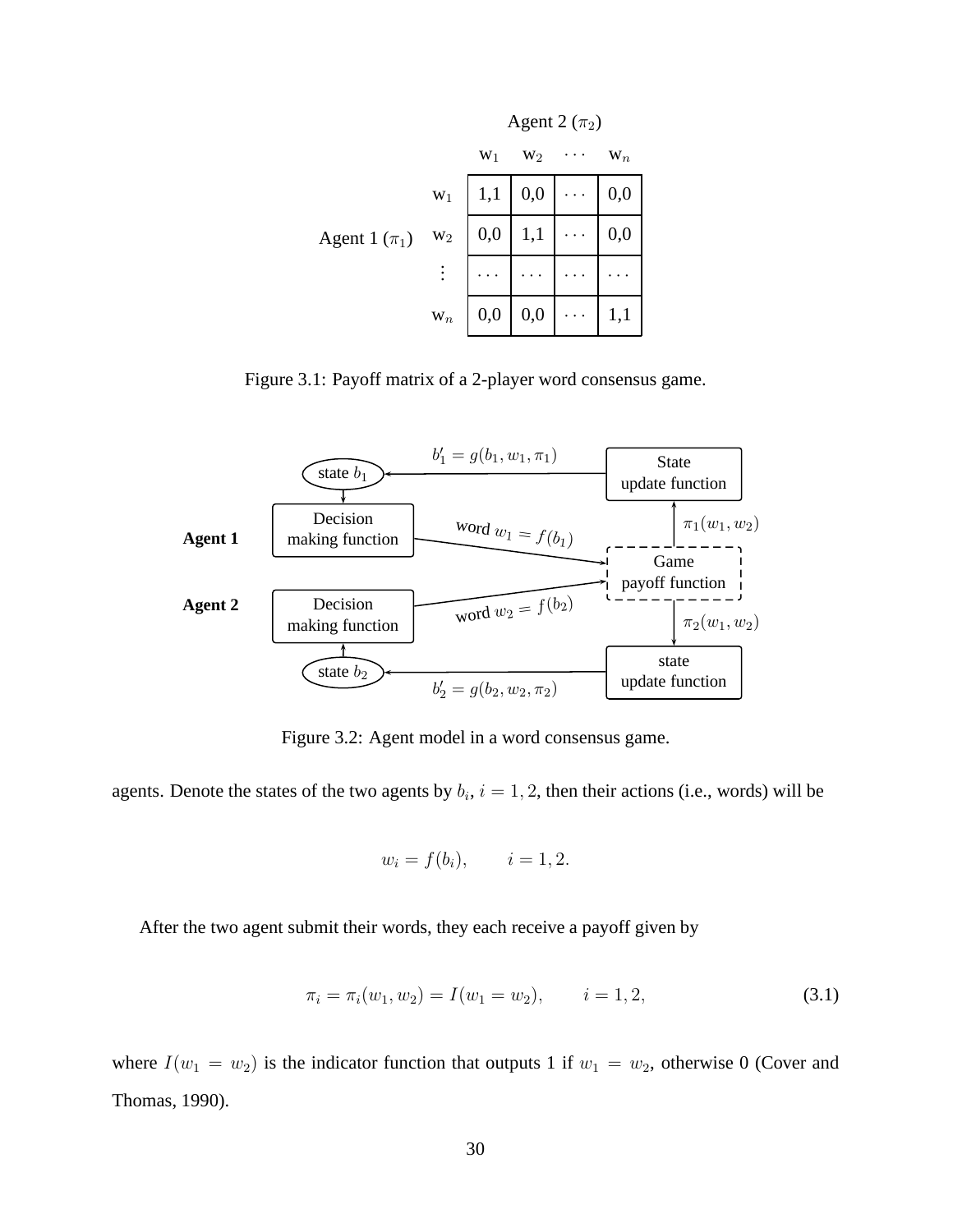Agent 2 ($\pi_2$)

| | | $w_1$ | $w_2$ | $\cdots$ | $w_n$ |
|---|---|---|---|---|---|
| Agent 1 ($\pi_1$) | $w_1$ | 1,1 | 0,0 | $\cdots$ | 0,0 |
| | $w_2$ | 0,0 | 1,1 | $\cdots$ | 0,0 |
| | $\vdots$ | $\cdots$ | $\cdots$ | $\cdots$ | $\cdots$ |
| | $w_n$ | 0,0 | 0,0 | $\cdots$ | 1,1 |

Figure 3.1: Payoff matrix of a 2-player word consensus game.

$b_1' = g(b_1, w_1, \pi_1)$

state $b_1$

State update function

Agent 1

Decision making function

word $w_1 = f(b_1)$

$\pi_1(w_1, w_2)$

Game payoff function

Agent 2

Decision making function

word $w_2 = f(b_2)$

$\pi_2(w_1, w_2)$

state $b_2$

state update function

$b_2' = g(b_2, w_2, \pi_2)$

Figure 3.2: Agent model in a word consensus game.

agents. Denote the states of the two agents by $b_i$, $i = 1, 2$, then their actions (i.e., words) will be

$$w_i = f(b_i), \qquad i = 1, 2.$$

After the two agent submit their words, they each receive a payoff given by

$$\pi_i = \pi_i(w_1, w_2) = I(w_1 = w_2), \qquad i = 1, 2, \tag{3.1}$$

where $I(w_1 = w_2)$ is the indicator function that outputs 1 if $w_1 = w_2$, otherwise 0 (Cover and Thomas, 1990).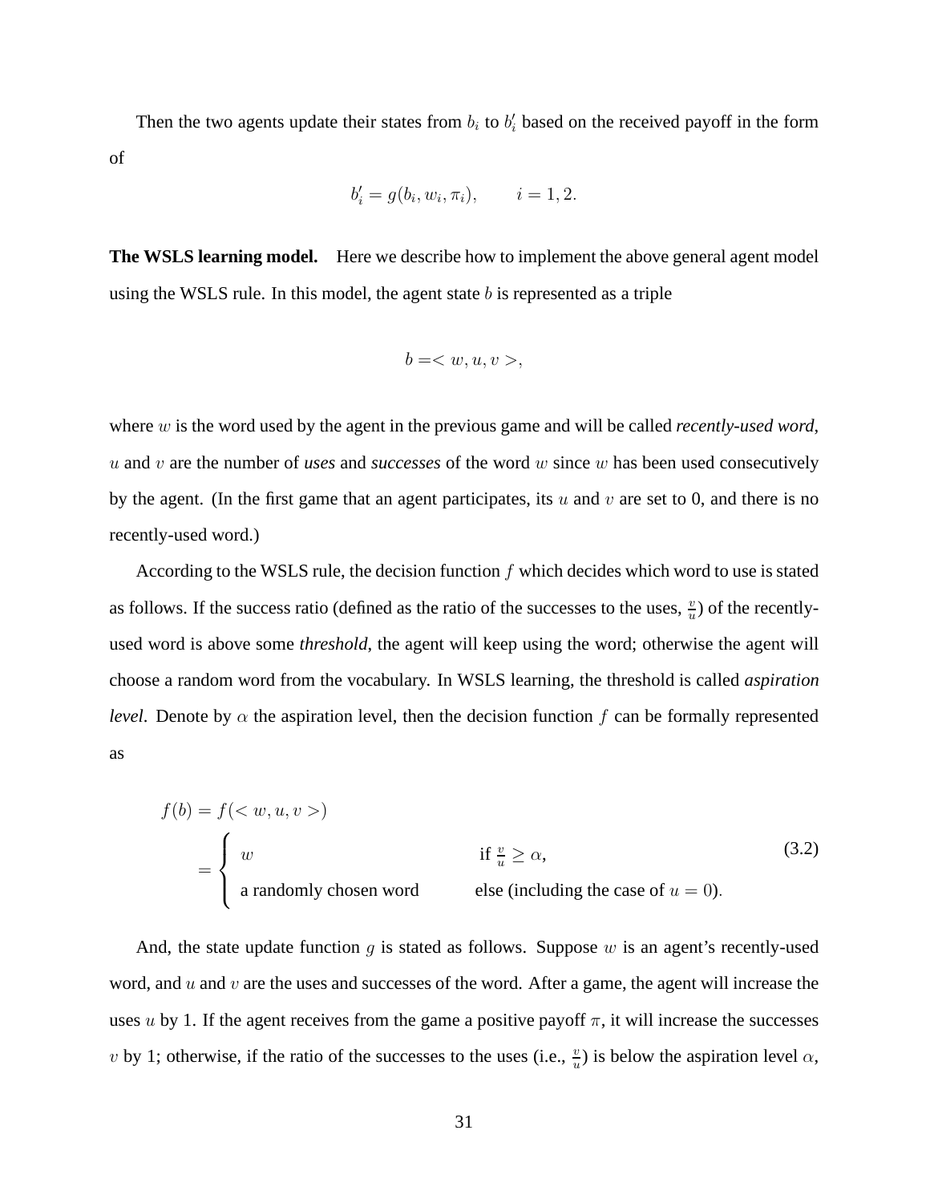Then the two agents update their states from $b_i$ to $b'_i$ based on the received payoff in the form of

$$b'_i = g(b_i, w_i, \pi_i), \qquad i = 1, 2.$$

**The WSLS learning model.** Here we describe how to implement the above general agent model using the WSLS rule. In this model, the agent state $b$ is represented as a triple

$$b =< w, u, v >,$$

where $w$ is the word used by the agent in the previous game and will be called *recently-used word*, $u$ and $v$ are the number of *uses* and *successes* of the word $w$ since $w$ has been used consecutively by the agent. (In the first game that an agent participates, its $u$ and $v$ are set to 0, and there is no recently-used word.)

According to the WSLS rule, the decision function $f$ which decides which word to use is stated as follows. If the success ratio (defined as the ratio of the successes to the uses, $\frac{v}{u}$) of the recently-used word is above some *threshold*, the agent will keep using the word; otherwise the agent will choose a random word from the vocabulary. In WSLS learning, the threshold is called *aspiration level*. Denote by $\alpha$ the aspiration level, then the decision function $f$ can be formally represented as

$$\begin{aligned} f(b) &= f(< w, u, v >) \\ &= \begin{cases} w & \text{if } \frac{v}{u} \geq \alpha, \\ \text{a randomly chosen word} & \text{else (including the case of } u = 0). \end{cases} \end{aligned} \tag{3.2}$$

And, the state update function $g$ is stated as follows. Suppose $w$ is an agent's recently-used word, and $u$ and $v$ are the uses and successes of the word. After a game, the agent will increase the uses $u$ by 1. If the agent receives from the game a positive payoff $\pi$, it will increase the successes $v$ by 1; otherwise, if the ratio of the successes to the uses (i.e., $\frac{v}{u}$) is below the aspiration level $\alpha$,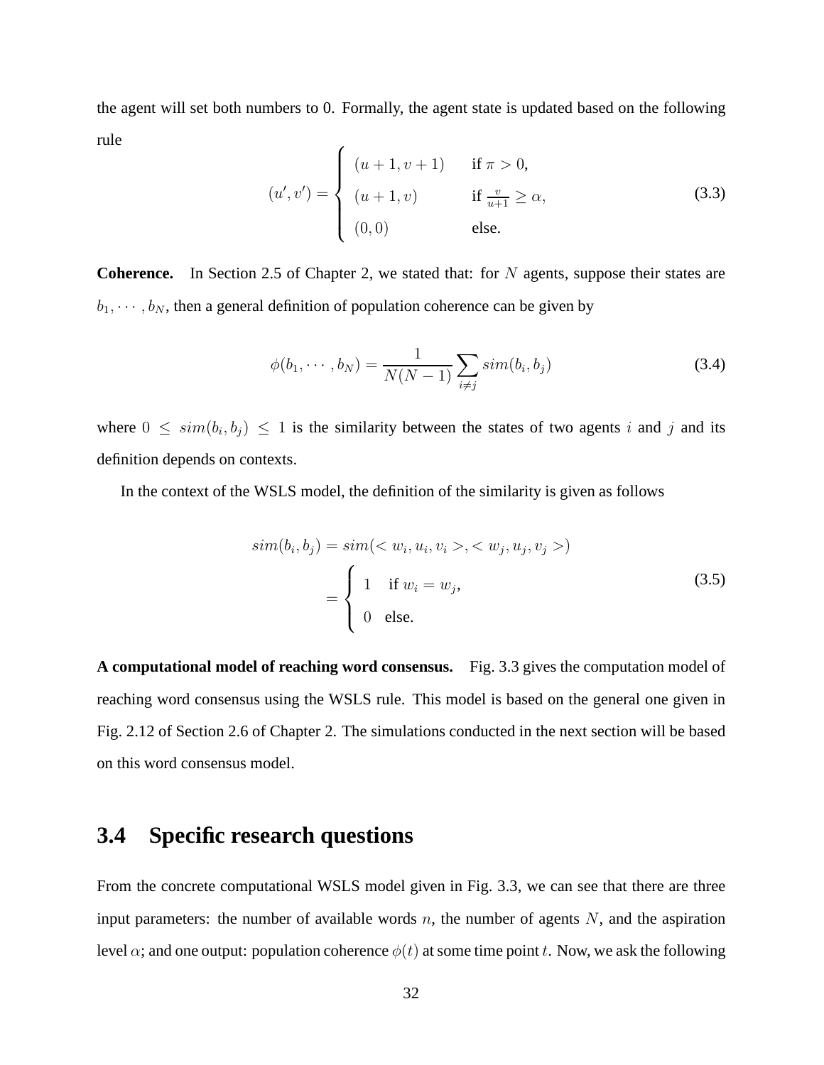the agent will set both numbers to 0. Formally, the agent state is updated based on the following rule

$$
(u', v') = \begin{cases} (u+1, v+1) & \text{if } \pi > 0, \\ (u+1, v) & \text{if } \frac{v}{u+1} \geq \alpha, \\ (0, 0) & \text{else.} \end{cases} \tag{3.3}
$$

**Coherence.** In Section 2.5 of Chapter 2, we stated that: for $N$ agents, suppose their states are $b_1, \cdots, b_N$, then a general definition of population coherence can be given by

$$
\phi(b_1, \cdots, b_N) = \frac{1}{N(N-1)} \sum_{i \neq j} sim(b_i, b_j) \tag{3.4}
$$

where $0 \leq sim(b_i, b_j) \leq 1$ is the similarity between the states of two agents $i$ and $j$ and its definition depends on contexts.

In the context of the WSLS model, the definition of the similarity is given as follows

$$
\begin{aligned} sim(b_i, b_j) &= sim(< w_i, u_i, v_i >, < w_j, u_j, v_j >) \\ &= \begin{cases} 1 & \text{if } w_i = w_j, \\ 0 & \text{else.} \end{cases} \end{aligned} \tag{3.5}
$$

**A computational model of reaching word consensus.** Fig. 3.3 gives the computation model of reaching word consensus using the WSLS rule. This model is based on the general one given in Fig. 2.12 of Section 2.6 of Chapter 2. The simulations conducted in the next section will be based on this word consensus model.

## 3.4 Specific research questions

From the concrete computational WSLS model given in Fig. 3.3, we can see that there are three input parameters: the number of available words $n$, the number of agents $N$, and the aspiration level $\alpha$; and one output: population coherence $\phi(t)$ at some time point $t$. Now, we ask the following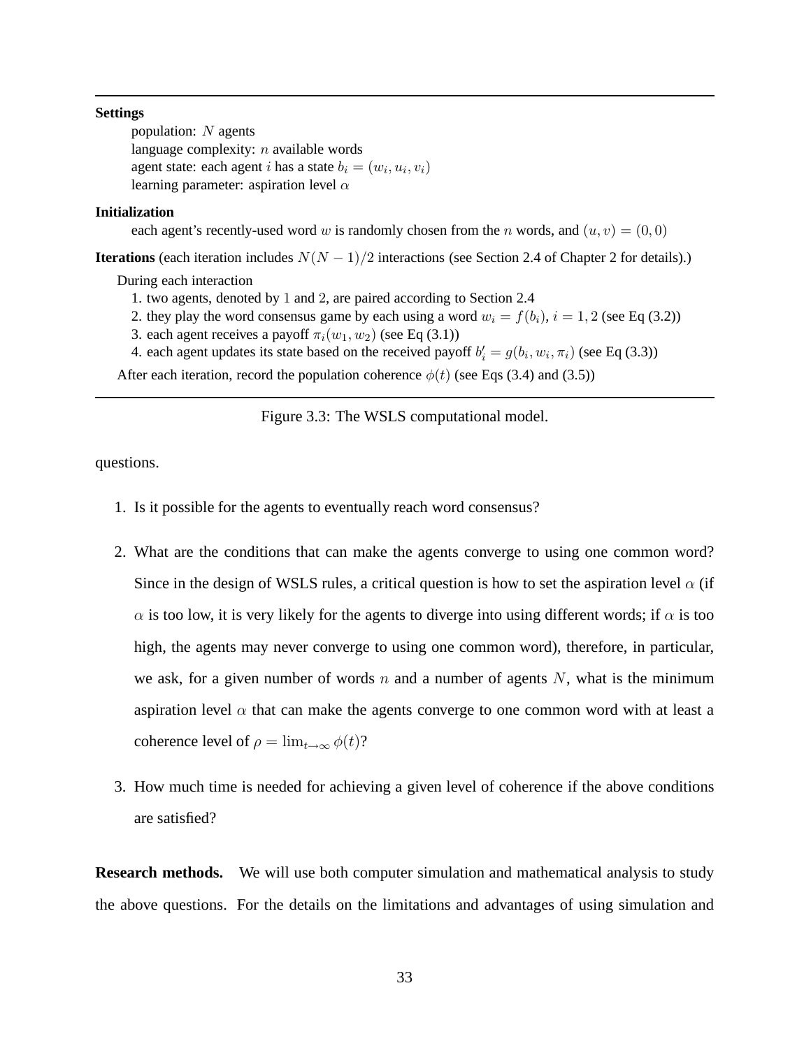**Settings**

population: $N$ agents
language complexity: $n$ available words
agent state: each agent $i$ has a state $b_i = (w_i, u_i, v_i)$
learning parameter: aspiration level $\alpha$

**Initialization**

each agent's recently-used word $w$ is randomly chosen from the $n$ words, and $(u, v) = (0, 0)$

**Iterations** (each iteration includes $N(N-1)/2$ interactions (see Section 2.4 of Chapter 2 for details).)

During each interaction

1. two agents, denoted by 1 and 2, are paired according to Section 2.4
2. they play the word consensus game by each using a word $w_i = f(b_i)$, $i = 1, 2$ (see Eq (3.2))
3. each agent receives a payoff $\pi_i(w_1, w_2)$ (see Eq (3.1))
4. each agent updates its state based on the received payoff $b_i' = g(b_i, w_i, \pi_i)$ (see Eq (3.3))

After each iteration, record the population coherence $\phi(t)$ (see Eqs (3.4) and (3.5))

Figure 3.3: The WSLS computational model.

questions.

1. Is it possible for the agents to eventually reach word consensus?

2. What are the conditions that can make the agents converge to using one common word? Since in the design of WSLS rules, a critical question is how to set the aspiration level $\alpha$ (if $\alpha$ is too low, it is very likely for the agents to diverge into using different words; if $\alpha$ is too high, the agents may never converge to using one common word), therefore, in particular, we ask, for a given number of words $n$ and a number of agents $N$, what is the minimum aspiration level $\alpha$ that can make the agents converge to one common word with at least a coherence level of $\rho = \lim_{t\to\infty} \phi(t)$?

3. How much time is needed for achieving a given level of coherence if the above conditions are satisfied?

**Research methods.** We will use both computer simulation and mathematical analysis to study the above questions. For the details on the limitations and advantages of using simulation and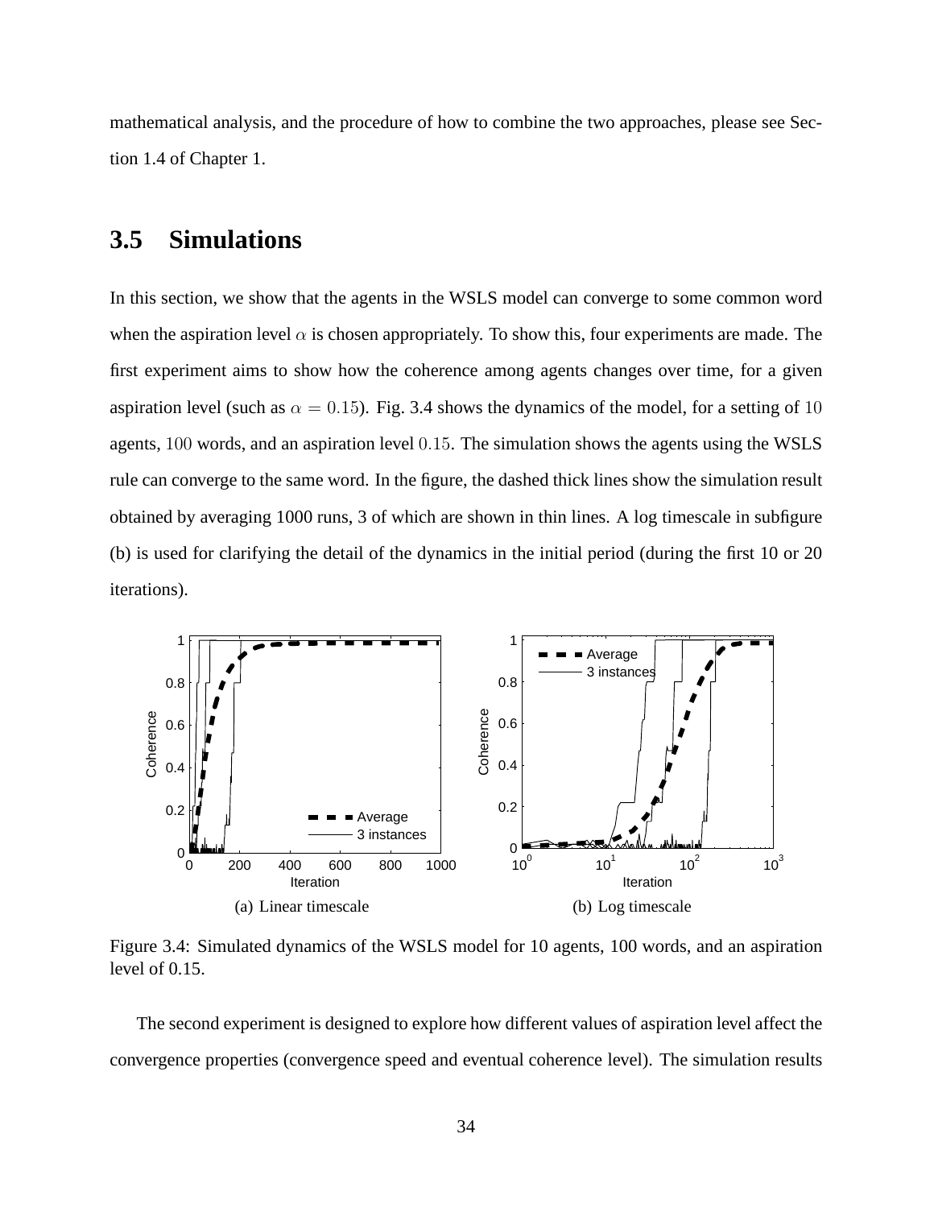mathematical analysis, and the procedure of how to combine the two approaches, please see Section 1.4 of Chapter 1.

## 3.5 Simulations

In this section, we show that the agents in the WSLS model can converge to some common word when the aspiration level $\alpha$ is chosen appropriately. To show this, four experiments are made. The first experiment aims to show how the coherence among agents changes over time, for a given aspiration level (such as $\alpha = 0.15$). Fig. 3.4 shows the dynamics of the model, for a setting of $10$ agents, $100$ words, and an aspiration level $0.15$. The simulation shows the agents using the WSLS rule can converge to the same word. In the figure, the dashed thick lines show the simulation result obtained by averaging 1000 runs, 3 of which are shown in thin lines. A log timescale in subfigure (b) is used for clarifying the detail of the dynamics in the initial period (during the first 10 or 20 iterations).

Coherence
1
0.8
0.6
0.4
0.2
0
0 200 400 600 800 1000
Iteration
Average
3 instances

(a) Linear timescale

Coherence
1
0.8
0.6
0.4
0.2
0
$10^0$ $10^1$ $10^2$ $10^3$
Iteration
Average
3 instances

(b) Log timescale

Figure 3.4: Simulated dynamics of the WSLS model for 10 agents, 100 words, and an aspiration level of 0.15.

The second experiment is designed to explore how different values of aspiration level affect the convergence properties (convergence speed and eventual coherence level). The simulation results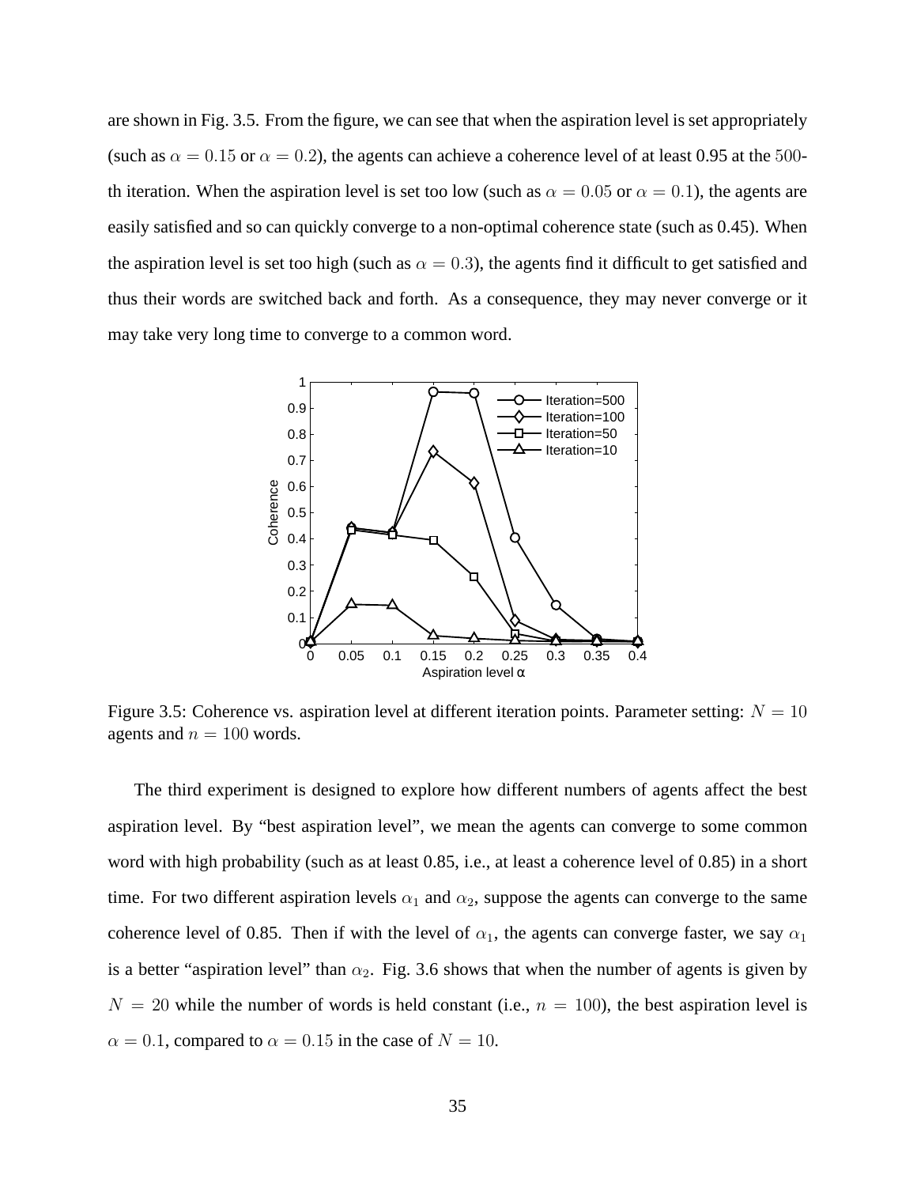are shown in Fig. 3.5. From the figure, we can see that when the aspiration level is set appropriately (such as $\alpha = 0.15$ or $\alpha = 0.2$), the agents can achieve a coherence level of at least 0.95 at the $500$-th iteration. When the aspiration level is set too low (such as $\alpha = 0.05$ or $\alpha = 0.1$), the agents are easily satisfied and so can quickly converge to a non-optimal coherence state (such as 0.45). When the aspiration level is set too high (such as $\alpha = 0.3$), the agents find it difficult to get satisfied and thus their words are switched back and forth. As a consequence, they may never converge or it may take very long time to converge to a common word.

Coherence
1
0.9
0.8
0.7
0.6
0.5
0.4
0.3
0.2
0.1
0
0 0.05 0.1 0.15 0.2 0.25 0.3 0.35 0.4
Aspiration level α
Iteration=500
Iteration=100
Iteration=50
Iteration=10

Figure 3.5: Coherence vs. aspiration level at different iteration points. Parameter setting: $N = 10$ agents and $n = 100$ words.

The third experiment is designed to explore how different numbers of agents affect the best aspiration level. By "best aspiration level", we mean the agents can converge to some common word with high probability (such as at least 0.85, i.e., at least a coherence level of 0.85) in a short time. For two different aspiration levels $\alpha_1$ and $\alpha_2$, suppose the agents can converge to the same coherence level of 0.85. Then if with the level of $\alpha_1$, the agents can converge faster, we say $\alpha_1$ is a better "aspiration level" than $\alpha_2$. Fig. 3.6 shows that when the number of agents is given by $N = 20$ while the number of words is held constant (i.e., $n = 100$), the best aspiration level is $\alpha = 0.1$, compared to $\alpha = 0.15$ in the case of $N = 10$.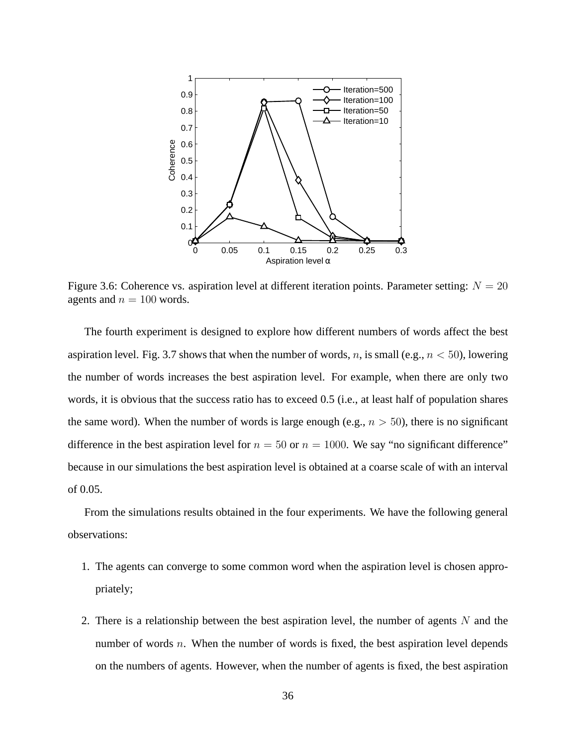1
0.9
0.8
0.7
0.6
0.5
0.4
0.3
0.2
0.1
0
Coherence
0
0.05
0.1
0.15
0.2
0.25
0.3
Aspiration level α
Iteration=500
Iteration=100
Iteration=50
Iteration=10

Figure 3.6: Coherence vs. aspiration level at different iteration points. Parameter setting: $N = 20$ agents and $n = 100$ words.

The fourth experiment is designed to explore how different numbers of words affect the best aspiration level. Fig. 3.7 shows that when the number of words, $n$, is small (e.g., $n < 50$), lowering the number of words increases the best aspiration level. For example, when there are only two words, it is obvious that the success ratio has to exceed 0.5 (i.e., at least half of population shares the same word). When the number of words is large enough (e.g., $n > 50$), there is no significant difference in the best aspiration level for $n = 50$ or $n = 1000$. We say "no significant difference" because in our simulations the best aspiration level is obtained at a coarse scale of with an interval of 0.05.

From the simulations results obtained in the four experiments. We have the following general observations:

1. The agents can converge to some common word when the aspiration level is chosen appropriately;

2. There is a relationship between the best aspiration level, the number of agents $N$ and the number of words $n$. When the number of words is fixed, the best aspiration level depends on the numbers of agents. However, when the number of agents is fixed, the best aspiration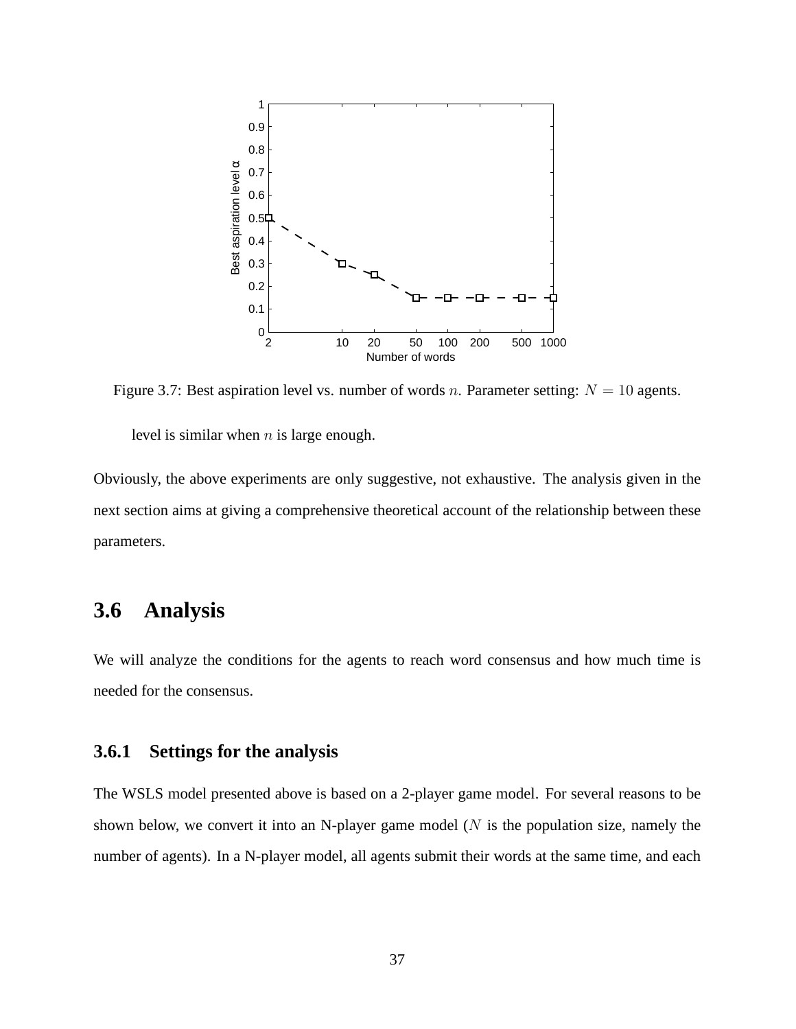Best aspiration level α

1
0.9
0.8
0.7
0.6
0.5
0.4
0.3
0.2
0.1
0

2 10 20 50 100 200 500 1000

Number of words

Figure 3.7: Best aspiration level vs. number of words $n$. Parameter setting: $N = 10$ agents.

level is similar when $n$ is large enough.

Obviously, the above experiments are only suggestive, not exhaustive. The analysis given in the next section aims at giving a comprehensive theoretical account of the relationship between these parameters.

## 3.6 Analysis

We will analyze the conditions for the agents to reach word consensus and how much time is needed for the consensus.

### 3.6.1 Settings for the analysis

The WSLS model presented above is based on a 2-player game model. For several reasons to be shown below, we convert it into an N-player game model ($N$ is the population size, namely the number of agents). In a N-player model, all agents submit their words at the same time, and each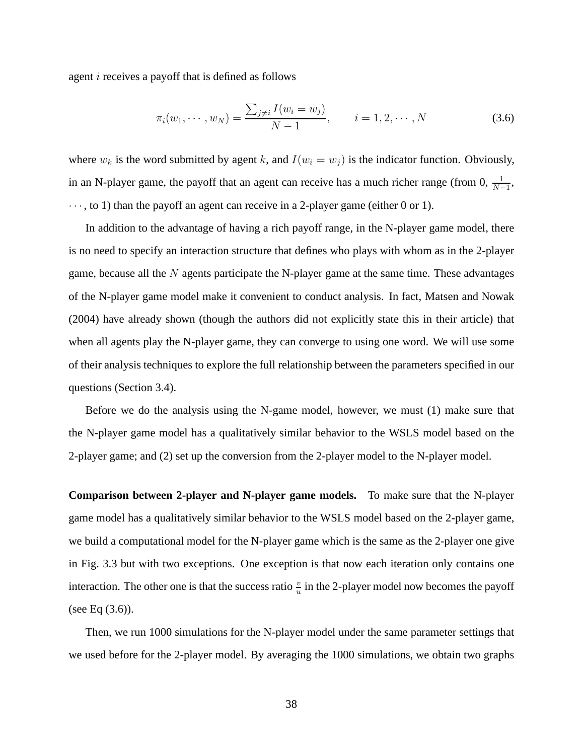agent $i$ receives a payoff that is defined as follows

$$\pi_i(w_1, \cdots, w_N) = \frac{\sum_{j \neq i} I(w_i = w_j)}{N-1}, \qquad i = 1, 2, \cdots, N \tag{3.6}$$

where $w_k$ is the word submitted by agent $k$, and $I(w_i = w_j)$ is the indicator function. Obviously, in an N-player game, the payoff that an agent can receive has a much richer range (from 0, $\frac{1}{N-1}$, $\cdots$, to 1) than the payoff an agent can receive in a 2-player game (either 0 or 1).

In addition to the advantage of having a rich payoff range, in the N-player game model, there is no need to specify an interaction structure that defines who plays with whom as in the 2-player game, because all the $N$ agents participate the N-player game at the same time. These advantages of the N-player game model make it convenient to conduct analysis. In fact, Matsen and Nowak (2004) have already shown (though the authors did not explicitly state this in their article) that when all agents play the N-player game, they can converge to using one word. We will use some of their analysis techniques to explore the full relationship between the parameters specified in our questions (Section 3.4).

Before we do the analysis using the N-game model, however, we must (1) make sure that the N-player game model has a qualitatively similar behavior to the WSLS model based on the 2-player game; and (2) set up the conversion from the 2-player model to the N-player model.

**Comparison between 2-player and N-player game models.** To make sure that the N-player game model has a qualitatively similar behavior to the WSLS model based on the 2-player game, we build a computational model for the N-player game which is the same as the 2-player one give in Fig. 3.3 but with two exceptions. One exception is that now each iteration only contains one interaction. The other one is that the success ratio $\frac{v}{u}$ in the 2-player model now becomes the payoff (see Eq (3.6)).

Then, we run 1000 simulations for the N-player model under the same parameter settings that we used before for the 2-player model. By averaging the 1000 simulations, we obtain two graphs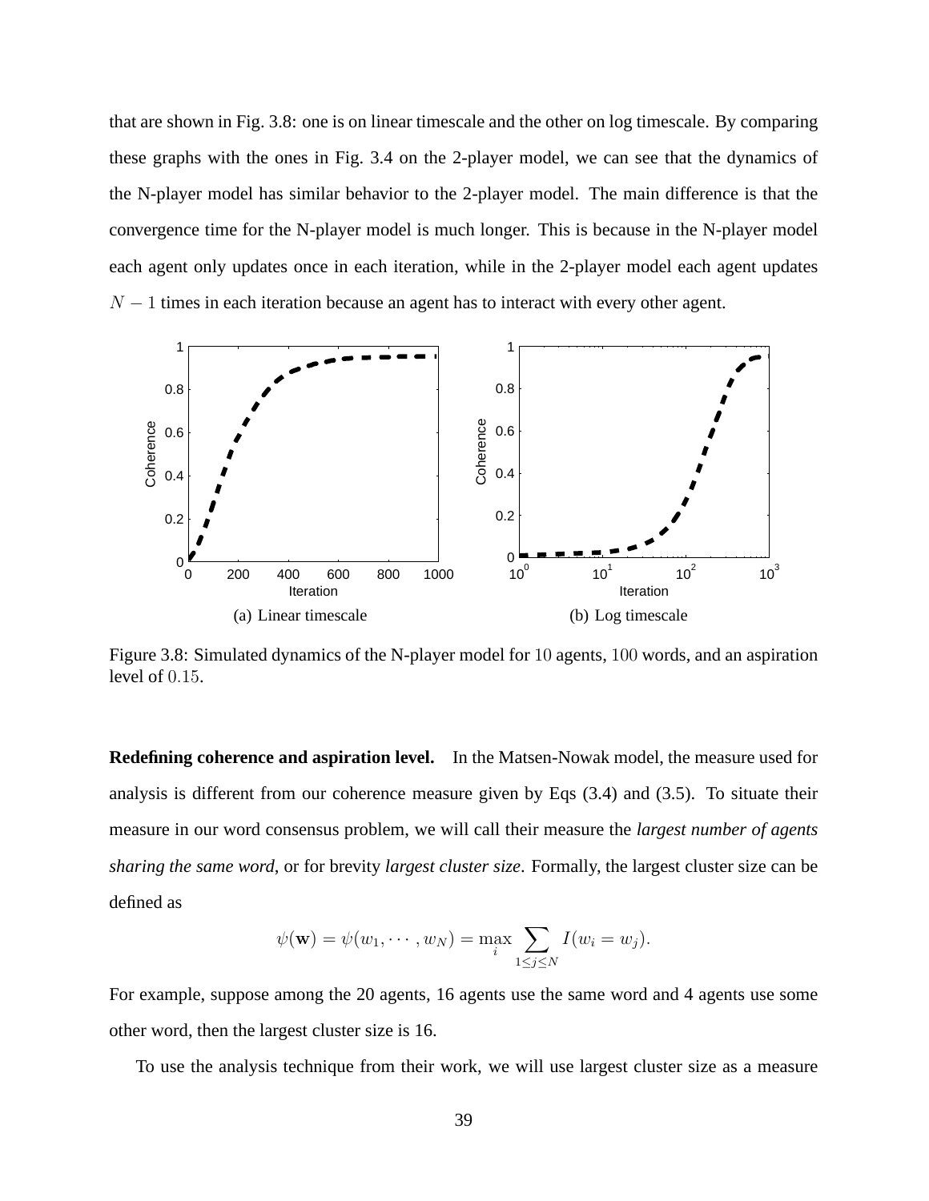that are shown in Fig. 3.8: one is on linear timescale and the other on log timescale. By comparing these graphs with the ones in Fig. 3.4 on the 2-player model, we can see that the dynamics of the N-player model has similar behavior to the 2-player model. The main difference is that the convergence time for the N-player model is much longer. This is because in the N-player model each agent only updates once in each iteration, while in the 2-player model each agent updates $N-1$ times in each iteration because an agent has to interact with every other agent.

Coherence
1
0.8
0.6
0.4
0.2
0
0 200 400 600 800 1000
Iteration

(a) Linear timescale

Coherence
1
0.8
0.6
0.4
0.2
0
$10^0$ $10^1$ $10^2$ $10^3$
Iteration

(b) Log timescale

Figure 3.8: Simulated dynamics of the N-player model for $10$ agents, $100$ words, and an aspiration level of $0.15$.

**Redefining coherence and aspiration level.** In the Matsen-Nowak model, the measure used for analysis is different from our coherence measure given by Eqs (3.4) and (3.5). To situate their measure in our word consensus problem, we will call their measure the *largest number of agents sharing the same word*, or for brevity *largest cluster size*. Formally, the largest cluster size can be defined as

$$\psi(\mathbf{w}) = \psi(w_1, \cdots, w_N) = \max_i \sum_{1 \leq j \leq N} I(w_i = w_j).$$

For example, suppose among the 20 agents, 16 agents use the same word and 4 agents use some other word, then the largest cluster size is 16.

To use the analysis technique from their work, we will use largest cluster size as a measure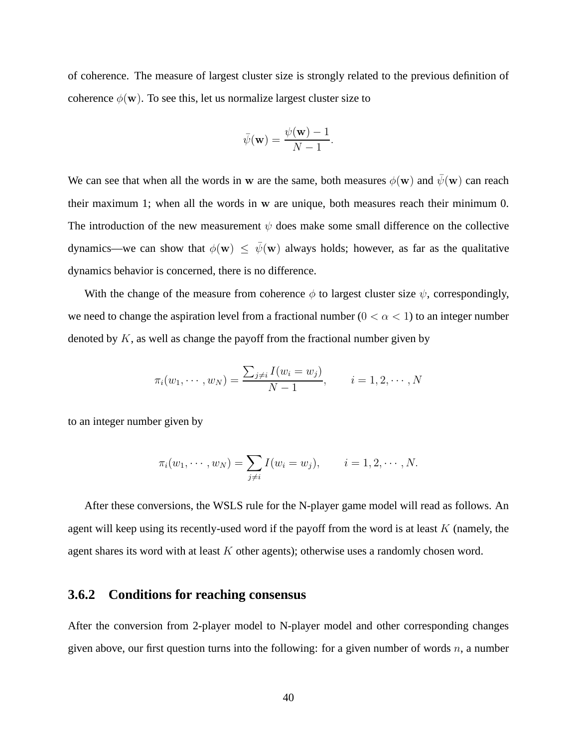of coherence. The measure of largest cluster size is strongly related to the previous definition of coherence $\phi(\mathbf{w})$. To see this, let us normalize largest cluster size to

$$\bar{\psi}(\mathbf{w}) = \frac{\psi(\mathbf{w}) - 1}{N - 1}.$$

We can see that when all the words in $\mathbf{w}$ are the same, both measures $\phi(\mathbf{w})$ and $\bar{\psi}(\mathbf{w})$ can reach their maximum 1; when all the words in $\mathbf{w}$ are unique, both measures reach their minimum 0. The introduction of the new measurement $\psi$ does make some small difference on the collective dynamics—we can show that $\phi(\mathbf{w}) \leq \bar{\psi}(\mathbf{w})$ always holds; however, as far as the qualitative dynamics behavior is concerned, there is no difference.

With the change of the measure from coherence $\phi$ to largest cluster size $\psi$, correspondingly, we need to change the aspiration level from a fractional number ($0 < \alpha < 1$) to an integer number denoted by $K$, as well as change the payoff from the fractional number given by

$$\pi_i(w_1, \cdots, w_N) = \frac{\sum_{j \neq i} I(w_i = w_j)}{N - 1}, \qquad i = 1, 2, \cdots, N$$

to an integer number given by

$$\pi_i(w_1, \cdots, w_N) = \sum_{j \neq i} I(w_i = w_j), \qquad i = 1, 2, \cdots, N.$$

After these conversions, the WSLS rule for the N-player game model will read as follows. An agent will keep using its recently-used word if the payoff from the word is at least $K$ (namely, the agent shares its word with at least $K$ other agents); otherwise uses a randomly chosen word.

### 3.6.2 Conditions for reaching consensus

After the conversion from 2-player model to N-player model and other corresponding changes given above, our first question turns into the following: for a given number of words $n$, a number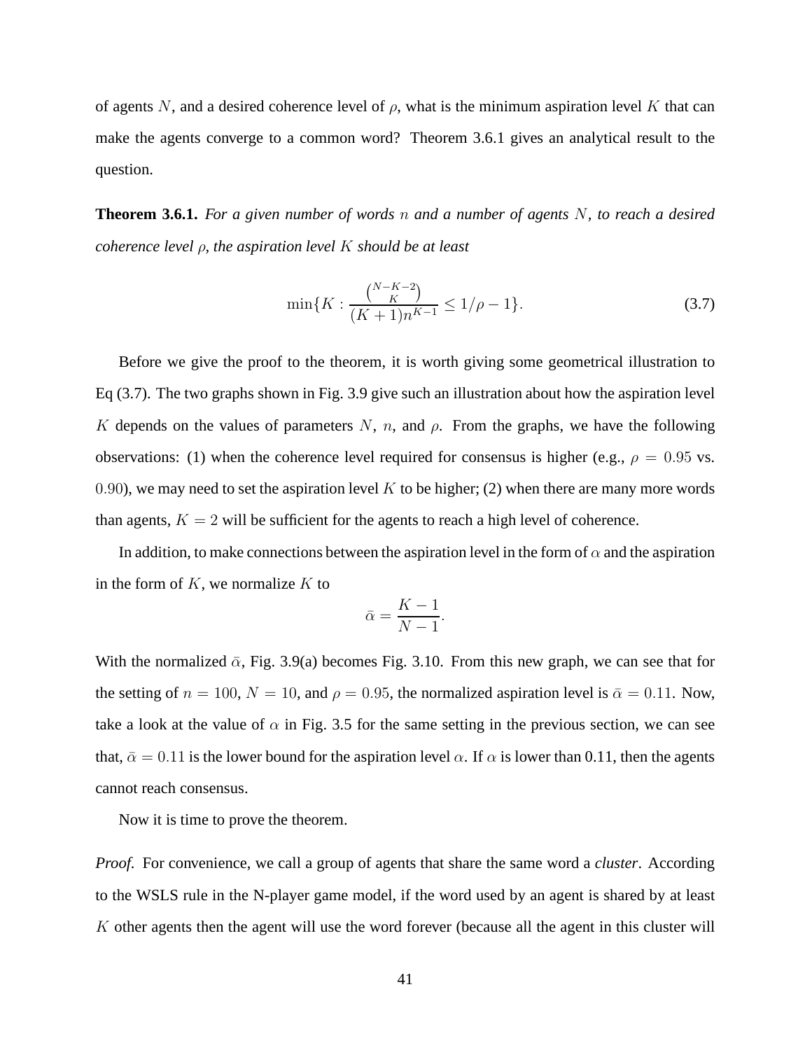of agents $N$, and a desired coherence level of $\rho$, what is the minimum aspiration level $K$ that can make the agents converge to a common word? Theorem 3.6.1 gives an analytical result to the question.

**Theorem 3.6.1.** *For a given number of words $n$ and a number of agents $N$, to reach a desired coherence level $\rho$, the aspiration level $K$ should be at least*

$$\min\{K : \frac{\binom{N-K-2}{K}}{(K+1)n^{K-1}} \leq 1/\rho - 1\}. \tag{3.7}$$

Before we give the proof to the theorem, it is worth giving some geometrical illustration to Eq (3.7). The two graphs shown in Fig. 3.9 give such an illustration about how the aspiration level $K$ depends on the values of parameters $N$, $n$, and $\rho$. From the graphs, we have the following observations: (1) when the coherence level required for consensus is higher (e.g., $\rho = 0.95$ vs. $0.90$), we may need to set the aspiration level $K$ to be higher; (2) when there are many more words than agents, $K = 2$ will be sufficient for the agents to reach a high level of coherence.

In addition, to make connections between the aspiration level in the form of $\alpha$ and the aspiration in the form of $K$, we normalize $K$ to

$$\bar{\alpha} = \frac{K-1}{N-1}.$$

With the normalized $\bar{\alpha}$, Fig. 3.9(a) becomes Fig. 3.10. From this new graph, we can see that for the setting of $n = 100$, $N = 10$, and $\rho = 0.95$, the normalized aspiration level is $\bar{\alpha} = 0.11$. Now, take a look at the value of $\alpha$ in Fig. 3.5 for the same setting in the previous section, we can see that, $\bar{\alpha} = 0.11$ is the lower bound for the aspiration level $\alpha$. If $\alpha$ is lower than 0.11, then the agents cannot reach consensus.

Now it is time to prove the theorem.

*Proof.* For convenience, we call a group of agents that share the same word a *cluster*. According to the WSLS rule in the N-player game model, if the word used by an agent is shared by at least $K$ other agents then the agent will use the word forever (because all the agent in this cluster will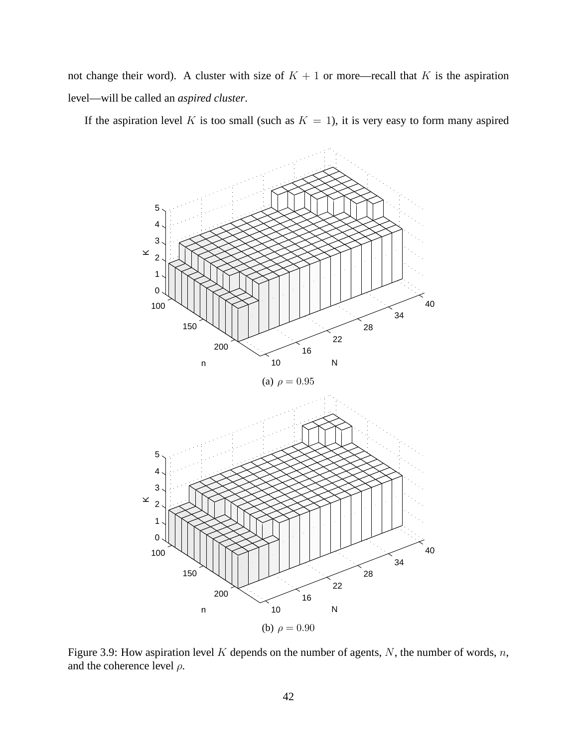not change their word). A cluster with size of $K + 1$ or more—recall that $K$ is the aspiration level—will be called an *aspired cluster*.

If the aspiration level $K$ is too small (such as $K = 1$), it is very easy to form many aspired

K
5
4
3
2
1
0
100
150
200
n
10
16
22
28
34
40
N

(a) $\rho = 0.95$

K
5
4
3
2
1
0
100
150
200
n
10
16
22
28
34
40
N

(b) $\rho = 0.90$

Figure 3.9: How aspiration level $K$ depends on the number of agents, $N$, the number of words, $n$, and the coherence level $\rho$.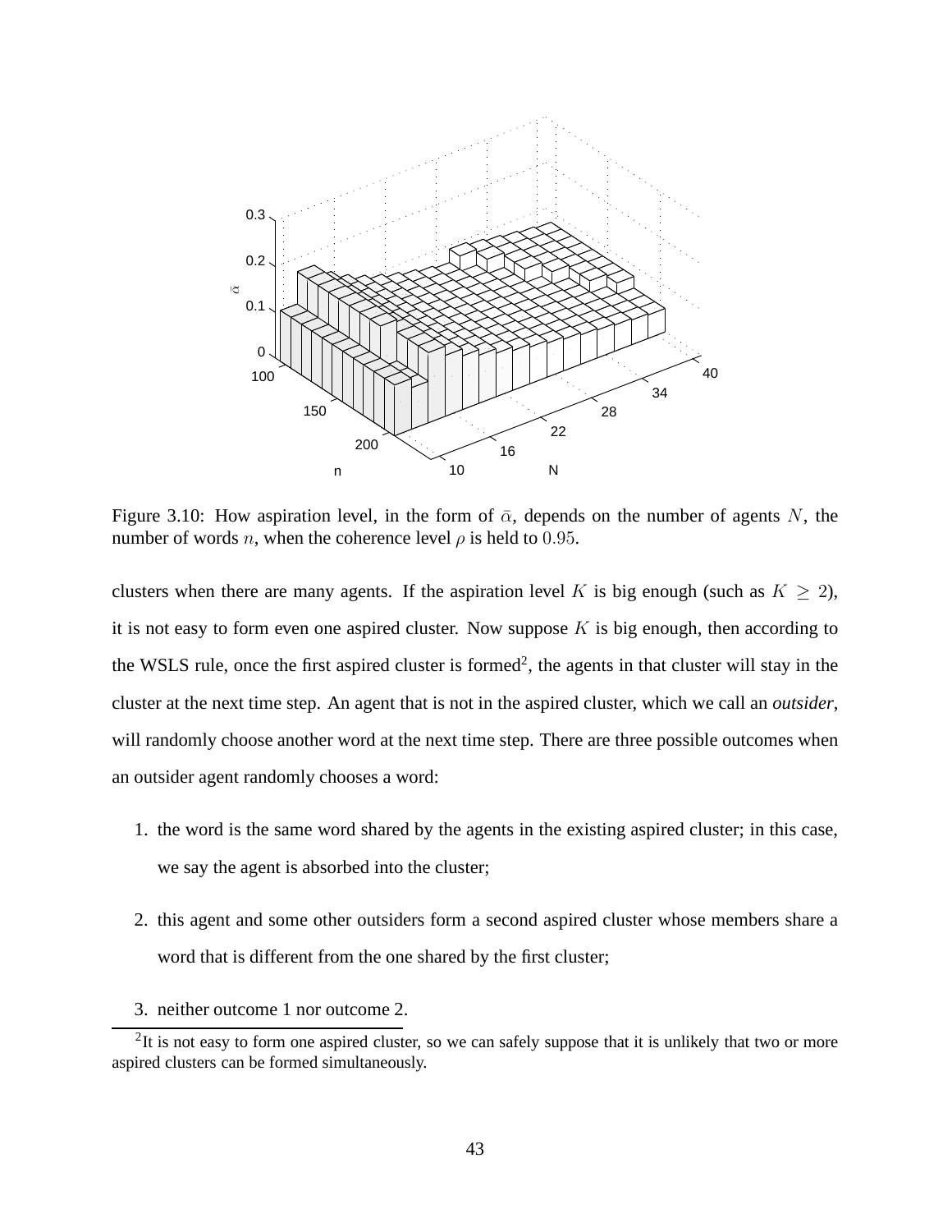0.3
0.2
0.1
0
$\bar{\alpha}$
100
150
200
n
10
16
22
28
34
40
N

Figure 3.10: How aspiration level, in the form of $\bar{\alpha}$, depends on the number of agents $N$, the number of words $n$, when the coherence level $\rho$ is held to $0.95$.

clusters when there are many agents. If the aspiration level $K$ is big enough (such as $K \geq 2$), it is not easy to form even one aspired cluster. Now suppose $K$ is big enough, then according to the WSLS rule, once the first aspired cluster is formed[2], the agents in that cluster will stay in the cluster at the next time step. An agent that is not in the aspired cluster, which we call an *outsider*, will randomly choose another word at the next time step. There are three possible outcomes when an outsider agent randomly chooses a word:

1. the word is the same word shared by the agents in the existing aspired cluster; in this case, we say the agent is absorbed into the cluster;
2. this agent and some other outsiders form a second aspired cluster whose members share a word that is different from the one shared by the first cluster;
3. neither outcome 1 nor outcome 2.

[2]It is not easy to form one aspired cluster, so we can safely suppose that it is unlikely that two or more aspired clusters can be formed simultaneously.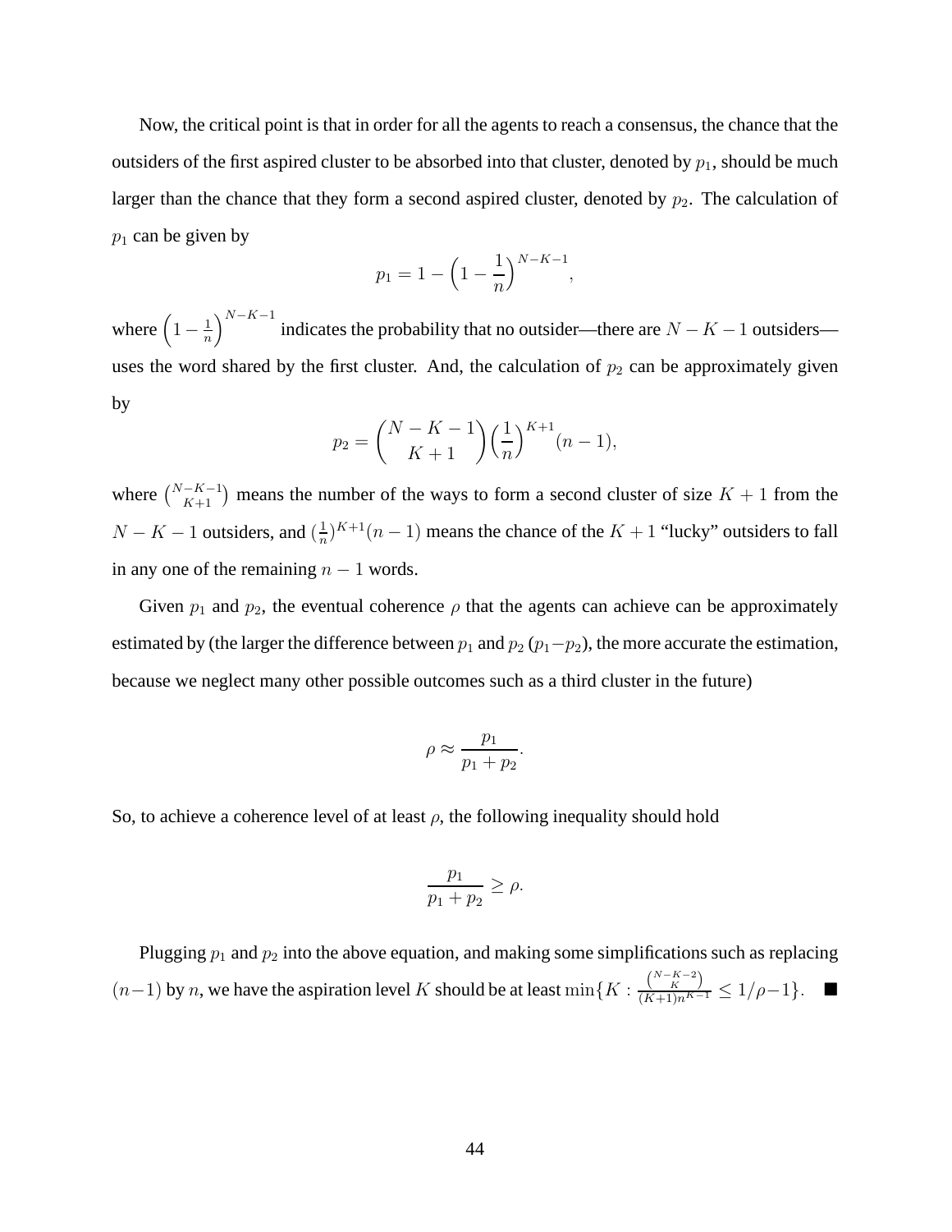Now, the critical point is that in order for all the agents to reach a consensus, the chance that the outsiders of the first aspired cluster to be absorbed into that cluster, denoted by $p_1$, should be much larger than the chance that they form a second aspired cluster, denoted by $p_2$. The calculation of $p_1$ can be given by

$$p_1 = 1 - \left(1 - \frac{1}{n}\right)^{N-K-1},$$

where $\left(1 - \frac{1}{n}\right)^{N-K-1}$ indicates the probability that no outsider—there are $N - K - 1$ outsiders—uses the word shared by the first cluster. And, the calculation of $p_2$ can be approximately given by

$$p_2 = \binom{N-K-1}{K+1}\left(\frac{1}{n}\right)^{K+1}(n-1),$$

where $\binom{N-K-1}{K+1}$ means the number of the ways to form a second cluster of size $K+1$ from the $N-K-1$ outsiders, and $(\frac{1}{n})^{K+1}(n-1)$ means the chance of the $K+1$ "lucky" outsiders to fall in any one of the remaining $n-1$ words.

Given $p_1$ and $p_2$, the eventual coherence $\rho$ that the agents can achieve can be approximately estimated by (the larger the difference between $p_1$ and $p_2$ ($p_1 - p_2$), the more accurate the estimation, because we neglect many other possible outcomes such as a third cluster in the future)

$$\rho \approx \frac{p_1}{p_1 + p_2}.$$

So, to achieve a coherence level of at least $\rho$, the following inequality should hold

$$\frac{p_1}{p_1 + p_2} \geq \rho.$$

Plugging $p_1$ and $p_2$ into the above equation, and making some simplifications such as replacing $(n-1)$ by $n$, we have the aspiration level $K$ should be at least $\min\{K : \frac{\binom{N-K-2}{K}}{(K+1)n^{K-1}} \leq 1/\rho - 1\}$. ■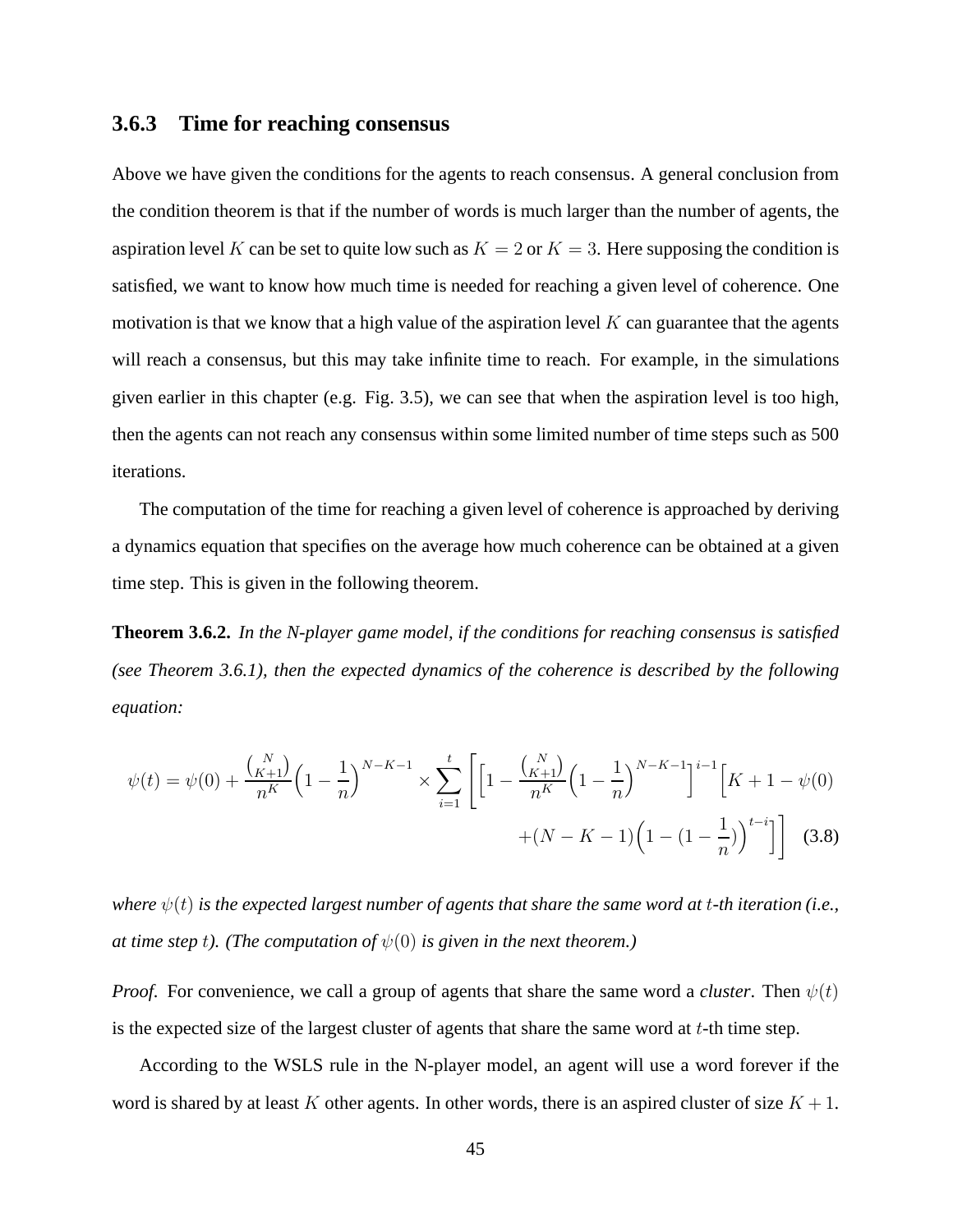### 3.6.3 Time for reaching consensus

Above we have given the conditions for the agents to reach consensus. A general conclusion from the condition theorem is that if the number of words is much larger than the number of agents, the aspiration level $K$ can be set to quite low such as $K = 2$ or $K = 3$. Here supposing the condition is satisfied, we want to know how much time is needed for reaching a given level of coherence. One motivation is that we know that a high value of the aspiration level $K$ can guarantee that the agents will reach a consensus, but this may take infinite time to reach. For example, in the simulations given earlier in this chapter (e.g. Fig. 3.5), we can see that when the aspiration level is too high, then the agents can not reach any consensus within some limited number of time steps such as 500 iterations.

The computation of the time for reaching a given level of coherence is approached by deriving a dynamics equation that specifies on the average how much coherence can be obtained at a given time step. This is given in the following theorem.

**Theorem 3.6.2.** *In the N-player game model, if the conditions for reaching consensus is satisfied (see Theorem 3.6.1), then the expected dynamics of the coherence is described by the following equation:*

$$\psi(t) = \psi(0) + \frac{\binom{N}{K+1}}{n^K}\Big(1 - \frac{1}{n}\Big)^{N-K-1} \times \sum_{i=1}^{t} \Bigg[\Big[1 - \frac{\binom{N}{K+1}}{n^K}\Big(1 - \frac{1}{n}\Big)^{N-K-1}\Big]^{i-1}\Big[K + 1 - \psi(0) + (N - K - 1)\Big(1 - (1 - \frac{1}{n})\Big)^{t-i}\Big]\Bigg] \quad (3.8)$$

*where $\psi(t)$ is the expected largest number of agents that share the same word at $t$-th iteration (i.e., at time step $t$). (The computation of $\psi(0)$ is given in the next theorem.)*

*Proof.* For convenience, we call a group of agents that share the same word a *cluster*. Then $\psi(t)$ is the expected size of the largest cluster of agents that share the same word at $t$-th time step.

According to the WSLS rule in the N-player model, an agent will use a word forever if the word is shared by at least $K$ other agents. In other words, there is an aspired cluster of size $K + 1$.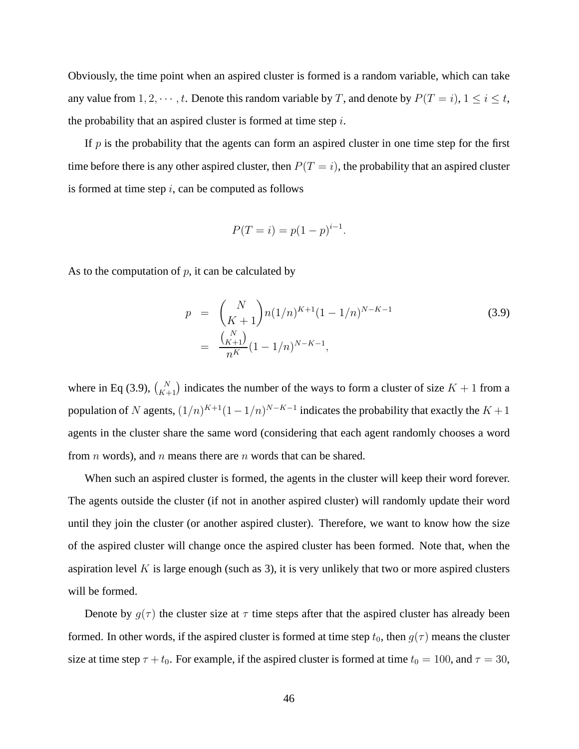Obviously, the time point when an aspired cluster is formed is a random variable, which can take any value from $1, 2, \cdots, t$. Denote this random variable by $T$, and denote by $P(T = i)$, $1 \leq i \leq t$, the probability that an aspired cluster is formed at time step $i$.

If $p$ is the probability that the agents can form an aspired cluster in one time step for the first time before there is any other aspired cluster, then $P(T = i)$, the probability that an aspired cluster is formed at time step $i$, can be computed as follows

$$P(T = i) = p(1 - p)^{i-1}.$$

As to the computation of $p$, it can be calculated by

$$
\begin{aligned}
p &= \binom{N}{K+1} n (1/n)^{K+1} (1 - 1/n)^{N-K-1} \\
&= \frac{\binom{N}{K+1}}{n^K} (1 - 1/n)^{N-K-1},
\end{aligned}
\tag{3.9}
$$

where in Eq (3.9), $\binom{N}{K+1}$ indicates the number of the ways to form a cluster of size $K + 1$ from a population of $N$ agents, $(1/n)^{K+1}(1 - 1/n)^{N-K-1}$ indicates the probability that exactly the $K + 1$ agents in the cluster share the same word (considering that each agent randomly chooses a word from $n$ words), and $n$ means there are $n$ words that can be shared.

When such an aspired cluster is formed, the agents in the cluster will keep their word forever. The agents outside the cluster (if not in another aspired cluster) will randomly update their word until they join the cluster (or another aspired cluster). Therefore, we want to know how the size of the aspired cluster will change once the aspired cluster has been formed. Note that, when the aspiration level $K$ is large enough (such as 3), it is very unlikely that two or more aspired clusters will be formed.

Denote by $g(\tau)$ the cluster size at $\tau$ time steps after that the aspired cluster has already been formed. In other words, if the aspired cluster is formed at time step $t_0$, then $g(\tau)$ means the cluster size at time step $\tau + t_0$. For example, if the aspired cluster is formed at time $t_0 = 100$, and $\tau = 30$,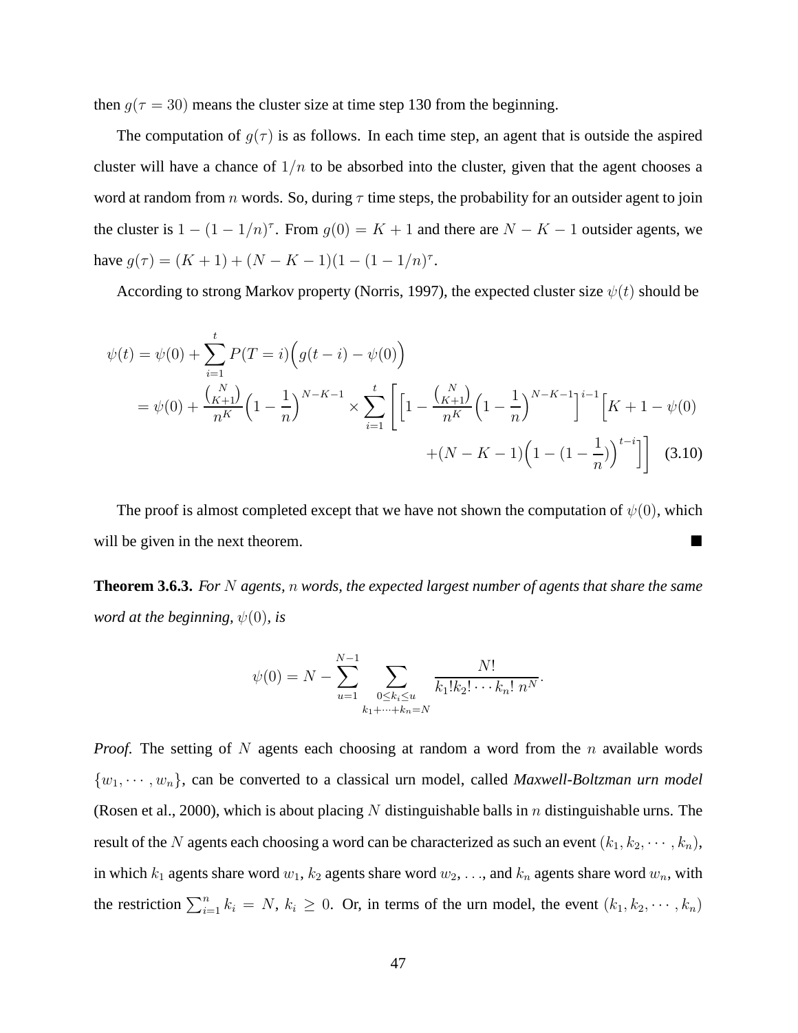then $g(\tau = 30)$ means the cluster size at time step 130 from the beginning.

The computation of $g(\tau)$ is as follows. In each time step, an agent that is outside the aspired cluster will have a chance of $1/n$ to be absorbed into the cluster, given that the agent chooses a word at random from $n$ words. So, during $\tau$ time steps, the probability for an outsider agent to join the cluster is $1-(1-1/n)^\tau$. From $g(0) = K+1$ and there are $N-K-1$ outsider agents, we have $g(\tau) = (K+1) + (N-K-1)(1-(1-1/n)^\tau$.

According to strong Markov property (Norris, 1997), the expected cluster size $\psi(t)$ should be

$$
\begin{aligned}
\psi(t) &= \psi(0) + \sum_{i=1}^{t} P(T=i)\Big(g(t-i) - \psi(0)\Big) \\
&= \psi(0) + \frac{\binom{N}{K+1}}{n^K}\Big(1-\frac{1}{n}\Big)^{N-K-1} \times \sum_{i=1}^{t}\left[\left[1-\frac{\binom{N}{K+1}}{n^K}\Big(1-\frac{1}{n}\Big)^{N-K-1}\right]^{i-1}\Big[K+1-\psi(0)\right. \\
&\qquad \left. +(N-K-1)\Big(1-(1-\frac{1}{n})\Big)^{t-i}\Big]\right] \quad (3.10)
\end{aligned}
$$

The proof is almost completed except that we have not shown the computation of $\psi(0)$, which will be given in the next theorem. ■

**Theorem 3.6.3.** *For $N$ agents, $n$ words, the expected largest number of agents that share the same word at the beginning, $\psi(0)$, is*

$$
\psi(0) = N - \sum_{u=1}^{N-1} \sum_{\substack{0 \le k_i \le u \\ k_1+\cdots+k_n=N}} \frac{N!}{k_1!k_2!\cdots k_n!\, n^N}.
$$

*Proof.* The setting of $N$ agents each choosing at random a word from the $n$ available words $\{w_1, \cdots, w_n\}$, can be converted to a classical urn model, called *Maxwell-Boltzman urn model* (Rosen et al., 2000), which is about placing $N$ distinguishable balls in $n$ distinguishable urns. The result of the $N$ agents each choosing a word can be characterized as such an event $(k_1, k_2, \cdots, k_n)$, in which $k_1$ agents share word $w_1$, $k_2$ agents share word $w_2$, . . ., and $k_n$ agents share word $w_n$, with the restriction $\sum_{i=1}^{n} k_i = N$, $k_i \ge 0$. Or, in terms of the urn model, the event $(k_1, k_2, \cdots, k_n)$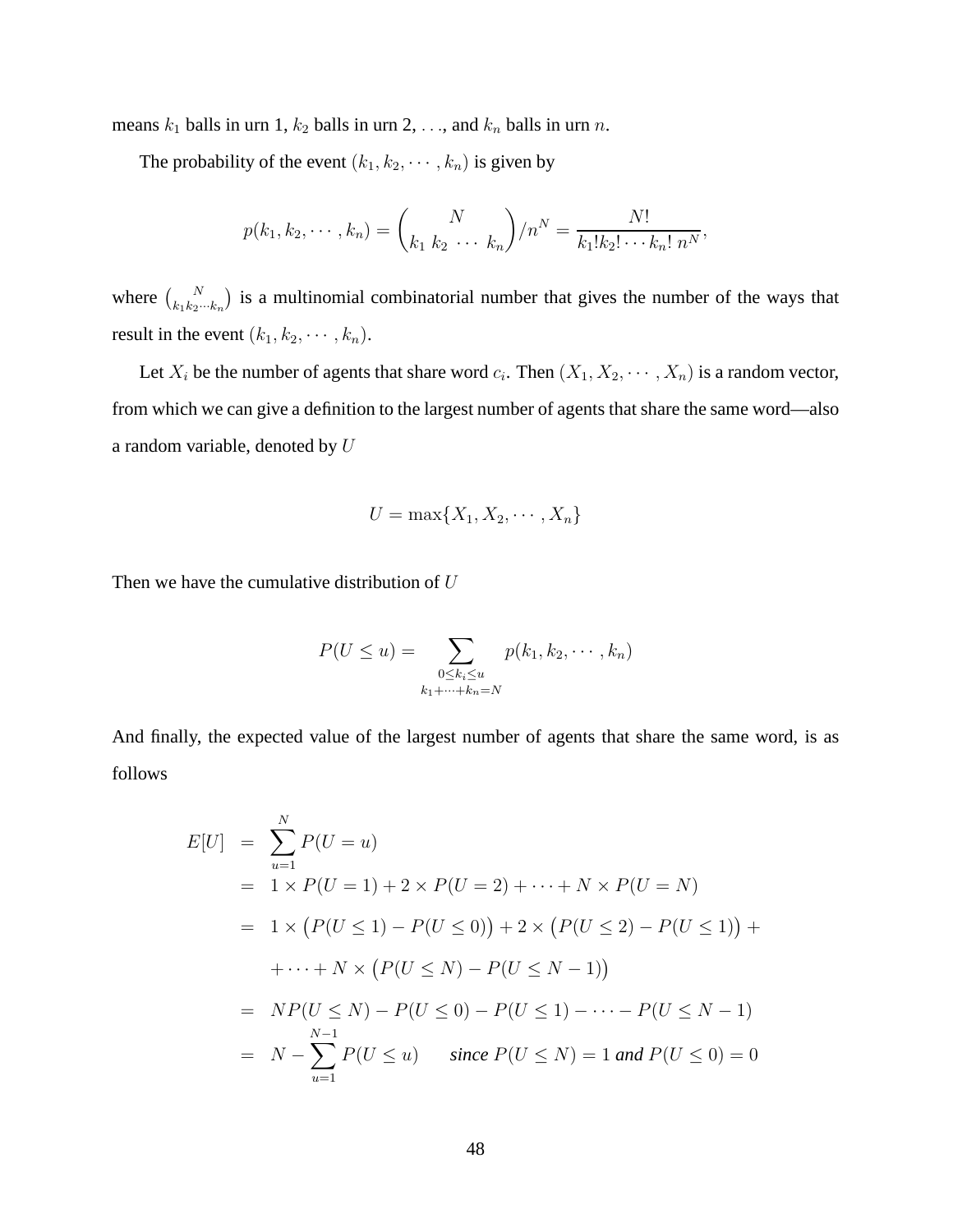means $k_1$ balls in urn 1, $k_2$ balls in urn 2, ..., and $k_n$ balls in urn $n$.

The probability of the event $(k_1, k_2, \cdots, k_n)$ is given by

$$p(k_1, k_2, \cdots, k_n) = \binom{N}{k_1\ k_2\ \cdots\ k_n} / n^N = \frac{N!}{k_1! k_2! \cdots k_n!\ n^N},$$

where $\binom{N}{k_1 k_2 \cdots k_n}$ is a multinomial combinatorial number that gives the number of the ways that result in the event $(k_1, k_2, \cdots, k_n)$.

Let $X_i$ be the number of agents that share word $c_i$. Then $(X_1, X_2, \cdots, X_n)$ is a random vector, from which we can give a definition to the largest number of agents that share the same word—also a random variable, denoted by $U$

$$U = \max\{X_1, X_2, \cdots, X_n\}$$

Then we have the cumulative distribution of $U$

$$P(U \leq u) = \sum_{\substack{0 \leq k_i \leq u \\ k_1 + \cdots + k_n = N}} p(k_1, k_2, \cdots, k_n)$$

And finally, the expected value of the largest number of agents that share the same word, is as follows

$$\begin{aligned}
E[U] &= \sum_{u=1}^{N} P(U = u) \\
&= 1 \times P(U = 1) + 2 \times P(U = 2) + \cdots + N \times P(U = N) \\
&= 1 \times \big(P(U \leq 1) - P(U \leq 0)\big) + 2 \times \big(P(U \leq 2) - P(U \leq 1)\big) + \\
&\quad + \cdots + N \times \big(P(U \leq N) - P(U \leq N-1)\big) \\
&= NP(U \leq N) - P(U \leq 0) - P(U \leq 1) - \cdots - P(U \leq N-1) \\
&= N - \sum_{u=1}^{N-1} P(U \leq u) \qquad \textit{since } P(U \leq N) = 1 \textit{ and } P(U \leq 0) = 0
\end{aligned}$$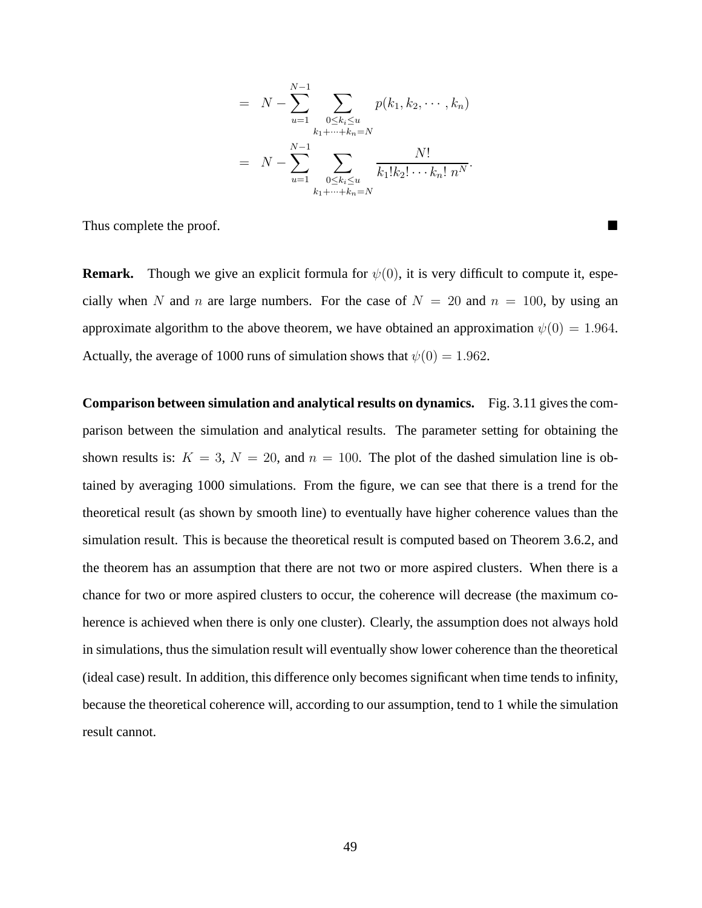$$
\begin{aligned}
&= N - \sum_{u=1}^{N-1} \sum_{\substack{0 \leq k_i \leq u \\ k_1 + \cdots + k_n = N}} p(k_1, k_2, \cdots, k_n) \\
&= N - \sum_{u=1}^{N-1} \sum_{\substack{0 \leq k_i \leq u \\ k_1 + \cdots + k_n = N}} \frac{N!}{k_1! k_2! \cdots k_n! \, n^N}.
\end{aligned}
$$

Thus complete the proof. ■

**Remark.** Though we give an explicit formula for $\psi(0)$, it is very difficult to compute it, especially when $N$ and $n$ are large numbers. For the case of $N = 20$ and $n = 100$, by using an approximate algorithm to the above theorem, we have obtained an approximation $\psi(0) = 1.964$. Actually, the average of 1000 runs of simulation shows that $\psi(0) = 1.962$.

**Comparison between simulation and analytical results on dynamics.** Fig. 3.11 gives the comparison between the simulation and analytical results. The parameter setting for obtaining the shown results is: $K = 3$, $N = 20$, and $n = 100$. The plot of the dashed simulation line is obtained by averaging 1000 simulations. From the figure, we can see that there is a trend for the theoretical result (as shown by smooth line) to eventually have higher coherence values than the simulation result. This is because the theoretical result is computed based on Theorem 3.6.2, and the theorem has an assumption that there are not two or more aspired clusters. When there is a chance for two or more aspired clusters to occur, the coherence will decrease (the maximum coherence is achieved when there is only one cluster). Clearly, the assumption does not always hold in simulations, thus the simulation result will eventually show lower coherence than the theoretical (ideal case) result. In addition, this difference only becomes significant when time tends to infinity, because the theoretical coherence will, according to our assumption, tend to 1 while the simulation result cannot.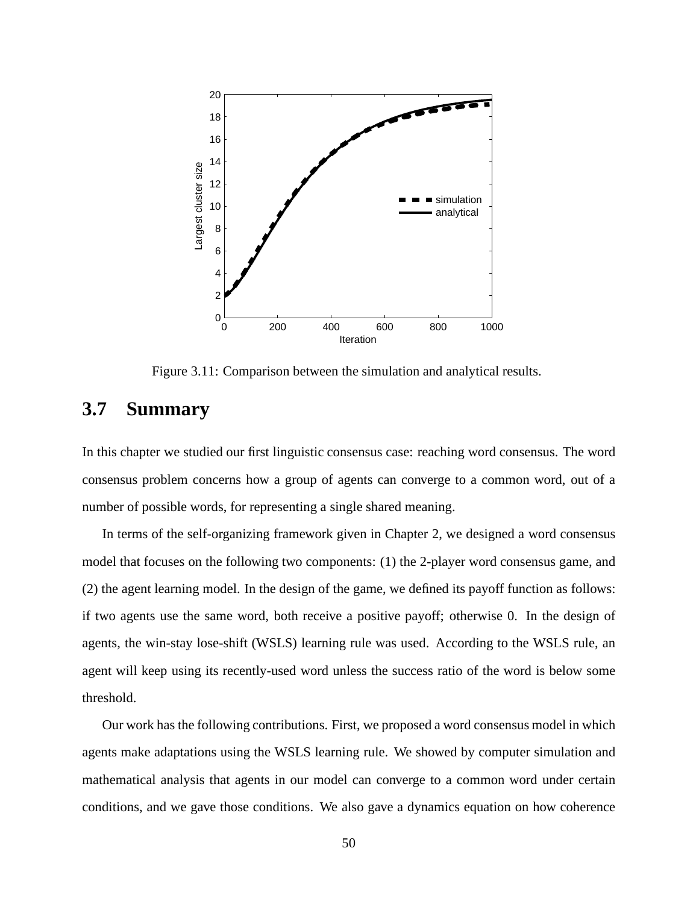20
18
16
14
12
10
8
6
4
2
0
Largest cluster size
0
200
400
600
800
1000
Iteration
simulation
analytical

Figure 3.11: Comparison between the simulation and analytical results.

## 3.7 Summary

In this chapter we studied our first linguistic consensus case: reaching word consensus. The word consensus problem concerns how a group of agents can converge to a common word, out of a number of possible words, for representing a single shared meaning.

In terms of the self-organizing framework given in Chapter 2, we designed a word consensus model that focuses on the following two components: (1) the 2-player word consensus game, and (2) the agent learning model. In the design of the game, we defined its payoff function as follows: if two agents use the same word, both receive a positive payoff; otherwise 0. In the design of agents, the win-stay lose-shift (WSLS) learning rule was used. According to the WSLS rule, an agent will keep using its recently-used word unless the success ratio of the word is below some threshold.

Our work has the following contributions. First, we proposed a word consensus model in which agents make adaptations using the WSLS learning rule. We showed by computer simulation and mathematical analysis that agents in our model can converge to a common word under certain conditions, and we gave those conditions. We also gave a dynamics equation on how coherence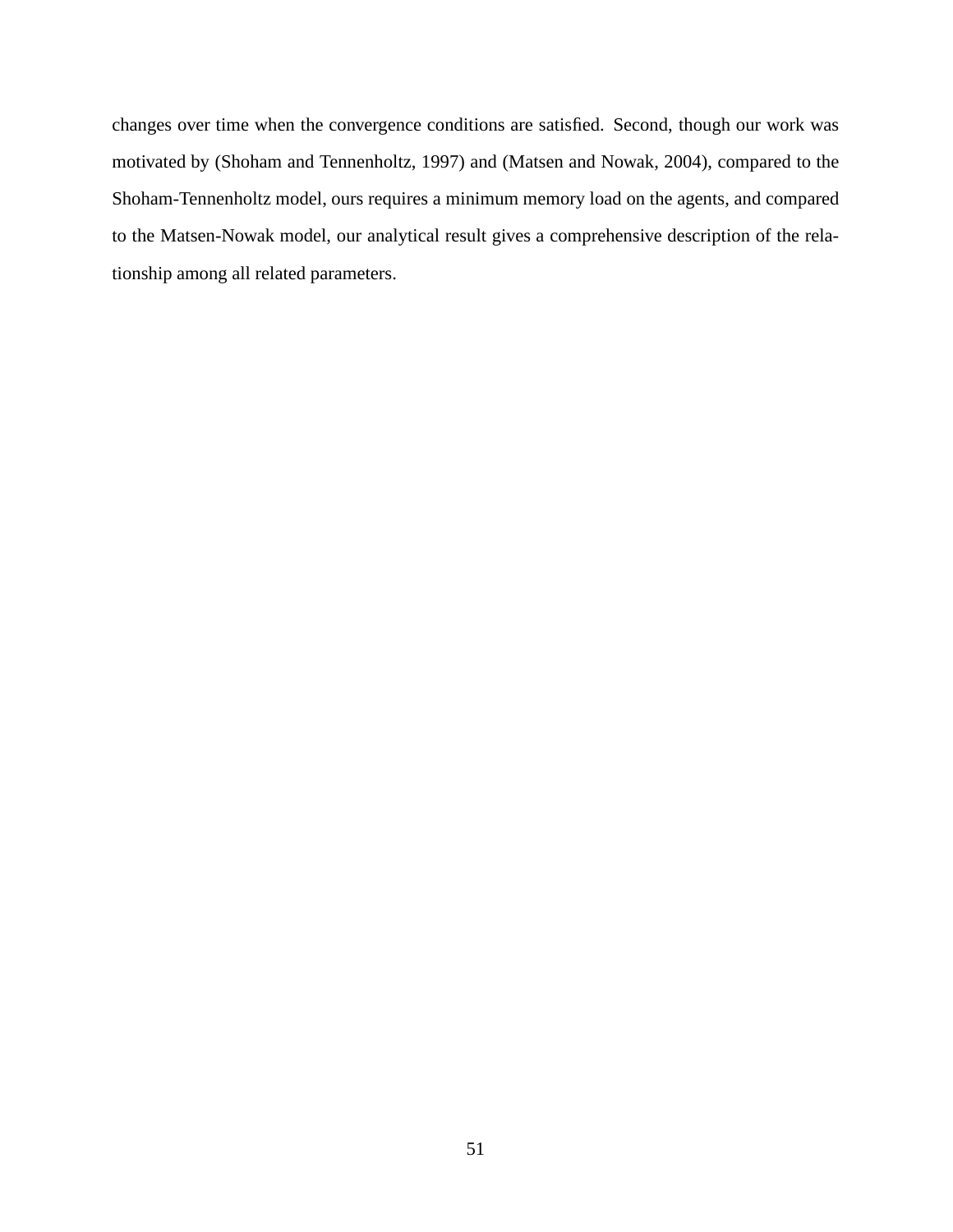changes over time when the convergence conditions are satisfied. Second, though our work was motivated by (Shoham and Tennenholtz, 1997) and (Matsen and Nowak, 2004), compared to the Shoham-Tennenholtz model, ours requires a minimum memory load on the agents, and compared to the Matsen-Nowak model, our analytical result gives a comprehensive description of the relationship among all related parameters.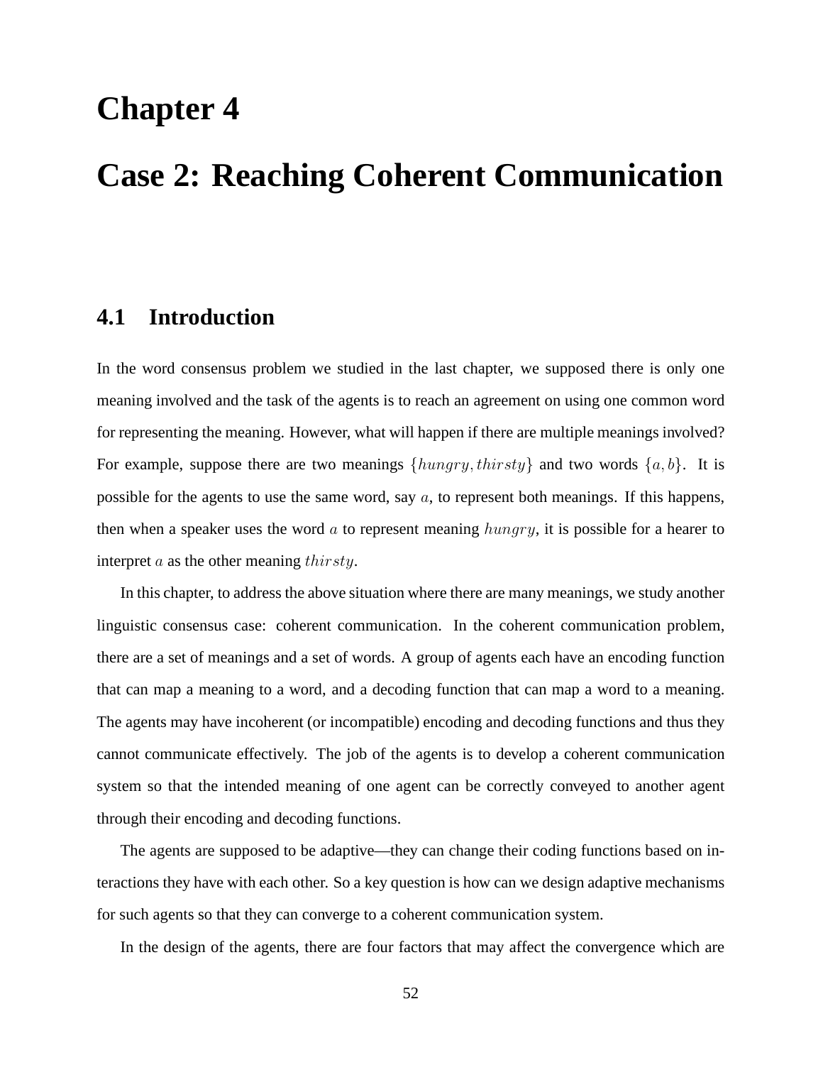# Chapter 4

# Case 2: Reaching Coherent Communication

## 4.1 Introduction

In the word consensus problem we studied in the last chapter, we supposed there is only one meaning involved and the task of the agents is to reach an agreement on using one common word for representing the meaning. However, what will happen if there are multiple meanings involved? For example, suppose there are two meanings $\{hungry, thirsty\}$ and two words $\{a, b\}$. It is possible for the agents to use the same word, say $a$, to represent both meanings. If this happens, then when a speaker uses the word $a$ to represent meaning $hungry$, it is possible for a hearer to interpret $a$ as the other meaning $thirsty$.

In this chapter, to address the above situation where there are many meanings, we study another linguistic consensus case: coherent communication. In the coherent communication problem, there are a set of meanings and a set of words. A group of agents each have an encoding function that can map a meaning to a word, and a decoding function that can map a word to a meaning. The agents may have incoherent (or incompatible) encoding and decoding functions and thus they cannot communicate effectively. The job of the agents is to develop a coherent communication system so that the intended meaning of one agent can be correctly conveyed to another agent through their encoding and decoding functions.

The agents are supposed to be adaptive—they can change their coding functions based on interactions they have with each other. So a key question is how can we design adaptive mechanisms for such agents so that they can converge to a coherent communication system.

In the design of the agents, there are four factors that may affect the convergence which are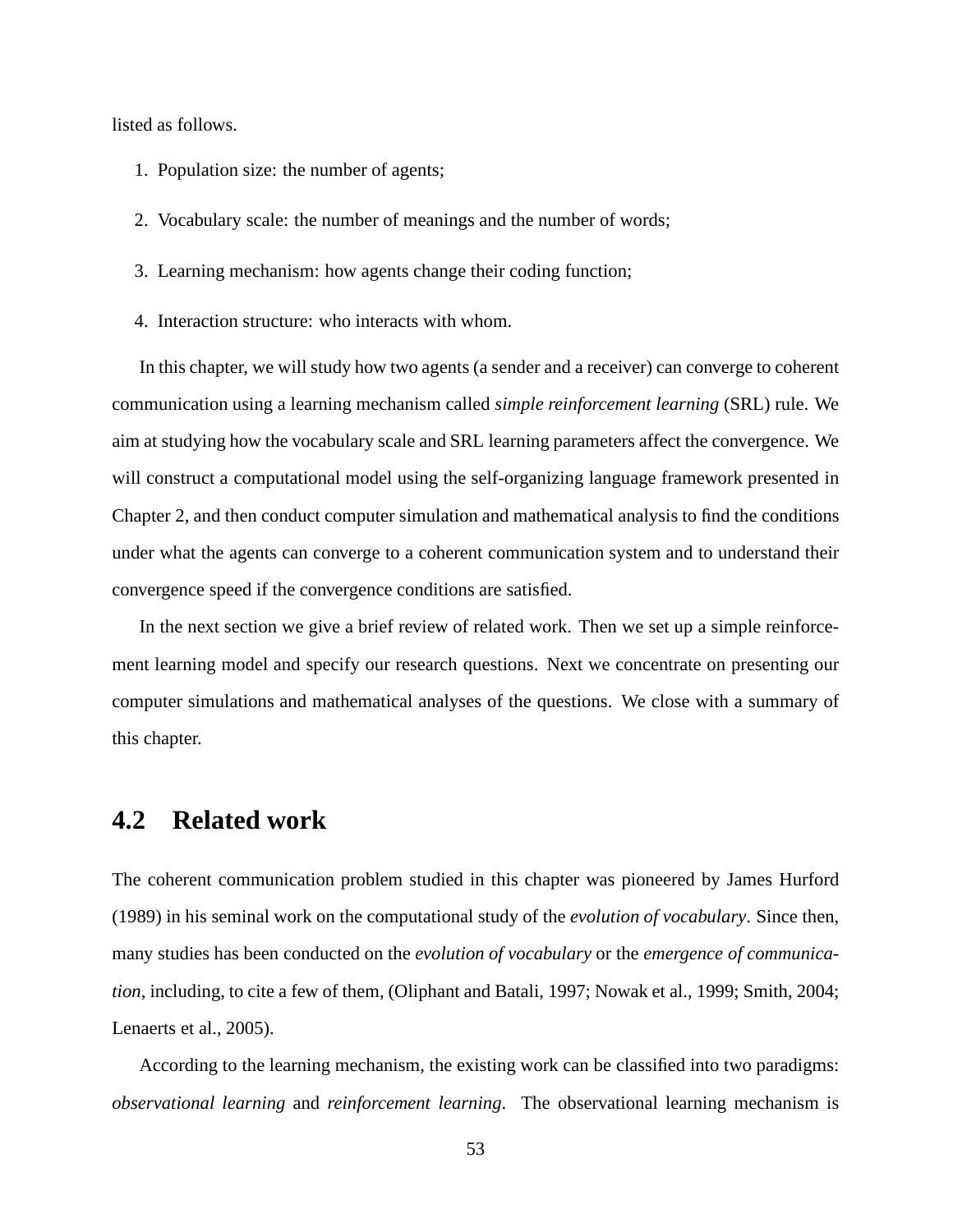listed as follows.

1. Population size: the number of agents;
2. Vocabulary scale: the number of meanings and the number of words;
3. Learning mechanism: how agents change their coding function;
4. Interaction structure: who interacts with whom.

In this chapter, we will study how two agents (a sender and a receiver) can converge to coherent communication using a learning mechanism called *simple reinforcement learning* (SRL) rule. We aim at studying how the vocabulary scale and SRL learning parameters affect the convergence. We will construct a computational model using the self-organizing language framework presented in Chapter 2, and then conduct computer simulation and mathematical analysis to find the conditions under what the agents can converge to a coherent communication system and to understand their convergence speed if the convergence conditions are satisfied.

In the next section we give a brief review of related work. Then we set up a simple reinforcement learning model and specify our research questions. Next we concentrate on presenting our computer simulations and mathematical analyses of the questions. We close with a summary of this chapter.

## 4.2 Related work

The coherent communication problem studied in this chapter was pioneered by James Hurford (1989) in his seminal work on the computational study of the *evolution of vocabulary*. Since then, many studies has been conducted on the *evolution of vocabulary* or the *emergence of communication*, including, to cite a few of them, (Oliphant and Batali, 1997; Nowak et al., 1999; Smith, 2004; Lenaerts et al., 2005).

According to the learning mechanism, the existing work can be classified into two paradigms: *observational learning* and *reinforcement learning*. The observational learning mechanism is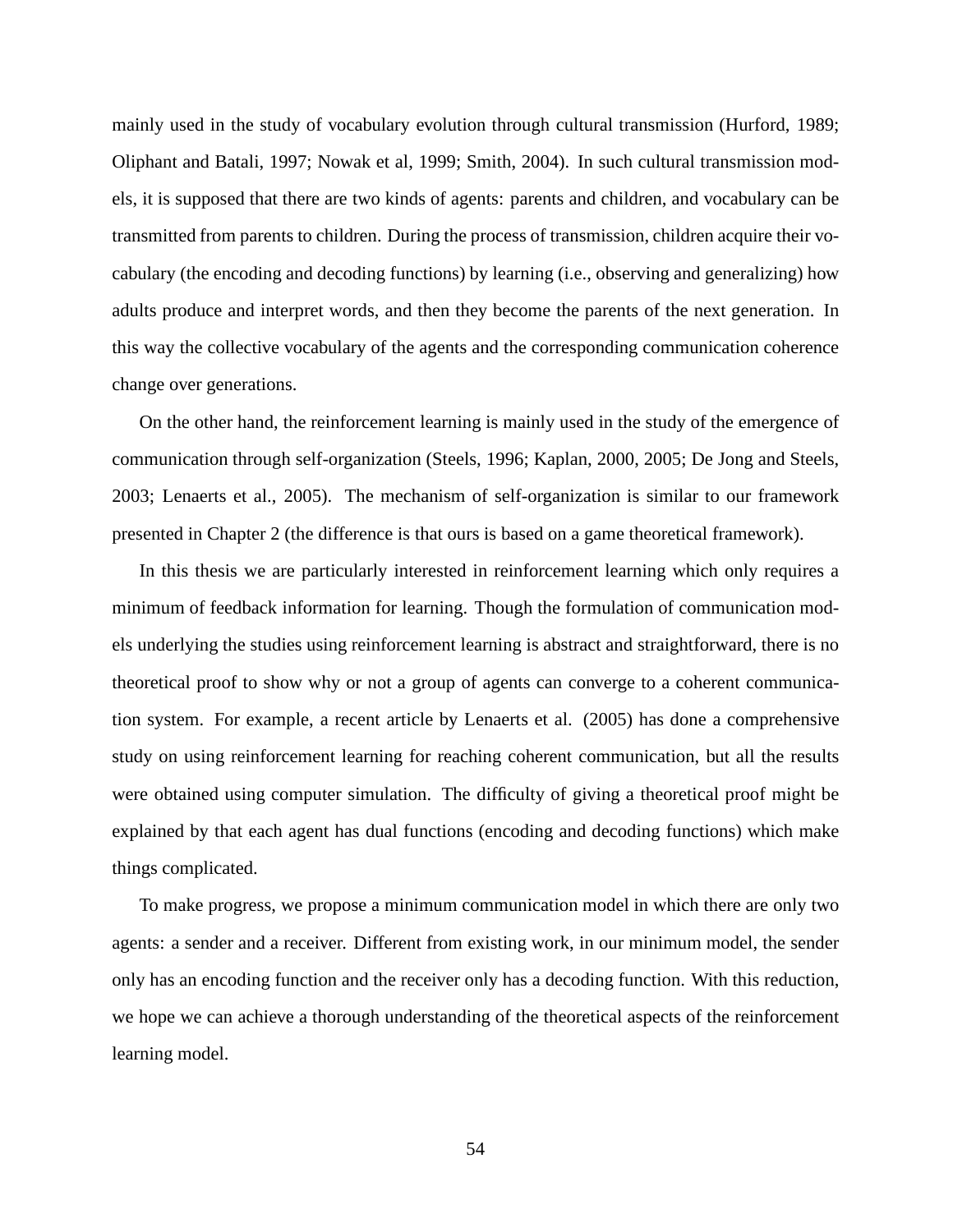mainly used in the study of vocabulary evolution through cultural transmission (Hurford, 1989; Oliphant and Batali, 1997; Nowak et al, 1999; Smith, 2004). In such cultural transmission models, it is supposed that there are two kinds of agents: parents and children, and vocabulary can be transmitted from parents to children. During the process of transmission, children acquire their vocabulary (the encoding and decoding functions) by learning (i.e., observing and generalizing) how adults produce and interpret words, and then they become the parents of the next generation. In this way the collective vocabulary of the agents and the corresponding communication coherence change over generations.

On the other hand, the reinforcement learning is mainly used in the study of the emergence of communication through self-organization (Steels, 1996; Kaplan, 2000, 2005; De Jong and Steels, 2003; Lenaerts et al., 2005). The mechanism of self-organization is similar to our framework presented in Chapter 2 (the difference is that ours is based on a game theoretical framework).

In this thesis we are particularly interested in reinforcement learning which only requires a minimum of feedback information for learning. Though the formulation of communication models underlying the studies using reinforcement learning is abstract and straightforward, there is no theoretical proof to show why or not a group of agents can converge to a coherent communication system. For example, a recent article by Lenaerts et al. (2005) has done a comprehensive study on using reinforcement learning for reaching coherent communication, but all the results were obtained using computer simulation. The difficulty of giving a theoretical proof might be explained by that each agent has dual functions (encoding and decoding functions) which make things complicated.

To make progress, we propose a minimum communication model in which there are only two agents: a sender and a receiver. Different from existing work, in our minimum model, the sender only has an encoding function and the receiver only has a decoding function. With this reduction, we hope we can achieve a thorough understanding of the theoretical aspects of the reinforcement learning model.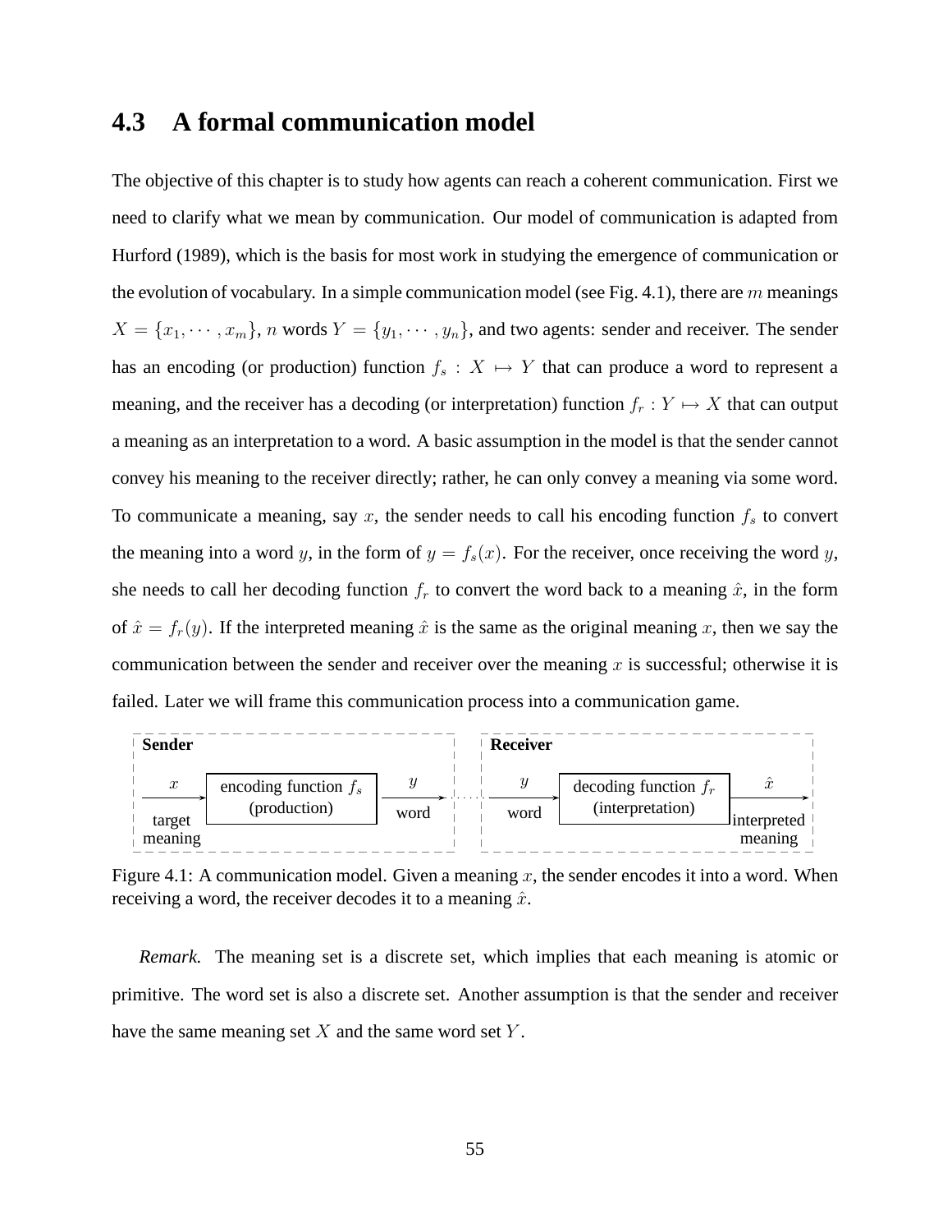## 4.3 A formal communication model

The objective of this chapter is to study how agents can reach a coherent communication. First we need to clarify what we mean by communication. Our model of communication is adapted from Hurford (1989), which is the basis for most work in studying the emergence of communication or the evolution of vocabulary. In a simple communication model (see Fig. 4.1), there are $m$ meanings $X = \{x_1, \cdots, x_m\}$, $n$ words $Y = \{y_1, \cdots, y_n\}$, and two agents: sender and receiver. The sender has an encoding (or production) function $f_s : X \mapsto Y$ that can produce a word to represent a meaning, and the receiver has a decoding (or interpretation) function $f_r : Y \mapsto X$ that can output a meaning as an interpretation to a word. A basic assumption in the model is that the sender cannot convey his meaning to the receiver directly; rather, he can only convey a meaning via some word. To communicate a meaning, say $x$, the sender needs to call his encoding function $f_s$ to convert the meaning into a word $y$, in the form of $y = f_s(x)$. For the receiver, once receiving the word $y$, she needs to call her decoding function $f_r$ to convert the word back to a meaning $\hat{x}$, in the form of $\hat{x} = f_r(y)$. If the interpreted meaning $\hat{x}$ is the same as the original meaning $x$, then we say the communication between the sender and receiver over the meaning $x$ is successful; otherwise it is failed. Later we will frame this communication process into a communication game.

Sender

$x$

target meaning

encoding function $f_s$ (production)

$y$

word

Receiver

$y$

word

decoding function $f_r$ (interpretation)

$\hat{x}$

interpreted meaning

Figure 4.1: A communication model. Given a meaning $x$, the sender encodes it into a word. When receiving a word, the receiver decodes it to a meaning $\hat{x}$.

*Remark.* The meaning set is a discrete set, which implies that each meaning is atomic or primitive. The word set is also a discrete set. Another assumption is that the sender and receiver have the same meaning set $X$ and the same word set $Y$.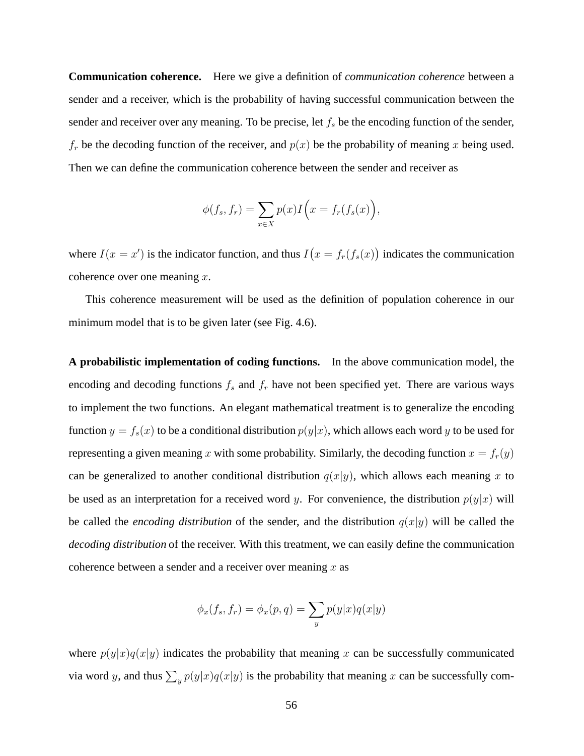**Communication coherence.** Here we give a definition of *communication coherence* between a sender and a receiver, which is the probability of having successful communication between the sender and receiver over any meaning. To be precise, let $f_s$ be the encoding function of the sender, $f_r$ be the decoding function of the receiver, and $p(x)$ be the probability of meaning $x$ being used. Then we can define the communication coherence between the sender and receiver as

$$\phi(f_s, f_r) = \sum_{x \in X} p(x) I\Big(x = f_r(f_s(x))\Big),$$

where $I(x = x')$ is the indicator function, and thus $I\big(x = f_r(f_s(x)\big)$ indicates the communication coherence over one meaning $x$.

This coherence measurement will be used as the definition of population coherence in our minimum model that is to be given later (see Fig. 4.6).

**A probabilistic implementation of coding functions.** In the above communication model, the encoding and decoding functions $f_s$ and $f_r$ have not been specified yet. There are various ways to implement the two functions. An elegant mathematical treatment is to generalize the encoding function $y = f_s(x)$ to be a conditional distribution $p(y|x)$, which allows each word $y$ to be used for representing a given meaning $x$ with some probability. Similarly, the decoding function $x = f_r(y)$ can be generalized to another conditional distribution $q(x|y)$, which allows each meaning $x$ to be used as an interpretation for a received word $y$. For convenience, the distribution $p(y|x)$ will be called the *encoding distribution* of the sender, and the distribution $q(x|y)$ will be called the *decoding distribution* of the receiver. With this treatment, we can easily define the communication coherence between a sender and a receiver over meaning $x$ as

$$\phi_x(f_s, f_r) = \phi_x(p, q) = \sum_y p(y|x) q(x|y)$$

where $p(y|x)q(x|y)$ indicates the probability that meaning $x$ can be successfully communicated via word $y$, and thus $\sum_y p(y|x)q(x|y)$ is the probability that meaning $x$ can be successfully com-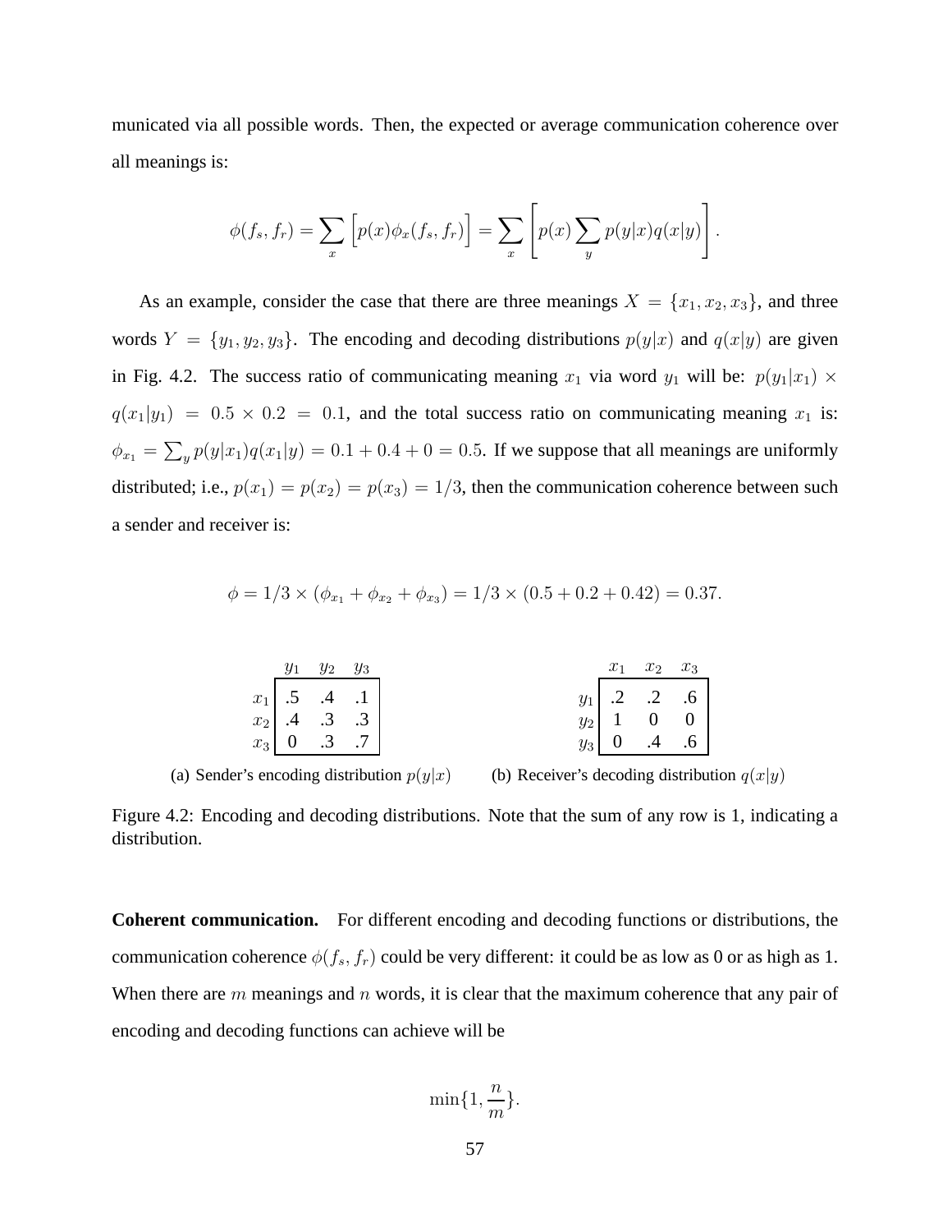municated via all possible words. Then, the expected or average communication coherence over all meanings is:

$$\phi(f_s, f_r) = \sum_x \Big[p(x)\phi_x(f_s, f_r)\Big] = \sum_x \left[p(x)\sum_y p(y|x)q(x|y)\right].$$

As an example, consider the case that there are three meanings $X = \{x_1, x_2, x_3\}$, and three words $Y = \{y_1, y_2, y_3\}$. The encoding and decoding distributions $p(y|x)$ and $q(x|y)$ are given in Fig. 4.2. The success ratio of communicating meaning $x_1$ via word $y_1$ will be: $p(y_1|x_1) \times q(x_1|y_1) = 0.5 \times 0.2 = 0.1$, and the total success ratio on communicating meaning $x_1$ is: $\phi_{x_1} = \sum_y p(y|x_1)q(x_1|y) = 0.1 + 0.4 + 0 = 0.5$. If we suppose that all meanings are uniformly distributed; i.e., $p(x_1) = p(x_2) = p(x_3) = 1/3$, then the communication coherence between such a sender and receiver is:

$$\phi = 1/3 \times (\phi_{x_1} + \phi_{x_2} + \phi_{x_3}) = 1/3 \times (0.5 + 0.2 + 0.42) = 0.37.$$

| | $y_1$ | $y_2$ | $y_3$ |
|---|---|---|---|
| $x_1$ | .5 | .4 | .1 |
| $x_2$ | .4 | .3 | .3 |
| $x_3$ | 0 | .3 | .7 |

(a) Sender's encoding distribution $p(y|x)$

| | $x_1$ | $x_2$ | $x_3$ |
|---|---|---|---|
| $y_1$ | .2 | .2 | .6 |
| $y_2$ | 1 | 0 | 0 |
| $y_3$ | 0 | .4 | .6 |

(b) Receiver's decoding distribution $q(x|y)$

Figure 4.2: Encoding and decoding distributions. Note that the sum of any row is 1, indicating a distribution.

**Coherent communication.** For different encoding and decoding functions or distributions, the communication coherence $\phi(f_s, f_r)$ could be very different: it could be as low as 0 or as high as 1. When there are $m$ meanings and $n$ words, it is clear that the maximum coherence that any pair of encoding and decoding functions can achieve will be

$$\min\{1, \frac{n}{m}\}.$$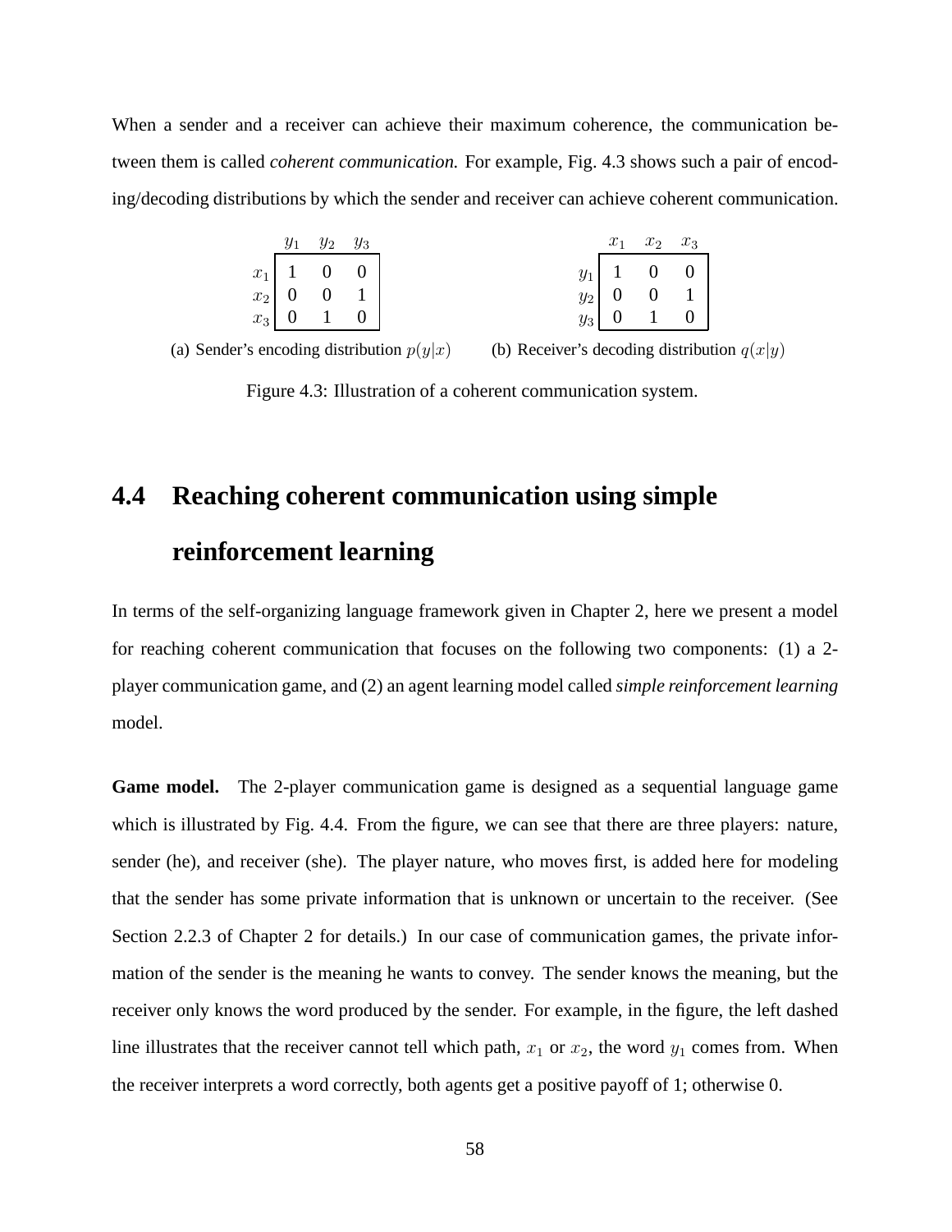When a sender and a receiver can achieve their maximum coherence, the communication between them is called *coherent communication.* For example, Fig. 4.3 shows such a pair of encoding/decoding distributions by which the sender and receiver can achieve coherent communication.

| | $y_1$ | $y_2$ | $y_3$ |
|---|---|---|---|
| $x_1$ | 1 | 0 | 0 |
| $x_2$ | 0 | 0 | 1 |
| $x_3$ | 0 | 1 | 0 |

(a) Sender's encoding distribution $p(y|x)$

| | $x_1$ | $x_2$ | $x_3$ |
|---|---|---|---|
| $y_1$ | 1 | 0 | 0 |
| $y_2$ | 0 | 0 | 1 |
| $y_3$ | 0 | 1 | 0 |

(b) Receiver's decoding distribution $q(x|y)$

Figure 4.3: Illustration of a coherent communication system.

## 4.4 Reaching coherent communication using simple reinforcement learning

In terms of the self-organizing language framework given in Chapter 2, here we present a model for reaching coherent communication that focuses on the following two components: (1) a 2-player communication game, and (2) an agent learning model called *simple reinforcement learning* model.

**Game model.** The 2-player communication game is designed as a sequential language game which is illustrated by Fig. 4.4. From the figure, we can see that there are three players: nature, sender (he), and receiver (she). The player nature, who moves first, is added here for modeling that the sender has some private information that is unknown or uncertain to the receiver. (See Section 2.2.3 of Chapter 2 for details.) In our case of communication games, the private information of the sender is the meaning he wants to convey. The sender knows the meaning, but the receiver only knows the word produced by the sender. For example, in the figure, the left dashed line illustrates that the receiver cannot tell which path, $x_1$ or $x_2$, the word $y_1$ comes from. When the receiver interprets a word correctly, both agents get a positive payoff of 1; otherwise 0.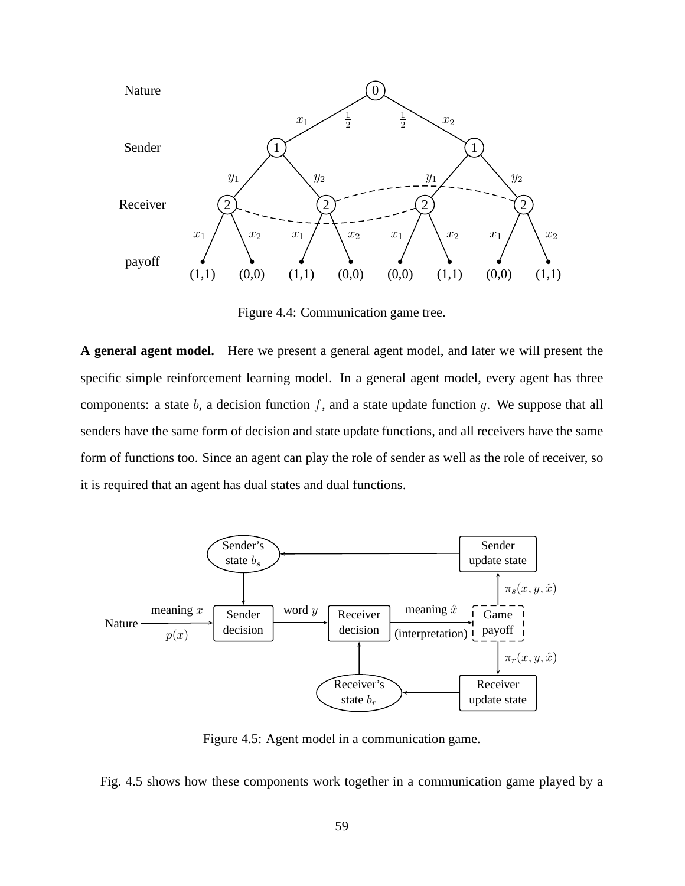Nature

Sender

Receiver

payoff

0

$x_1$ $\frac{1}{2}$ $\frac{1}{2}$ $x_2$

1 1

$y_1$ $y_2$ $y_1$ $y_2$

2 2 2 2

$x_1$ $x_2$ $x_1$ $x_2$ $x_1$ $x_2$ $x_1$ $x_2$

(1,1) (0,0) (1,1) (0,0) (0,0) (1,1) (0,0) (1,1)

Figure 4.4: Communication game tree.

**A general agent model.** Here we present a general agent model, and later we will present the specific simple reinforcement learning model. In a general agent model, every agent has three components: a state $b$, a decision function $f$, and a state update function $g$. We suppose that all senders have the same form of decision and state update functions, and all receivers have the same form of functions too. Since an agent can play the role of sender as well as the role of receiver, so it is required that an agent has dual states and dual functions.

Sender's state $b_s$

Sender update state

$\pi_s(x, y, \hat{x})$

Nature

meaning $x$

$p(x)$

Sender decision

word $y$

Receiver decision

meaning $\hat{x}$

(interpretation)

Game payoff

$\pi_r(x, y, \hat{x})$

Receiver's state $b_r$

Receiver update state

Figure 4.5: Agent model in a communication game.

Fig. 4.5 shows how these components work together in a communication game played by a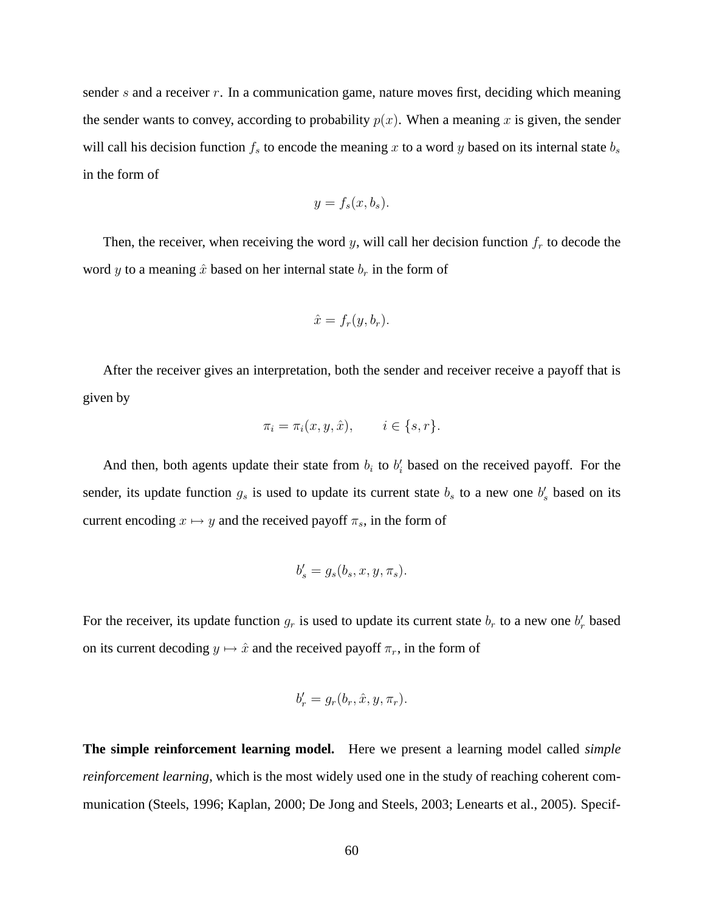sender $s$ and a receiver $r$. In a communication game, nature moves first, deciding which meaning the sender wants to convey, according to probability $p(x)$. When a meaning $x$ is given, the sender will call his decision function $f_s$ to encode the meaning $x$ to a word $y$ based on its internal state $b_s$ in the form of

$$y = f_s(x, b_s).$$

Then, the receiver, when receiving the word $y$, will call her decision function $f_r$ to decode the word $y$ to a meaning $\hat{x}$ based on her internal state $b_r$ in the form of

$$\hat{x} = f_r(y, b_r).$$

After the receiver gives an interpretation, both the sender and receiver receive a payoff that is given by

$$\pi_i = \pi_i(x, y, \hat{x}), \qquad i \in \{s, r\}.$$

And then, both agents update their state from $b_i$ to $b_i'$ based on the received payoff. For the sender, its update function $g_s$ is used to update its current state $b_s$ to a new one $b_s'$ based on its current encoding $x \mapsto y$ and the received payoff $\pi_s$, in the form of

$$b_s' = g_s(b_s, x, y, \pi_s).$$

For the receiver, its update function $g_r$ is used to update its current state $b_r$ to a new one $b_r'$ based on its current decoding $y \mapsto \hat{x}$ and the received payoff $\pi_r$, in the form of

$$b_r' = g_r(b_r, \hat{x}, y, \pi_r).$$

**The simple reinforcement learning model.** Here we present a learning model called *simple reinforcement learning*, which is the most widely used one in the study of reaching coherent communication (Steels, 1996; Kaplan, 2000; De Jong and Steels, 2003; Lenearts et al., 2005). Specif-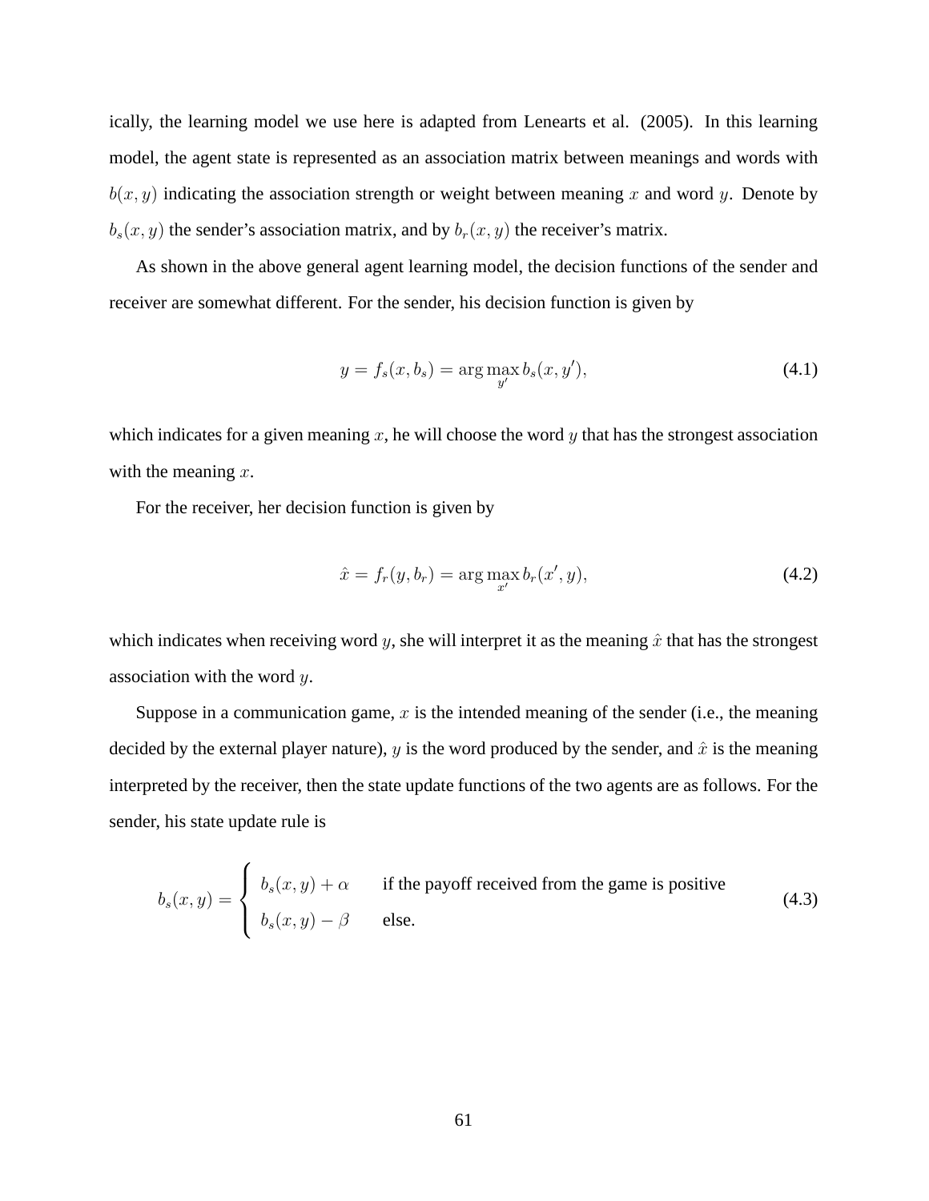ically, the learning model we use here is adapted from Lenearts et al. (2005). In this learning model, the agent state is represented as an association matrix between meanings and words with $b(x, y)$ indicating the association strength or weight between meaning $x$ and word $y$. Denote by $b_s(x, y)$ the sender's association matrix, and by $b_r(x, y)$ the receiver's matrix.

As shown in the above general agent learning model, the decision functions of the sender and receiver are somewhat different. For the sender, his decision function is given by

$$y = f_s(x, b_s) = \arg\max_{y'} b_s(x, y'), \tag{4.1}$$

which indicates for a given meaning $x$, he will choose the word $y$ that has the strongest association with the meaning $x$.

For the receiver, her decision function is given by

$$\hat{x} = f_r(y, b_r) = \arg\max_{x'} b_r(x', y), \tag{4.2}$$

which indicates when receiving word $y$, she will interpret it as the meaning $\hat{x}$ that has the strongest association with the word $y$.

Suppose in a communication game, $x$ is the intended meaning of the sender (i.e., the meaning decided by the external player nature), $y$ is the word produced by the sender, and $\hat{x}$ is the meaning interpreted by the receiver, then the state update functions of the two agents are as follows. For the sender, his state update rule is

$$b_s(x, y) = \begin{cases} b_s(x, y) + \alpha & \text{if the payoff received from the game is positive} \\ b_s(x, y) - \beta & \text{else.} \end{cases} \tag{4.3}$$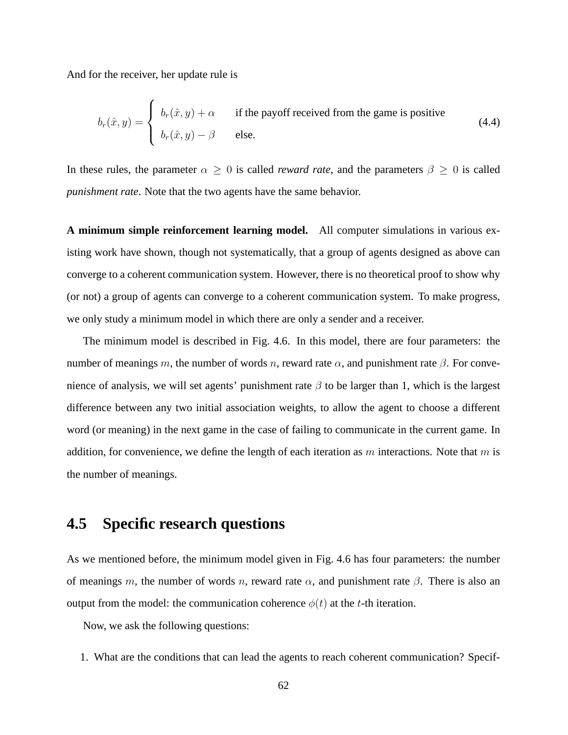And for the receiver, her update rule is

$$b_r(\hat{x}, y) = \begin{cases} b_r(\hat{x}, y) + \alpha & \text{if the payoff received from the game is positive} \\ b_r(\hat{x}, y) - \beta & \text{else.} \end{cases} \tag{4.4}$$

In these rules, the parameter $\alpha \geq 0$ is called *reward rate*, and the parameters $\beta \geq 0$ is called *punishment rate*. Note that the two agents have the same behavior.

**A minimum simple reinforcement learning model.** All computer simulations in various existing work have shown, though not systematically, that a group of agents designed as above can converge to a coherent communication system. However, there is no theoretical proof to show why (or not) a group of agents can converge to a coherent communication system. To make progress, we only study a minimum model in which there are only a sender and a receiver.

The minimum model is described in Fig. 4.6. In this model, there are four parameters: the number of meanings $m$, the number of words $n$, reward rate $\alpha$, and punishment rate $\beta$. For convenience of analysis, we will set agents' punishment rate $\beta$ to be larger than 1, which is the largest difference between any two initial association weights, to allow the agent to choose a different word (or meaning) in the next game in the case of failing to communicate in the current game. In addition, for convenience, we define the length of each iteration as $m$ interactions. Note that $m$ is the number of meanings.

## 4.5 Specific research questions

As we mentioned before, the minimum model given in Fig. 4.6 has four parameters: the number of meanings $m$, the number of words $n$, reward rate $\alpha$, and punishment rate $\beta$. There is also an output from the model: the communication coherence $\phi(t)$ at the $t$-th iteration.

Now, we ask the following questions:

1. What are the conditions that can lead the agents to reach coherent communication? Specif-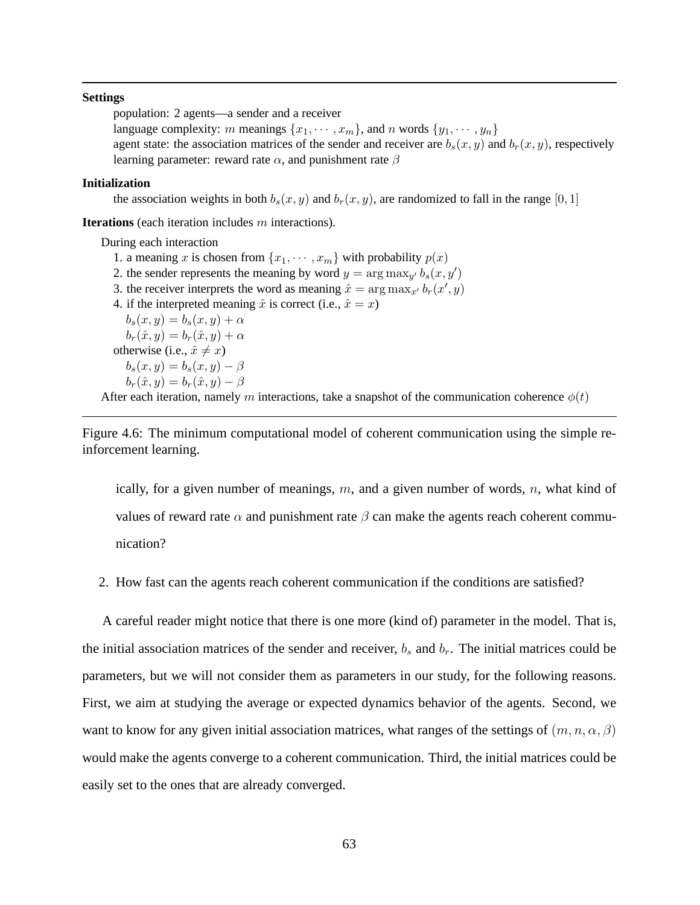---

**Settings**

population: 2 agents—a sender and a receiver
language complexity: $m$ meanings $\{x_1, \cdots, x_m\}$, and $n$ words $\{y_1, \cdots, y_n\}$
agent state: the association matrices of the sender and receiver are $b_s(x, y)$ and $b_r(x, y)$, respectively
learning parameter: reward rate $\alpha$, and punishment rate $\beta$

**Initialization**

the association weights in both $b_s(x, y)$ and $b_r(x, y)$, are randomized to fall in the range $[0, 1]$

**Iterations** (each iteration includes $m$ interactions).

During each interaction

1. a meaning $x$ is chosen from $\{x_1, \cdots, x_m\}$ with probability $p(x)$
2. the sender represents the meaning by word $y = \arg\max_{y'} b_s(x, y')$
3. the receiver interprets the word as meaning $\hat{x} = \arg\max_{x'} b_r(x', y)$
4. if the interpreted meaning $\hat{x}$ is correct (i.e., $\hat{x} = x$)
   $b_s(x, y) = b_s(x, y) + \alpha$
   $b_r(\hat{x}, y) = b_r(\hat{x}, y) + \alpha$
   otherwise (i.e., $\hat{x} \neq x$)
   $b_s(x, y) = b_s(x, y) - \beta$
   $b_r(\hat{x}, y) = b_r(\hat{x}, y) - \beta$

After each iteration, namely $m$ interactions, take a snapshot of the communication coherence $\phi(t)$

---

Figure 4.6: The minimum computational model of coherent communication using the simple reinforcement learning.

ically, for a given number of meanings, $m$, and a given number of words, $n$, what kind of values of reward rate $\alpha$ and punishment rate $\beta$ can make the agents reach coherent communication?

2. How fast can the agents reach coherent communication if the conditions are satisfied?

A careful reader might notice that there is one more (kind of) parameter in the model. That is, the initial association matrices of the sender and receiver, $b_s$ and $b_r$. The initial matrices could be parameters, but we will not consider them as parameters in our study, for the following reasons. First, we aim at studying the average or expected dynamics behavior of the agents. Second, we want to know for any given initial association matrices, what ranges of the settings of $(m, n, \alpha, \beta)$ would make the agents converge to a coherent communication. Third, the initial matrices could be easily set to the ones that are already converged.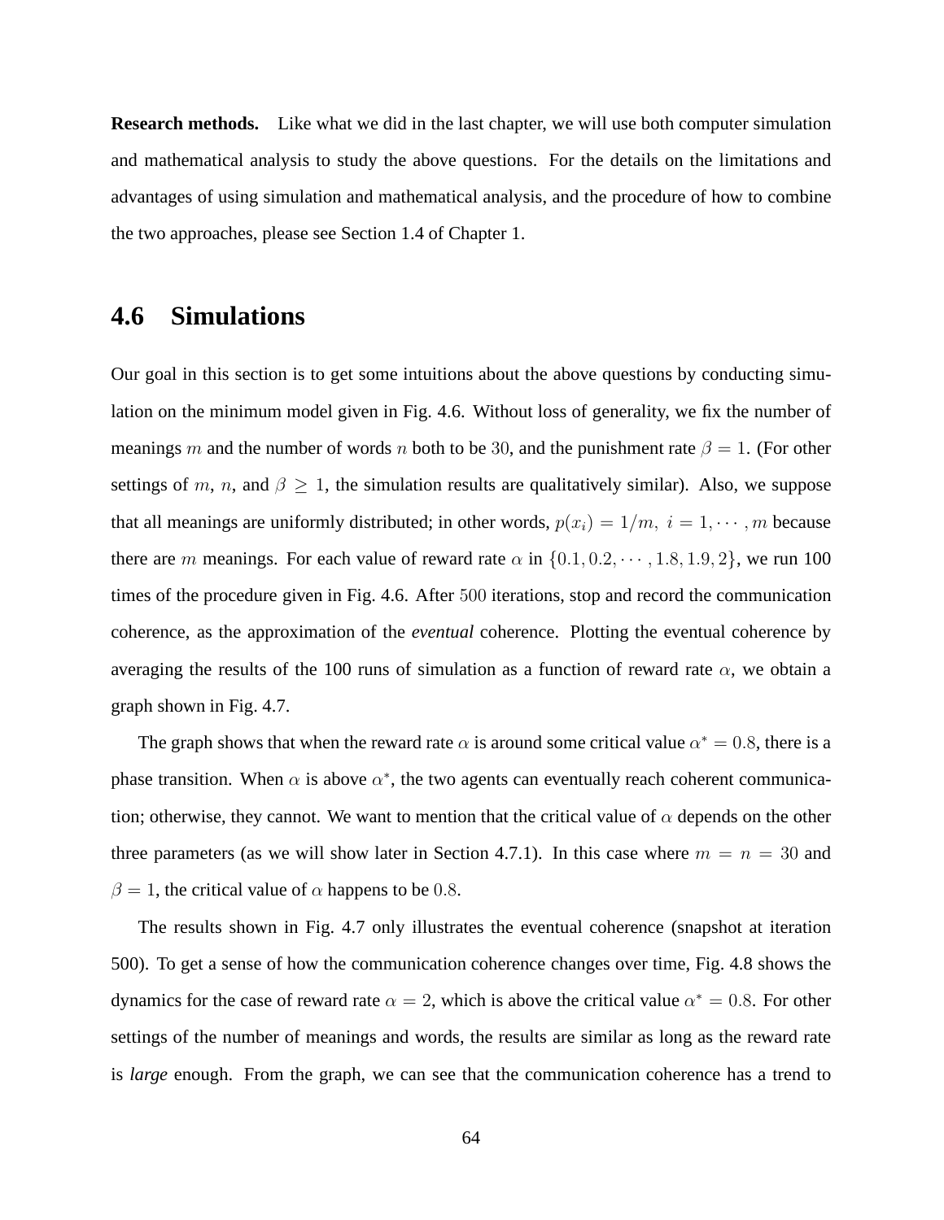**Research methods.** Like what we did in the last chapter, we will use both computer simulation and mathematical analysis to study the above questions. For the details on the limitations and advantages of using simulation and mathematical analysis, and the procedure of how to combine the two approaches, please see Section 1.4 of Chapter 1.

## 4.6 Simulations

Our goal in this section is to get some intuitions about the above questions by conducting simulation on the minimum model given in Fig. 4.6. Without loss of generality, we fix the number of meanings $m$ and the number of words $n$ both to be $30$, and the punishment rate $\beta = 1$. (For other settings of $m$, $n$, and $\beta \geq 1$, the simulation results are qualitatively similar). Also, we suppose that all meanings are uniformly distributed; in other words, $p(x_i) = 1/m,\ i = 1, \cdots, m$ because there are $m$ meanings. For each value of reward rate $\alpha$ in $\{0.1, 0.2, \cdots, 1.8, 1.9, 2\}$, we run 100 times of the procedure given in Fig. 4.6. After $500$ iterations, stop and record the communication coherence, as the approximation of the *eventual* coherence. Plotting the eventual coherence by averaging the results of the 100 runs of simulation as a function of reward rate $\alpha$, we obtain a graph shown in Fig. 4.7.

The graph shows that when the reward rate $\alpha$ is around some critical value $\alpha^* = 0.8$, there is a phase transition. When $\alpha$ is above $\alpha^*$, the two agents can eventually reach coherent communication; otherwise, they cannot. We want to mention that the critical value of $\alpha$ depends on the other three parameters (as we will show later in Section 4.7.1). In this case where $m = n = 30$ and $\beta = 1$, the critical value of $\alpha$ happens to be $0.8$.

The results shown in Fig. 4.7 only illustrates the eventual coherence (snapshot at iteration 500). To get a sense of how the communication coherence changes over time, Fig. 4.8 shows the dynamics for the case of reward rate $\alpha = 2$, which is above the critical value $\alpha^* = 0.8$. For other settings of the number of meanings and words, the results are similar as long as the reward rate is *large* enough. From the graph, we can see that the communication coherence has a trend to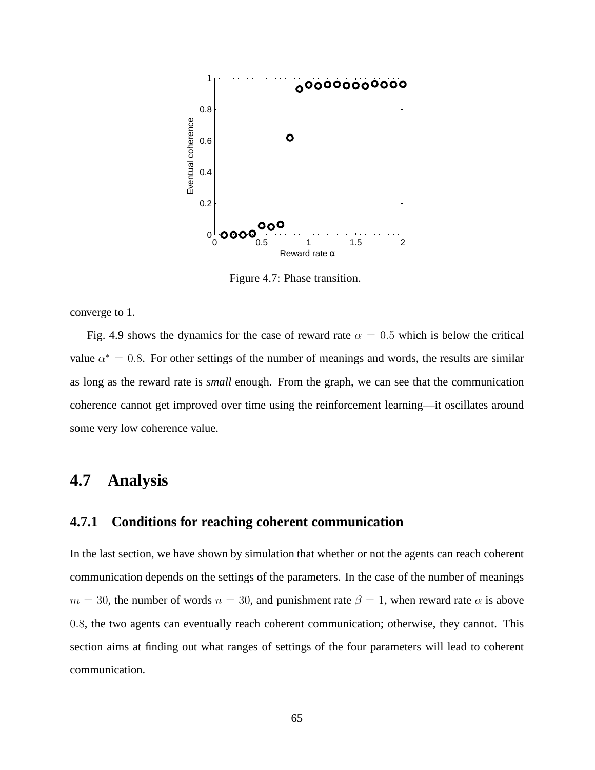1

0.8

0.6

0.4

0.2

0

0 0.5 1 1.5 2

Eventual coherence

Reward rate α

Figure 4.7: Phase transition.

converge to 1.

Fig. 4.9 shows the dynamics for the case of reward rate $\alpha = 0.5$ which is below the critical value $\alpha^* = 0.8$. For other settings of the number of meanings and words, the results are similar as long as the reward rate is *small* enough. From the graph, we can see that the communication coherence cannot get improved over time using the reinforcement learning—it oscillates around some very low coherence value.

## 4.7 Analysis

### 4.7.1 Conditions for reaching coherent communication

In the last section, we have shown by simulation that whether or not the agents can reach coherent communication depends on the settings of the parameters. In the case of the number of meanings $m = 30$, the number of words $n = 30$, and punishment rate $\beta = 1$, when reward rate $\alpha$ is above $0.8$, the two agents can eventually reach coherent communication; otherwise, they cannot. This section aims at finding out what ranges of settings of the four parameters will lead to coherent communication.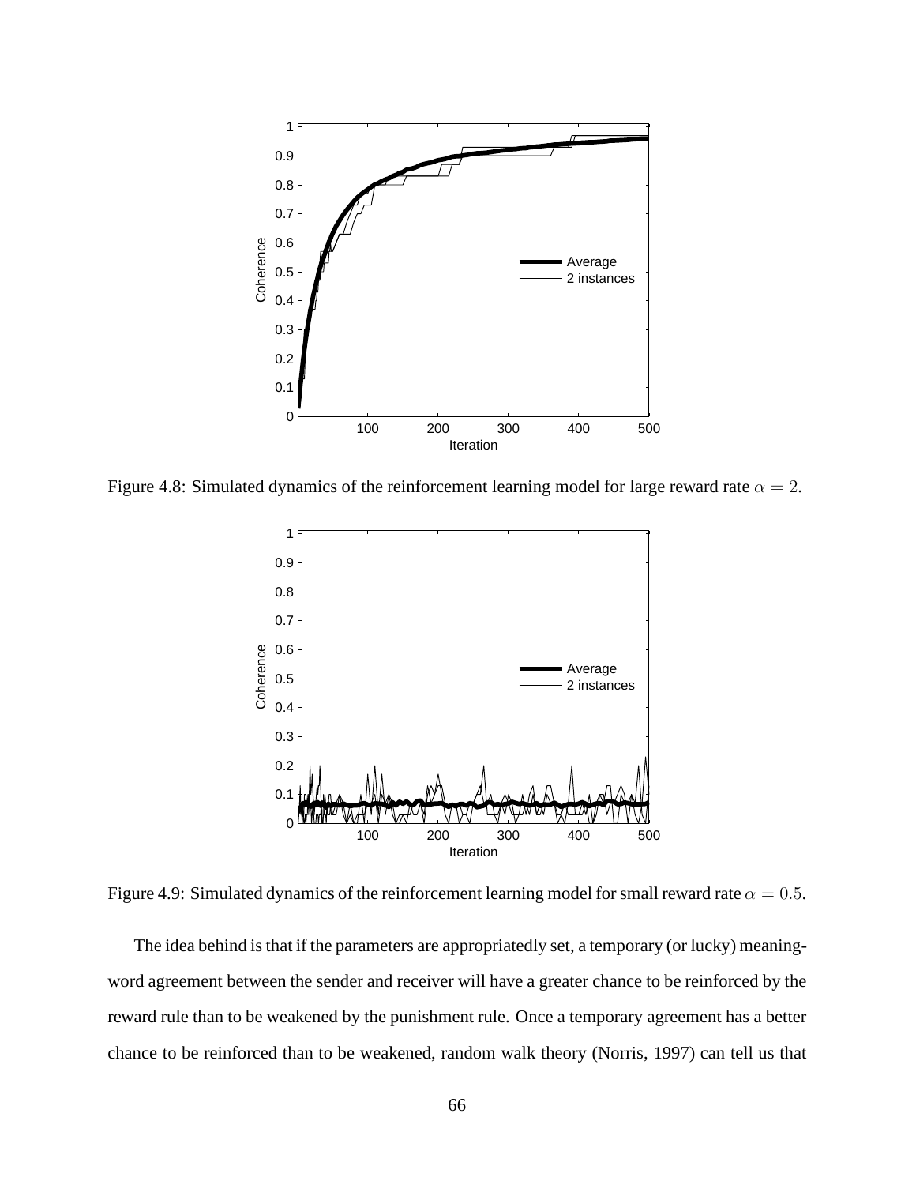1
0.9
0.8
0.7
0.6
0.5
0.4
0.3
0.2
0.1
0
Coherence
100
200
300
400
500
Iteration
Average
2 instances

Figure 4.8: Simulated dynamics of the reinforcement learning model for large reward rate $\alpha = 2$.

1
0.9
0.8
0.7
0.6
0.5
0.4
0.3
0.2
0.1
0
Coherence
100
200
300
400
500
Iteration
Average
2 instances

Figure 4.9: Simulated dynamics of the reinforcement learning model for small reward rate $\alpha = 0.5$.

The idea behind is that if the parameters are appropriatedly set, a temporary (or lucky) meaning-word agreement between the sender and receiver will have a greater chance to be reinforced by the reward rule than to be weakened by the punishment rule. Once a temporary agreement has a better chance to be reinforced than to be weakened, random walk theory (Norris, 1997) can tell us that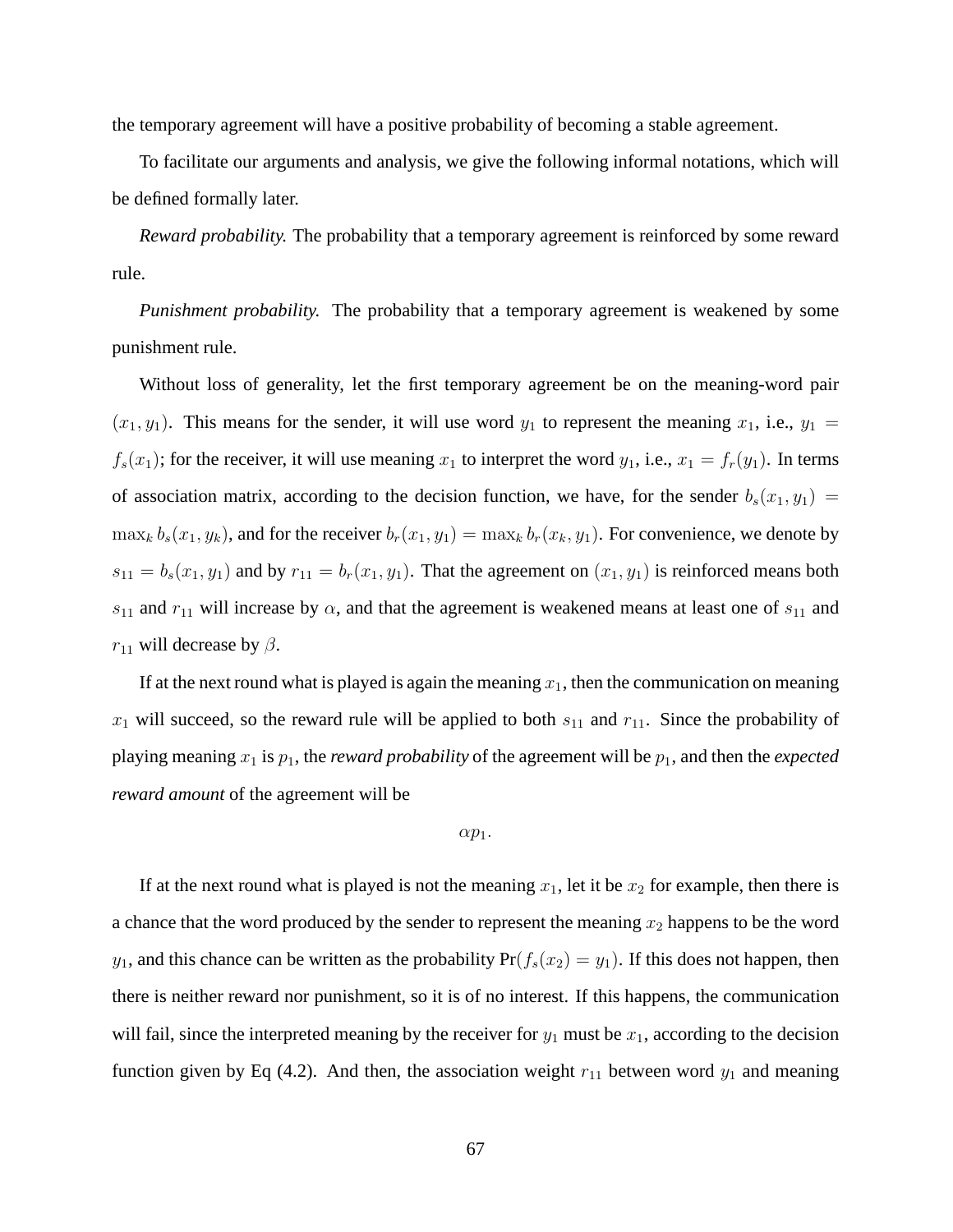the temporary agreement will have a positive probability of becoming a stable agreement.

To facilitate our arguments and analysis, we give the following informal notations, which will be defined formally later.

*Reward probability.* The probability that a temporary agreement is reinforced by some reward rule.

*Punishment probability.* The probability that a temporary agreement is weakened by some punishment rule.

Without loss of generality, let the first temporary agreement be on the meaning-word pair $(x_1, y_1)$. This means for the sender, it will use word $y_1$ to represent the meaning $x_1$, i.e., $y_1 = f_s(x_1)$; for the receiver, it will use meaning $x_1$ to interpret the word $y_1$, i.e., $x_1 = f_r(y_1)$. In terms of association matrix, according to the decision function, we have, for the sender $b_s(x_1, y_1) = \max_k b_s(x_1, y_k)$, and for the receiver $b_r(x_1, y_1) = \max_k b_r(x_k, y_1)$. For convenience, we denote by $s_{11} = b_s(x_1, y_1)$ and by $r_{11} = b_r(x_1, y_1)$. That the agreement on $(x_1, y_1)$ is reinforced means both $s_{11}$ and $r_{11}$ will increase by $\alpha$, and that the agreement is weakened means at least one of $s_{11}$ and $r_{11}$ will decrease by $\beta$.

If at the next round what is played is again the meaning $x_1$, then the communication on meaning $x_1$ will succeed, so the reward rule will be applied to both $s_{11}$ and $r_{11}$. Since the probability of playing meaning $x_1$ is $p_1$, the *reward probability* of the agreement will be $p_1$, and then the *expected reward amount* of the agreement will be

$$\alpha p_1.$$

If at the next round what is played is not the meaning $x_1$, let it be $x_2$ for example, then there is a chance that the word produced by the sender to represent the meaning $x_2$ happens to be the word $y_1$, and this chance can be written as the probability $\Pr(f_s(x_2) = y_1)$. If this does not happen, then there is neither reward nor punishment, so it is of no interest. If this happens, the communication will fail, since the interpreted meaning by the receiver for $y_1$ must be $x_1$, according to the decision function given by Eq (4.2). And then, the association weight $r_{11}$ between word $y_1$ and meaning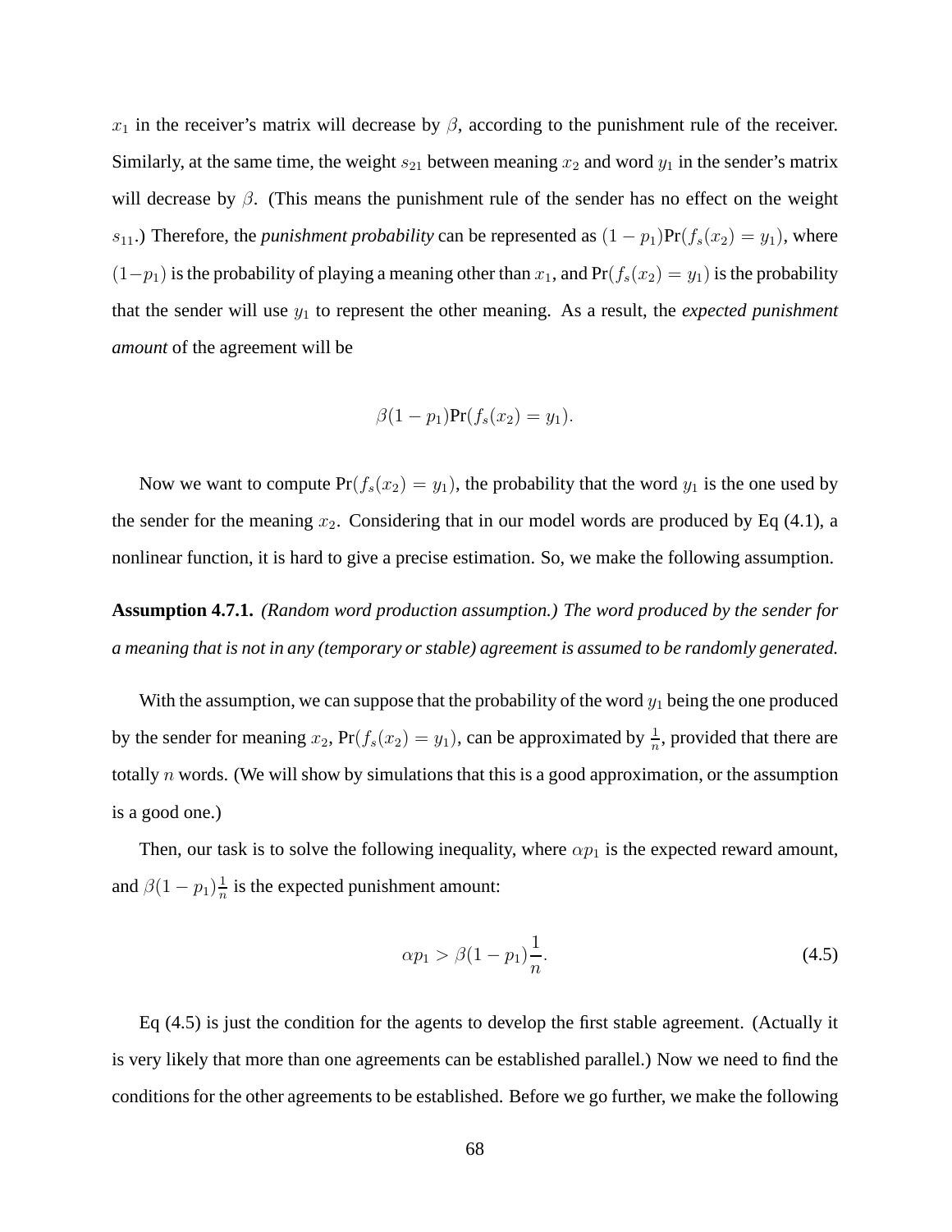$x_1$ in the receiver's matrix will decrease by $\beta$, according to the punishment rule of the receiver. Similarly, at the same time, the weight $s_{21}$ between meaning $x_2$ and word $y_1$ in the sender's matrix will decrease by $\beta$. (This means the punishment rule of the sender has no effect on the weight $s_{11}$.) Therefore, the *punishment probability* can be represented as $(1 - p_1)\text{Pr}(f_s(x_2) = y_1)$, where $(1-p_1)$ is the probability of playing a meaning other than $x_1$, and $\text{Pr}(f_s(x_2) = y_1)$ is the probability that the sender will use $y_1$ to represent the other meaning. As a result, the *expected punishment amount* of the agreement will be

$$\beta(1 - p_1)\text{Pr}(f_s(x_2) = y_1).$$

Now we want to compute $\text{Pr}(f_s(x_2) = y_1)$, the probability that the word $y_1$ is the one used by the sender for the meaning $x_2$. Considering that in our model words are produced by Eq (4.1), a nonlinear function, it is hard to give a precise estimation. So, we make the following assumption.

**Assumption 4.7.1.** *(Random word production assumption.) The word produced by the sender for a meaning that is not in any (temporary or stable) agreement is assumed to be randomly generated.*

With the assumption, we can suppose that the probability of the word $y_1$ being the one produced by the sender for meaning $x_2$, $\text{Pr}(f_s(x_2) = y_1)$, can be approximated by $\frac{1}{n}$, provided that there are totally $n$ words. (We will show by simulations that this is a good approximation, or the assumption is a good one.)

Then, our task is to solve the following inequality, where $\alpha p_1$ is the expected reward amount, and $\beta(1 - p_1)\frac{1}{n}$ is the expected punishment amount:

$$\alpha p_1 > \beta(1 - p_1)\frac{1}{n}. \tag{4.5}$$

Eq (4.5) is just the condition for the agents to develop the first stable agreement. (Actually it is very likely that more than one agreements can be established parallel.) Now we need to find the conditions for the other agreements to be established. Before we go further, we make the following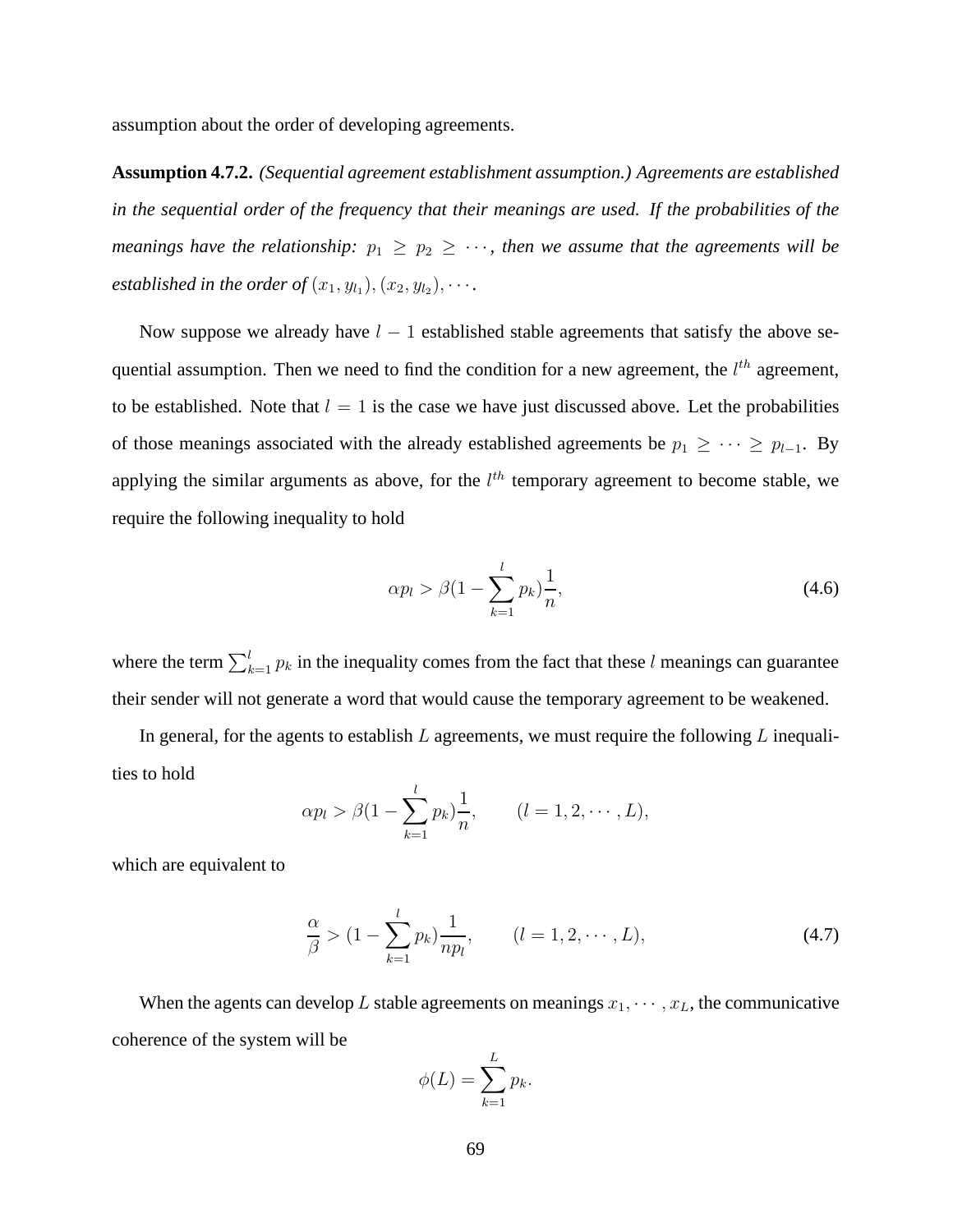assumption about the order of developing agreements.

**Assumption 4.7.2.** *(Sequential agreement establishment assumption.) Agreements are established in the sequential order of the frequency that their meanings are used. If the probabilities of the meanings have the relationship: $p_1 \geq p_2 \geq \cdots$, then we assume that the agreements will be established in the order of $(x_1, y_{l_1}), (x_2, y_{l_2}), \cdots$.*

Now suppose we already have $l-1$ established stable agreements that satisfy the above sequential assumption. Then we need to find the condition for a new agreement, the $l^{th}$ agreement, to be established. Note that $l = 1$ is the case we have just discussed above. Let the probabilities of those meanings associated with the already established agreements be $p_1 \geq \cdots \geq p_{l-1}$. By applying the similar arguments as above, for the $l^{th}$ temporary agreement to become stable, we require the following inequality to hold

$$\alpha p_l > \beta(1 - \sum_{k=1}^{l} p_k)\frac{1}{n}, \tag{4.6}$$

where the term $\sum_{k=1}^{l} p_k$ in the inequality comes from the fact that these $l$ meanings can guarantee their sender will not generate a word that would cause the temporary agreement to be weakened.

In general, for the agents to establish $L$ agreements, we must require the following $L$ inequalities to hold

$$\alpha p_l > \beta(1 - \sum_{k=1}^{l} p_k)\frac{1}{n}, \qquad (l = 1, 2, \cdots, L),$$

which are equivalent to

$$\frac{\alpha}{\beta} > (1 - \sum_{k=1}^{l} p_k)\frac{1}{np_l}, \qquad (l = 1, 2, \cdots, L), \tag{4.7}$$

When the agents can develop $L$ stable agreements on meanings $x_1, \cdots, x_L$, the communicative coherence of the system will be

$$\phi(L) = \sum_{k=1}^{L} p_k.$$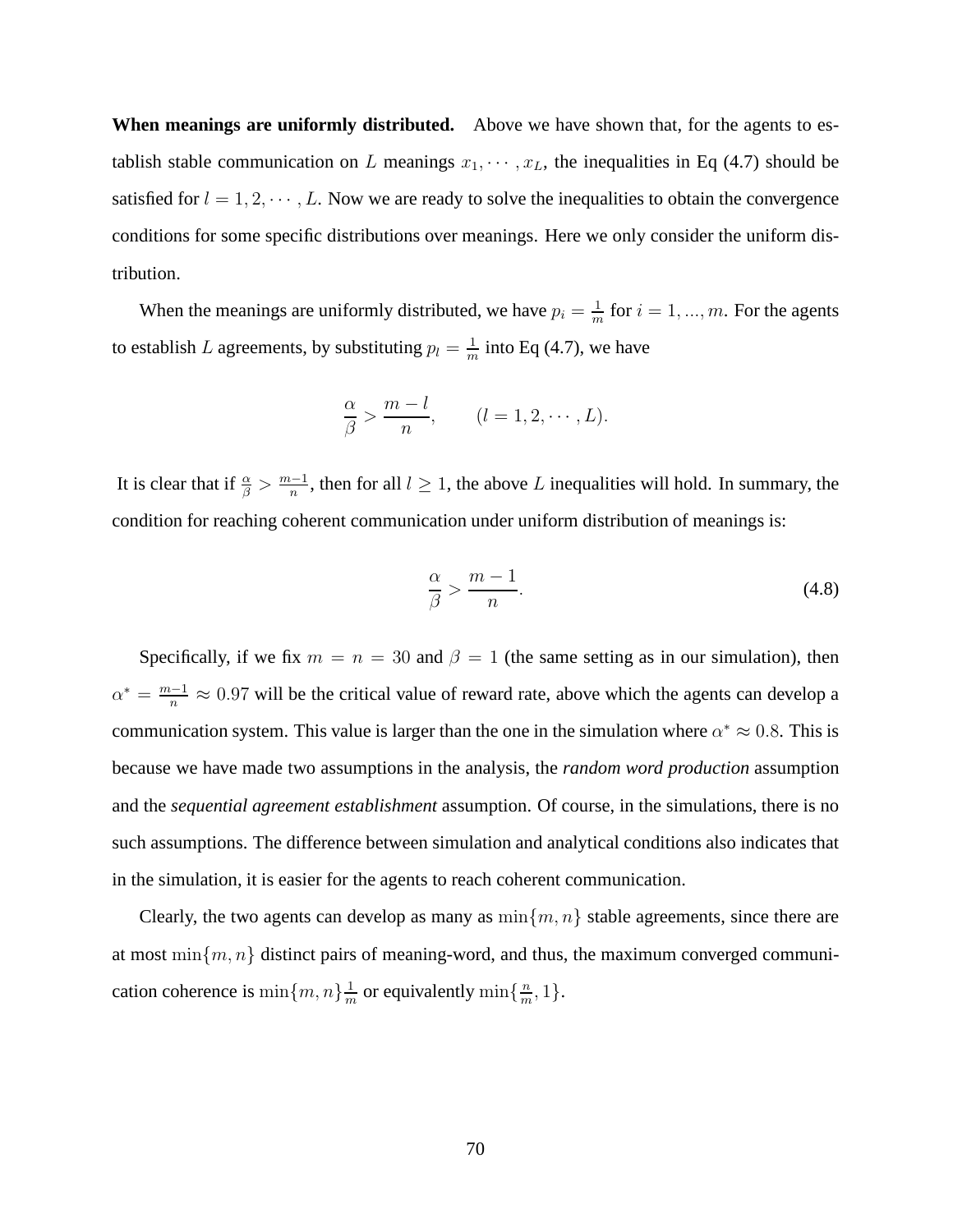**When meanings are uniformly distributed.** Above we have shown that, for the agents to establish stable communication on $L$ meanings $x_1, \cdots, x_L$, the inequalities in Eq (4.7) should be satisfied for $l = 1, 2, \cdots, L$. Now we are ready to solve the inequalities to obtain the convergence conditions for some specific distributions over meanings. Here we only consider the uniform distribution.

When the meanings are uniformly distributed, we have $p_i = \frac{1}{m}$ for $i = 1, ..., m$. For the agents to establish $L$ agreements, by substituting $p_l = \frac{1}{m}$ into Eq (4.7), we have

$$\frac{\alpha}{\beta} > \frac{m-l}{n}, \qquad (l = 1, 2, \cdots, L).$$

It is clear that if $\frac{\alpha}{\beta} > \frac{m-1}{n}$, then for all $l \geq 1$, the above $L$ inequalities will hold. In summary, the condition for reaching coherent communication under uniform distribution of meanings is:

$$\frac{\alpha}{\beta} > \frac{m-1}{n}. \tag{4.8}$$

Specifically, if we fix $m = n = 30$ and $\beta = 1$ (the same setting as in our simulation), then $\alpha^* = \frac{m-1}{n} \approx 0.97$ will be the critical value of reward rate, above which the agents can develop a communication system. This value is larger than the one in the simulation where $\alpha^* \approx 0.8$. This is because we have made two assumptions in the analysis, the *random word production* assumption and the *sequential agreement establishment* assumption. Of course, in the simulations, there is no such assumptions. The difference between simulation and analytical conditions also indicates that in the simulation, it is easier for the agents to reach coherent communication.

Clearly, the two agents can develop as many as $\min\{m, n\}$ stable agreements, since there are at most $\min\{m, n\}$ distinct pairs of meaning-word, and thus, the maximum converged communication coherence is $\min\{m, n\}\frac{1}{m}$ or equivalently $\min\{\frac{n}{m}, 1\}$.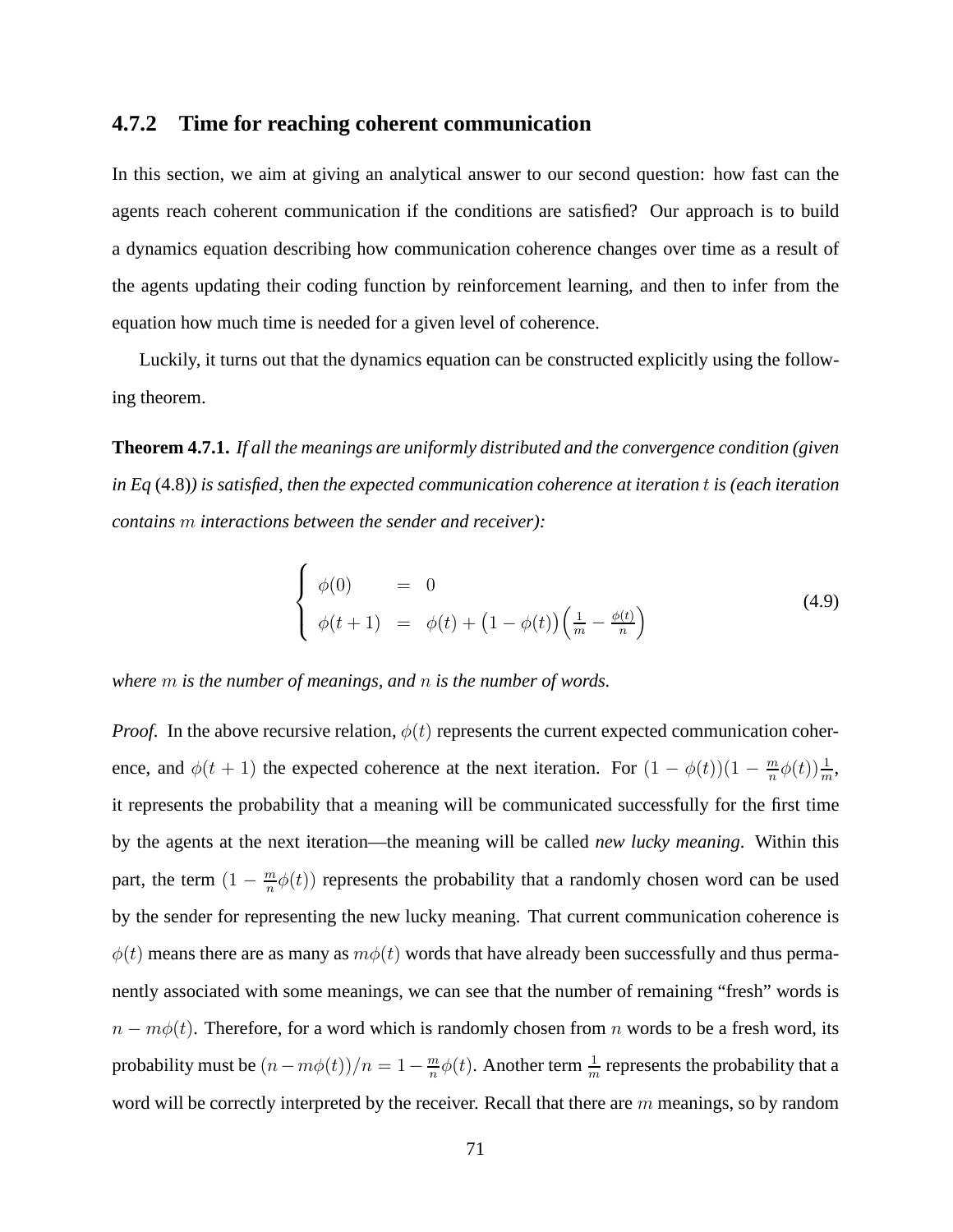### 4.7.2 Time for reaching coherent communication

In this section, we aim at giving an analytical answer to our second question: how fast can the agents reach coherent communication if the conditions are satisfied? Our approach is to build a dynamics equation describing how communication coherence changes over time as a result of the agents updating their coding function by reinforcement learning, and then to infer from the equation how much time is needed for a given level of coherence.

Luckily, it turns out that the dynamics equation can be constructed explicitly using the following theorem.

**Theorem 4.7.1.** *If all the meanings are uniformly distributed and the convergence condition (given in Eq* (4.8)*) is satisfied, then the expected communication coherence at iteration $t$ is (each iteration contains $m$ interactions between the sender and receiver):*

$$\begin{cases} \phi(0) & = & 0 \\ \phi(t+1) & = & \phi(t) + \big(1 - \phi(t)\big)\left(\frac{1}{m} - \frac{\phi(t)}{n}\right) \end{cases} \tag{4.9}$$

*where $m$ is the number of meanings, and $n$ is the number of words.*

*Proof.* In the above recursive relation, $\phi(t)$ represents the current expected communication coherence, and $\phi(t+1)$ the expected coherence at the next iteration. For $(1 - \phi(t))(1 - \frac{m}{n}\phi(t))\frac{1}{m}$, it represents the probability that a meaning will be communicated successfully for the first time by the agents at the next iteration—the meaning will be called *new lucky meaning*. Within this part, the term $(1 - \frac{m}{n}\phi(t))$ represents the probability that a randomly chosen word can be used by the sender for representing the new lucky meaning. That current communication coherence is $\phi(t)$ means there are as many as $m\phi(t)$ words that have already been successfully and thus permanently associated with some meanings, we can see that the number of remaining "fresh" words is $n - m\phi(t)$. Therefore, for a word which is randomly chosen from $n$ words to be a fresh word, its probability must be $(n - m\phi(t))/n = 1 - \frac{m}{n}\phi(t)$. Another term $\frac{1}{m}$ represents the probability that a word will be correctly interpreted by the receiver. Recall that there are $m$ meanings, so by random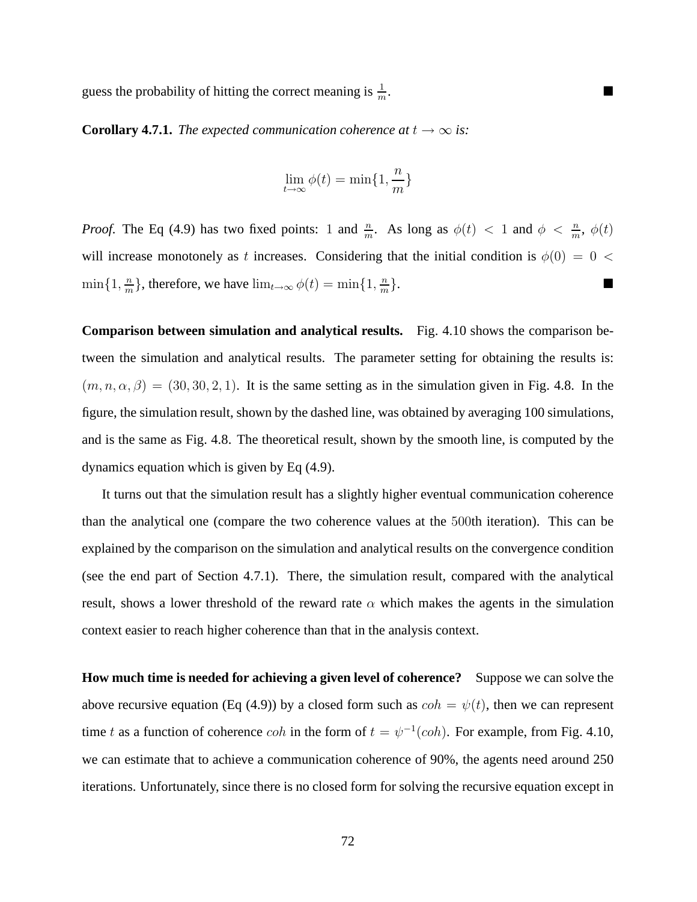guess the probability of hitting the correct meaning is $\frac{1}{m}$. ■

**Corollary 4.7.1.** *The expected communication coherence at $t \to \infty$ is:*

$$\lim_{t \to \infty} \phi(t) = \min\{1, \frac{n}{m}\}$$

*Proof.* The Eq (4.9) has two fixed points: $1$ and $\frac{n}{m}$. As long as $\phi(t) < 1$ and $\phi < \frac{n}{m}$, $\phi(t)$ will increase monotonely as $t$ increases. Considering that the initial condition is $\phi(0) = 0 < \min\{1, \frac{n}{m}\}$, therefore, we have $\lim_{t \to \infty} \phi(t) = \min\{1, \frac{n}{m}\}$. ■

**Comparison between simulation and analytical results.** Fig. 4.10 shows the comparison between the simulation and analytical results. The parameter setting for obtaining the results is: $(m, n, \alpha, \beta) = (30, 30, 2, 1)$. It is the same setting as in the simulation given in Fig. 4.8. In the figure, the simulation result, shown by the dashed line, was obtained by averaging 100 simulations, and is the same as Fig. 4.8. The theoretical result, shown by the smooth line, is computed by the dynamics equation which is given by Eq (4.9).

It turns out that the simulation result has a slightly higher eventual communication coherence than the analytical one (compare the two coherence values at the $500$th iteration). This can be explained by the comparison on the simulation and analytical results on the convergence condition (see the end part of Section 4.7.1). There, the simulation result, compared with the analytical result, shows a lower threshold of the reward rate $\alpha$ which makes the agents in the simulation context easier to reach higher coherence than that in the analysis context.

**How much time is needed for achieving a given level of coherence?** Suppose we can solve the above recursive equation (Eq (4.9)) by a closed form such as $coh = \psi(t)$, then we can represent time $t$ as a function of coherence $coh$ in the form of $t = \psi^{-1}(coh)$. For example, from Fig. 4.10, we can estimate that to achieve a communication coherence of 90%, the agents need around 250 iterations. Unfortunately, since there is no closed form for solving the recursive equation except in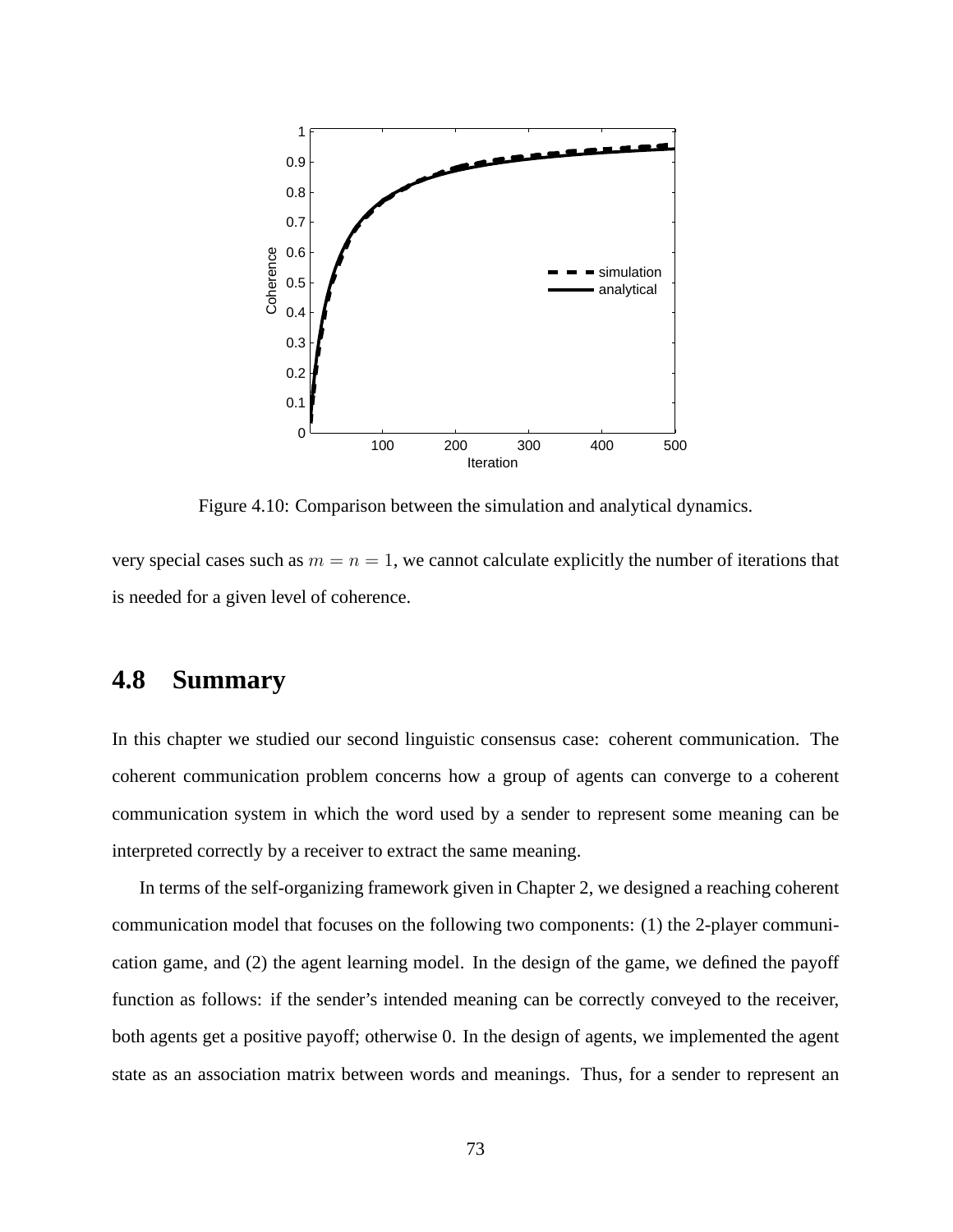1
0.9
0.8
0.7
0.6
0.5
0.4
0.3
0.2
0.1
0
Coherence
100
200
300
400
500
Iteration
simulation
analytical

Figure 4.10: Comparison between the simulation and analytical dynamics.

very special cases such as $m = n = 1$, we cannot calculate explicitly the number of iterations that is needed for a given level of coherence.

## 4.8 Summary

In this chapter we studied our second linguistic consensus case: coherent communication. The coherent communication problem concerns how a group of agents can converge to a coherent communication system in which the word used by a sender to represent some meaning can be interpreted correctly by a receiver to extract the same meaning.

In terms of the self-organizing framework given in Chapter 2, we designed a reaching coherent communication model that focuses on the following two components: (1) the 2-player communication game, and (2) the agent learning model. In the design of the game, we defined the payoff function as follows: if the sender's intended meaning can be correctly conveyed to the receiver, both agents get a positive payoff; otherwise 0. In the design of agents, we implemented the agent state as an association matrix between words and meanings. Thus, for a sender to represent an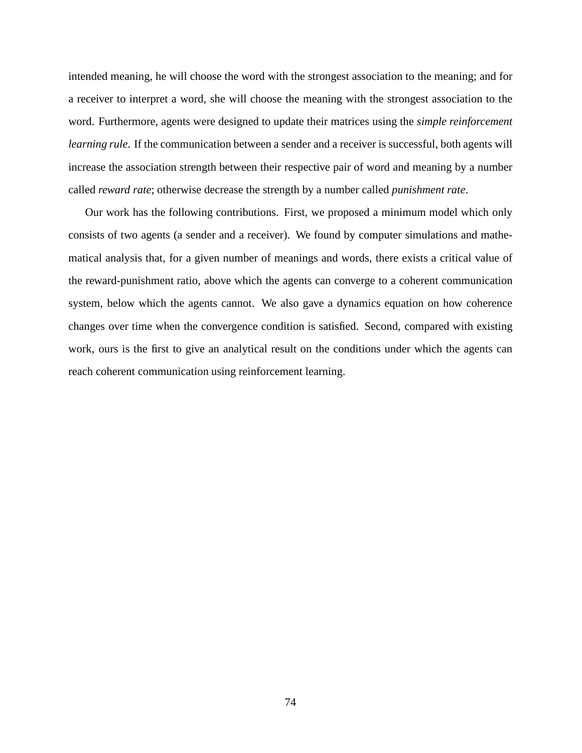intended meaning, he will choose the word with the strongest association to the meaning; and for a receiver to interpret a word, she will choose the meaning with the strongest association to the word. Furthermore, agents were designed to update their matrices using the *simple reinforcement learning rule*. If the communication between a sender and a receiver is successful, both agents will increase the association strength between their respective pair of word and meaning by a number called *reward rate*; otherwise decrease the strength by a number called *punishment rate*.

Our work has the following contributions. First, we proposed a minimum model which only consists of two agents (a sender and a receiver). We found by computer simulations and mathematical analysis that, for a given number of meanings and words, there exists a critical value of the reward-punishment ratio, above which the agents can converge to a coherent communication system, below which the agents cannot. We also gave a dynamics equation on how coherence changes over time when the convergence condition is satisfied. Second, compared with existing work, ours is the first to give an analytical result on the conditions under which the agents can reach coherent communication using reinforcement learning.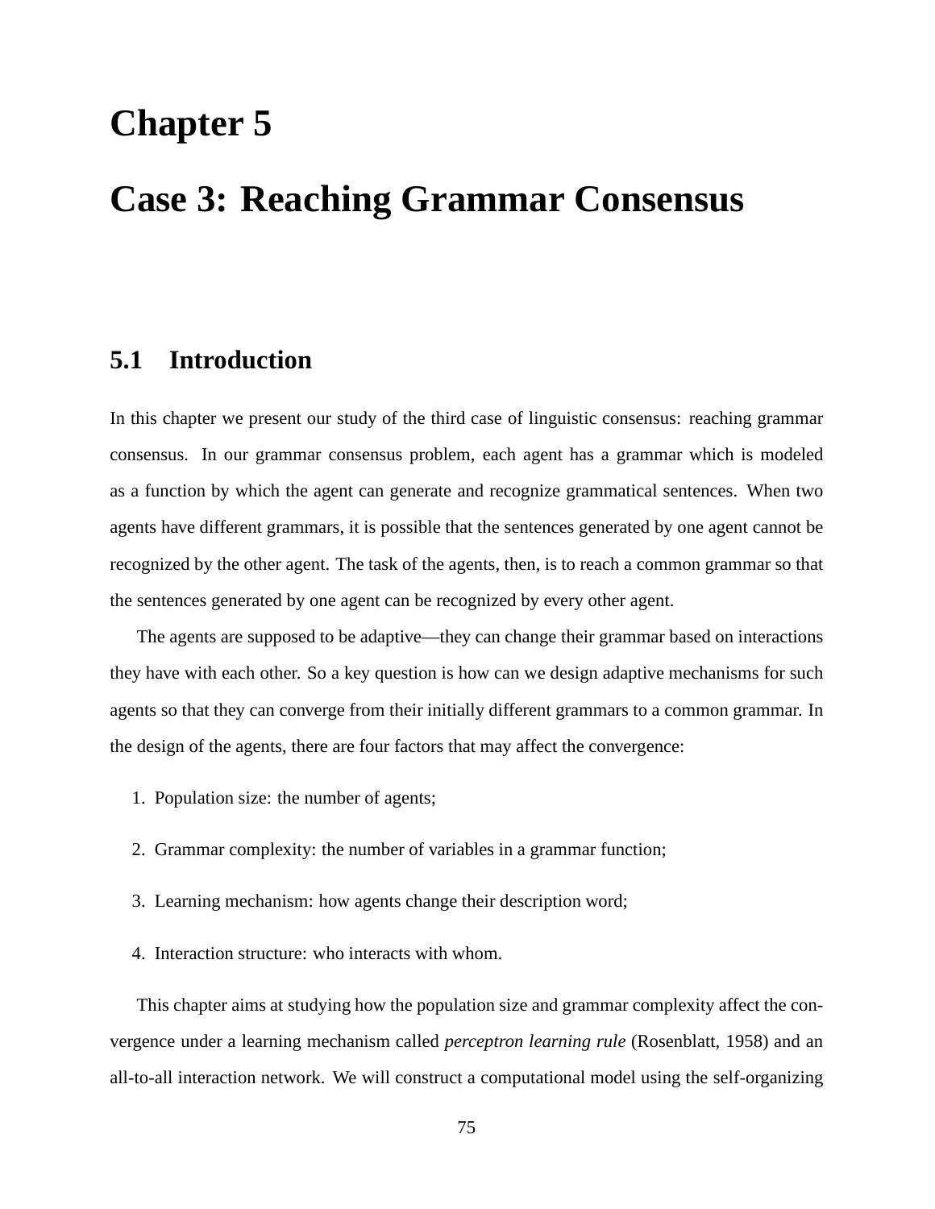# Chapter 5

# Case 3: Reaching Grammar Consensus

## 5.1 Introduction

In this chapter we present our study of the third case of linguistic consensus: reaching grammar consensus. In our grammar consensus problem, each agent has a grammar which is modeled as a function by which the agent can generate and recognize grammatical sentences. When two agents have different grammars, it is possible that the sentences generated by one agent cannot be recognized by the other agent. The task of the agents, then, is to reach a common grammar so that the sentences generated by one agent can be recognized by every other agent.

The agents are supposed to be adaptive—they can change their grammar based on interactions they have with each other. So a key question is how can we design adaptive mechanisms for such agents so that they can converge from their initially different grammars to a common grammar. In the design of the agents, there are four factors that may affect the convergence:

1. Population size: the number of agents;
2. Grammar complexity: the number of variables in a grammar function;
3. Learning mechanism: how agents change their description word;
4. Interaction structure: who interacts with whom.

This chapter aims at studying how the population size and grammar complexity affect the convergence under a learning mechanism called *perceptron learning rule* (Rosenblatt, 1958) and an all-to-all interaction network. We will construct a computational model using the self-organizing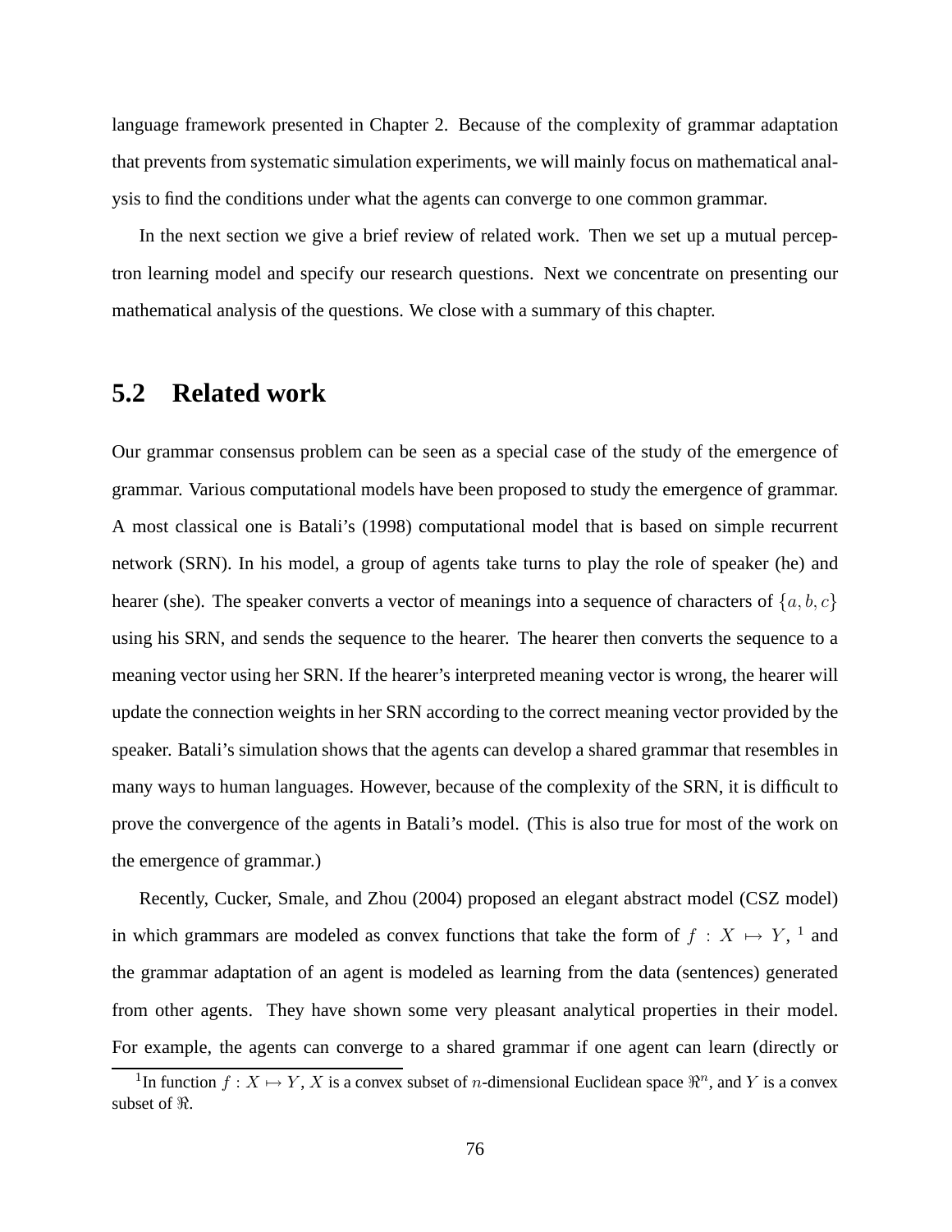language framework presented in Chapter 2. Because of the complexity of grammar adaptation that prevents from systematic simulation experiments, we will mainly focus on mathematical analysis to find the conditions under what the agents can converge to one common grammar.

In the next section we give a brief review of related work. Then we set up a mutual perceptron learning model and specify our research questions. Next we concentrate on presenting our mathematical analysis of the questions. We close with a summary of this chapter.

## 5.2 Related work

Our grammar consensus problem can be seen as a special case of the study of the emergence of grammar. Various computational models have been proposed to study the emergence of grammar. A most classical one is Batali's (1998) computational model that is based on simple recurrent network (SRN). In his model, a group of agents take turns to play the role of speaker (he) and hearer (she). The speaker converts a vector of meanings into a sequence of characters of $\{a, b, c\}$ using his SRN, and sends the sequence to the hearer. The hearer then converts the sequence to a meaning vector using her SRN. If the hearer's interpreted meaning vector is wrong, the hearer will update the connection weights in her SRN according to the correct meaning vector provided by the speaker. Batali's simulation shows that the agents can develop a shared grammar that resembles in many ways to human languages. However, because of the complexity of the SRN, it is difficult to prove the convergence of the agents in Batali's model. (This is also true for most of the work on the emergence of grammar.)

Recently, Cucker, Smale, and Zhou (2004) proposed an elegant abstract model (CSZ model) in which grammars are modeled as convex functions that take the form of $f : X \mapsto Y$, [1] and the grammar adaptation of an agent is modeled as learning from the data (sentences) generated from other agents. They have shown some very pleasant analytical properties in their model. For example, the agents can converge to a shared grammar if one agent can learn (directly or

[1] In function $f : X \mapsto Y$, $X$ is a convex subset of $n$-dimensional Euclidean space $\Re^n$, and $Y$ is a convex subset of $\Re$.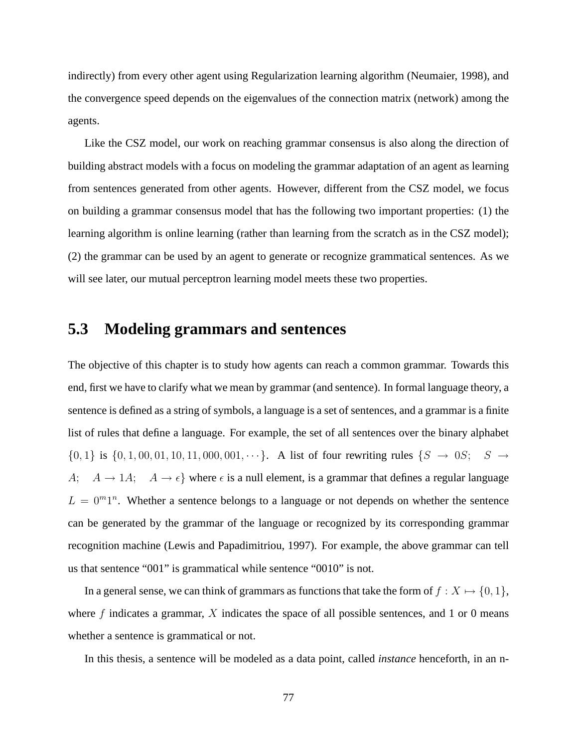indirectly) from every other agent using Regularization learning algorithm (Neumaier, 1998), and the convergence speed depends on the eigenvalues of the connection matrix (network) among the agents.

Like the CSZ model, our work on reaching grammar consensus is also along the direction of building abstract models with a focus on modeling the grammar adaptation of an agent as learning from sentences generated from other agents. However, different from the CSZ model, we focus on building a grammar consensus model that has the following two important properties: (1) the learning algorithm is online learning (rather than learning from the scratch as in the CSZ model); (2) the grammar can be used by an agent to generate or recognize grammatical sentences. As we will see later, our mutual perceptron learning model meets these two properties.

## 5.3 Modeling grammars and sentences

The objective of this chapter is to study how agents can reach a common grammar. Towards this end, first we have to clarify what we mean by grammar (and sentence). In formal language theory, a sentence is defined as a string of symbols, a language is a set of sentences, and a grammar is a finite list of rules that define a language. For example, the set of all sentences over the binary alphabet $\{0, 1\}$ is $\{0, 1, 00, 01, 10, 11, 000, 001, \cdots\}$. A list of four rewriting rules $\{S \rightarrow 0S;\quad S \rightarrow A;\quad A \rightarrow 1A;\quad A \rightarrow \epsilon\}$ where $\epsilon$ is a null element, is a grammar that defines a regular language $L = 0^m1^n$. Whether a sentence belongs to a language or not depends on whether the sentence can be generated by the grammar of the language or recognized by its corresponding grammar recognition machine (Lewis and Papadimitriou, 1997). For example, the above grammar can tell us that sentence "001" is grammatical while sentence "0010" is not.

In a general sense, we can think of grammars as functions that take the form of $f : X \mapsto \{0, 1\}$, where $f$ indicates a grammar, $X$ indicates the space of all possible sentences, and 1 or 0 means whether a sentence is grammatical or not.

In this thesis, a sentence will be modeled as a data point, called *instance* henceforth, in an n-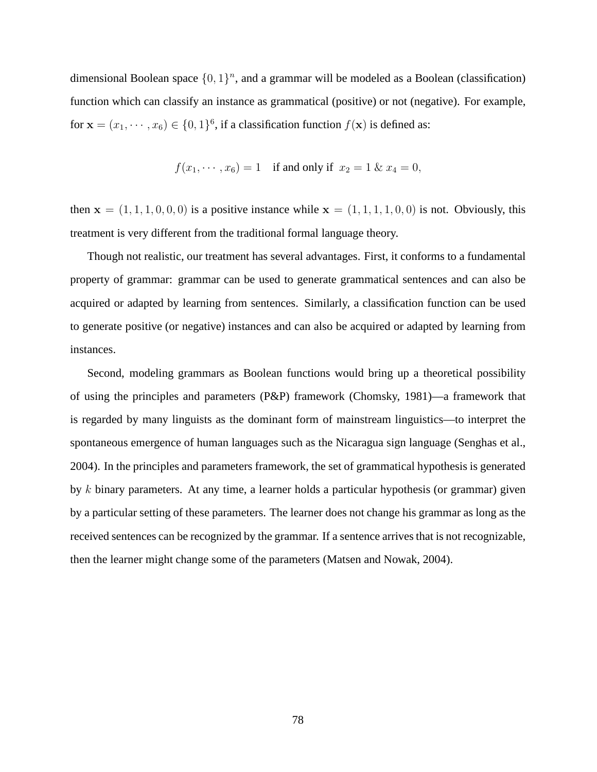dimensional Boolean space $\{0,1\}^n$, and a grammar will be modeled as a Boolean (classification) function which can classify an instance as grammatical (positive) or not (negative). For example, for $\mathbf{x} = (x_1, \cdots, x_6) \in \{0,1\}^6$, if a classification function $f(\mathbf{x})$ is defined as:

$$f(x_1, \cdots, x_6) = 1 \quad \text{if and only if } \; x_2 = 1 \;\&\; x_4 = 0,$$

then $\mathbf{x} = (1,1,1,0,0,0)$ is a positive instance while $\mathbf{x} = (1,1,1,1,0,0)$ is not. Obviously, this treatment is very different from the traditional formal language theory.

Though not realistic, our treatment has several advantages. First, it conforms to a fundamental property of grammar: grammar can be used to generate grammatical sentences and can also be acquired or adapted by learning from sentences. Similarly, a classification function can be used to generate positive (or negative) instances and can also be acquired or adapted by learning from instances.

Second, modeling grammars as Boolean functions would bring up a theoretical possibility of using the principles and parameters (P&P) framework (Chomsky, 1981)—a framework that is regarded by many linguists as the dominant form of mainstream linguistics—to interpret the spontaneous emergence of human languages such as the Nicaragua sign language (Senghas et al., 2004). In the principles and parameters framework, the set of grammatical hypothesis is generated by $k$ binary parameters. At any time, a learner holds a particular hypothesis (or grammar) given by a particular setting of these parameters. The learner does not change his grammar as long as the received sentences can be recognized by the grammar. If a sentence arrives that is not recognizable, then the learner might change some of the parameters (Matsen and Nowak, 2004).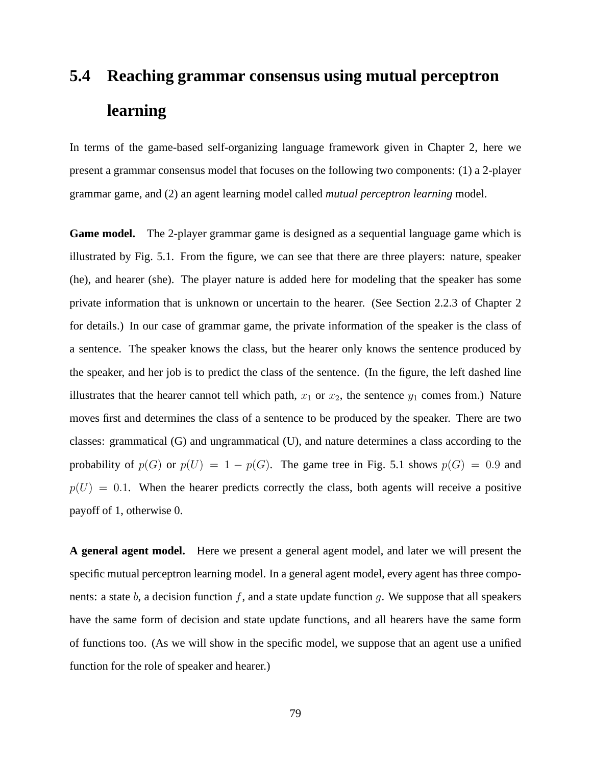## 5.4 Reaching grammar consensus using mutual perceptron learning

In terms of the game-based self-organizing language framework given in Chapter 2, here we present a grammar consensus model that focuses on the following two components: (1) a 2-player grammar game, and (2) an agent learning model called *mutual perceptron learning* model.

**Game model.** The 2-player grammar game is designed as a sequential language game which is illustrated by Fig. 5.1. From the figure, we can see that there are three players: nature, speaker (he), and hearer (she). The player nature is added here for modeling that the speaker has some private information that is unknown or uncertain to the hearer. (See Section 2.2.3 of Chapter 2 for details.) In our case of grammar game, the private information of the speaker is the class of a sentence. The speaker knows the class, but the hearer only knows the sentence produced by the speaker, and her job is to predict the class of the sentence. (In the figure, the left dashed line illustrates that the hearer cannot tell which path, $x_1$ or $x_2$, the sentence $y_1$ comes from.) Nature moves first and determines the class of a sentence to be produced by the speaker. There are two classes: grammatical (G) and ungrammatical (U), and nature determines a class according to the probability of $p(G)$ or $p(U) = 1 - p(G)$. The game tree in Fig. 5.1 shows $p(G) = 0.9$ and $p(U) = 0.1$. When the hearer predicts correctly the class, both agents will receive a positive payoff of 1, otherwise 0.

**A general agent model.** Here we present a general agent model, and later we will present the specific mutual perceptron learning model. In a general agent model, every agent has three components: a state $b$, a decision function $f$, and a state update function $g$. We suppose that all speakers have the same form of decision and state update functions, and all hearers have the same form of functions too. (As we will show in the specific model, we suppose that an agent use a unified function for the role of speaker and hearer.)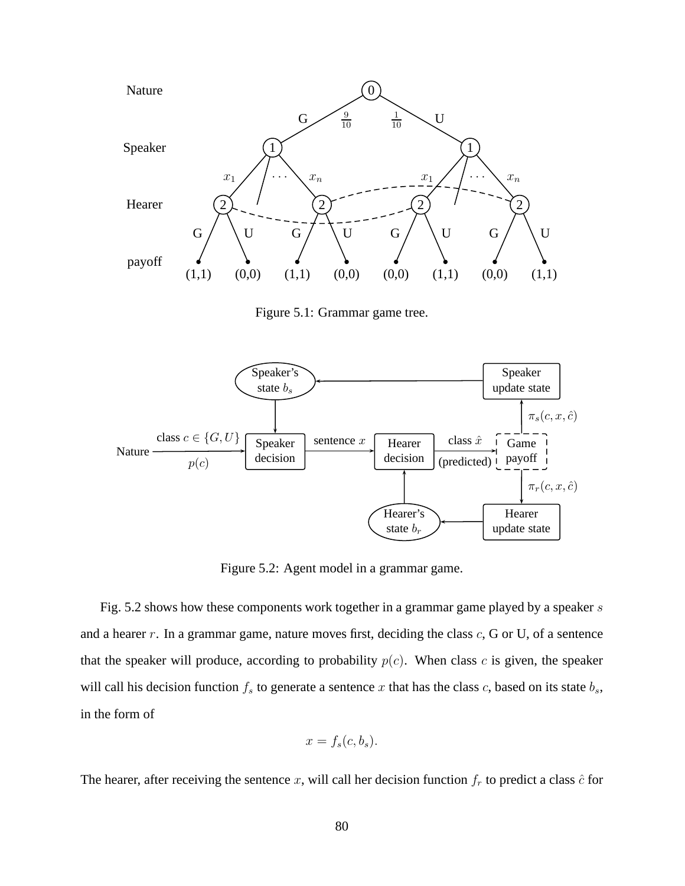Nature

0

G $\frac{9}{10}$ $\frac{1}{10}$ U

Speaker

1 1

$x_1$ $\cdots$ $x_n$ $x_1$ $\cdots$ $x_n$

Hearer

2 2 2 2

G U G U G U G U

payoff

(1,1) (0,0) (1,1) (0,0) (0,0) (1,1) (0,0) (1,1)

Figure 5.1: Grammar game tree.

Speaker's state $b_s$

Speaker update state

$\pi_s(c, x, \hat{c})$

class $c \in \{G, U\}$

Nature

$p(c)$

Speaker decision

sentence $x$

Hearer decision

class $\hat{x}$

(predicted)

Game payoff

$\pi_r(c, x, \hat{c})$

Hearer's state $b_r$

Hearer update state

Figure 5.2: Agent model in a grammar game.

Fig. 5.2 shows how these components work together in a grammar game played by a speaker $s$ and a hearer $r$. In a grammar game, nature moves first, deciding the class $c$, G or U, of a sentence that the speaker will produce, according to probability $p(c)$. When class $c$ is given, the speaker will call his decision function $f_s$ to generate a sentence $x$ that has the class $c$, based on its state $b_s$, in the form of

$$x = f_s(c, b_s).$$

The hearer, after receiving the sentence $x$, will call her decision function $f_r$ to predict a class $\hat{c}$ for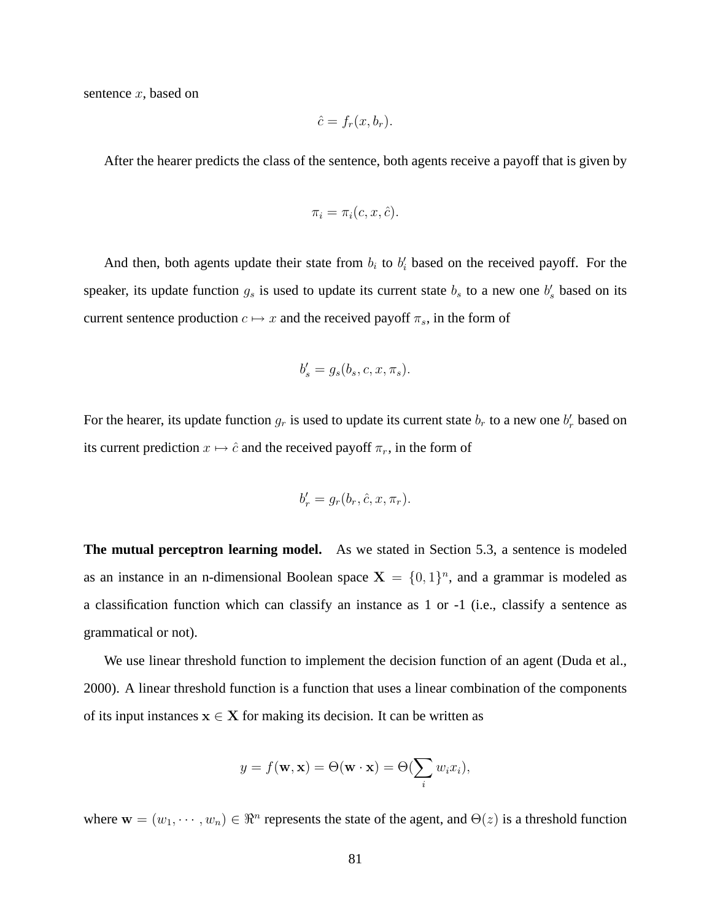sentence $x$, based on

$$\hat{c} = f_r(x, b_r).$$

After the hearer predicts the class of the sentence, both agents receive a payoff that is given by

$$\pi_i = \pi_i(c, x, \hat{c}).$$

And then, both agents update their state from $b_i$ to $b_i'$ based on the received payoff. For the speaker, its update function $g_s$ is used to update its current state $b_s$ to a new one $b_s'$ based on its current sentence production $c \mapsto x$ and the received payoff $\pi_s$, in the form of

$$b_s' = g_s(b_s, c, x, \pi_s).$$

For the hearer, its update function $g_r$ is used to update its current state $b_r$ to a new one $b_r'$ based on its current prediction $x \mapsto \hat{c}$ and the received payoff $\pi_r$, in the form of

$$b_r' = g_r(b_r, \hat{c}, x, \pi_r).$$

**The mutual perceptron learning model.** As we stated in Section 5.3, a sentence is modeled as an instance in an n-dimensional Boolean space $\mathbf{X} = \{0, 1\}^n$, and a grammar is modeled as a classification function which can classify an instance as 1 or -1 (i.e., classify a sentence as grammatical or not).

We use linear threshold function to implement the decision function of an agent (Duda et al., 2000). A linear threshold function is a function that uses a linear combination of the components of its input instances $\mathbf{x} \in \mathbf{X}$ for making its decision. It can be written as

$$y = f(\mathbf{w}, \mathbf{x}) = \Theta(\mathbf{w} \cdot \mathbf{x}) = \Theta(\sum_i w_i x_i),$$

where $\mathbf{w} = (w_1, \cdots, w_n) \in \Re^n$ represents the state of the agent, and $\Theta(z)$ is a threshold function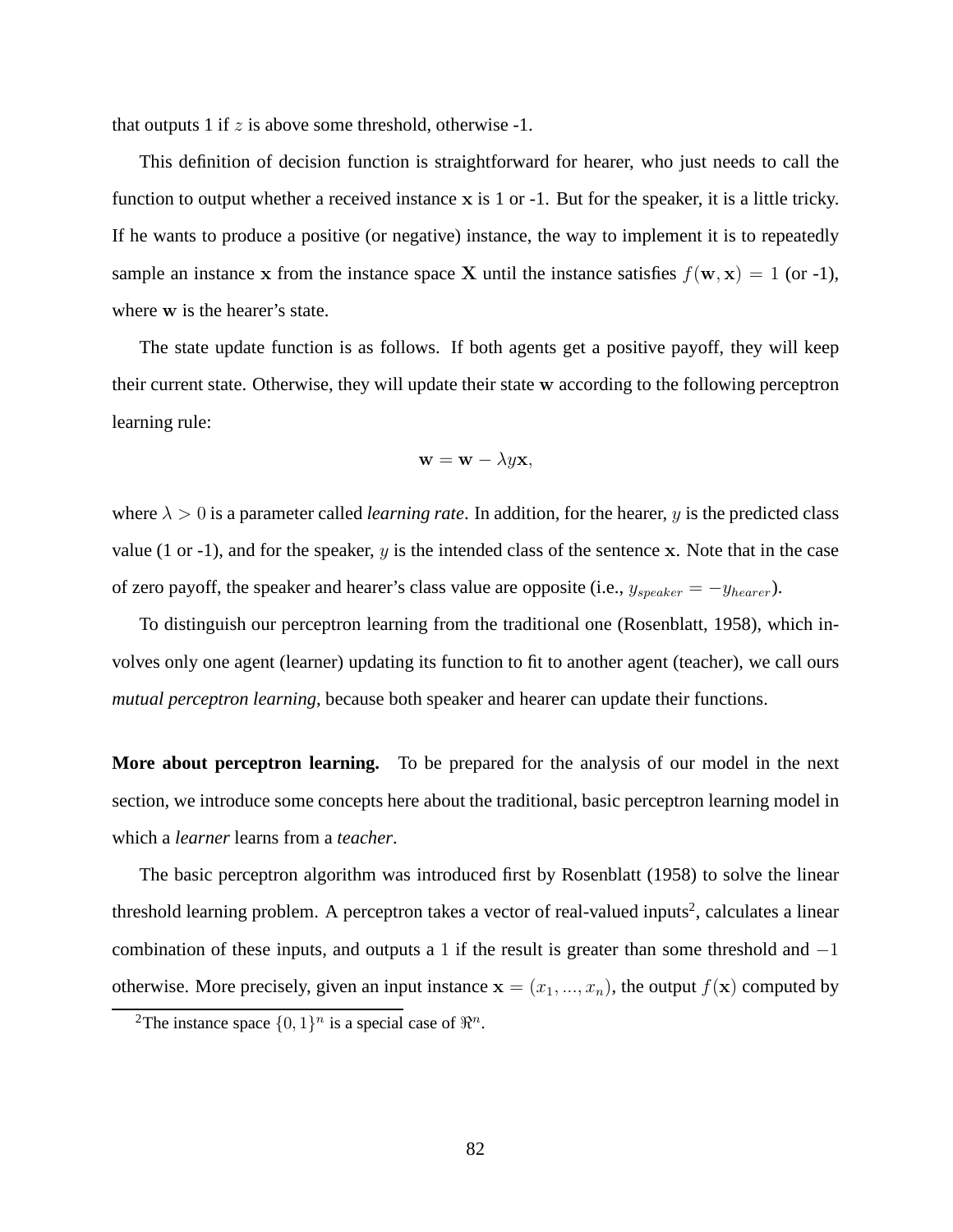that outputs 1 if $z$ is above some threshold, otherwise -1.

This definition of decision function is straightforward for hearer, who just needs to call the function to output whether a received instance $\mathbf{x}$ is 1 or -1. But for the speaker, it is a little tricky. If he wants to produce a positive (or negative) instance, the way to implement it is to repeatedly sample an instance $\mathbf{x}$ from the instance space $\mathbf{X}$ until the instance satisfies $f(\mathbf{w}, \mathbf{x}) = 1$ (or -1), where $\mathbf{w}$ is the hearer's state.

The state update function is as follows. If both agents get a positive payoff, they will keep their current state. Otherwise, they will update their state $\mathbf{w}$ according to the following perceptron learning rule:

$$\mathbf{w} = \mathbf{w} - \lambda y \mathbf{x},$$

where $\lambda > 0$ is a parameter called *learning rate*. In addition, for the hearer, $y$ is the predicted class value (1 or -1), and for the speaker, $y$ is the intended class of the sentence $\mathbf{x}$. Note that in the case of zero payoff, the speaker and hearer's class value are opposite (i.e., $y_{speaker} = -y_{hearer}$).

To distinguish our perceptron learning from the traditional one (Rosenblatt, 1958), which involves only one agent (learner) updating its function to fit to another agent (teacher), we call ours *mutual perceptron learning*, because both speaker and hearer can update their functions.

**More about perceptron learning.** To be prepared for the analysis of our model in the next section, we introduce some concepts here about the traditional, basic perceptron learning model in which a *learner* learns from a *teacher*.

The basic perceptron algorithm was introduced first by Rosenblatt (1958) to solve the linear threshold learning problem. A perceptron takes a vector of real-valued inputs[2], calculates a linear combination of these inputs, and outputs a $1$ if the result is greater than some threshold and $-1$ otherwise. More precisely, given an input instance $\mathbf{x} = (x_1, ..., x_n)$, the output $f(\mathbf{x})$ computed by

[2]The instance space $\{0, 1\}^n$ is a special case of $\Re^n$.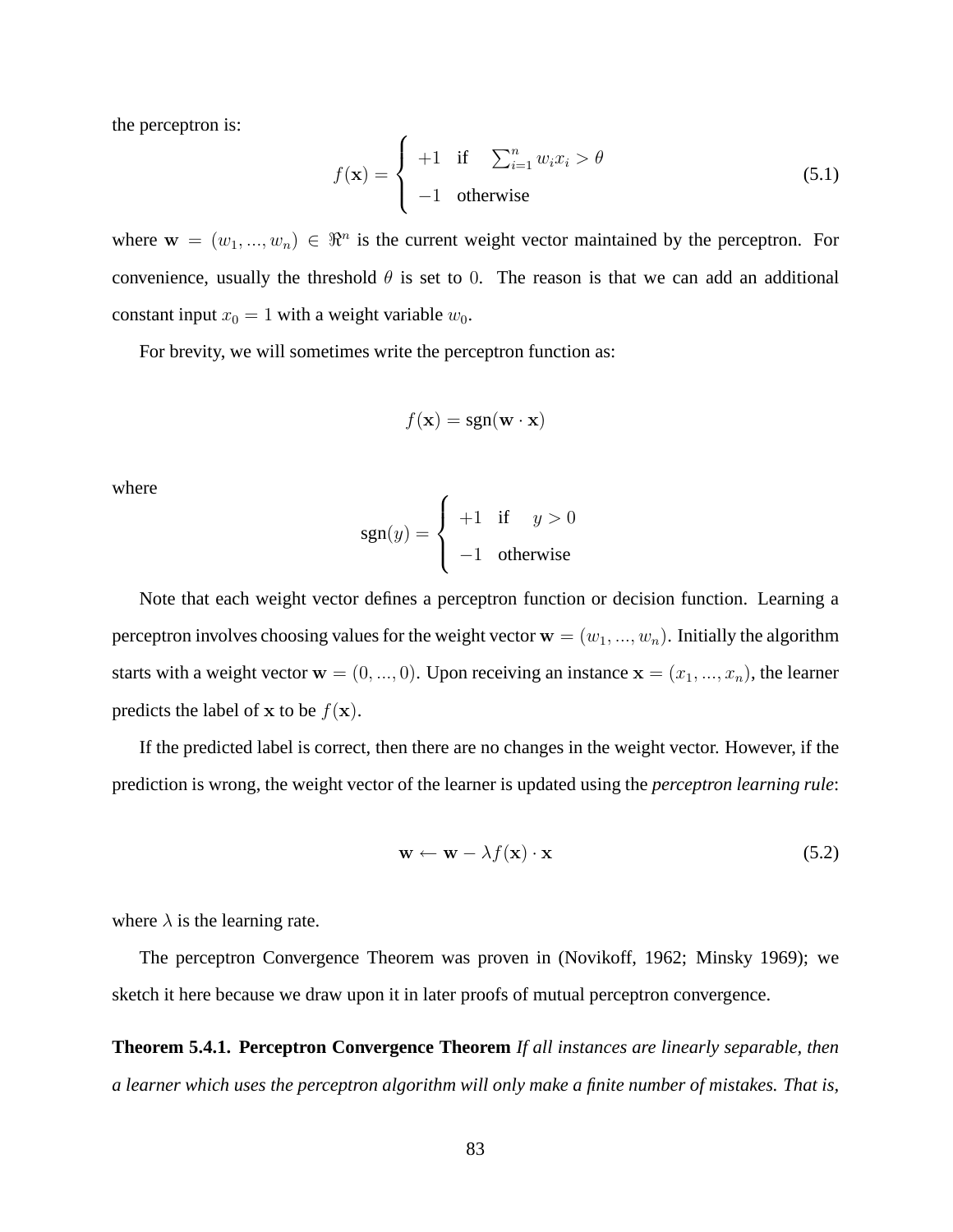the perceptron is:

$$f(\mathbf{x}) = \begin{cases} +1 & \text{if} \quad \sum_{i=1}^{n} w_i x_i > \theta \\ -1 & \text{otherwise} \end{cases} \tag{5.1}$$

where $\mathbf{w} = (w_1, ..., w_n) \in \Re^n$ is the current weight vector maintained by the perceptron. For convenience, usually the threshold $\theta$ is set to $0$. The reason is that we can add an additional constant input $x_0 = 1$ with a weight variable $w_0$.

For brevity, we will sometimes write the perceptron function as:

$$f(\mathbf{x}) = \text{sgn}(\mathbf{w} \cdot \mathbf{x})$$

where

$$\text{sgn}(y) = \begin{cases} +1 & \text{if} \quad y > 0 \\ -1 & \text{otherwise} \end{cases}$$

Note that each weight vector defines a perceptron function or decision function. Learning a perceptron involves choosing values for the weight vector $\mathbf{w} = (w_1, ..., w_n)$. Initially the algorithm starts with a weight vector $\mathbf{w} = (0, ..., 0)$. Upon receiving an instance $\mathbf{x} = (x_1, ..., x_n)$, the learner predicts the label of $\mathbf{x}$ to be $f(\mathbf{x})$.

If the predicted label is correct, then there are no changes in the weight vector. However, if the prediction is wrong, the weight vector of the learner is updated using the *perceptron learning rule*:

$$\mathbf{w} \leftarrow \mathbf{w} - \lambda f(\mathbf{x}) \cdot \mathbf{x} \tag{5.2}$$

where $\lambda$ is the learning rate.

The perceptron Convergence Theorem was proven in (Novikoff, 1962; Minsky 1969); we sketch it here because we draw upon it in later proofs of mutual perceptron convergence.

**Theorem 5.4.1. Perceptron Convergence Theorem** *If all instances are linearly separable, then a learner which uses the perceptron algorithm will only make a finite number of mistakes. That is,*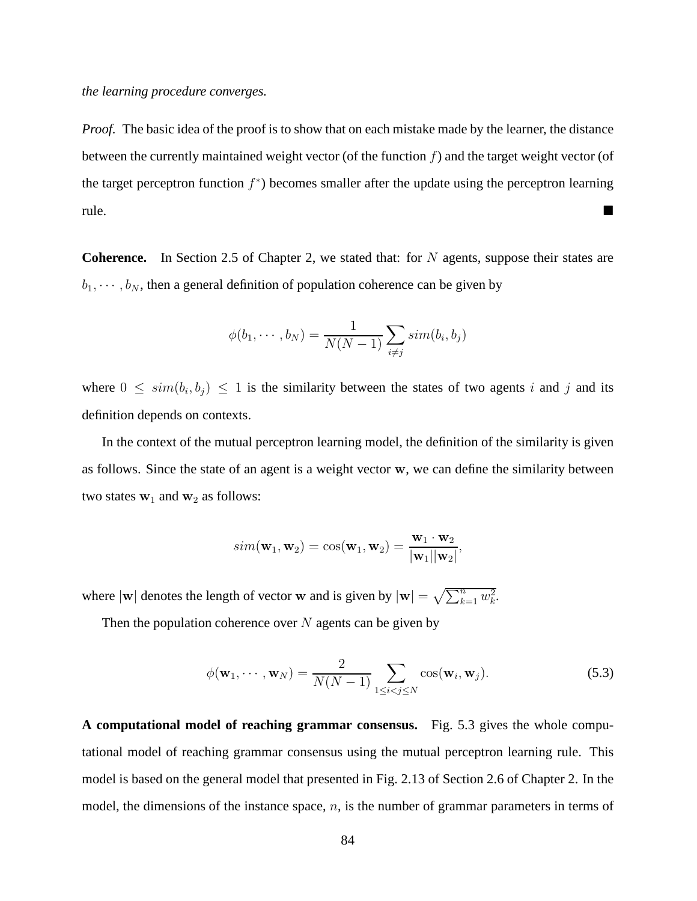*the learning procedure converges.*

*Proof.* The basic idea of the proof is to show that on each mistake made by the learner, the distance between the currently maintained weight vector (of the function $f$) and the target weight vector (of the target perceptron function $f^*$) becomes smaller after the update using the perceptron learning rule. ∎

**Coherence.** In Section 2.5 of Chapter 2, we stated that: for $N$ agents, suppose their states are $b_1, \cdots, b_N$, then a general definition of population coherence can be given by

$$\phi(b_1, \cdots, b_N) = \frac{1}{N(N-1)} \sum_{i \neq j} sim(b_i, b_j)$$

where $0 \leq sim(b_i, b_j) \leq 1$ is the similarity between the states of two agents $i$ and $j$ and its definition depends on contexts.

In the context of the mutual perceptron learning model, the definition of the similarity is given as follows. Since the state of an agent is a weight vector $\mathbf{w}$, we can define the similarity between two states $\mathbf{w}_1$ and $\mathbf{w}_2$ as follows:

$$sim(\mathbf{w}_1, \mathbf{w}_2) = \cos(\mathbf{w}_1, \mathbf{w}_2) = \frac{\mathbf{w}_1 \cdot \mathbf{w}_2}{|\mathbf{w}_1||\mathbf{w}_2|},$$

where $|\mathbf{w}|$ denotes the length of vector $\mathbf{w}$ and is given by $|\mathbf{w}| = \sqrt{\sum_{k=1}^{n} w_k^2}$.

Then the population coherence over $N$ agents can be given by

$$\phi(\mathbf{w}_1, \cdots, \mathbf{w}_N) = \frac{2}{N(N-1)} \sum_{1 \leq i < j \leq N} \cos(\mathbf{w}_i, \mathbf{w}_j). \tag{5.3}$$

**A computational model of reaching grammar consensus.** Fig. 5.3 gives the whole computational model of reaching grammar consensus using the mutual perceptron learning rule. This model is based on the general model that presented in Fig. 2.13 of Section 2.6 of Chapter 2. In the model, the dimensions of the instance space, $n$, is the number of grammar parameters in terms of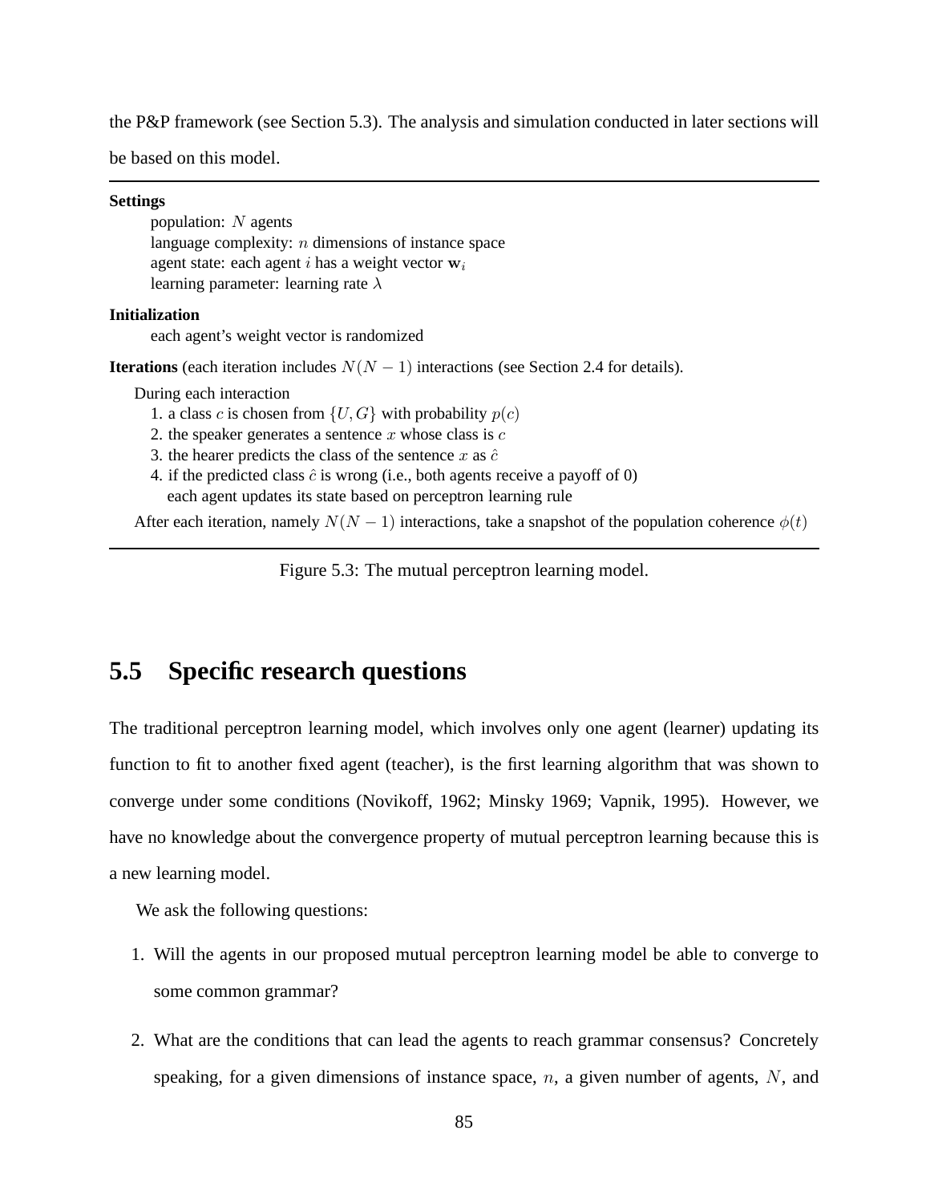the P&P framework (see Section 5.3). The analysis and simulation conducted in later sections will be based on this model.

---

**Settings**

population: $N$ agents
language complexity: $n$ dimensions of instance space
agent state: each agent $i$ has a weight vector $\mathbf{w}_i$
learning parameter: learning rate $\lambda$

**Initialization**

each agent's weight vector is randomized

**Iterations** (each iteration includes $N(N-1)$ interactions (see Section 2.4 for details).

During each interaction

1. a class $c$ is chosen from $\{U, G\}$ with probability $p(c)$
2. the speaker generates a sentence $x$ whose class is $c$
3. the hearer predicts the class of the sentence $x$ as $\hat{c}$
4. if the predicted class $\hat{c}$ is wrong (i.e., both agents receive a payoff of 0) each agent updates its state based on perceptron learning rule

After each iteration, namely $N(N-1)$ interactions, take a snapshot of the population coherence $\phi(t)$

---

Figure 5.3: The mutual perceptron learning model.

## 5.5 Specific research questions

The traditional perceptron learning model, which involves only one agent (learner) updating its function to fit to another fixed agent (teacher), is the first learning algorithm that was shown to converge under some conditions (Novikoff, 1962; Minsky 1969; Vapnik, 1995). However, we have no knowledge about the convergence property of mutual perceptron learning because this is a new learning model.

We ask the following questions:

1. Will the agents in our proposed mutual perceptron learning model be able to converge to some common grammar?
2. What are the conditions that can lead the agents to reach grammar consensus? Concretely speaking, for a given dimensions of instance space, $n$, a given number of agents, $N$, and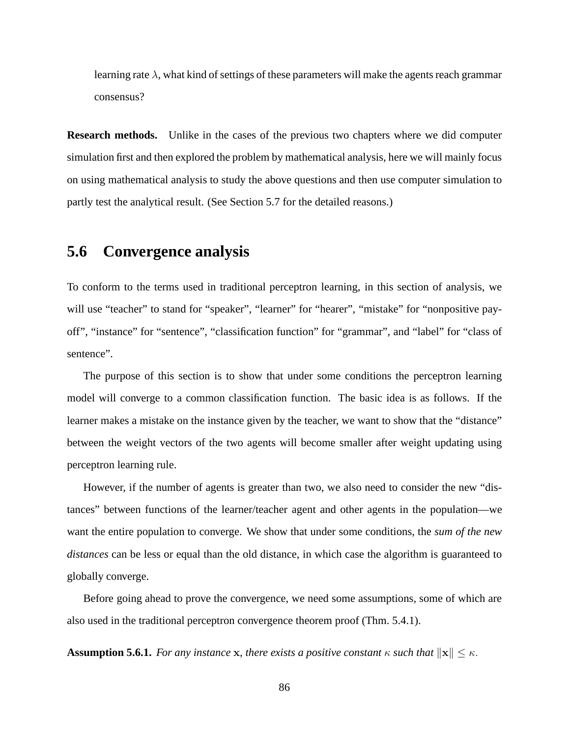learning rate $\lambda$, what kind of settings of these parameters will make the agents reach grammar consensus?

**Research methods.** Unlike in the cases of the previous two chapters where we did computer simulation first and then explored the problem by mathematical analysis, here we will mainly focus on using mathematical analysis to study the above questions and then use computer simulation to partly test the analytical result. (See Section 5.7 for the detailed reasons.)

## 5.6 Convergence analysis

To conform to the terms used in traditional perceptron learning, in this section of analysis, we will use "teacher" to stand for "speaker", "learner" for "hearer", "mistake" for "nonpositive payoff", "instance" for "sentence", "classification function" for "grammar", and "label" for "class of sentence".

The purpose of this section is to show that under some conditions the perceptron learning model will converge to a common classification function. The basic idea is as follows. If the learner makes a mistake on the instance given by the teacher, we want to show that the "distance" between the weight vectors of the two agents will become smaller after weight updating using perceptron learning rule.

However, if the number of agents is greater than two, we also need to consider the new "distances" between functions of the learner/teacher agent and other agents in the population—we want the entire population to converge. We show that under some conditions, the *sum of the new distances* can be less or equal than the old distance, in which case the algorithm is guaranteed to globally converge.

Before going ahead to prove the convergence, we need some assumptions, some of which are also used in the traditional perceptron convergence theorem proof (Thm. 5.4.1).

**Assumption 5.6.1.** *For any instance* $\mathbf{x}$*, there exists a positive constant* $\kappa$ *such that* $\|\mathbf{x}\| \le \kappa$*.*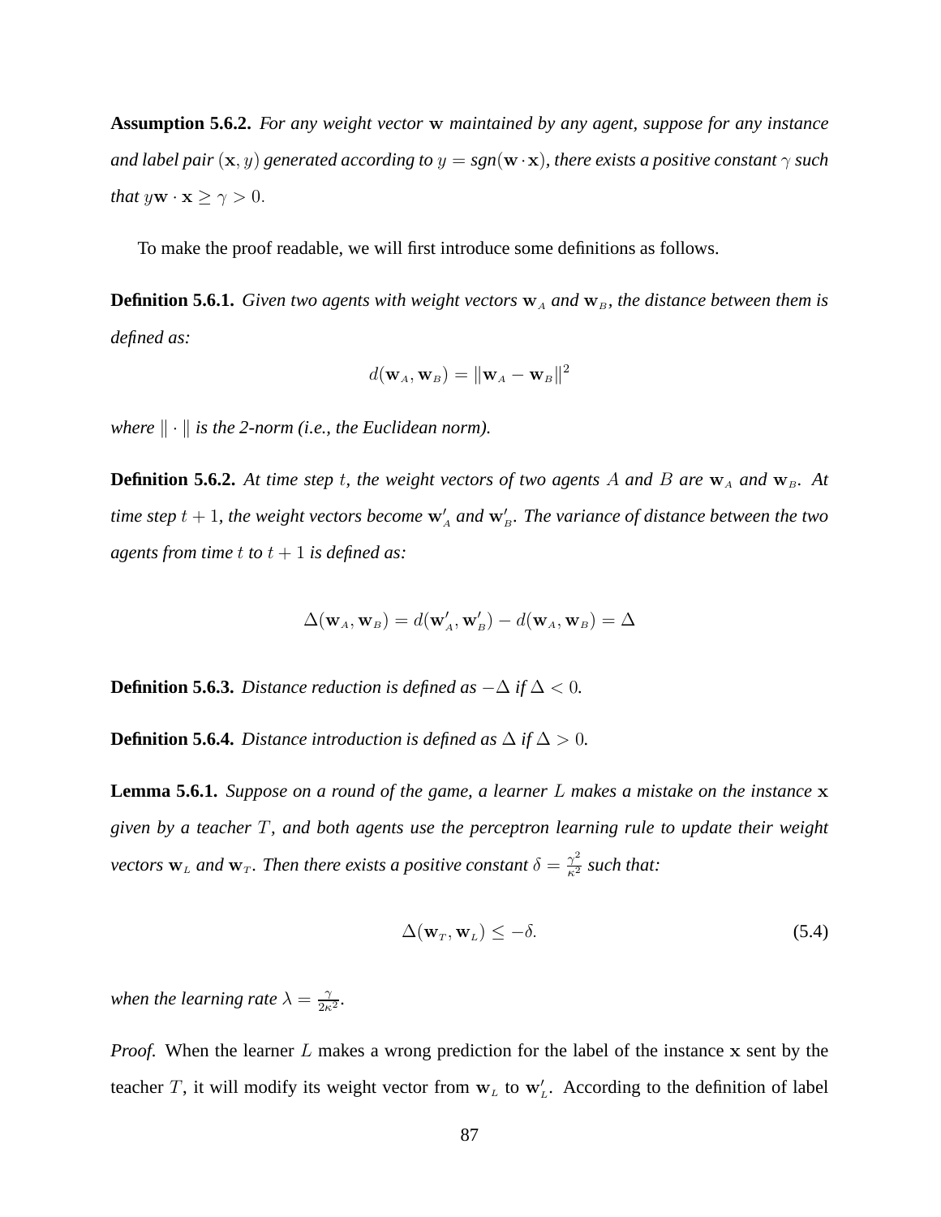**Assumption 5.6.2.** *For any weight vector* $\mathbf{w}$ *maintained by any agent, suppose for any instance and label pair* $(\mathbf{x}, y)$ *generated according to* $y = sgn(\mathbf{w} \cdot \mathbf{x})$*, there exists a positive constant* $\gamma$ *such that* $y\mathbf{w} \cdot \mathbf{x} \geq \gamma > 0$.

To make the proof readable, we will first introduce some definitions as follows.

**Definition 5.6.1.** *Given two agents with weight vectors* $\mathbf{w}_A$ *and* $\mathbf{w}_B$*, the distance between them is defined as:*

$$d(\mathbf{w}_A, \mathbf{w}_B) = \|\mathbf{w}_A - \mathbf{w}_B\|^2$$

*where* $\|\cdot\|$ *is the 2-norm (i.e., the Euclidean norm).*

**Definition 5.6.2.** *At time step* $t$*, the weight vectors of two agents* $A$ *and* $B$ *are* $\mathbf{w}_A$ *and* $\mathbf{w}_B$*. At time step* $t+1$*, the weight vectors become* $\mathbf{w}'_A$ *and* $\mathbf{w}'_B$*. The variance of distance between the two agents from time* $t$ *to* $t+1$ *is defined as:*

$$\Delta(\mathbf{w}_A, \mathbf{w}_B) = d(\mathbf{w}'_A, \mathbf{w}'_B) - d(\mathbf{w}_A, \mathbf{w}_B) = \Delta$$

**Definition 5.6.3.** *Distance reduction is defined as* $-\Delta$ *if* $\Delta < 0$.

**Definition 5.6.4.** *Distance introduction is defined as* $\Delta$ *if* $\Delta > 0$.

**Lemma 5.6.1.** *Suppose on a round of the game, a learner* $L$ *makes a mistake on the instance* $\mathbf{x}$ *given by a teacher* $T$*, and both agents use the perceptron learning rule to update their weight vectors* $\mathbf{w}_L$ *and* $\mathbf{w}_T$*. Then there exists a positive constant* $\delta = \frac{\gamma^2}{\kappa^2}$ *such that:*

$$\Delta(\mathbf{w}_T, \mathbf{w}_L) \leq -\delta. \tag{5.4}$$

*when the learning rate* $\lambda = \frac{\gamma}{2\kappa^2}$.

*Proof.* When the learner $L$ makes a wrong prediction for the label of the instance $\mathbf{x}$ sent by the teacher $T$, it will modify its weight vector from $\mathbf{w}_L$ to $\mathbf{w}'_L$. According to the definition of label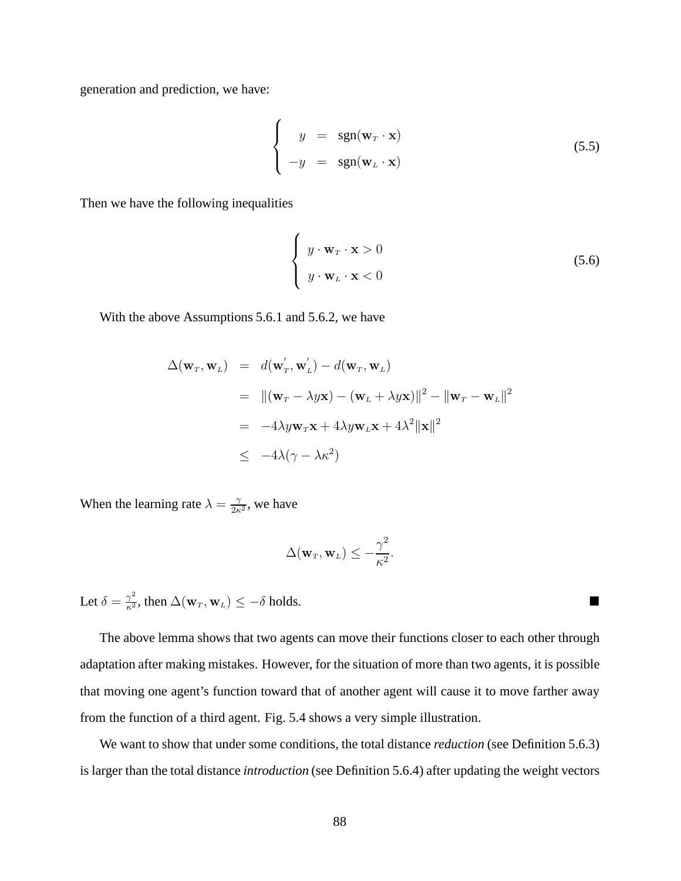generation and prediction, we have:

$$
\begin{cases} y = \text{sgn}(\mathbf{w}_T \cdot \mathbf{x}) \\ -y = \text{sgn}(\mathbf{w}_L \cdot \mathbf{x}) \end{cases} \tag{5.5}
$$

Then we have the following inequalities

$$
\begin{cases} y \cdot \mathbf{w}_T \cdot \mathbf{x} > 0 \\ y \cdot \mathbf{w}_L \cdot \mathbf{x} < 0 \end{cases} \tag{5.6}
$$

With the above Assumptions 5.6.1 and 5.6.2, we have

$$
\begin{aligned}
\Delta(\mathbf{w}_T, \mathbf{w}_L) &= d(\mathbf{w}_T^{'}, \mathbf{w}_L^{'}) - d(\mathbf{w}_T, \mathbf{w}_L) \\
&= \|(\mathbf{w}_T - \lambda y \mathbf{x}) - (\mathbf{w}_L + \lambda y \mathbf{x})\|^2 - \|\mathbf{w}_T - \mathbf{w}_L\|^2 \\
&= -4\lambda y \mathbf{w}_T \mathbf{x} + 4\lambda y \mathbf{w}_L \mathbf{x} + 4\lambda^2 \|\mathbf{x}\|^2 \\
&\leq -4\lambda(\gamma - \lambda\kappa^2)
\end{aligned}
$$

When the learning rate $\lambda = \frac{\gamma}{2\kappa^2}$, we have

$$
\Delta(\mathbf{w}_T, \mathbf{w}_L) \leq -\frac{\gamma^2}{\kappa^2}.
$$

Let $\delta = \frac{\gamma^2}{\kappa^2}$, then $\Delta(\mathbf{w}_T, \mathbf{w}_L) \leq -\delta$ holds. ■

The above lemma shows that two agents can move their functions closer to each other through adaptation after making mistakes. However, for the situation of more than two agents, it is possible that moving one agent's function toward that of another agent will cause it to move farther away from the function of a third agent. Fig. 5.4 shows a very simple illustration.

We want to show that under some conditions, the total distance *reduction* (see Definition 5.6.3) is larger than the total distance *introduction* (see Definition 5.6.4) after updating the weight vectors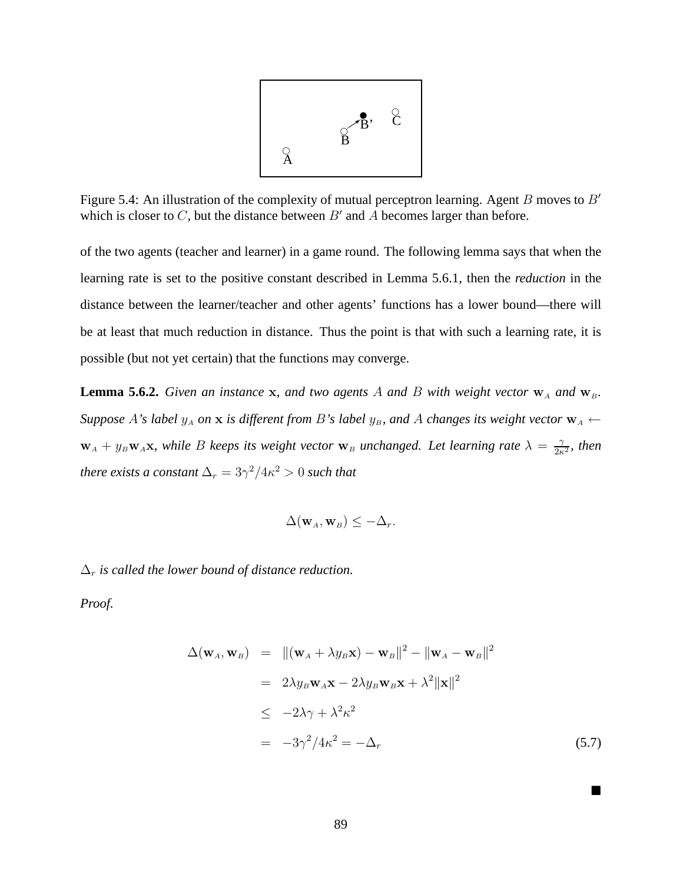A
B
B'
C

Figure 5.4: An illustration of the complexity of mutual perceptron learning. Agent $B$ moves to $B'$ which is closer to $C$, but the distance between $B'$ and $A$ becomes larger than before.

of the two agents (teacher and learner) in a game round. The following lemma says that when the learning rate is set to the positive constant described in Lemma 5.6.1, then the *reduction* in the distance between the learner/teacher and other agents' functions has a lower bound—there will be at least that much reduction in distance. Thus the point is that with such a learning rate, it is possible (but not yet certain) that the functions may converge.

**Lemma 5.6.2.** *Given an instance $\mathbf{x}$, and two agents $A$ and $B$ with weight vector $\mathbf{w}_A$ and $\mathbf{w}_B$. Suppose $A$'s label $y_A$ on $\mathbf{x}$ is different from $B$'s label $y_B$, and $A$ changes its weight vector $\mathbf{w}_A \leftarrow \mathbf{w}_A + y_B \mathbf{w}_A \mathbf{x}$, while $B$ keeps its weight vector $\mathbf{w}_B$ unchanged. Let learning rate $\lambda = \frac{\gamma}{2\kappa^2}$, then there exists a constant $\Delta_r = 3\gamma^2/4\kappa^2 > 0$ such that*

$$\Delta(\mathbf{w}_A, \mathbf{w}_B) \leq -\Delta_r.$$

*$\Delta_r$ is called the lower bound of distance reduction.*

*Proof.*

$$\begin{aligned}
\Delta(\mathbf{w}_A, \mathbf{w}_B) &= \|(\mathbf{w}_A + \lambda y_B \mathbf{x}) - \mathbf{w}_B\|^2 - \|\mathbf{w}_A - \mathbf{w}_B\|^2 \\
&= 2\lambda y_B \mathbf{w}_A \mathbf{x} - 2\lambda y_B \mathbf{w}_B \mathbf{x} + \lambda^2 \|\mathbf{x}\|^2 \\
&\leq -2\lambda\gamma + \lambda^2 \kappa^2 \\
&= -3\gamma^2/4\kappa^2 = -\Delta_r
\end{aligned} \tag{5.7}$$

■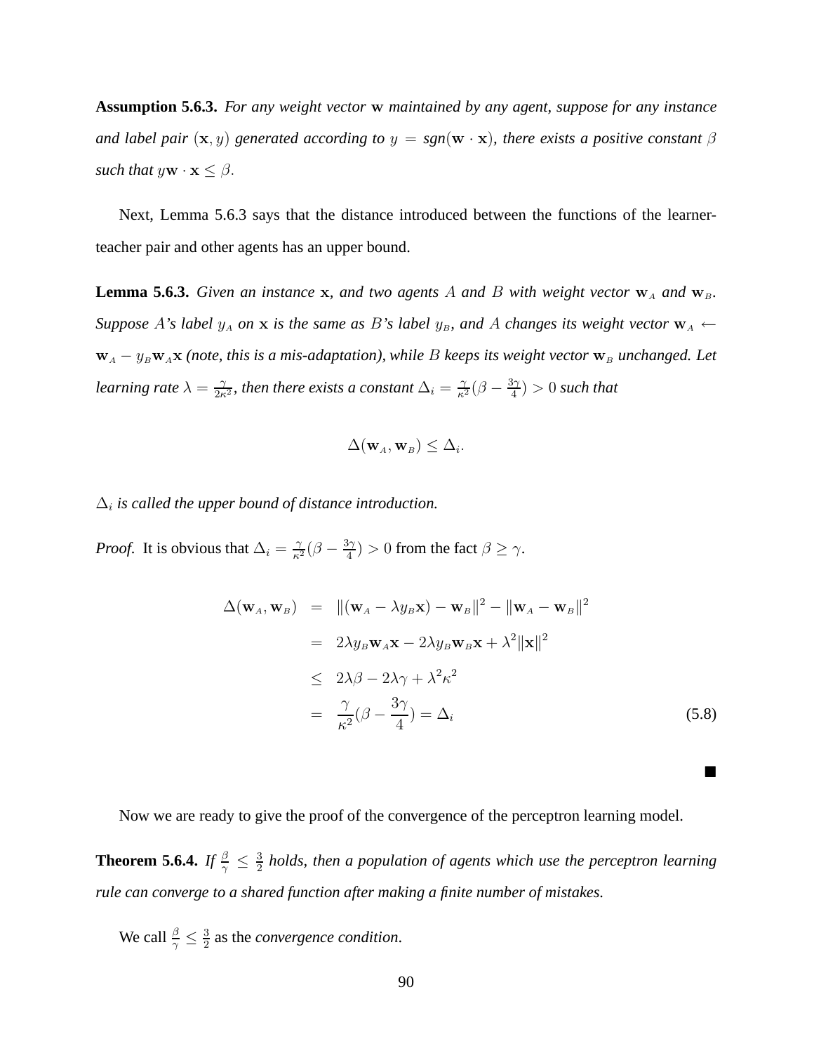**Assumption 5.6.3.** *For any weight vector* $\mathbf{w}$ *maintained by any agent, suppose for any instance and label pair* $(\mathbf{x}, y)$ *generated according to* $y = sgn(\mathbf{w} \cdot \mathbf{x})$*, there exists a positive constant* $\beta$ *such that* $y\mathbf{w} \cdot \mathbf{x} \leq \beta$*.*

Next, Lemma 5.6.3 says that the distance introduced between the functions of the learner-teacher pair and other agents has an upper bound.

**Lemma 5.6.3.** *Given an instance* $\mathbf{x}$*, and two agents* $A$ *and* $B$ *with weight vector* $\mathbf{w}_A$ *and* $\mathbf{w}_B$*. Suppose* $A$*'s label* $y_A$ *on* $\mathbf{x}$ *is the same as* $B$*'s label* $y_B$*, and* $A$ *changes its weight vector* $\mathbf{w}_A \leftarrow \mathbf{w}_A - y_B\mathbf{w}_A\mathbf{x}$ *(note, this is a mis-adaptation), while* $B$ *keeps its weight vector* $\mathbf{w}_B$ *unchanged. Let learning rate* $\lambda = \frac{\gamma}{2\kappa^2}$*, then there exists a constant* $\Delta_i = \frac{\gamma}{\kappa^2}(\beta - \frac{3\gamma}{4}) > 0$ *such that*

$$\Delta(\mathbf{w}_A, \mathbf{w}_B) \leq \Delta_i.$$

$\Delta_i$ *is called the upper bound of distance introduction.*

*Proof.* It is obvious that $\Delta_i = \frac{\gamma}{\kappa^2}(\beta - \frac{3\gamma}{4}) > 0$ from the fact $\beta \geq \gamma$.

$$\begin{aligned}
\Delta(\mathbf{w}_A, \mathbf{w}_B) &= \|(\mathbf{w}_A - \lambda y_B \mathbf{x}) - \mathbf{w}_B\|^2 - \|\mathbf{w}_A - \mathbf{w}_B\|^2 \\
&= 2\lambda y_B \mathbf{w}_A \mathbf{x} - 2\lambda y_B \mathbf{w}_B \mathbf{x} + \lambda^2 \|\mathbf{x}\|^2 \\
&\leq 2\lambda\beta - 2\lambda\gamma + \lambda^2\kappa^2 \\
&= \frac{\gamma}{\kappa^2}(\beta - \frac{3\gamma}{4}) = \Delta_i
\end{aligned} \tag{5.8}$$

∎

Now we are ready to give the proof of the convergence of the perceptron learning model.

**Theorem 5.6.4.** *If* $\frac{\beta}{\gamma} \leq \frac{3}{2}$ *holds, then a population of agents which use the perceptron learning rule can converge to a shared function after making a finite number of mistakes.*

We call $\frac{\beta}{\gamma} \leq \frac{3}{2}$ as the *convergence condition*.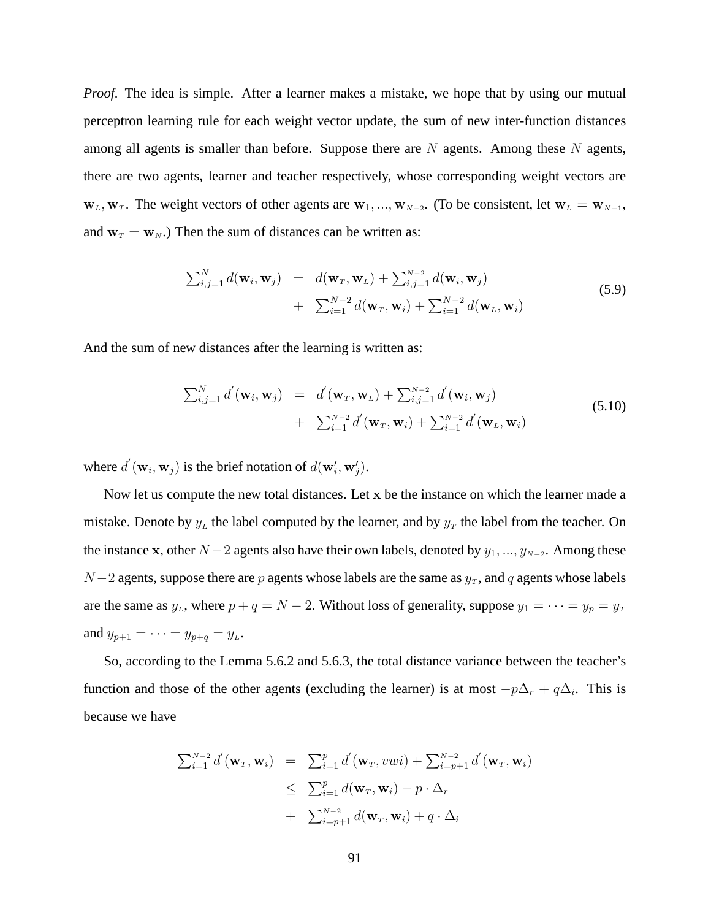*Proof.* The idea is simple. After a learner makes a mistake, we hope that by using our mutual perceptron learning rule for each weight vector update, the sum of new inter-function distances among all agents is smaller than before. Suppose there are $N$ agents. Among these $N$ agents, there are two agents, learner and teacher respectively, whose corresponding weight vectors are $\mathbf{w}_L, \mathbf{w}_T$. The weight vectors of other agents are $\mathbf{w}_1, ..., \mathbf{w}_{N-2}$. (To be consistent, let $\mathbf{w}_L = \mathbf{w}_{N-1}$, and $\mathbf{w}_T = \mathbf{w}_N$.) Then the sum of distances can be written as:

$$
\begin{aligned}
\sum_{i,j=1}^{N} d(\mathbf{w}_i, \mathbf{w}_j) &= d(\mathbf{w}_T, \mathbf{w}_L) + \sum_{i,j=1}^{N-2} d(\mathbf{w}_i, \mathbf{w}_j) \\
&+ \sum_{i=1}^{N-2} d(\mathbf{w}_T, \mathbf{w}_i) + \sum_{i=1}^{N-2} d(\mathbf{w}_L, \mathbf{w}_i)
\end{aligned}
\tag{5.9}
$$

And the sum of new distances after the learning is written as:

$$
\begin{aligned}
\sum_{i,j=1}^{N} d^{'}(\mathbf{w}_i, \mathbf{w}_j) &= d^{'}(\mathbf{w}_T, \mathbf{w}_L) + \sum_{i,j=1}^{N-2} d^{'}(\mathbf{w}_i, \mathbf{w}_j) \\
&+ \sum_{i=1}^{N-2} d^{'}(\mathbf{w}_T, \mathbf{w}_i) + \sum_{i=1}^{N-2} d^{'}(\mathbf{w}_L, \mathbf{w}_i)
\end{aligned}
\tag{5.10}
$$

where $d^{'}(\mathbf{w}_i, \mathbf{w}_j)$ is the brief notation of $d(\mathbf{w}_i', \mathbf{w}_j')$.

Now let us compute the new total distances. Let $\mathbf{x}$ be the instance on which the learner made a mistake. Denote by $y_L$ the label computed by the learner, and by $y_T$ the label from the teacher. On the instance $\mathbf{x}$, other $N-2$ agents also have their own labels, denoted by $y_1, ..., y_{N-2}$. Among these $N-2$ agents, suppose there are $p$ agents whose labels are the same as $y_T$, and $q$ agents whose labels are the same as $y_L$, where $p+q = N-2$. Without loss of generality, suppose $y_1 = \cdots = y_p = y_T$ and $y_{p+1} = \cdots = y_{p+q} = y_L$.

So, according to the Lemma 5.6.2 and 5.6.3, the total distance variance between the teacher's function and those of the other agents (excluding the learner) is at most $-p\Delta_r + q\Delta_i$. This is because we have

$$
\begin{aligned}
\sum_{i=1}^{N-2} d^{'}(\mathbf{w}_T, \mathbf{w}_i) &= \sum_{i=1}^{p} d^{'}(\mathbf{w}_T, vwi) + \sum_{i=p+1}^{N-2} d^{'}(\mathbf{w}_T, \mathbf{w}_i) \\
&\leq \sum_{i=1}^{p} d(\mathbf{w}_T, \mathbf{w}_i) - p \cdot \Delta_r \\
&+ \sum_{i=p+1}^{N-2} d(\mathbf{w}_T, \mathbf{w}_i) + q \cdot \Delta_i
\end{aligned}
$$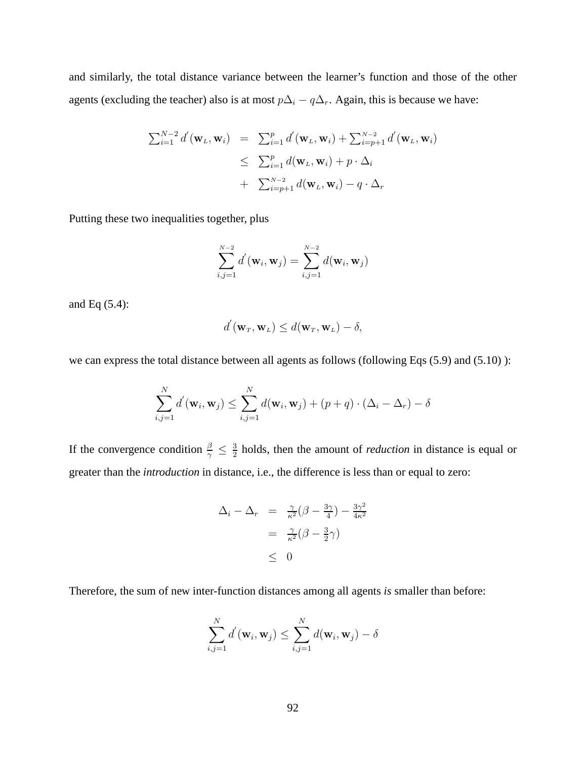and similarly, the total distance variance between the learner's function and those of the other agents (excluding the teacher) also is at most $p\Delta_i - q\Delta_r$. Again, this is because we have:

$$
\begin{aligned}
\sum_{i=1}^{N-2} d^{'}(\mathbf{w}_L, \mathbf{w}_i) &= \sum_{i=1}^{p} d^{'}(\mathbf{w}_L, \mathbf{w}_i) + \sum_{i=p+1}^{N-2} d^{'}(\mathbf{w}_L, \mathbf{w}_i) \\
&\leq \sum_{i=1}^{p} d(\mathbf{w}_L, \mathbf{w}_i) + p \cdot \Delta_i \\
&+ \sum_{i=p+1}^{N-2} d(\mathbf{w}_L, \mathbf{w}_i) - q \cdot \Delta_r
\end{aligned}
$$

Putting these two inequalities together, plus

$$
\sum_{i,j=1}^{N-2} d^{'}(\mathbf{w}_i, \mathbf{w}_j) = \sum_{i,j=1}^{N-2} d(\mathbf{w}_i, \mathbf{w}_j)
$$

and Eq (5.4):

$$
d^{'}(\mathbf{w}_T, \mathbf{w}_L) \leq d(\mathbf{w}_T, \mathbf{w}_L) - \delta,
$$

we can express the total distance between all agents as follows (following Eqs (5.9) and (5.10) ):

$$
\sum_{i,j=1}^{N} d^{'}(\mathbf{w}_i, \mathbf{w}_j) \leq \sum_{i,j=1}^{N} d(\mathbf{w}_i, \mathbf{w}_j) + (p+q) \cdot (\Delta_i - \Delta_r) - \delta
$$

If the convergence condition $\frac{\beta}{\gamma} \leq \frac{3}{2}$ holds, then the amount of *reduction* in distance is equal or greater than the *introduction* in distance, i.e., the difference is less than or equal to zero:

$$
\begin{aligned}
\Delta_i - \Delta_r &= \frac{\gamma}{\kappa^2}(\beta - \frac{3\gamma}{4}) - \frac{3\gamma^2}{4\kappa^2} \\
&= \frac{\gamma}{\kappa^2}(\beta - \frac{3}{2}\gamma) \\
&\leq 0
\end{aligned}
$$

Therefore, the sum of new inter-function distances among all agents *is* smaller than before:

$$
\sum_{i,j=1}^{N} d^{'}(\mathbf{w}_i, \mathbf{w}_j) \leq \sum_{i,j=1}^{N} d(\mathbf{w}_i, \mathbf{w}_j) - \delta
$$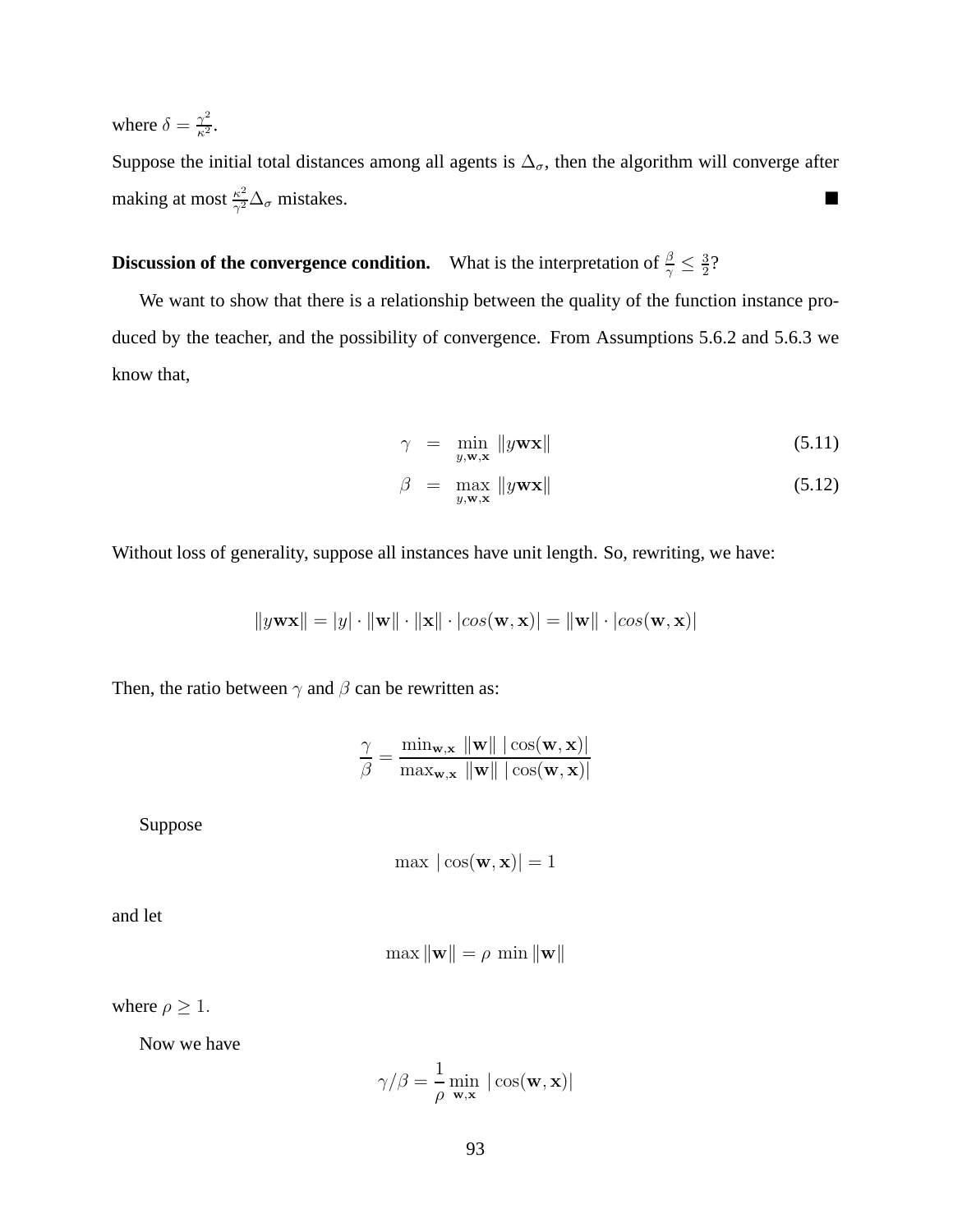where $\delta = \frac{\gamma^2}{\kappa^2}$.

Suppose the initial total distances among all agents is $\Delta_\sigma$, then the algorithm will converge after making at most $\frac{\kappa^2}{\gamma^2}\Delta_\sigma$ mistakes. ■

**Discussion of the convergence condition.** What is the interpretation of $\frac{\beta}{\gamma} \leq \frac{3}{2}$?

We want to show that there is a relationship between the quality of the function instance produced by the teacher, and the possibility of convergence. From Assumptions 5.6.2 and 5.6.3 we know that,

$$\gamma = \min_{y,\mathbf{w},\mathbf{x}} \|y\mathbf{w}\mathbf{x}\| \tag{5.11}$$

$$\beta = \max_{y,\mathbf{w},\mathbf{x}} \|y\mathbf{w}\mathbf{x}\| \tag{5.12}$$

Without loss of generality, suppose all instances have unit length. So, rewriting, we have:

$$\|y\mathbf{w}\mathbf{x}\| = |y| \cdot \|\mathbf{w}\| \cdot \|\mathbf{x}\| \cdot |cos(\mathbf{w},\mathbf{x})| = \|\mathbf{w}\| \cdot |cos(\mathbf{w},\mathbf{x})|$$

Then, the ratio between $\gamma$ and $\beta$ can be rewritten as:

$$\frac{\gamma}{\beta} = \frac{\min_{\mathbf{w},\mathbf{x}} \ \|\mathbf{w}\| \ |\cos(\mathbf{w},\mathbf{x})|}{\max_{\mathbf{w},\mathbf{x}} \ \|\mathbf{w}\| \ |\cos(\mathbf{w},\mathbf{x})|}$$

Suppose

$$\max \ |\cos(\mathbf{w},\mathbf{x})| = 1$$

and let

$$\max \|\mathbf{w}\| = \rho \ \min \|\mathbf{w}\|$$

where $\rho \geq 1$.

Now we have

$$\gamma/\beta = \frac{1}{\rho} \min_{\mathbf{w},\mathbf{x}} \ |\cos(\mathbf{w},\mathbf{x})|$$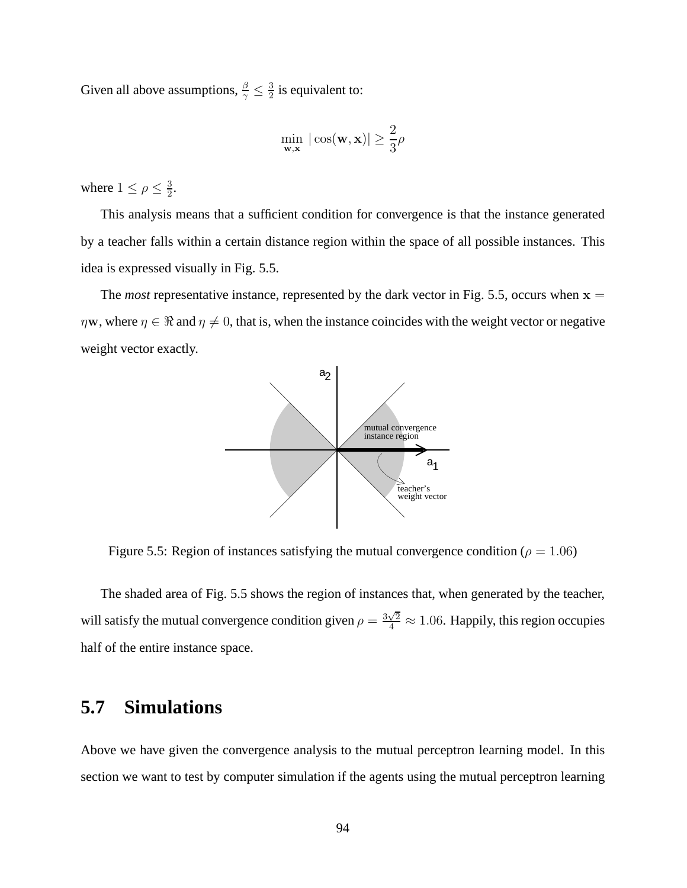Given all above assumptions, $\frac{\beta}{\gamma} \leq \frac{3}{2}$ is equivalent to:

$$\min_{\mathbf{w},\mathbf{x}} |\cos(\mathbf{w}, \mathbf{x})| \geq \frac{2}{3}\rho$$

where $1 \leq \rho \leq \frac{3}{2}$.

This analysis means that a sufficient condition for convergence is that the instance generated by a teacher falls within a certain distance region within the space of all possible instances. This idea is expressed visually in Fig. 5.5.

The *most* representative instance, represented by the dark vector in Fig. 5.5, occurs when $\mathbf{x} = \eta\mathbf{w}$, where $\eta \in \Re$ and $\eta \neq 0$, that is, when the instance coincides with the weight vector or negative weight vector exactly.

a2

mutual convergence
instance region

a1

teacher's
weight vector

Figure 5.5: Region of instances satisfying the mutual convergence condition ($\rho = 1.06$)

The shaded area of Fig. 5.5 shows the region of instances that, when generated by the teacher, will satisfy the mutual convergence condition given $\rho = \frac{3\sqrt{2}}{4} \approx 1.06$. Happily, this region occupies half of the entire instance space.

## 5.7 Simulations

Above we have given the convergence analysis to the mutual perceptron learning model. In this section we want to test by computer simulation if the agents using the mutual perceptron learning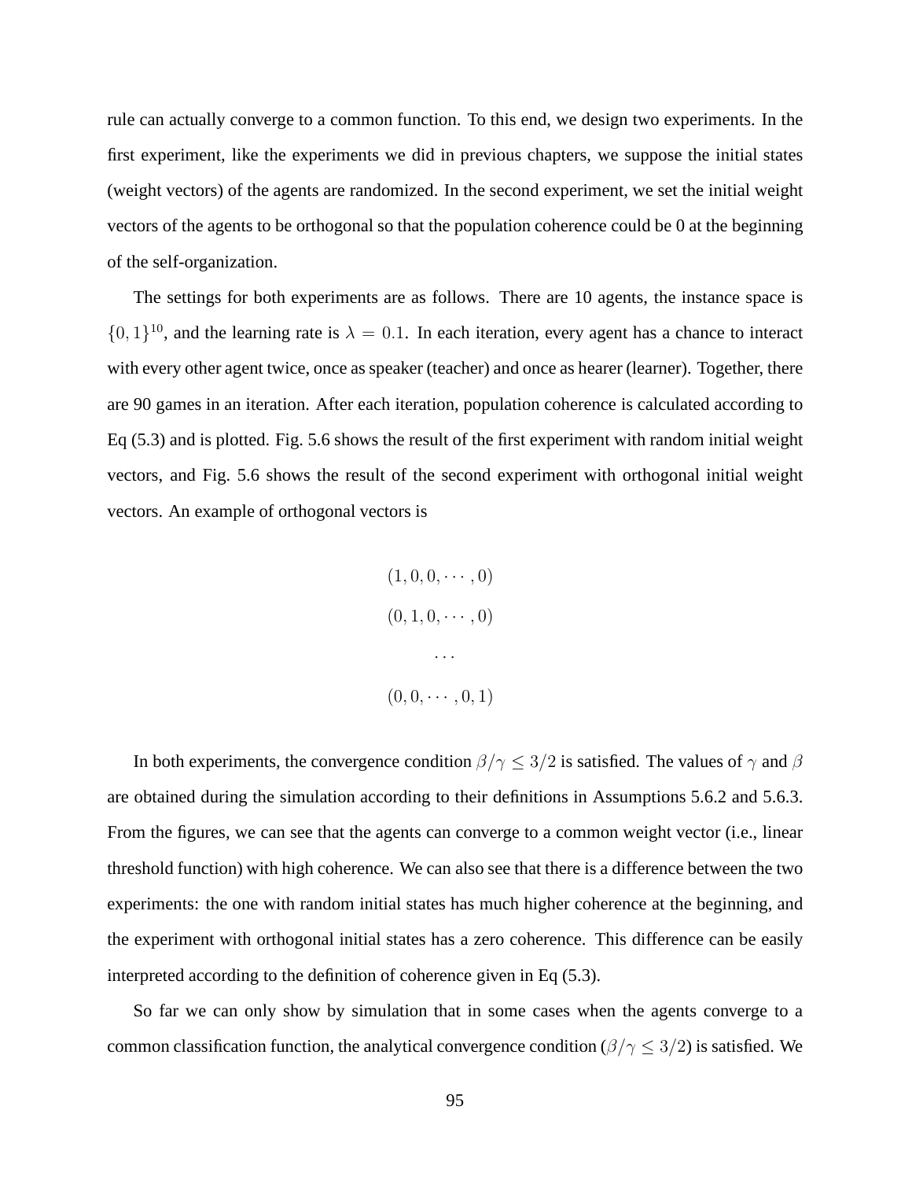rule can actually converge to a common function. To this end, we design two experiments. In the first experiment, like the experiments we did in previous chapters, we suppose the initial states (weight vectors) of the agents are randomized. In the second experiment, we set the initial weight vectors of the agents to be orthogonal so that the population coherence could be 0 at the beginning of the self-organization.

The settings for both experiments are as follows. There are 10 agents, the instance space is $\{0, 1\}^{10}$, and the learning rate is $\lambda = 0.1$. In each iteration, every agent has a chance to interact with every other agent twice, once as speaker (teacher) and once as hearer (learner). Together, there are 90 games in an iteration. After each iteration, population coherence is calculated according to Eq (5.3) and is plotted. Fig. 5.6 shows the result of the first experiment with random initial weight vectors, and Fig. 5.6 shows the result of the second experiment with orthogonal initial weight vectors. An example of orthogonal vectors is

$$
\begin{gathered}
(1, 0, 0, \cdots, 0) \\
(0, 1, 0, \cdots, 0) \\
\cdots \\
(0, 0, \cdots, 0, 1)
\end{gathered}
$$

In both experiments, the convergence condition $\beta/\gamma \leq 3/2$ is satisfied. The values of $\gamma$ and $\beta$ are obtained during the simulation according to their definitions in Assumptions 5.6.2 and 5.6.3. From the figures, we can see that the agents can converge to a common weight vector (i.e., linear threshold function) with high coherence. We can also see that there is a difference between the two experiments: the one with random initial states has much higher coherence at the beginning, and the experiment with orthogonal initial states has a zero coherence. This difference can be easily interpreted according to the definition of coherence given in Eq (5.3).

So far we can only show by simulation that in some cases when the agents converge to a common classification function, the analytical convergence condition ($\beta/\gamma \leq 3/2$) is satisfied. We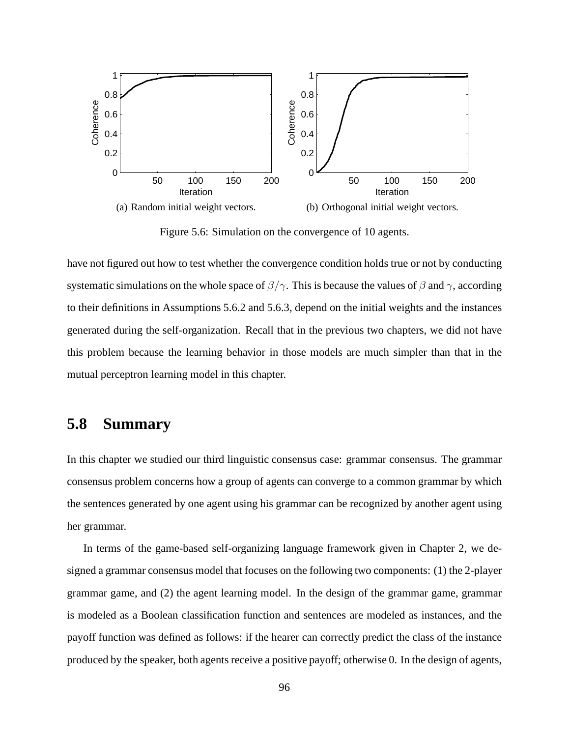Coherence

1
0.8
0.6
0.4
0.2
0

50 100 150 200

Iteration

(a) Random initial weight vectors.

Coherence

1
0.8
0.6
0.4
0.2
0

50 100 150 200

Iteration

(b) Orthogonal initial weight vectors.

Figure 5.6: Simulation on the convergence of 10 agents.

have not figured out how to test whether the convergence condition holds true or not by conducting systematic simulations on the whole space of $\beta/\gamma$. This is because the values of $\beta$ and $\gamma$, according to their definitions in Assumptions 5.6.2 and 5.6.3, depend on the initial weights and the instances generated during the self-organization. Recall that in the previous two chapters, we did not have this problem because the learning behavior in those models are much simpler than that in the mutual perceptron learning model in this chapter.

## 5.8 Summary

In this chapter we studied our third linguistic consensus case: grammar consensus. The grammar consensus problem concerns how a group of agents can converge to a common grammar by which the sentences generated by one agent using his grammar can be recognized by another agent using her grammar.

In terms of the game-based self-organizing language framework given in Chapter 2, we designed a grammar consensus model that focuses on the following two components: (1) the 2-player grammar game, and (2) the agent learning model. In the design of the grammar game, grammar is modeled as a Boolean classification function and sentences are modeled as instances, and the payoff function was defined as follows: if the hearer can correctly predict the class of the instance produced by the speaker, both agents receive a positive payoff; otherwise 0. In the design of agents,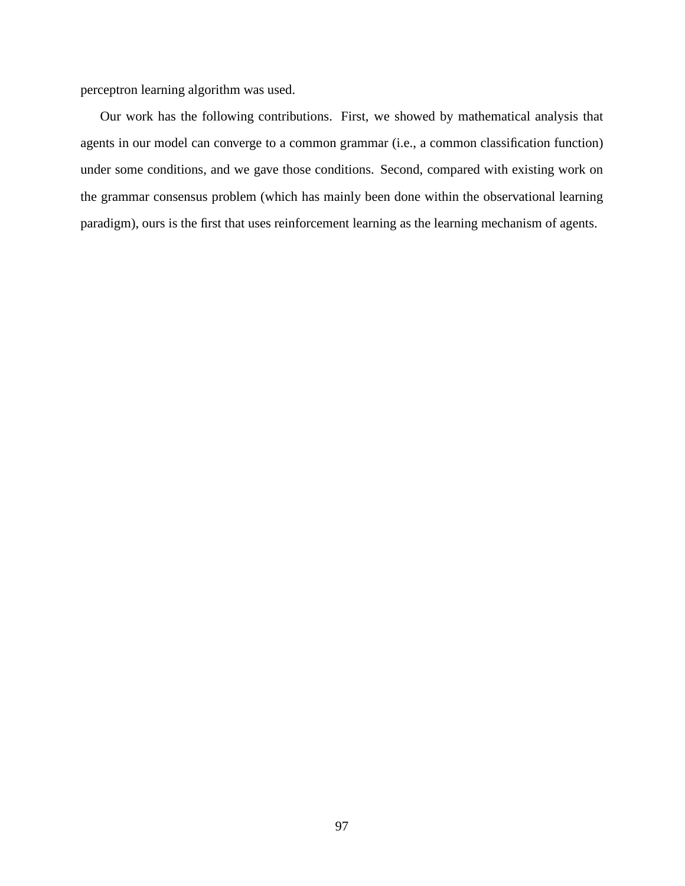perceptron learning algorithm was used.

Our work has the following contributions. First, we showed by mathematical analysis that agents in our model can converge to a common grammar (i.e., a common classification function) under some conditions, and we gave those conditions. Second, compared with existing work on the grammar consensus problem (which has mainly been done within the observational learning paradigm), ours is the first that uses reinforcement learning as the learning mechanism of agents.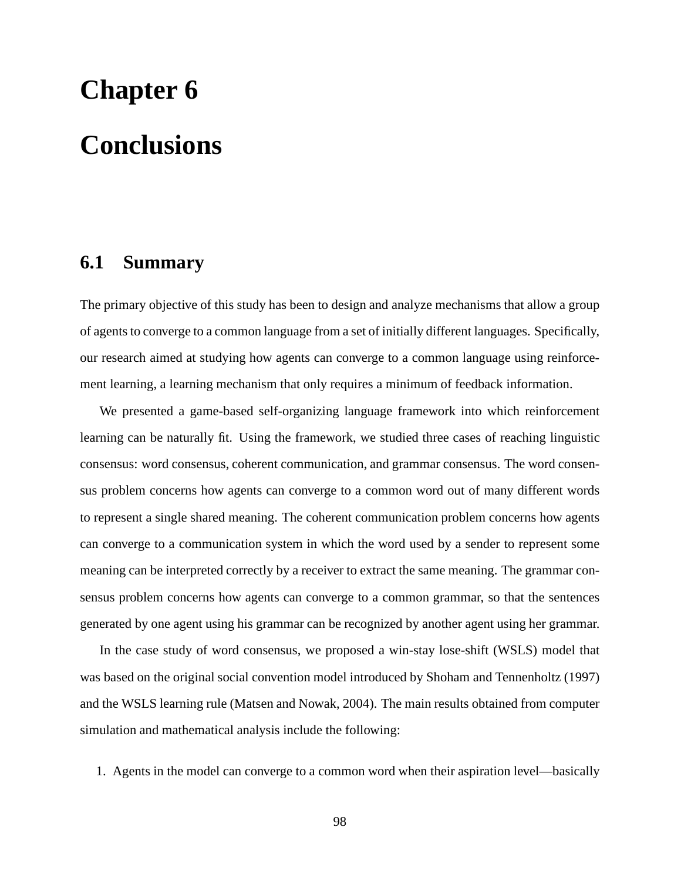# Chapter 6

# Conclusions

## 6.1 Summary

The primary objective of this study has been to design and analyze mechanisms that allow a group of agents to converge to a common language from a set of initially different languages. Specifically, our research aimed at studying how agents can converge to a common language using reinforcement learning, a learning mechanism that only requires a minimum of feedback information.

We presented a game-based self-organizing language framework into which reinforcement learning can be naturally fit. Using the framework, we studied three cases of reaching linguistic consensus: word consensus, coherent communication, and grammar consensus. The word consensus problem concerns how agents can converge to a common word out of many different words to represent a single shared meaning. The coherent communication problem concerns how agents can converge to a communication system in which the word used by a sender to represent some meaning can be interpreted correctly by a receiver to extract the same meaning. The grammar consensus problem concerns how agents can converge to a common grammar, so that the sentences generated by one agent using his grammar can be recognized by another agent using her grammar.

In the case study of word consensus, we proposed a win-stay lose-shift (WSLS) model that was based on the original social convention model introduced by Shoham and Tennenholtz (1997) and the WSLS learning rule (Matsen and Nowak, 2004). The main results obtained from computer simulation and mathematical analysis include the following:

1. Agents in the model can converge to a common word when their aspiration level—basically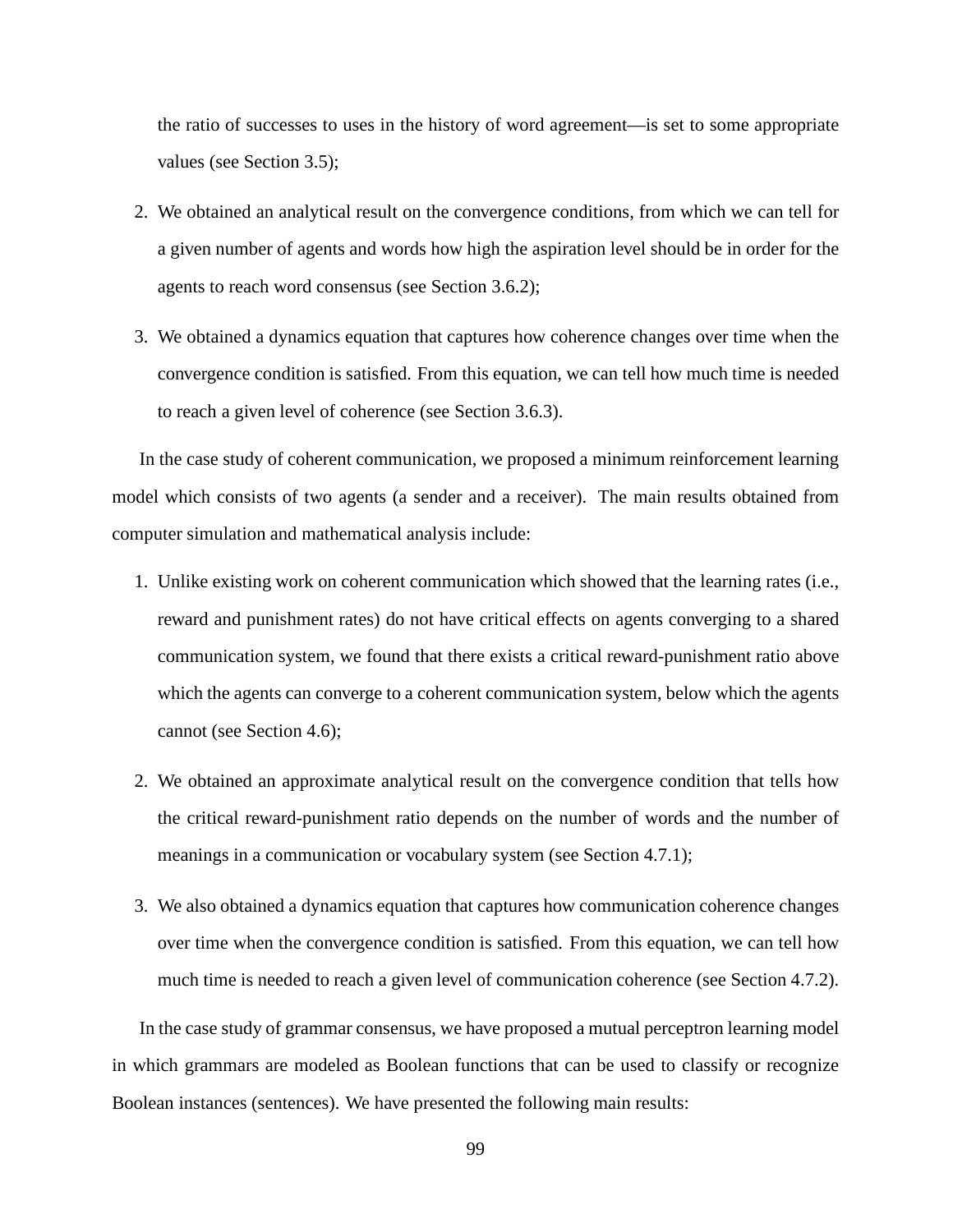the ratio of successes to uses in the history of word agreement—is set to some appropriate values (see Section 3.5);

2. We obtained an analytical result on the convergence conditions, from which we can tell for a given number of agents and words how high the aspiration level should be in order for the agents to reach word consensus (see Section 3.6.2);

3. We obtained a dynamics equation that captures how coherence changes over time when the convergence condition is satisfied. From this equation, we can tell how much time is needed to reach a given level of coherence (see Section 3.6.3).

In the case study of coherent communication, we proposed a minimum reinforcement learning model which consists of two agents (a sender and a receiver). The main results obtained from computer simulation and mathematical analysis include:

1. Unlike existing work on coherent communication which showed that the learning rates (i.e., reward and punishment rates) do not have critical effects on agents converging to a shared communication system, we found that there exists a critical reward-punishment ratio above which the agents can converge to a coherent communication system, below which the agents cannot (see Section 4.6);

2. We obtained an approximate analytical result on the convergence condition that tells how the critical reward-punishment ratio depends on the number of words and the number of meanings in a communication or vocabulary system (see Section 4.7.1);

3. We also obtained a dynamics equation that captures how communication coherence changes over time when the convergence condition is satisfied. From this equation, we can tell how much time is needed to reach a given level of communication coherence (see Section 4.7.2).

In the case study of grammar consensus, we have proposed a mutual perceptron learning model in which grammars are modeled as Boolean functions that can be used to classify or recognize Boolean instances (sentences). We have presented the following main results: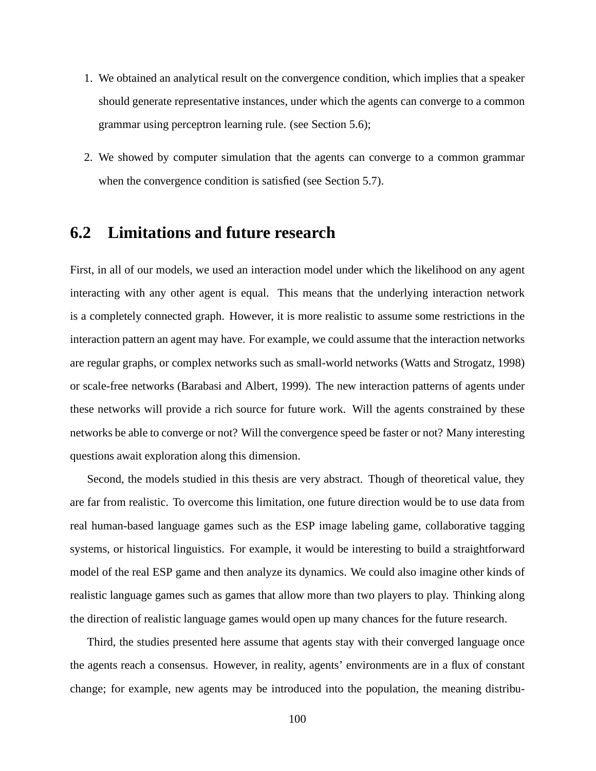1. We obtained an analytical result on the convergence condition, which implies that a speaker should generate representative instances, under which the agents can converge to a common grammar using perceptron learning rule. (see Section 5.6);

2. We showed by computer simulation that the agents can converge to a common grammar when the convergence condition is satisfied (see Section 5.7).

## 6.2 Limitations and future research

First, in all of our models, we used an interaction model under which the likelihood on any agent interacting with any other agent is equal. This means that the underlying interaction network is a completely connected graph. However, it is more realistic to assume some restrictions in the interaction pattern an agent may have. For example, we could assume that the interaction networks are regular graphs, or complex networks such as small-world networks (Watts and Strogatz, 1998) or scale-free networks (Barabasi and Albert, 1999). The new interaction patterns of agents under these networks will provide a rich source for future work. Will the agents constrained by these networks be able to converge or not? Will the convergence speed be faster or not? Many interesting questions await exploration along this dimension.

Second, the models studied in this thesis are very abstract. Though of theoretical value, they are far from realistic. To overcome this limitation, one future direction would be to use data from real human-based language games such as the ESP image labeling game, collaborative tagging systems, or historical linguistics. For example, it would be interesting to build a straightforward model of the real ESP game and then analyze its dynamics. We could also imagine other kinds of realistic language games such as games that allow more than two players to play. Thinking along the direction of realistic language games would open up many chances for the future research.

Third, the studies presented here assume that agents stay with their converged language once the agents reach a consensus. However, in reality, agents' environments are in a flux of constant change; for example, new agents may be introduced into the population, the meaning distribu-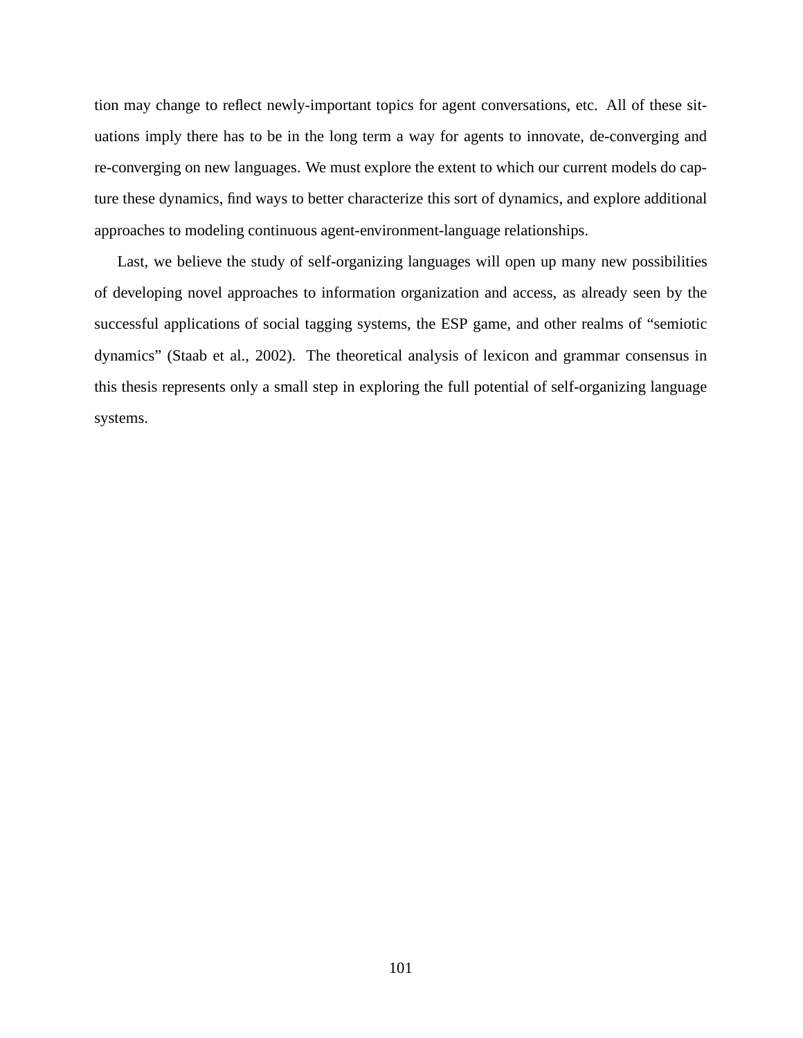tion may change to reflect newly-important topics for agent conversations, etc. All of these situations imply there has to be in the long term a way for agents to innovate, de-converging and re-converging on new languages. We must explore the extent to which our current models do capture these dynamics, find ways to better characterize this sort of dynamics, and explore additional approaches to modeling continuous agent-environment-language relationships.

Last, we believe the study of self-organizing languages will open up many new possibilities of developing novel approaches to information organization and access, as already seen by the successful applications of social tagging systems, the ESP game, and other realms of "semiotic dynamics" (Staab et al., 2002). The theoretical analysis of lexicon and grammar consensus in this thesis represents only a small step in exploring the full potential of self-organizing language systems.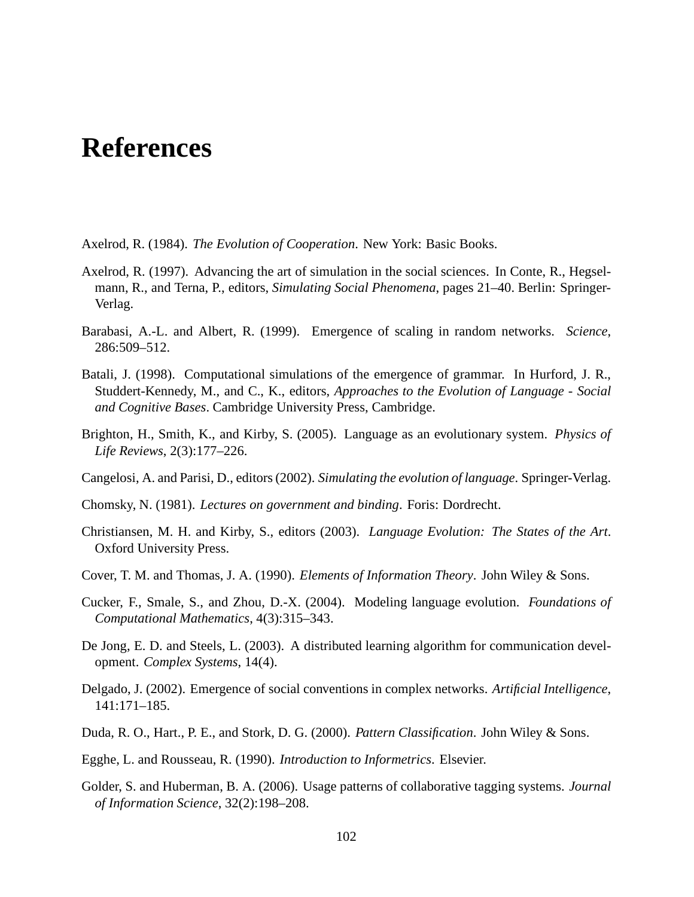# References

Axelrod, R. (1984). *The Evolution of Cooperation*. New York: Basic Books.

Axelrod, R. (1997). Advancing the art of simulation in the social sciences. In Conte, R., Hegselmann, R., and Terna, P., editors, *Simulating Social Phenomena*, pages 21–40. Berlin: Springer-Verlag.

Barabasi, A.-L. and Albert, R. (1999). Emergence of scaling in random networks. *Science*, 286:509–512.

Batali, J. (1998). Computational simulations of the emergence of grammar. In Hurford, J. R., Studdert-Kennedy, M., and C., K., editors, *Approaches to the Evolution of Language - Social and Cognitive Bases*. Cambridge University Press, Cambridge.

Brighton, H., Smith, K., and Kirby, S. (2005). Language as an evolutionary system. *Physics of Life Reviews*, 2(3):177–226.

Cangelosi, A. and Parisi, D., editors (2002). *Simulating the evolution of language*. Springer-Verlag.

Chomsky, N. (1981). *Lectures on government and binding*. Foris: Dordrecht.

Christiansen, M. H. and Kirby, S., editors (2003). *Language Evolution: The States of the Art*. Oxford University Press.

Cover, T. M. and Thomas, J. A. (1990). *Elements of Information Theory*. John Wiley & Sons.

Cucker, F., Smale, S., and Zhou, D.-X. (2004). Modeling language evolution. *Foundations of Computational Mathematics*, 4(3):315–343.

De Jong, E. D. and Steels, L. (2003). A distributed learning algorithm for communication development. *Complex Systems*, 14(4).

Delgado, J. (2002). Emergence of social conventions in complex networks. *Artificial Intelligence*, 141:171–185.

Duda, R. O., Hart., P. E., and Stork, D. G. (2000). *Pattern Classification*. John Wiley & Sons.

Egghe, L. and Rousseau, R. (1990). *Introduction to Informetrics*. Elsevier.

Golder, S. and Huberman, B. A. (2006). Usage patterns of collaborative tagging systems. *Journal of Information Science*, 32(2):198–208.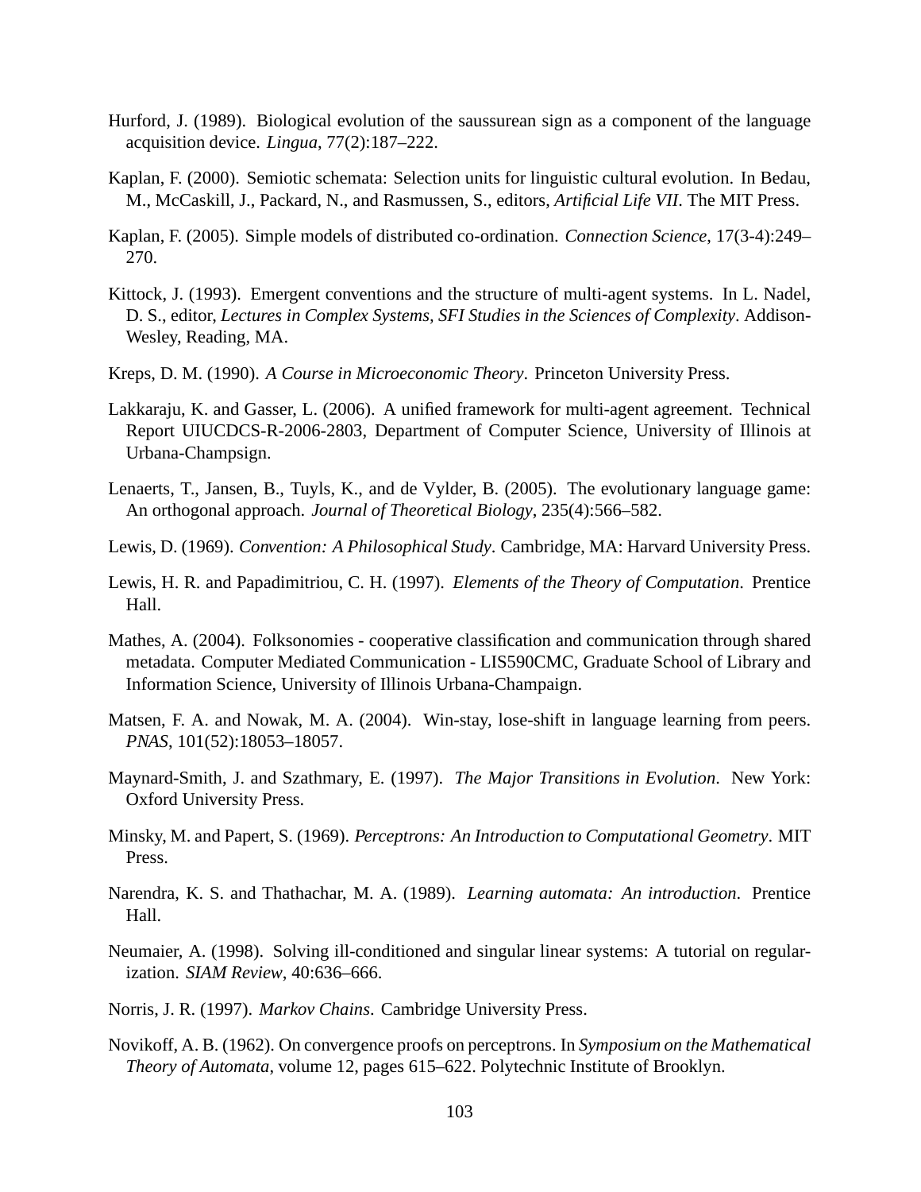Hurford, J. (1989). Biological evolution of the saussurean sign as a component of the language acquisition device. *Lingua*, 77(2):187–222.

Kaplan, F. (2000). Semiotic schemata: Selection units for linguistic cultural evolution. In Bedau, M., McCaskill, J., Packard, N., and Rasmussen, S., editors, *Artificial Life VII*. The MIT Press.

Kaplan, F. (2005). Simple models of distributed co-ordination. *Connection Science*, 17(3-4):249–270.

Kittock, J. (1993). Emergent conventions and the structure of multi-agent systems. In L. Nadel, D. S., editor, *Lectures in Complex Systems, SFI Studies in the Sciences of Complexity*. Addison-Wesley, Reading, MA.

Kreps, D. M. (1990). *A Course in Microeconomic Theory*. Princeton University Press.

Lakkaraju, K. and Gasser, L. (2006). A unified framework for multi-agent agreement. Technical Report UIUCDCS-R-2006-2803, Department of Computer Science, University of Illinois at Urbana-Champsign.

Lenaerts, T., Jansen, B., Tuyls, K., and de Vylder, B. (2005). The evolutionary language game: An orthogonal approach. *Journal of Theoretical Biology*, 235(4):566–582.

Lewis, D. (1969). *Convention: A Philosophical Study*. Cambridge, MA: Harvard University Press.

Lewis, H. R. and Papadimitriou, C. H. (1997). *Elements of the Theory of Computation*. Prentice Hall.

Mathes, A. (2004). Folksonomies - cooperative classification and communication through shared metadata. Computer Mediated Communication - LIS590CMC, Graduate School of Library and Information Science, University of Illinois Urbana-Champaign.

Matsen, F. A. and Nowak, M. A. (2004). Win-stay, lose-shift in language learning from peers. *PNAS*, 101(52):18053–18057.

Maynard-Smith, J. and Szathmary, E. (1997). *The Major Transitions in Evolution*. New York: Oxford University Press.

Minsky, M. and Papert, S. (1969). *Perceptrons: An Introduction to Computational Geometry*. MIT Press.

Narendra, K. S. and Thathachar, M. A. (1989). *Learning automata: An introduction*. Prentice Hall.

Neumaier, A. (1998). Solving ill-conditioned and singular linear systems: A tutorial on regularization. *SIAM Review*, 40:636–666.

Norris, J. R. (1997). *Markov Chains*. Cambridge University Press.

Novikoff, A. B. (1962). On convergence proofs on perceptrons. In *Symposium on the Mathematical Theory of Automata*, volume 12, pages 615–622. Polytechnic Institute of Brooklyn.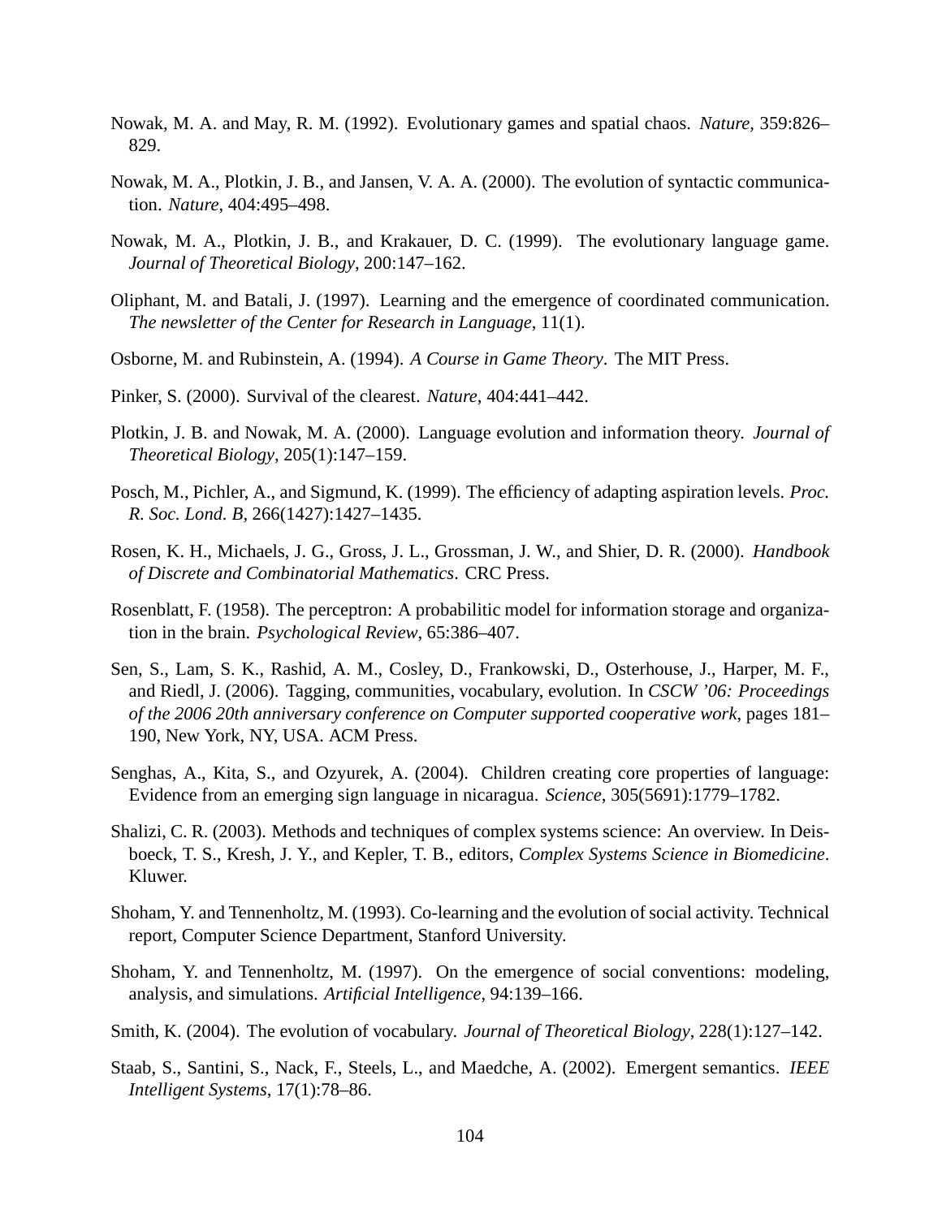Nowak, M. A. and May, R. M. (1992). Evolutionary games and spatial chaos. *Nature*, 359:826–829.

Nowak, M. A., Plotkin, J. B., and Jansen, V. A. A. (2000). The evolution of syntactic communication. *Nature*, 404:495–498.

Nowak, M. A., Plotkin, J. B., and Krakauer, D. C. (1999). The evolutionary language game. *Journal of Theoretical Biology*, 200:147–162.

Oliphant, M. and Batali, J. (1997). Learning and the emergence of coordinated communication. *The newsletter of the Center for Research in Language*, 11(1).

Osborne, M. and Rubinstein, A. (1994). *A Course in Game Theory*. The MIT Press.

Pinker, S. (2000). Survival of the clearest. *Nature*, 404:441–442.

Plotkin, J. B. and Nowak, M. A. (2000). Language evolution and information theory. *Journal of Theoretical Biology*, 205(1):147–159.

Posch, M., Pichler, A., and Sigmund, K. (1999). The efficiency of adapting aspiration levels. *Proc. R. Soc. Lond. B*, 266(1427):1427–1435.

Rosen, K. H., Michaels, J. G., Gross, J. L., Grossman, J. W., and Shier, D. R. (2000). *Handbook of Discrete and Combinatorial Mathematics*. CRC Press.

Rosenblatt, F. (1958). The perceptron: A probabilitic model for information storage and organization in the brain. *Psychological Review*, 65:386–407.

Sen, S., Lam, S. K., Rashid, A. M., Cosley, D., Frankowski, D., Osterhouse, J., Harper, M. F., and Riedl, J. (2006). Tagging, communities, vocabulary, evolution. In *CSCW '06: Proceedings of the 2006 20th anniversary conference on Computer supported cooperative work*, pages 181–190, New York, NY, USA. ACM Press.

Senghas, A., Kita, S., and Ozyurek, A. (2004). Children creating core properties of language: Evidence from an emerging sign language in nicaragua. *Science*, 305(5691):1779–1782.

Shalizi, C. R. (2003). Methods and techniques of complex systems science: An overview. In Deisboeck, T. S., Kresh, J. Y., and Kepler, T. B., editors, *Complex Systems Science in Biomedicine*. Kluwer.

Shoham, Y. and Tennenholtz, M. (1993). Co-learning and the evolution of social activity. Technical report, Computer Science Department, Stanford University.

Shoham, Y. and Tennenholtz, M. (1997). On the emergence of social conventions: modeling, analysis, and simulations. *Artificial Intelligence*, 94:139–166.

Smith, K. (2004). The evolution of vocabulary. *Journal of Theoretical Biology*, 228(1):127–142.

Staab, S., Santini, S., Nack, F., Steels, L., and Maedche, A. (2002). Emergent semantics. *IEEE Intelligent Systems*, 17(1):78–86.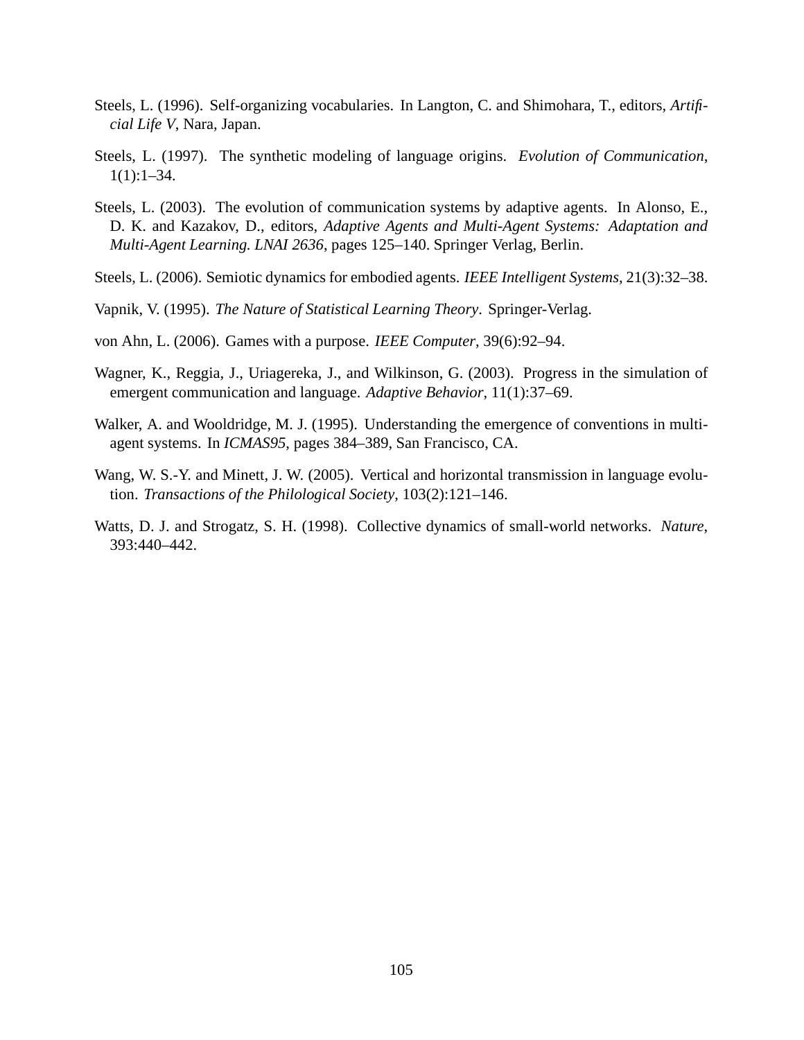Steels, L. (1996). Self-organizing vocabularies. In Langton, C. and Shimohara, T., editors, *Artificial Life V*, Nara, Japan.

Steels, L. (1997). The synthetic modeling of language origins. *Evolution of Communication*, 1(1):1–34.

Steels, L. (2003). The evolution of communication systems by adaptive agents. In Alonso, E., D. K. and Kazakov, D., editors, *Adaptive Agents and Multi-Agent Systems: Adaptation and Multi-Agent Learning. LNAI 2636*, pages 125–140. Springer Verlag, Berlin.

Steels, L. (2006). Semiotic dynamics for embodied agents. *IEEE Intelligent Systems*, 21(3):32–38.

Vapnik, V. (1995). *The Nature of Statistical Learning Theory*. Springer-Verlag.

von Ahn, L. (2006). Games with a purpose. *IEEE Computer*, 39(6):92–94.

Wagner, K., Reggia, J., Uriagereka, J., and Wilkinson, G. (2003). Progress in the simulation of emergent communication and language. *Adaptive Behavior*, 11(1):37–69.

Walker, A. and Wooldridge, M. J. (1995). Understanding the emergence of conventions in multi-agent systems. In *ICMAS95*, pages 384–389, San Francisco, CA.

Wang, W. S.-Y. and Minett, J. W. (2005). Vertical and horizontal transmission in language evolution. *Transactions of the Philological Society*, 103(2):121–146.

Watts, D. J. and Strogatz, S. H. (1998). Collective dynamics of small-world networks. *Nature*, 393:440–442.